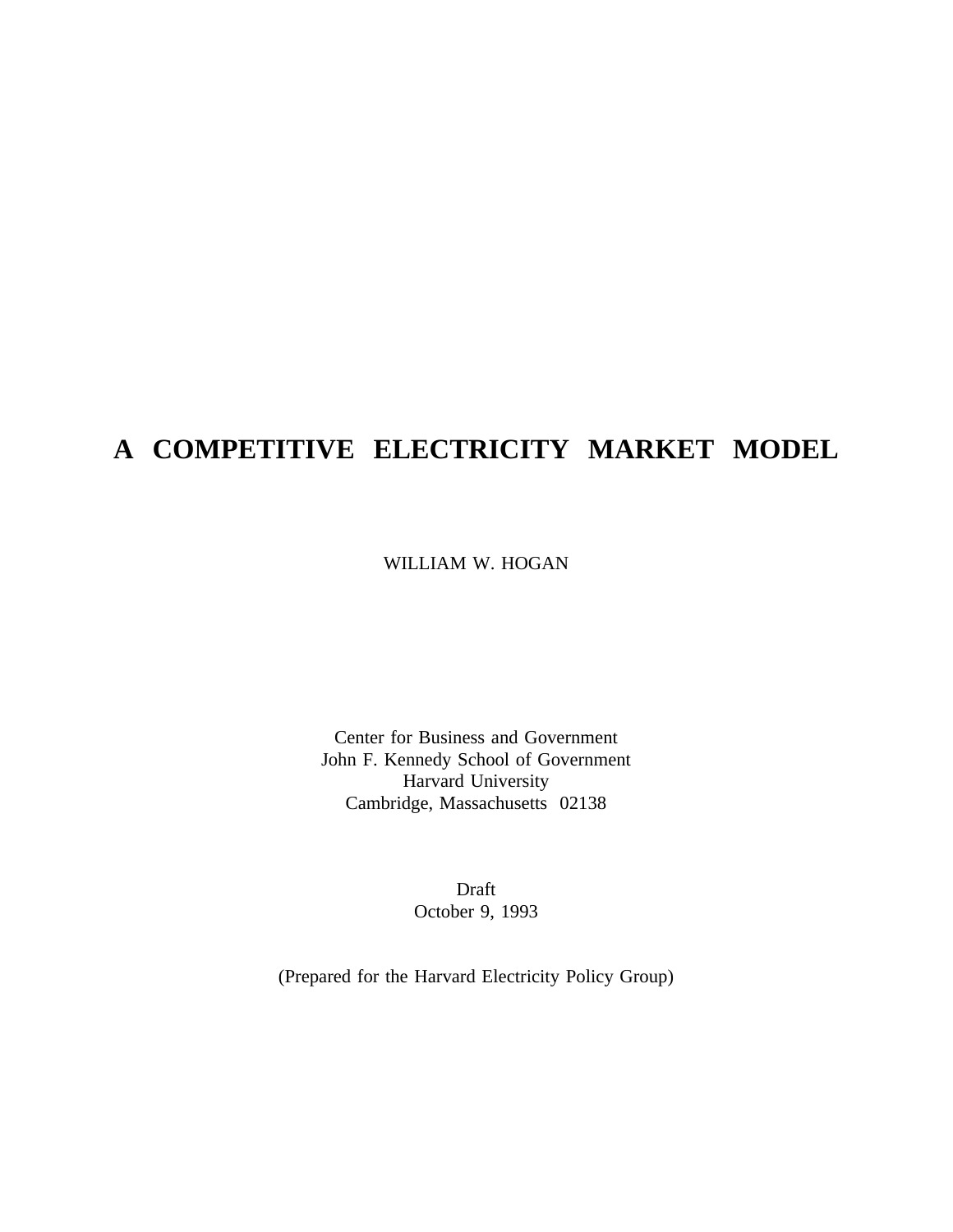# A COMPETITIVE ELECTRICITY MARKET MODEL

WILLIAM W. HOGAN

Center for Business and Government  
John F. Kennedy School of Government  
Harvard University  
Cambridge, Massachusetts 02138

Draft  
October 9, 1993

(Prepared for the Harvard Electricity Policy Group)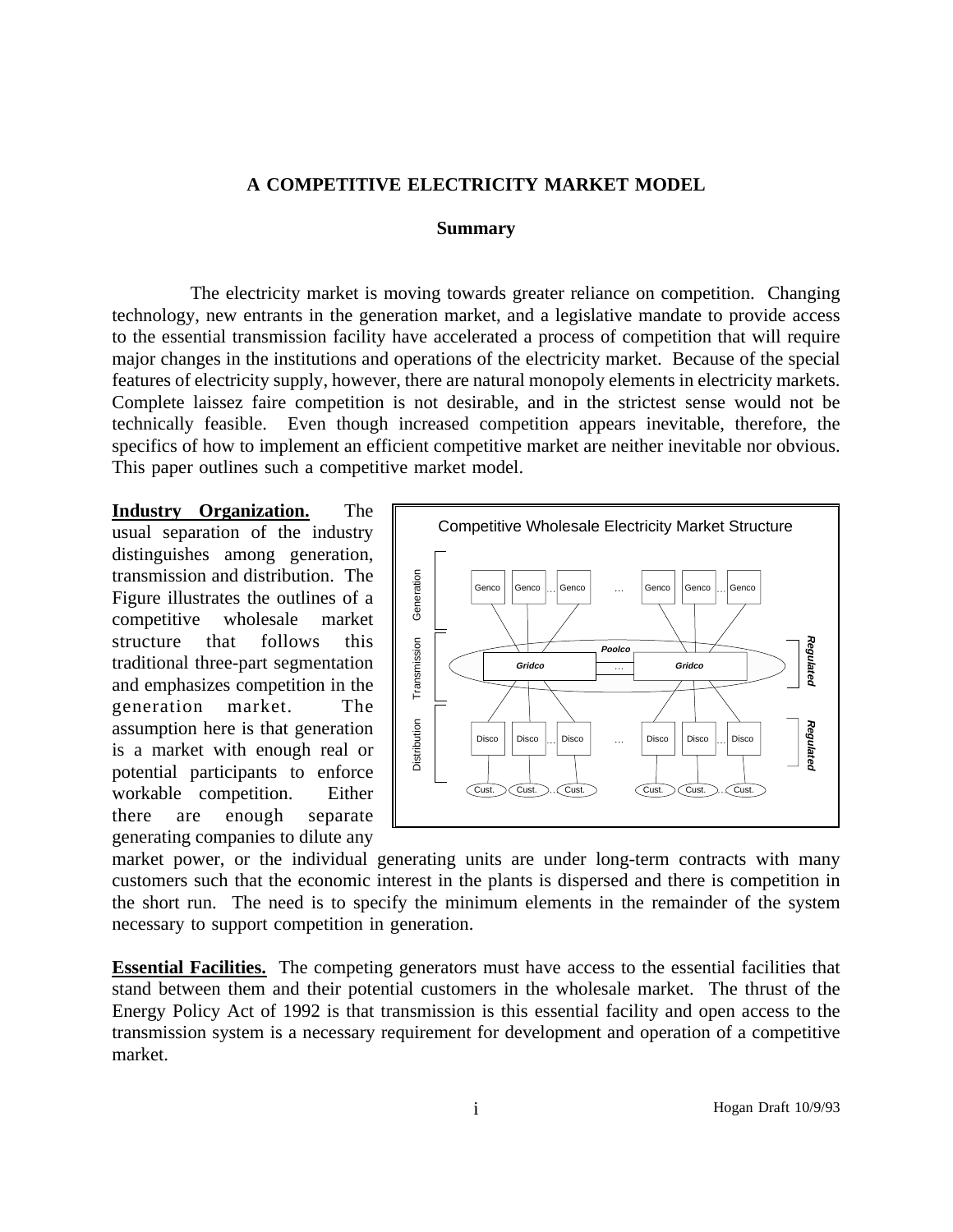# A COMPETITIVE ELECTRICITY MARKET MODEL

## Summary

The electricity market is moving towards greater reliance on competition. Changing technology, new entrants in the generation market, and a legislative mandate to provide access to the essential transmission facility have accelerated a process of competition that will require major changes in the institutions and operations of the electricity market. Because of the special features of electricity supply, however, there are natural monopoly elements in electricity markets. Complete laissez faire competition is not desirable, and in the strictest sense would not be technically feasible. Even though increased competition appears inevitable, therefore, the specifics of how to implement an efficient competitive market are neither inevitable nor obvious. This paper outlines such a competitive market model.

**Industry Organization.** The usual separation of the industry distinguishes among generation, transmission and distribution. The Figure illustrates the outlines of a competitive wholesale market structure that follows this traditional three-part segmentation and emphasizes competition in the generation market. The assumption here is that generation is a market with enough real or potential participants to enforce workable competition. Either there are enough separate generating companies to dilute any market power, or the individual generating units are under long-term contracts with many customers such that the economic interest in the plants is dispersed and there is competition in the short run. The need is to specify the minimum elements in the remainder of the system necessary to support competition in generation.

Competitive Wholesale Electricity Market Structure

**Essential Facilities.** The competing generators must have access to the essential facilities that stand between them and their potential customers in the wholesale market. The thrust of the Energy Policy Act of 1992 is that transmission is this essential facility and open access to the transmission system is a necessary requirement for development and operation of a competitive market.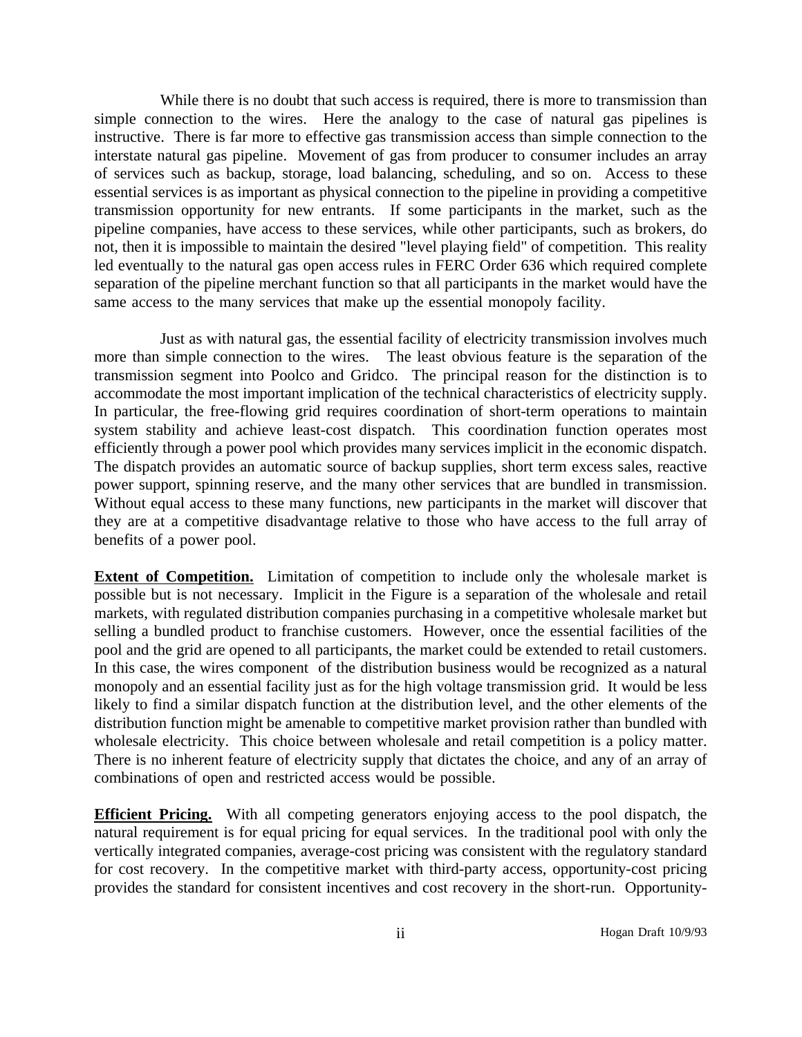While there is no doubt that such access is required, there is more to transmission than simple connection to the wires. Here the analogy to the case of natural gas pipelines is instructive. There is far more to effective gas transmission access than simple connection to the interstate natural gas pipeline. Movement of gas from producer to consumer includes an array of services such as backup, storage, load balancing, scheduling, and so on. Access to these essential services is as important as physical connection to the pipeline in providing a competitive transmission opportunity for new entrants. If some participants in the market, such as the pipeline companies, have access to these services, while other participants, such as brokers, do not, then it is impossible to maintain the desired "level playing field" of competition. This reality led eventually to the natural gas open access rules in FERC Order 636 which required complete separation of the pipeline merchant function so that all participants in the market would have the same access to the many services that make up the essential monopoly facility.

Just as with natural gas, the essential facility of electricity transmission involves much more than simple connection to the wires. The least obvious feature is the separation of the transmission segment into Poolco and Gridco. The principal reason for the distinction is to accommodate the most important implication of the technical characteristics of electricity supply. In particular, the free-flowing grid requires coordination of short-term operations to maintain system stability and achieve least-cost dispatch. This coordination function operates most efficiently through a power pool which provides many services implicit in the economic dispatch. The dispatch provides an automatic source of backup supplies, short term excess sales, reactive power support, spinning reserve, and the many other services that are bundled in transmission. Without equal access to these many functions, new participants in the market will discover that they are at a competitive disadvantage relative to those who have access to the full array of benefits of a power pool.

**Extent of Competition.** Limitation of competition to include only the wholesale market is possible but is not necessary. Implicit in the Figure is a separation of the wholesale and retail markets, with regulated distribution companies purchasing in a competitive wholesale market but selling a bundled product to franchise customers. However, once the essential facilities of the pool and the grid are opened to all participants, the market could be extended to retail customers. In this case, the wires component of the distribution business would be recognized as a natural monopoly and an essential facility just as for the high voltage transmission grid. It would be less likely to find a similar dispatch function at the distribution level, and the other elements of the distribution function might be amenable to competitive market provision rather than bundled with wholesale electricity. This choice between wholesale and retail competition is a policy matter. There is no inherent feature of electricity supply that dictates the choice, and any of an array of combinations of open and restricted access would be possible.

**Efficient Pricing.** With all competing generators enjoying access to the pool dispatch, the natural requirement is for equal pricing for equal services. In the traditional pool with only the vertically integrated companies, average-cost pricing was consistent with the regulatory standard for cost recovery. In the competitive market with third-party access, opportunity-cost pricing provides the standard for consistent incentives and cost recovery in the short-run. Opportunity-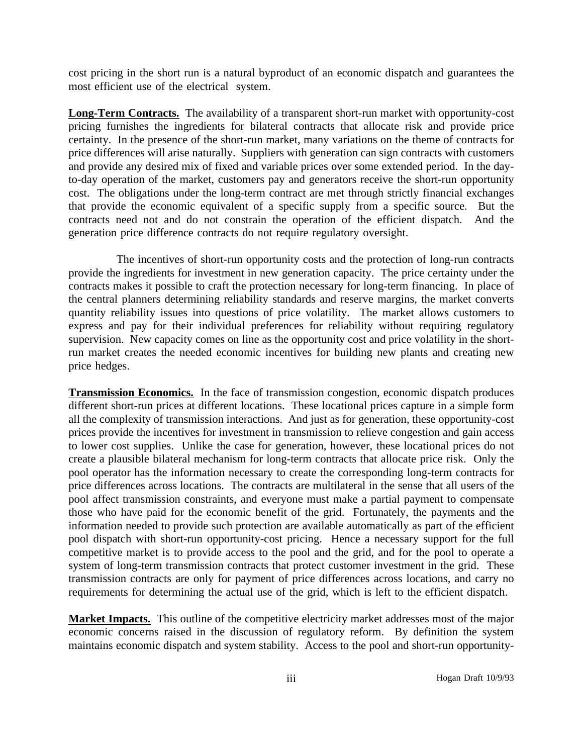cost pricing in the short run is a natural byproduct of an economic dispatch and guarantees the most efficient use of the electrical system.

**Long-Term Contracts.** The availability of a transparent short-run market with opportunity-cost pricing furnishes the ingredients for bilateral contracts that allocate risk and provide price certainty. In the presence of the short-run market, many variations on the theme of contracts for price differences will arise naturally. Suppliers with generation can sign contracts with customers and provide any desired mix of fixed and variable prices over some extended period. In the day-to-day operation of the market, customers pay and generators receive the short-run opportunity cost. The obligations under the long-term contract are met through strictly financial exchanges that provide the economic equivalent of a specific supply from a specific source. But the contracts need not and do not constrain the operation of the efficient dispatch. And the generation price difference contracts do not require regulatory oversight.

The incentives of short-run opportunity costs and the protection of long-run contracts provide the ingredients for investment in new generation capacity. The price certainty under the contracts makes it possible to craft the protection necessary for long-term financing. In place of the central planners determining reliability standards and reserve margins, the market converts quantity reliability issues into questions of price volatility. The market allows customers to express and pay for their individual preferences for reliability without requiring regulatory supervision. New capacity comes on line as the opportunity cost and price volatility in the short-run market creates the needed economic incentives for building new plants and creating new price hedges.

**Transmission Economics.** In the face of transmission congestion, economic dispatch produces different short-run prices at different locations. These locational prices capture in a simple form all the complexity of transmission interactions. And just as for generation, these opportunity-cost prices provide the incentives for investment in transmission to relieve congestion and gain access to lower cost supplies. Unlike the case for generation, however, these locational prices do not create a plausible bilateral mechanism for long-term contracts that allocate price risk. Only the pool operator has the information necessary to create the corresponding long-term contracts for price differences across locations. The contracts are multilateral in the sense that all users of the pool affect transmission constraints, and everyone must make a partial payment to compensate those who have paid for the economic benefit of the grid. Fortunately, the payments and the information needed to provide such protection are available automatically as part of the efficient pool dispatch with short-run opportunity-cost pricing. Hence a necessary support for the full competitive market is to provide access to the pool and the grid, and for the pool to operate a system of long-term transmission contracts that protect customer investment in the grid. These transmission contracts are only for payment of price differences across locations, and carry no requirements for determining the actual use of the grid, which is left to the efficient dispatch.

**Market Impacts.** This outline of the competitive electricity market addresses most of the major economic concerns raised in the discussion of regulatory reform. By definition the system maintains economic dispatch and system stability. Access to the pool and short-run opportunity-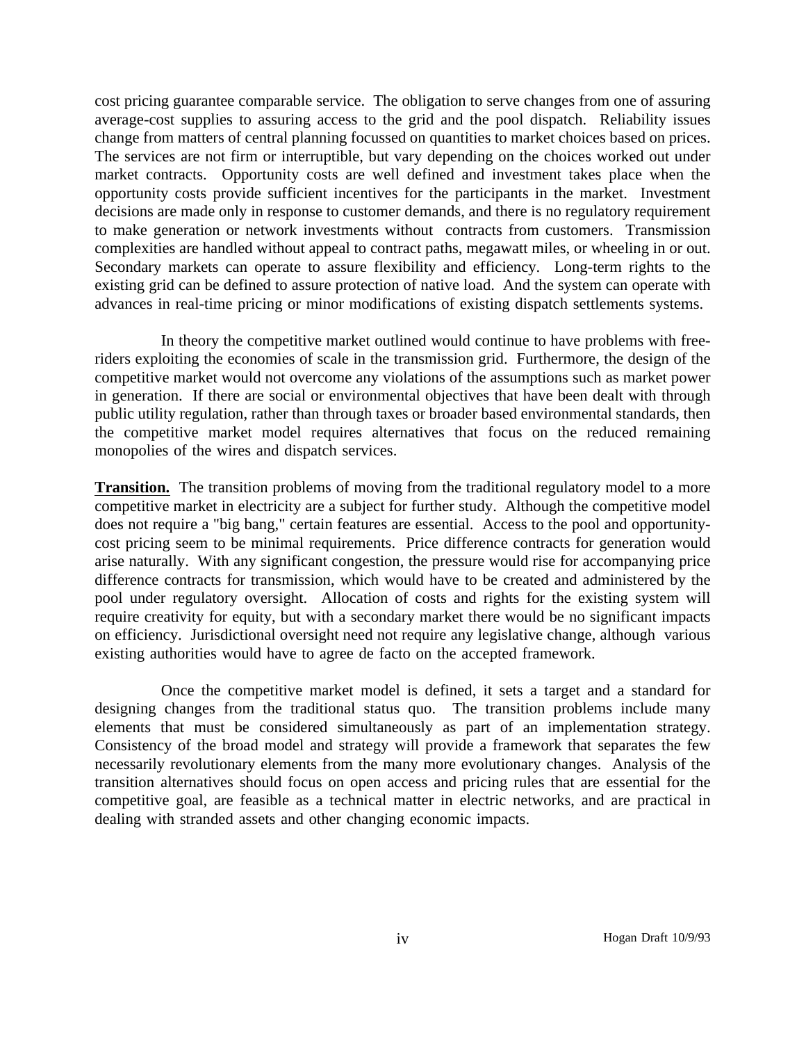cost pricing guarantee comparable service. The obligation to serve changes from one of assuring average-cost supplies to assuring access to the grid and the pool dispatch. Reliability issues change from matters of central planning focussed on quantities to market choices based on prices. The services are not firm or interruptible, but vary depending on the choices worked out under market contracts. Opportunity costs are well defined and investment takes place when the opportunity costs provide sufficient incentives for the participants in the market. Investment decisions are made only in response to customer demands, and there is no regulatory requirement to make generation or network investments without contracts from customers. Transmission complexities are handled without appeal to contract paths, megawatt miles, or wheeling in or out. Secondary markets can operate to assure flexibility and efficiency. Long-term rights to the existing grid can be defined to assure protection of native load. And the system can operate with advances in real-time pricing or minor modifications of existing dispatch settlements systems.

In theory the competitive market outlined would continue to have problems with free-riders exploiting the economies of scale in the transmission grid. Furthermore, the design of the competitive market would not overcome any violations of the assumptions such as market power in generation. If there are social or environmental objectives that have been dealt with through public utility regulation, rather than through taxes or broader based environmental standards, then the competitive market model requires alternatives that focus on the reduced remaining monopolies of the wires and dispatch services.

**Transition.** The transition problems of moving from the traditional regulatory model to a more competitive market in electricity are a subject for further study. Although the competitive model does not require a "big bang," certain features are essential. Access to the pool and opportunity-cost pricing seem to be minimal requirements. Price difference contracts for generation would arise naturally. With any significant congestion, the pressure would rise for accompanying price difference contracts for transmission, which would have to be created and administered by the pool under regulatory oversight. Allocation of costs and rights for the existing system will require creativity for equity, but with a secondary market there would be no significant impacts on efficiency. Jurisdictional oversight need not require any legislative change, although various existing authorities would have to agree de facto on the accepted framework.

Once the competitive market model is defined, it sets a target and a standard for designing changes from the traditional status quo. The transition problems include many elements that must be considered simultaneously as part of an implementation strategy. Consistency of the broad model and strategy will provide a framework that separates the few necessarily revolutionary elements from the many more evolutionary changes. Analysis of the transition alternatives should focus on open access and pricing rules that are essential for the competitive goal, are feasible as a technical matter in electric networks, and are practical in dealing with stranded assets and other changing economic impacts.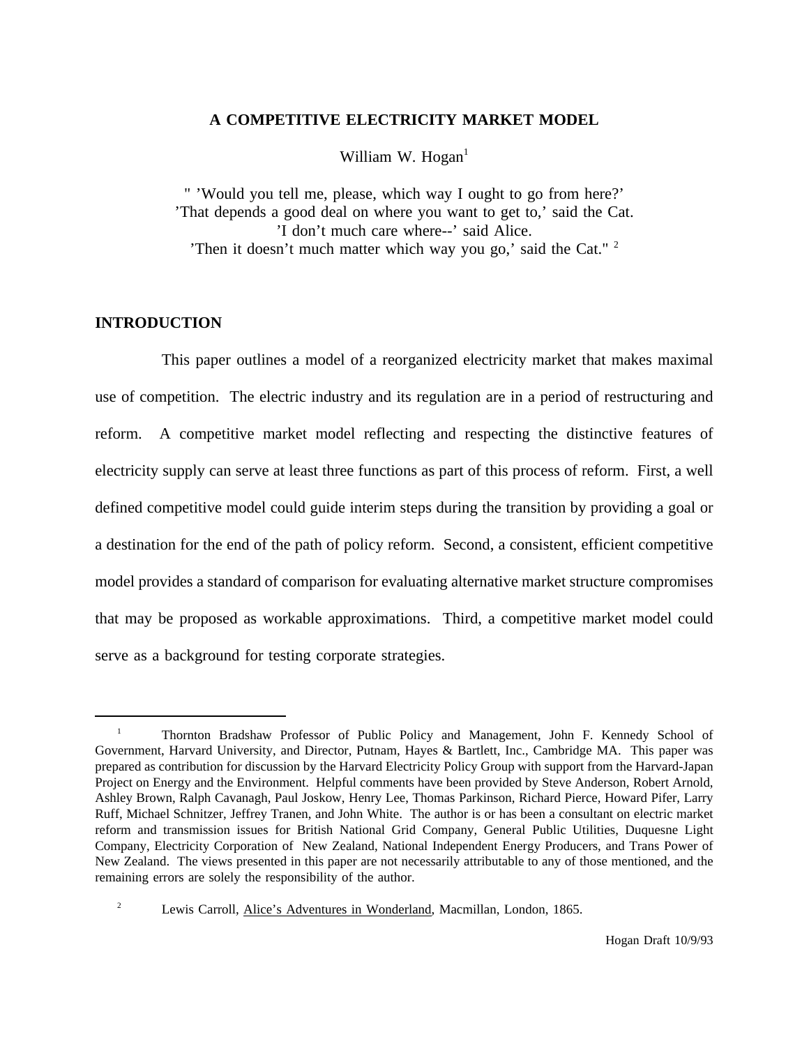# A COMPETITIVE ELECTRICITY MARKET MODEL

William W. Hogan[1]

" 'Would you tell me, please, which way I ought to go from here?'
'That depends a good deal on where you want to get to,' said the Cat.
'I don't much care where--' said Alice.
'Then it doesn't much matter which way you go,' said the Cat." [2]

## INTRODUCTION

This paper outlines a model of a reorganized electricity market that makes maximal use of competition. The electric industry and its regulation are in a period of restructuring and reform. A competitive market model reflecting and respecting the distinctive features of electricity supply can serve at least three functions as part of this process of reform. First, a well defined competitive model could guide interim steps during the transition by providing a goal or a destination for the end of the path of policy reform. Second, a consistent, efficient competitive model provides a standard of comparison for evaluating alternative market structure compromises that may be proposed as workable approximations. Third, a competitive market model could serve as a background for testing corporate strategies.

---

[1] Thornton Bradshaw Professor of Public Policy and Management, John F. Kennedy School of Government, Harvard University, and Director, Putnam, Hayes & Bartlett, Inc., Cambridge MA. This paper was prepared as contribution for discussion by the Harvard Electricity Policy Group with support from the Harvard-Japan Project on Energy and the Environment. Helpful comments have been provided by Steve Anderson, Robert Arnold, Ashley Brown, Ralph Cavanagh, Paul Joskow, Henry Lee, Thomas Parkinson, Richard Pierce, Howard Pifer, Larry Ruff, Michael Schnitzer, Jeffrey Tranen, and John White. The author is or has been a consultant on electric market reform and transmission issues for British National Grid Company, General Public Utilities, Duquesne Light Company, Electricity Corporation of New Zealand, National Independent Energy Producers, and Trans Power of New Zealand. The views presented in this paper are not necessarily attributable to any of those mentioned, and the remaining errors are solely the responsibility of the author.

[2] Lewis Carroll, Alice's Adventures in Wonderland, Macmillan, London, 1865.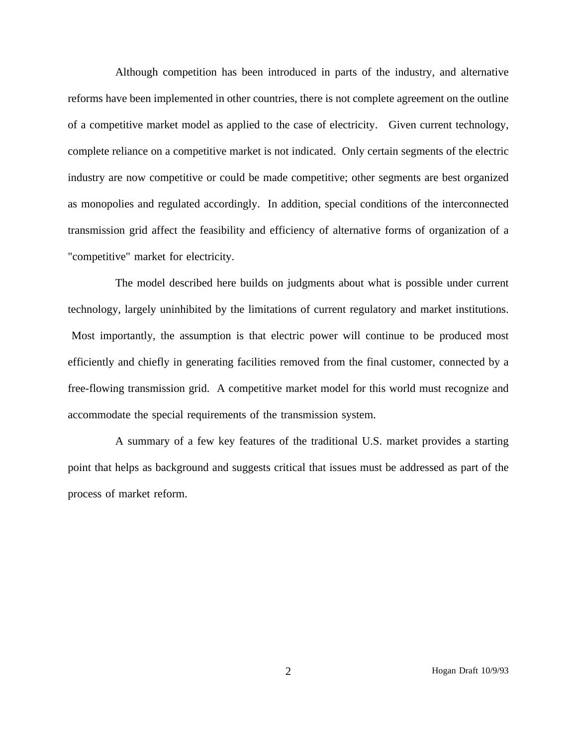Although competition has been introduced in parts of the industry, and alternative reforms have been implemented in other countries, there is not complete agreement on the outline of a competitive market model as applied to the case of electricity. Given current technology, complete reliance on a competitive market is not indicated. Only certain segments of the electric industry are now competitive or could be made competitive; other segments are best organized as monopolies and regulated accordingly. In addition, special conditions of the interconnected transmission grid affect the feasibility and efficiency of alternative forms of organization of a "competitive" market for electricity.

The model described here builds on judgments about what is possible under current technology, largely uninhibited by the limitations of current regulatory and market institutions. Most importantly, the assumption is that electric power will continue to be produced most efficiently and chiefly in generating facilities removed from the final customer, connected by a free-flowing transmission grid. A competitive market model for this world must recognize and accommodate the special requirements of the transmission system.

A summary of a few key features of the traditional U.S. market provides a starting point that helps as background and suggests critical that issues must be addressed as part of the process of market reform.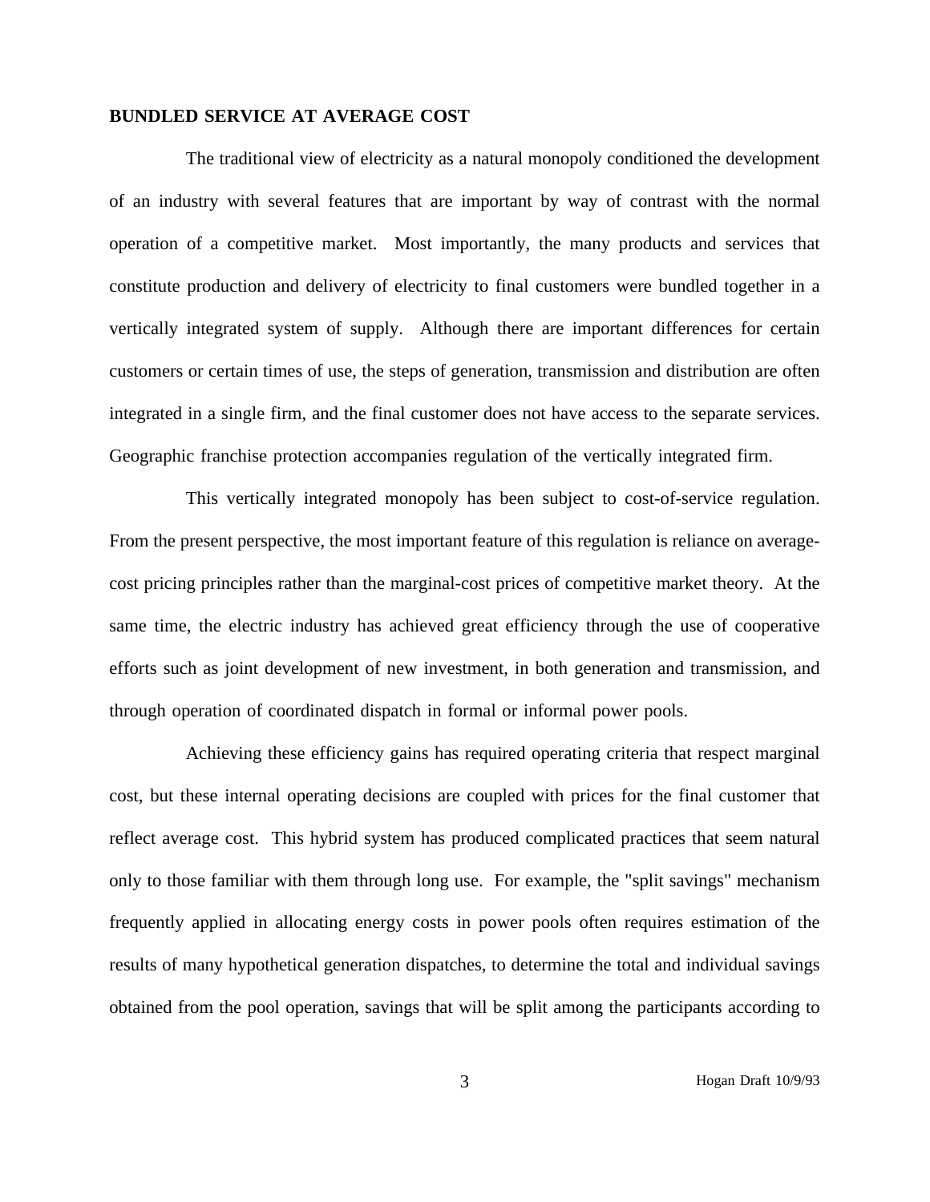## BUNDLED SERVICE AT AVERAGE COST

The traditional view of electricity as a natural monopoly conditioned the development of an industry with several features that are important by way of contrast with the normal operation of a competitive market. Most importantly, the many products and services that constitute production and delivery of electricity to final customers were bundled together in a vertically integrated system of supply. Although there are important differences for certain customers or certain times of use, the steps of generation, transmission and distribution are often integrated in a single firm, and the final customer does not have access to the separate services. Geographic franchise protection accompanies regulation of the vertically integrated firm.

This vertically integrated monopoly has been subject to cost-of-service regulation. From the present perspective, the most important feature of this regulation is reliance on average-cost pricing principles rather than the marginal-cost prices of competitive market theory. At the same time, the electric industry has achieved great efficiency through the use of cooperative efforts such as joint development of new investment, in both generation and transmission, and through operation of coordinated dispatch in formal or informal power pools.

Achieving these efficiency gains has required operating criteria that respect marginal cost, but these internal operating decisions are coupled with prices for the final customer that reflect average cost. This hybrid system has produced complicated practices that seem natural only to those familiar with them through long use. For example, the "split savings" mechanism frequently applied in allocating energy costs in power pools often requires estimation of the results of many hypothetical generation dispatches, to determine the total and individual savings obtained from the pool operation, savings that will be split among the participants according to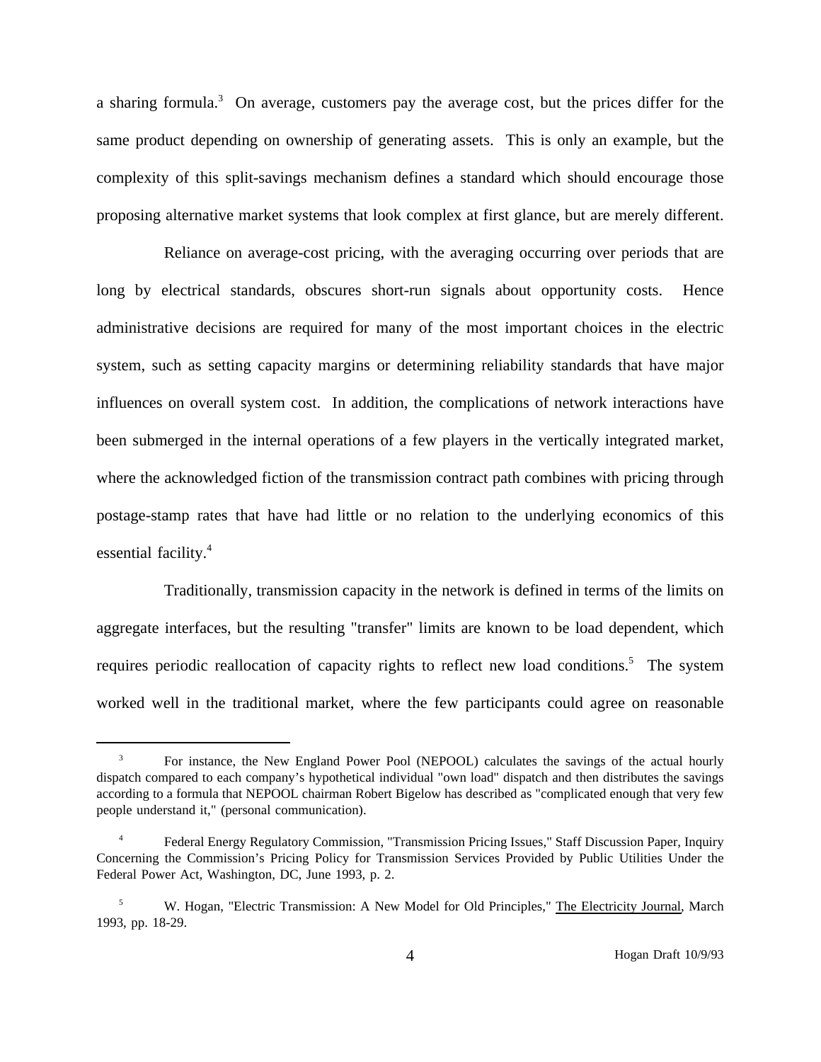a sharing formula.[3] On average, customers pay the average cost, but the prices differ for the same product depending on ownership of generating assets. This is only an example, but the complexity of this split-savings mechanism defines a standard which should encourage those proposing alternative market systems that look complex at first glance, but are merely different.

Reliance on average-cost pricing, with the averaging occurring over periods that are long by electrical standards, obscures short-run signals about opportunity costs. Hence administrative decisions are required for many of the most important choices in the electric system, such as setting capacity margins or determining reliability standards that have major influences on overall system cost. In addition, the complications of network interactions have been submerged in the internal operations of a few players in the vertically integrated market, where the acknowledged fiction of the transmission contract path combines with pricing through postage-stamp rates that have had little or no relation to the underlying economics of this essential facility.[4]

Traditionally, transmission capacity in the network is defined in terms of the limits on aggregate interfaces, but the resulting "transfer" limits are known to be load dependent, which requires periodic reallocation of capacity rights to reflect new load conditions.[5] The system worked well in the traditional market, where the few participants could agree on reasonable

---

[3] For instance, the New England Power Pool (NEPOOL) calculates the savings of the actual hourly dispatch compared to each company's hypothetical individual "own load" dispatch and then distributes the savings according to a formula that NEPOOL chairman Robert Bigelow has described as "complicated enough that very few people understand it," (personal communication).

[4] Federal Energy Regulatory Commission, "Transmission Pricing Issues," Staff Discussion Paper, Inquiry Concerning the Commission's Pricing Policy for Transmission Services Provided by Public Utilities Under the Federal Power Act, Washington, DC, June 1993, p. 2.

[5] W. Hogan, "Electric Transmission: A New Model for Old Principles," The Electricity Journal, March 1993, pp. 18-29.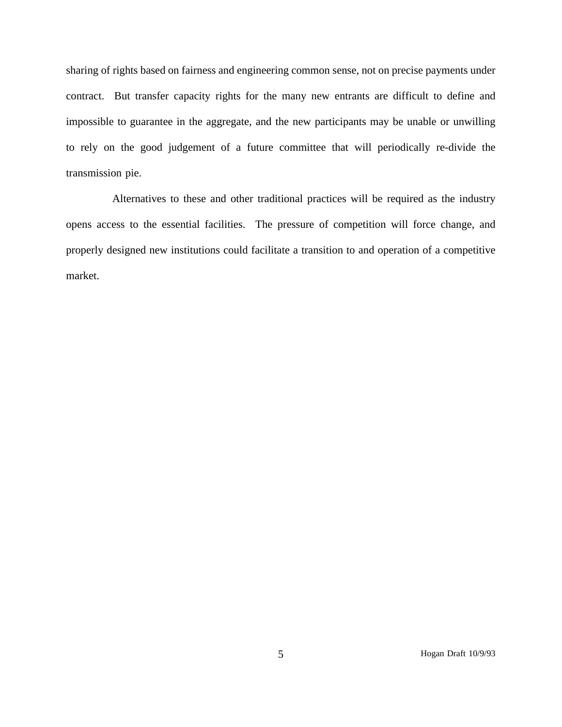sharing of rights based on fairness and engineering common sense, not on precise payments under contract. But transfer capacity rights for the many new entrants are difficult to define and impossible to guarantee in the aggregate, and the new participants may be unable or unwilling to rely on the good judgement of a future committee that will periodically re-divide the transmission pie.

Alternatives to these and other traditional practices will be required as the industry opens access to the essential facilities. The pressure of competition will force change, and properly designed new institutions could facilitate a transition to and operation of a competitive market.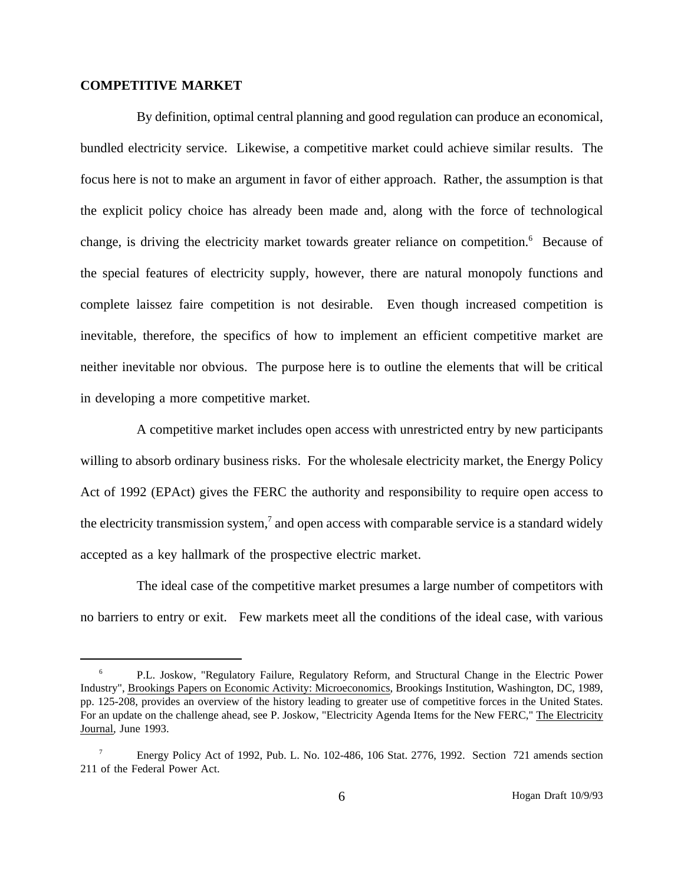## COMPETITIVE MARKET

By definition, optimal central planning and good regulation can produce an economical, bundled electricity service. Likewise, a competitive market could achieve similar results. The focus here is not to make an argument in favor of either approach. Rather, the assumption is that the explicit policy choice has already been made and, along with the force of technological change, is driving the electricity market towards greater reliance on competition.[6] Because of the special features of electricity supply, however, there are natural monopoly functions and complete laissez faire competition is not desirable. Even though increased competition is inevitable, therefore, the specifics of how to implement an efficient competitive market are neither inevitable nor obvious. The purpose here is to outline the elements that will be critical in developing a more competitive market.

A competitive market includes open access with unrestricted entry by new participants willing to absorb ordinary business risks. For the wholesale electricity market, the Energy Policy Act of 1992 (EPAct) gives the FERC the authority and responsibility to require open access to the electricity transmission system,[7] and open access with comparable service is a standard widely accepted as a key hallmark of the prospective electric market.

The ideal case of the competitive market presumes a large number of competitors with no barriers to entry or exit. Few markets meet all the conditions of the ideal case, with various

---

[6] P.L. Joskow, "Regulatory Failure, Regulatory Reform, and Structural Change in the Electric Power Industry", Brookings Papers on Economic Activity: Microeconomics, Brookings Institution, Washington, DC, 1989, pp. 125-208, provides an overview of the history leading to greater use of competitive forces in the United States. For an update on the challenge ahead, see P. Joskow, "Electricity Agenda Items for the New FERC," The Electricity Journal, June 1993.

[7] Energy Policy Act of 1992, Pub. L. No. 102-486, 106 Stat. 2776, 1992. Section 721 amends section 211 of the Federal Power Act.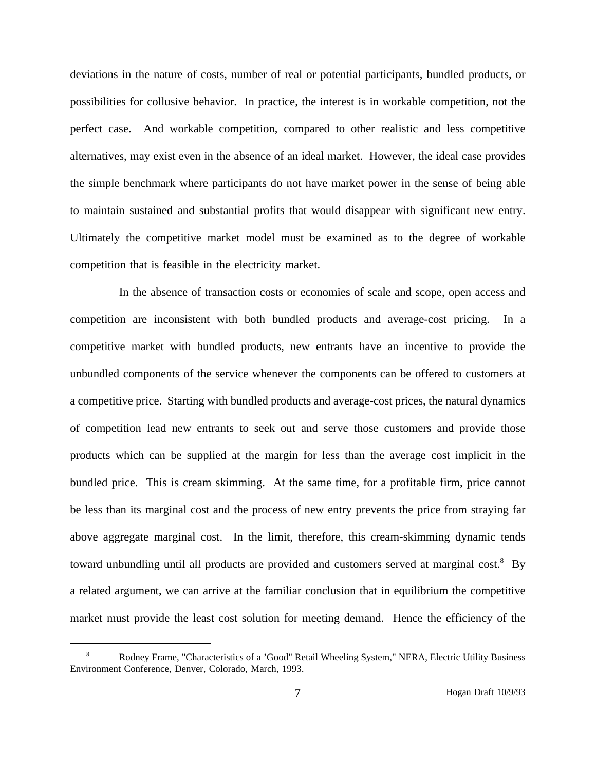deviations in the nature of costs, number of real or potential participants, bundled products, or possibilities for collusive behavior. In practice, the interest is in workable competition, not the perfect case. And workable competition, compared to other realistic and less competitive alternatives, may exist even in the absence of an ideal market. However, the ideal case provides the simple benchmark where participants do not have market power in the sense of being able to maintain sustained and substantial profits that would disappear with significant new entry. Ultimately the competitive market model must be examined as to the degree of workable competition that is feasible in the electricity market.

In the absence of transaction costs or economies of scale and scope, open access and competition are inconsistent with both bundled products and average-cost pricing. In a competitive market with bundled products, new entrants have an incentive to provide the unbundled components of the service whenever the components can be offered to customers at a competitive price. Starting with bundled products and average-cost prices, the natural dynamics of competition lead new entrants to seek out and serve those customers and provide those products which can be supplied at the margin for less than the average cost implicit in the bundled price. This is cream skimming. At the same time, for a profitable firm, price cannot be less than its marginal cost and the process of new entry prevents the price from straying far above aggregate marginal cost. In the limit, therefore, this cream-skimming dynamic tends toward unbundling until all products are provided and customers served at marginal cost.[8] By a related argument, we can arrive at the familiar conclusion that in equilibrium the competitive market must provide the least cost solution for meeting demand. Hence the efficiency of the

---

[8] Rodney Frame, "Characteristics of a 'Good" Retail Wheeling System," NERA, Electric Utility Business Environment Conference, Denver, Colorado, March, 1993.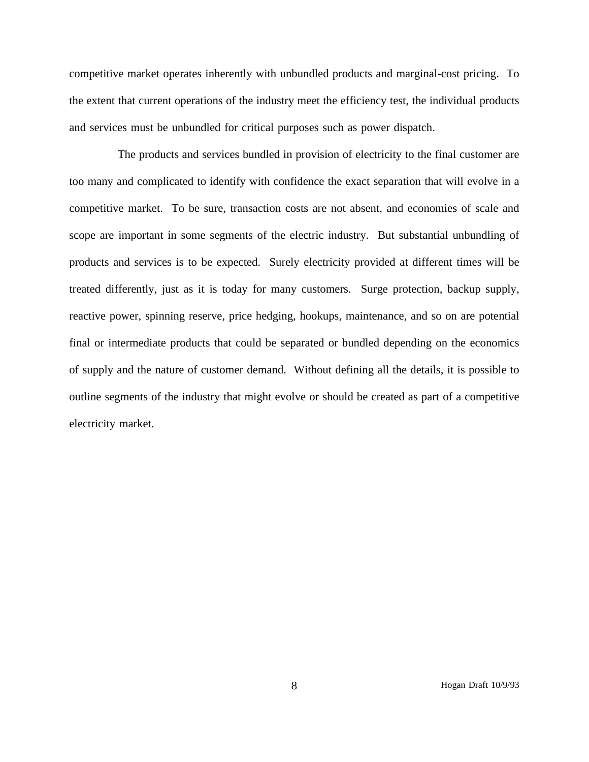competitive market operates inherently with unbundled products and marginal-cost pricing. To the extent that current operations of the industry meet the efficiency test, the individual products and services must be unbundled for critical purposes such as power dispatch.

The products and services bundled in provision of electricity to the final customer are too many and complicated to identify with confidence the exact separation that will evolve in a competitive market. To be sure, transaction costs are not absent, and economies of scale and scope are important in some segments of the electric industry. But substantial unbundling of products and services is to be expected. Surely electricity provided at different times will be treated differently, just as it is today for many customers. Surge protection, backup supply, reactive power, spinning reserve, price hedging, hookups, maintenance, and so on are potential final or intermediate products that could be separated or bundled depending on the economics of supply and the nature of customer demand. Without defining all the details, it is possible to outline segments of the industry that might evolve or should be created as part of a competitive electricity market.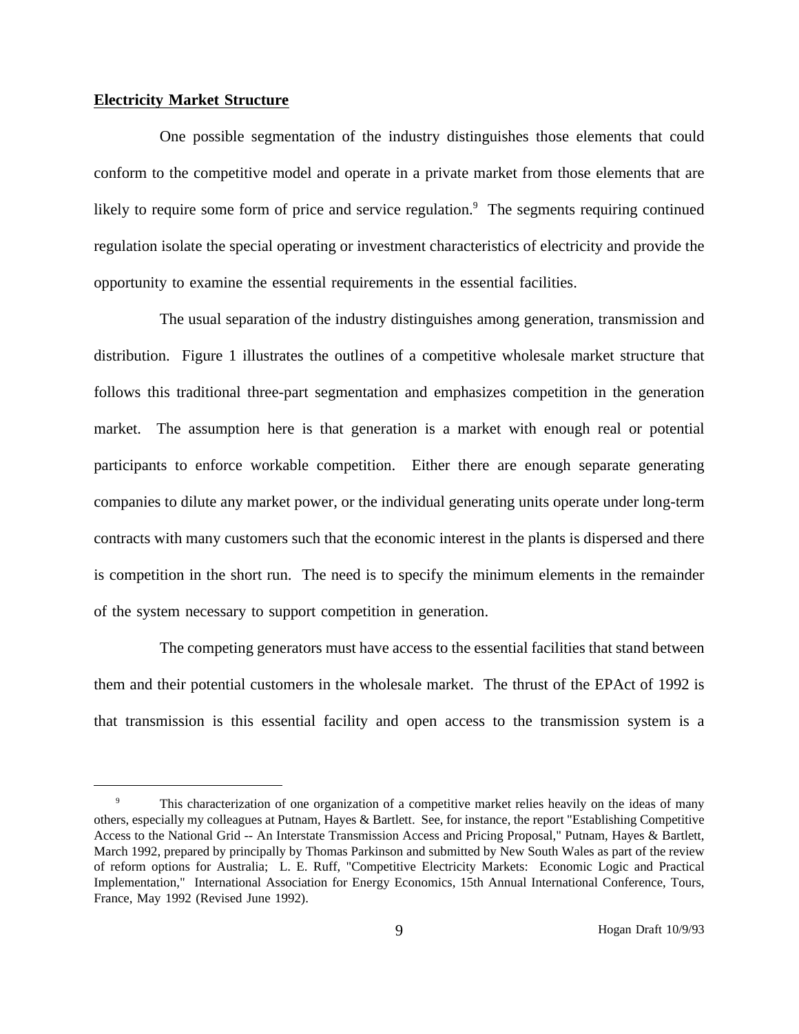**Electricity Market Structure**

One possible segmentation of the industry distinguishes those elements that could conform to the competitive model and operate in a private market from those elements that are likely to require some form of price and service regulation.[9] The segments requiring continued regulation isolate the special operating or investment characteristics of electricity and provide the opportunity to examine the essential requirements in the essential facilities.

The usual separation of the industry distinguishes among generation, transmission and distribution. Figure 1 illustrates the outlines of a competitive wholesale market structure that follows this traditional three-part segmentation and emphasizes competition in the generation market. The assumption here is that generation is a market with enough real or potential participants to enforce workable competition. Either there are enough separate generating companies to dilute any market power, or the individual generating units operate under long-term contracts with many customers such that the economic interest in the plants is dispersed and there is competition in the short run. The need is to specify the minimum elements in the remainder of the system necessary to support competition in generation.

The competing generators must have access to the essential facilities that stand between them and their potential customers in the wholesale market. The thrust of the EPAct of 1992 is that transmission is this essential facility and open access to the transmission system is a

---

[9] This characterization of one organization of a competitive market relies heavily on the ideas of many others, especially my colleagues at Putnam, Hayes & Bartlett. See, for instance, the report "Establishing Competitive Access to the National Grid -- An Interstate Transmission Access and Pricing Proposal," Putnam, Hayes & Bartlett, March 1992, prepared by principally by Thomas Parkinson and submitted by New South Wales as part of the review of reform options for Australia; L. E. Ruff, "Competitive Electricity Markets: Economic Logic and Practical Implementation," International Association for Energy Economics, 15th Annual International Conference, Tours, France, May 1992 (Revised June 1992).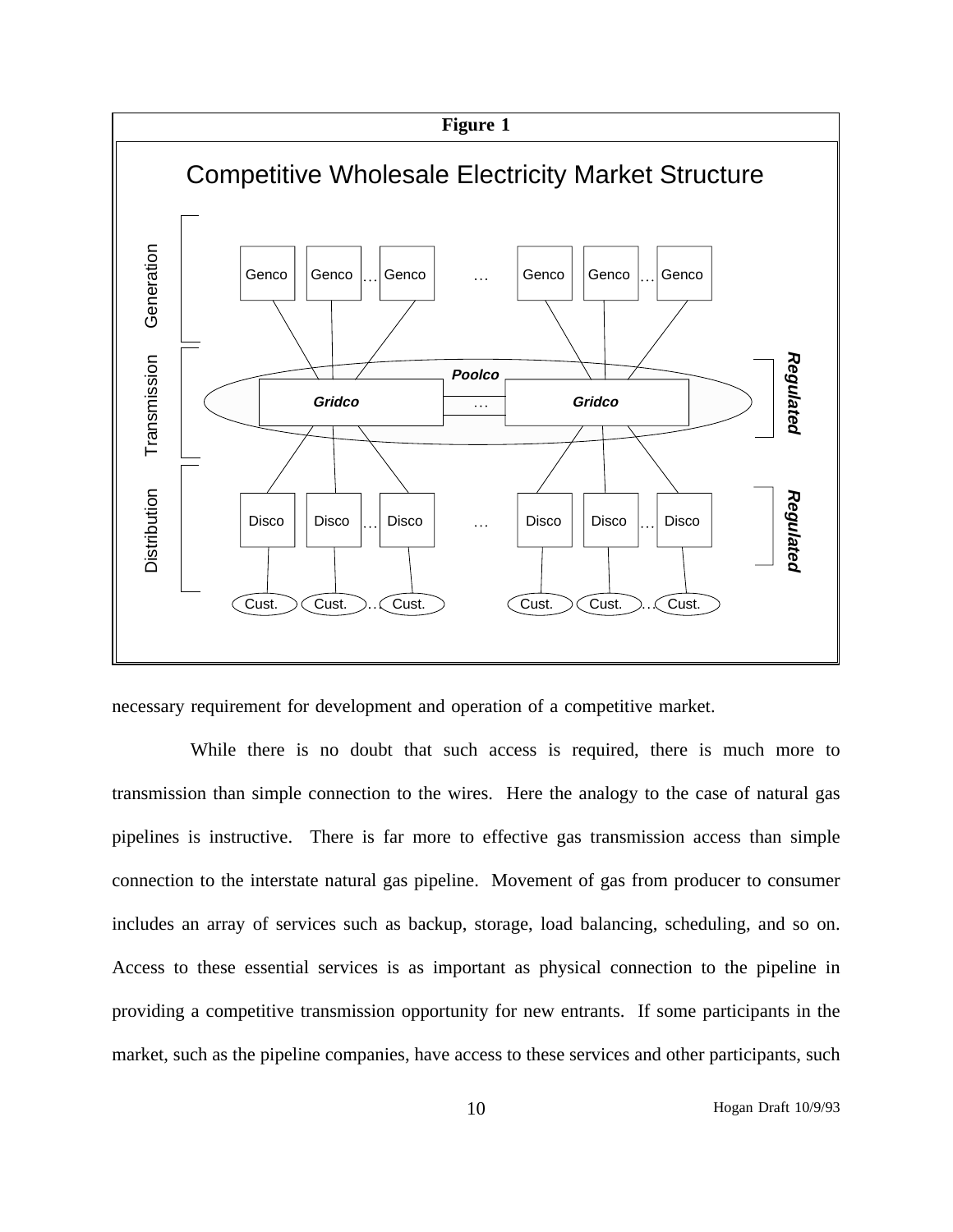**Figure 1**

Competitive Wholesale Electricity Market Structure

necessary requirement for development and operation of a competitive market.

While there is no doubt that such access is required, there is much more to transmission than simple connection to the wires. Here the analogy to the case of natural gas pipelines is instructive. There is far more to effective gas transmission access than simple connection to the interstate natural gas pipeline. Movement of gas from producer to consumer includes an array of services such as backup, storage, load balancing, scheduling, and so on. Access to these essential services is as important as physical connection to the pipeline in providing a competitive transmission opportunity for new entrants. If some participants in the market, such as the pipeline companies, have access to these services and other participants, such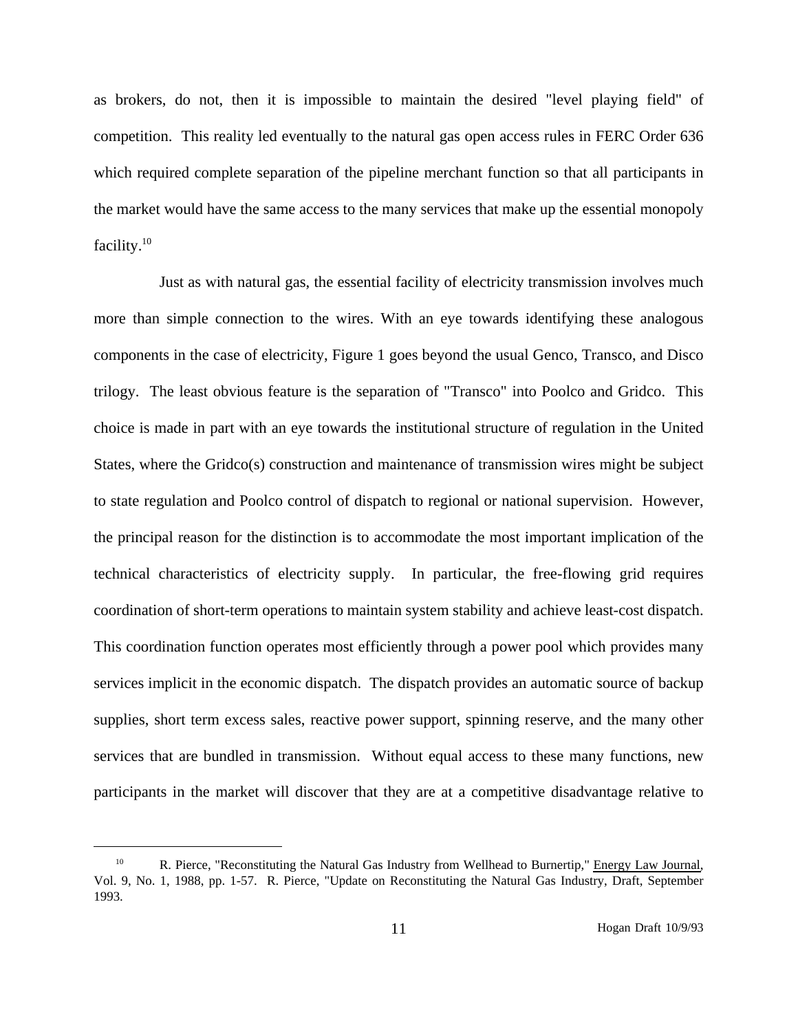as brokers, do not, then it is impossible to maintain the desired "level playing field" of competition. This reality led eventually to the natural gas open access rules in FERC Order 636 which required complete separation of the pipeline merchant function so that all participants in the market would have the same access to the many services that make up the essential monopoly facility.[10]

Just as with natural gas, the essential facility of electricity transmission involves much more than simple connection to the wires. With an eye towards identifying these analogous components in the case of electricity, Figure 1 goes beyond the usual Genco, Transco, and Disco trilogy. The least obvious feature is the separation of "Transco" into Poolco and Gridco. This choice is made in part with an eye towards the institutional structure of regulation in the United States, where the Gridco(s) construction and maintenance of transmission wires might be subject to state regulation and Poolco control of dispatch to regional or national supervision. However, the principal reason for the distinction is to accommodate the most important implication of the technical characteristics of electricity supply. In particular, the free-flowing grid requires coordination of short-term operations to maintain system stability and achieve least-cost dispatch. This coordination function operates most efficiently through a power pool which provides many services implicit in the economic dispatch. The dispatch provides an automatic source of backup supplies, short term excess sales, reactive power support, spinning reserve, and the many other services that are bundled in transmission. Without equal access to these many functions, new participants in the market will discover that they are at a competitive disadvantage relative to

[10] R. Pierce, "Reconstituting the Natural Gas Industry from Wellhead to Burnertip," Energy Law Journal, Vol. 9, No. 1, 1988, pp. 1-57. R. Pierce, "Update on Reconstituting the Natural Gas Industry, Draft, September 1993.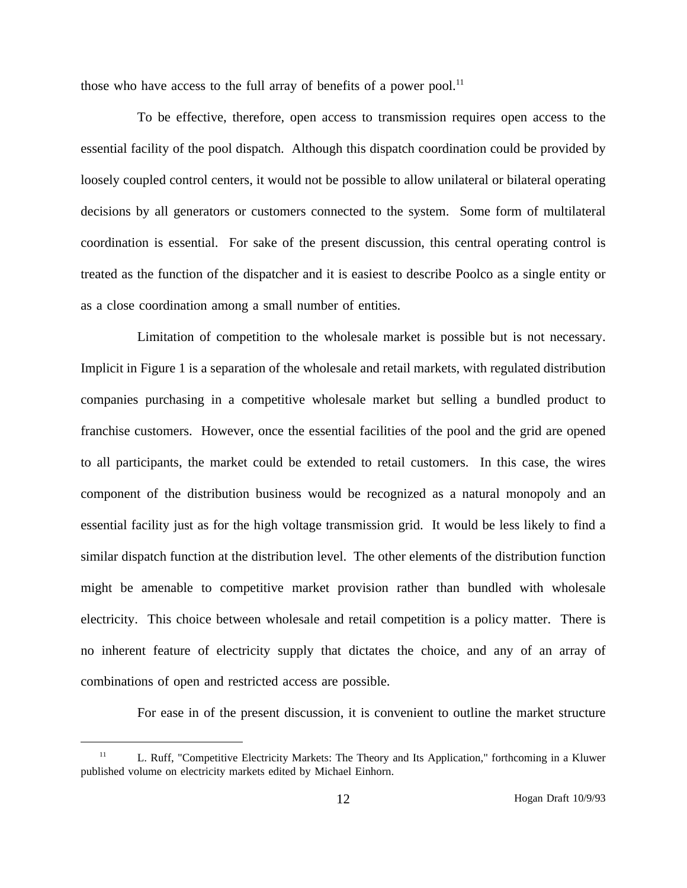those who have access to the full array of benefits of a power pool.[11]

To be effective, therefore, open access to transmission requires open access to the essential facility of the pool dispatch. Although this dispatch coordination could be provided by loosely coupled control centers, it would not be possible to allow unilateral or bilateral operating decisions by all generators or customers connected to the system. Some form of multilateral coordination is essential. For sake of the present discussion, this central operating control is treated as the function of the dispatcher and it is easiest to describe Poolco as a single entity or as a close coordination among a small number of entities.

Limitation of competition to the wholesale market is possible but is not necessary. Implicit in Figure 1 is a separation of the wholesale and retail markets, with regulated distribution companies purchasing in a competitive wholesale market but selling a bundled product to franchise customers. However, once the essential facilities of the pool and the grid are opened to all participants, the market could be extended to retail customers. In this case, the wires component of the distribution business would be recognized as a natural monopoly and an essential facility just as for the high voltage transmission grid. It would be less likely to find a similar dispatch function at the distribution level. The other elements of the distribution function might be amenable to competitive market provision rather than bundled with wholesale electricity. This choice between wholesale and retail competition is a policy matter. There is no inherent feature of electricity supply that dictates the choice, and any of an array of combinations of open and restricted access are possible.

For ease in of the present discussion, it is convenient to outline the market structure

---

[11] L. Ruff, "Competitive Electricity Markets: The Theory and Its Application," forthcoming in a Kluwer published volume on electricity markets edited by Michael Einhorn.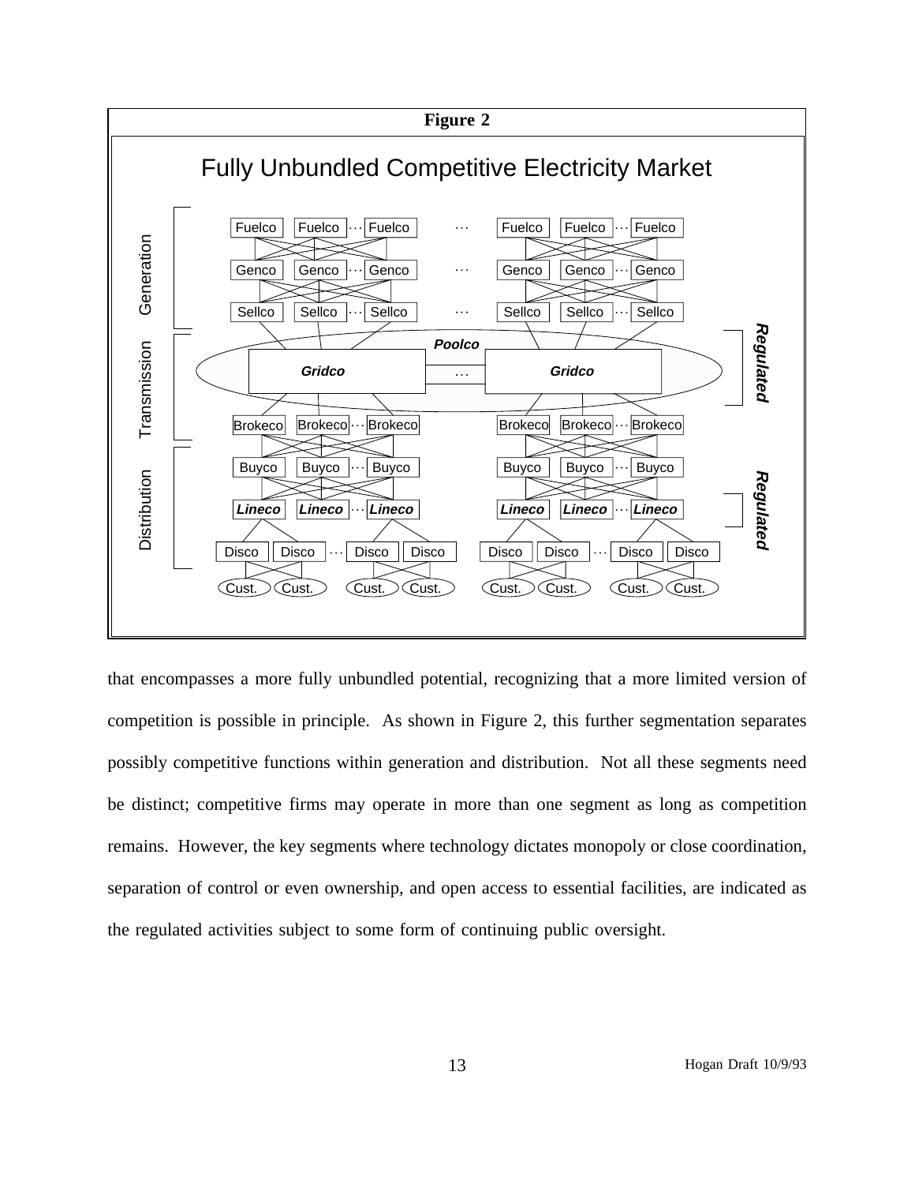**Figure 2**

Fully Unbundled Competitive Electricity Market

that encompasses a more fully unbundled potential, recognizing that a more limited version of competition is possible in principle. As shown in Figure 2, this further segmentation separates possibly competitive functions within generation and distribution. Not all these segments need be distinct; competitive firms may operate in more than one segment as long as competition remains. However, the key segments where technology dictates monopoly or close coordination, separation of control or even ownership, and open access to essential facilities, are indicated as the regulated activities subject to some form of continuing public oversight.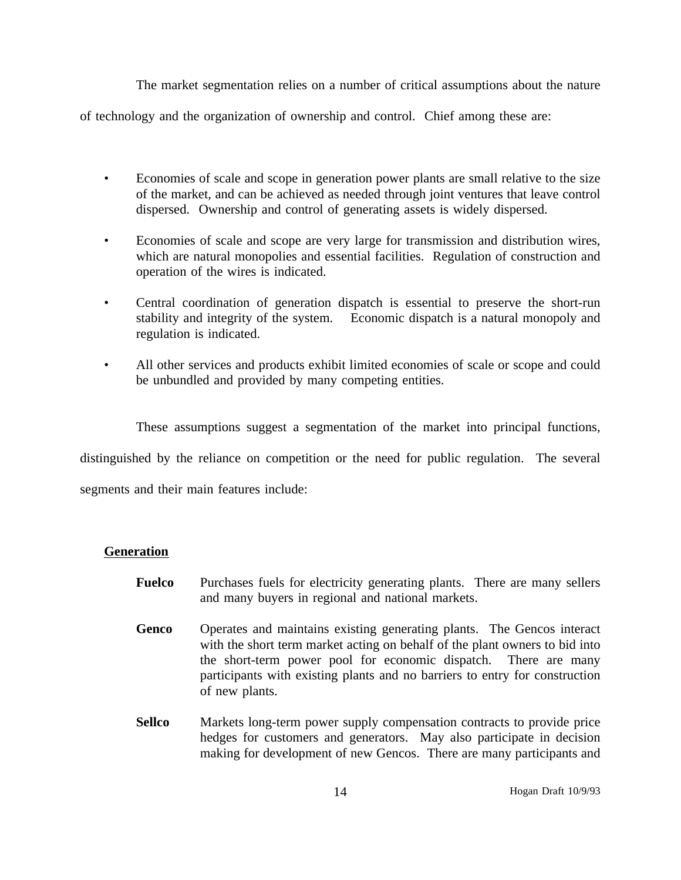The market segmentation relies on a number of critical assumptions about the nature of technology and the organization of ownership and control. Chief among these are:

- Economies of scale and scope in generation power plants are small relative to the size of the market, and can be achieved as needed through joint ventures that leave control dispersed. Ownership and control of generating assets is widely dispersed.
- Economies of scale and scope are very large for transmission and distribution wires, which are natural monopolies and essential facilities. Regulation of construction and operation of the wires is indicated.
- Central coordination of generation dispatch is essential to preserve the short-run stability and integrity of the system. Economic dispatch is a natural monopoly and regulation is indicated.
- All other services and products exhibit limited economies of scale or scope and could be unbundled and provided by many competing entities.

These assumptions suggest a segmentation of the market into principal functions, distinguished by the reliance on competition or the need for public regulation. The several segments and their main features include:

<u>**Generation**</u>

**Fuelco** Purchases fuels for electricity generating plants. There are many sellers and many buyers in regional and national markets.

**Genco** Operates and maintains existing generating plants. The Gencos interact with the short term market acting on behalf of the plant owners to bid into the short-term power pool for economic dispatch. There are many participants with existing plants and no barriers to entry for construction of new plants.

**Sellco** Markets long-term power supply compensation contracts to provide price hedges for customers and generators. May also participate in decision making for development of new Gencos. There are many participants and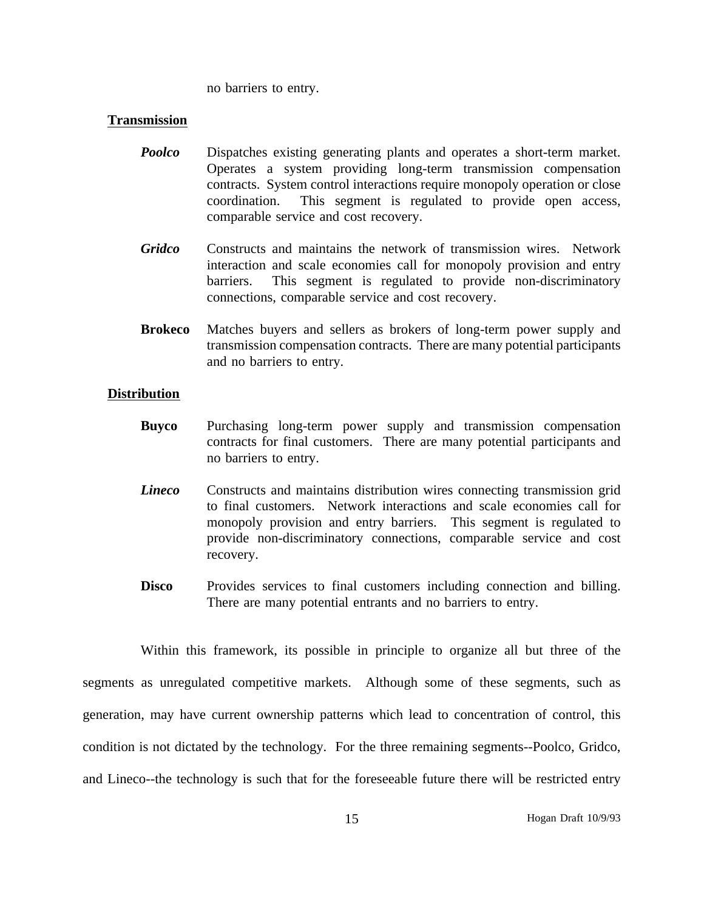no barriers to entry.

**Transmission**

***Poolco*** Dispatches existing generating plants and operates a short-term market. Operates a system providing long-term transmission compensation contracts. System control interactions require monopoly operation or close coordination. This segment is regulated to provide open access, comparable service and cost recovery.

***Gridco*** Constructs and maintains the network of transmission wires. Network interaction and scale economies call for monopoly provision and entry barriers. This segment is regulated to provide non-discriminatory connections, comparable service and cost recovery.

**Brokeco** Matches buyers and sellers as brokers of long-term power supply and transmission compensation contracts. There are many potential participants and no barriers to entry.

**Distribution**

**Buyco** Purchasing long-term power supply and transmission compensation contracts for final customers. There are many potential participants and no barriers to entry.

***Lineco*** Constructs and maintains distribution wires connecting transmission grid to final customers. Network interactions and scale economies call for monopoly provision and entry barriers. This segment is regulated to provide non-discriminatory connections, comparable service and cost recovery.

**Disco** Provides services to final customers including connection and billing. There are many potential entrants and no barriers to entry.

Within this framework, its possible in principle to organize all but three of the segments as unregulated competitive markets. Although some of these segments, such as generation, may have current ownership patterns which lead to concentration of control, this condition is not dictated by the technology. For the three remaining segments--Poolco, Gridco, and Lineco--the technology is such that for the foreseeable future there will be restricted entry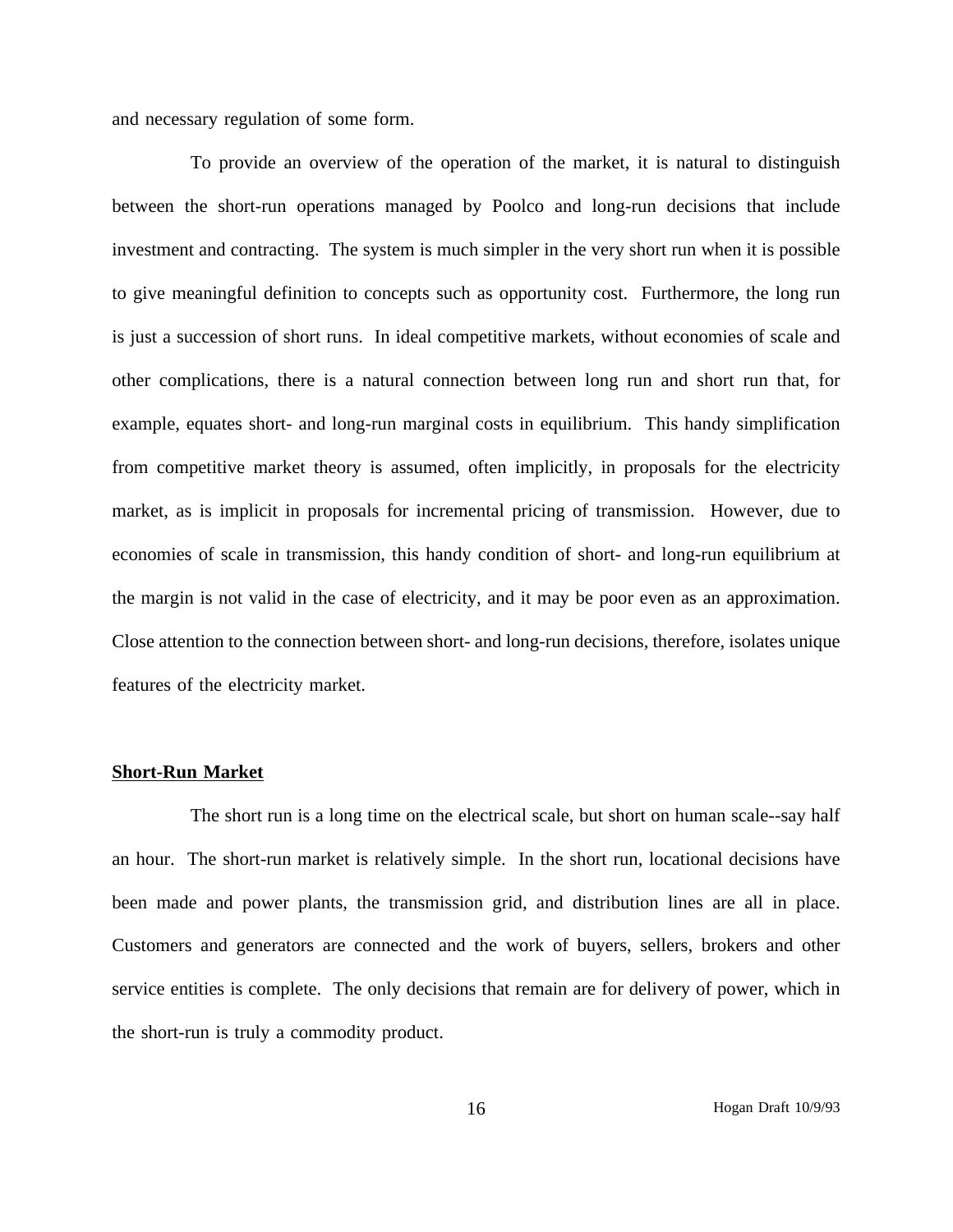and necessary regulation of some form.

To provide an overview of the operation of the market, it is natural to distinguish between the short-run operations managed by Poolco and long-run decisions that include investment and contracting. The system is much simpler in the very short run when it is possible to give meaningful definition to concepts such as opportunity cost. Furthermore, the long run is just a succession of short runs. In ideal competitive markets, without economies of scale and other complications, there is a natural connection between long run and short run that, for example, equates short- and long-run marginal costs in equilibrium. This handy simplification from competitive market theory is assumed, often implicitly, in proposals for the electricity market, as is implicit in proposals for incremental pricing of transmission. However, due to economies of scale in transmission, this handy condition of short- and long-run equilibrium at the margin is not valid in the case of electricity, and it may be poor even as an approximation. Close attention to the connection between short- and long-run decisions, therefore, isolates unique features of the electricity market.

## Short-Run Market

The short run is a long time on the electrical scale, but short on human scale--say half an hour. The short-run market is relatively simple. In the short run, locational decisions have been made and power plants, the transmission grid, and distribution lines are all in place. Customers and generators are connected and the work of buyers, sellers, brokers and other service entities is complete. The only decisions that remain are for delivery of power, which in the short-run is truly a commodity product.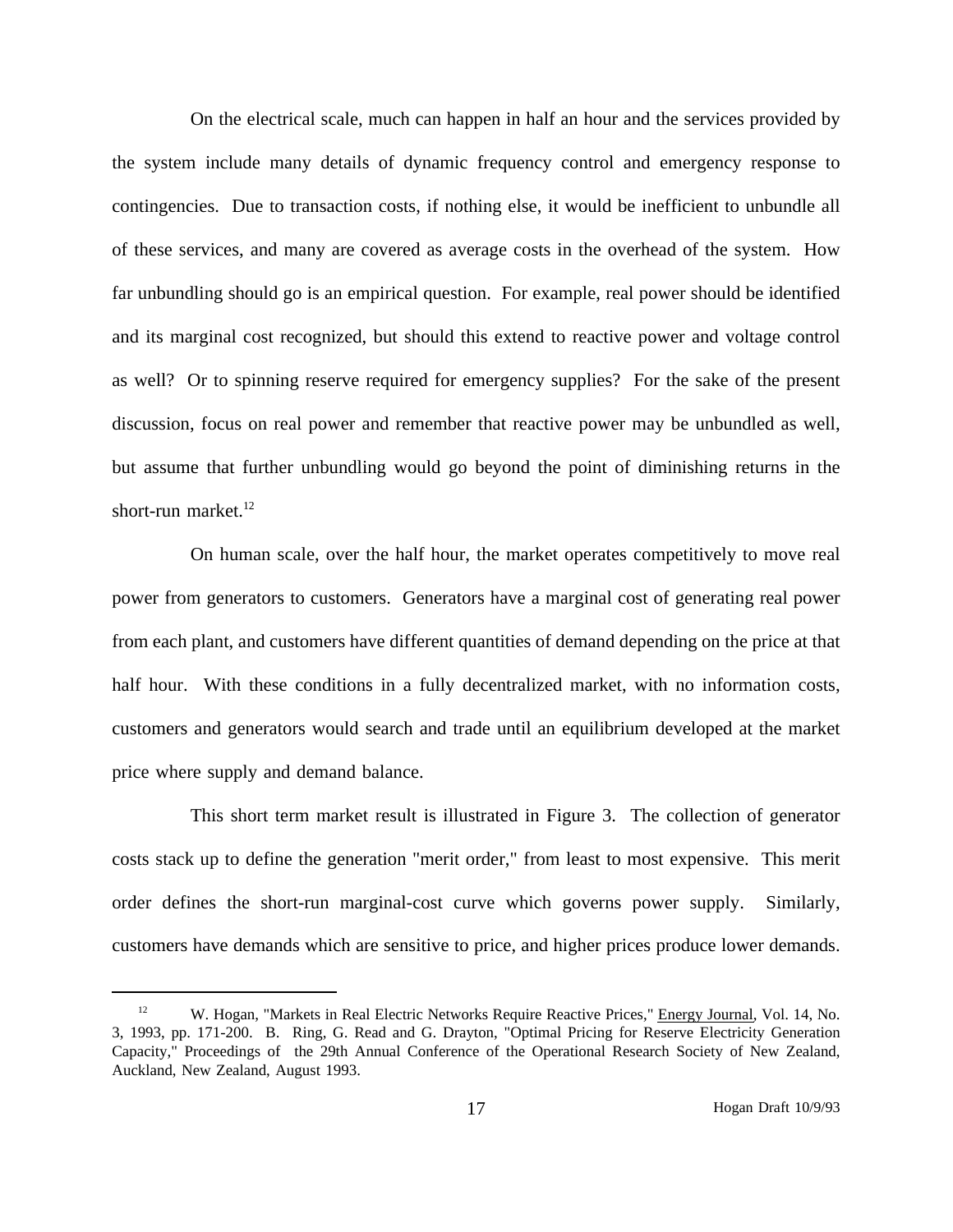On the electrical scale, much can happen in half an hour and the services provided by the system include many details of dynamic frequency control and emergency response to contingencies. Due to transaction costs, if nothing else, it would be inefficient to unbundle all of these services, and many are covered as average costs in the overhead of the system. How far unbundling should go is an empirical question. For example, real power should be identified and its marginal cost recognized, but should this extend to reactive power and voltage control as well? Or to spinning reserve required for emergency supplies? For the sake of the present discussion, focus on real power and remember that reactive power may be unbundled as well, but assume that further unbundling would go beyond the point of diminishing returns in the short-run market.[12]

On human scale, over the half hour, the market operates competitively to move real power from generators to customers. Generators have a marginal cost of generating real power from each plant, and customers have different quantities of demand depending on the price at that half hour. With these conditions in a fully decentralized market, with no information costs, customers and generators would search and trade until an equilibrium developed at the market price where supply and demand balance.

This short term market result is illustrated in Figure 3. The collection of generator costs stack up to define the generation "merit order," from least to most expensive. This merit order defines the short-run marginal-cost curve which governs power supply. Similarly, customers have demands which are sensitive to price, and higher prices produce lower demands.

---

[12] W. Hogan, "Markets in Real Electric Networks Require Reactive Prices," Energy Journal, Vol. 14, No. 3, 1993, pp. 171-200. B. Ring, G. Read and G. Drayton, "Optimal Pricing for Reserve Electricity Generation Capacity," Proceedings of the 29th Annual Conference of the Operational Research Society of New Zealand, Auckland, New Zealand, August 1993.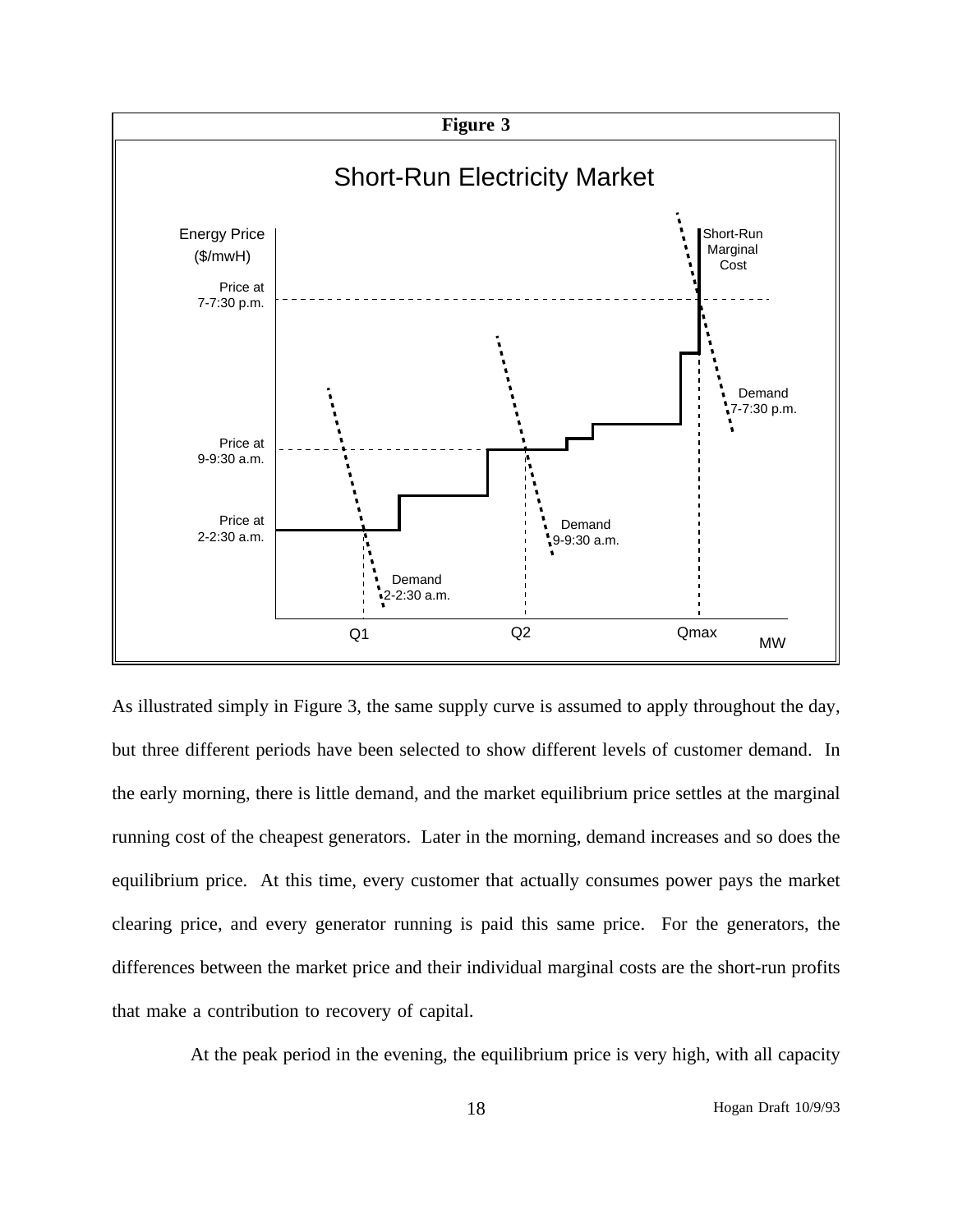**Figure 3**

Short-Run Electricity Market

As illustrated simply in Figure 3, the same supply curve is assumed to apply throughout the day, but three different periods have been selected to show different levels of customer demand. In the early morning, there is little demand, and the market equilibrium price settles at the marginal running cost of the cheapest generators. Later in the morning, demand increases and so does the equilibrium price. At this time, every customer that actually consumes power pays the market clearing price, and every generator running is paid this same price. For the generators, the differences between the market price and their individual marginal costs are the short-run profits that make a contribution to recovery of capital.

At the peak period in the evening, the equilibrium price is very high, with all capacity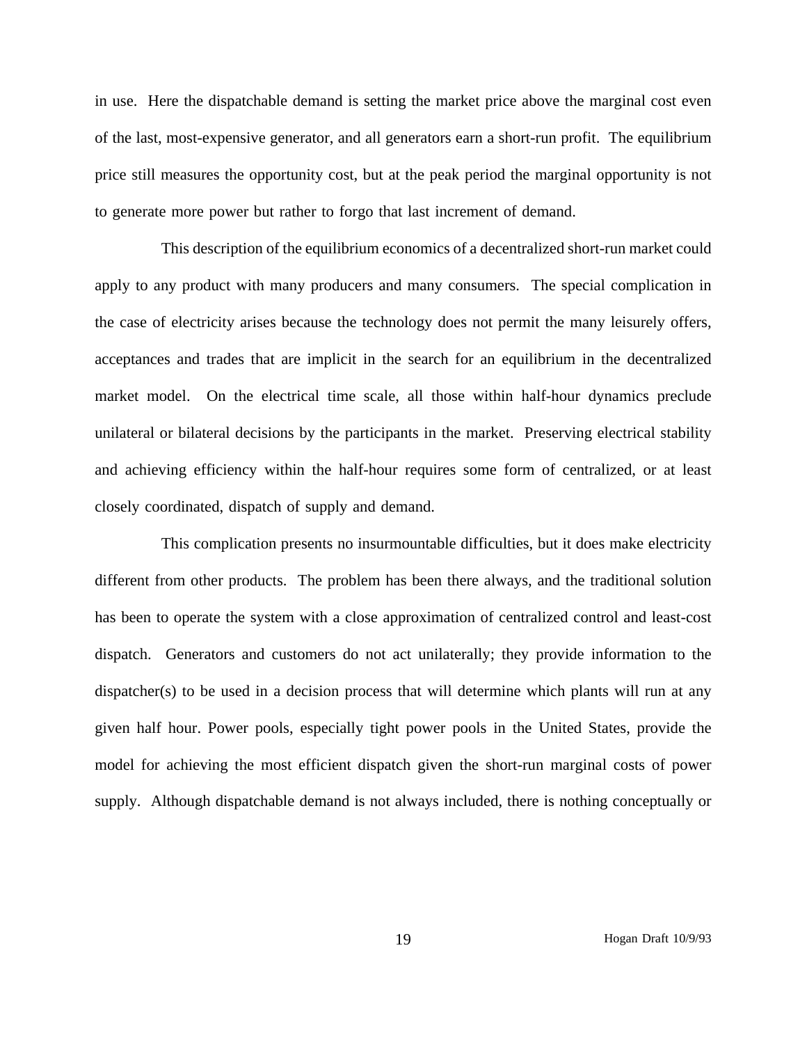in use. Here the dispatchable demand is setting the market price above the marginal cost even of the last, most-expensive generator, and all generators earn a short-run profit. The equilibrium price still measures the opportunity cost, but at the peak period the marginal opportunity is not to generate more power but rather to forgo that last increment of demand.

This description of the equilibrium economics of a decentralized short-run market could apply to any product with many producers and many consumers. The special complication in the case of electricity arises because the technology does not permit the many leisurely offers, acceptances and trades that are implicit in the search for an equilibrium in the decentralized market model. On the electrical time scale, all those within half-hour dynamics preclude unilateral or bilateral decisions by the participants in the market. Preserving electrical stability and achieving efficiency within the half-hour requires some form of centralized, or at least closely coordinated, dispatch of supply and demand.

This complication presents no insurmountable difficulties, but it does make electricity different from other products. The problem has been there always, and the traditional solution has been to operate the system with a close approximation of centralized control and least-cost dispatch. Generators and customers do not act unilaterally; they provide information to the dispatcher(s) to be used in a decision process that will determine which plants will run at any given half hour. Power pools, especially tight power pools in the United States, provide the model for achieving the most efficient dispatch given the short-run marginal costs of power supply. Although dispatchable demand is not always included, there is nothing conceptually or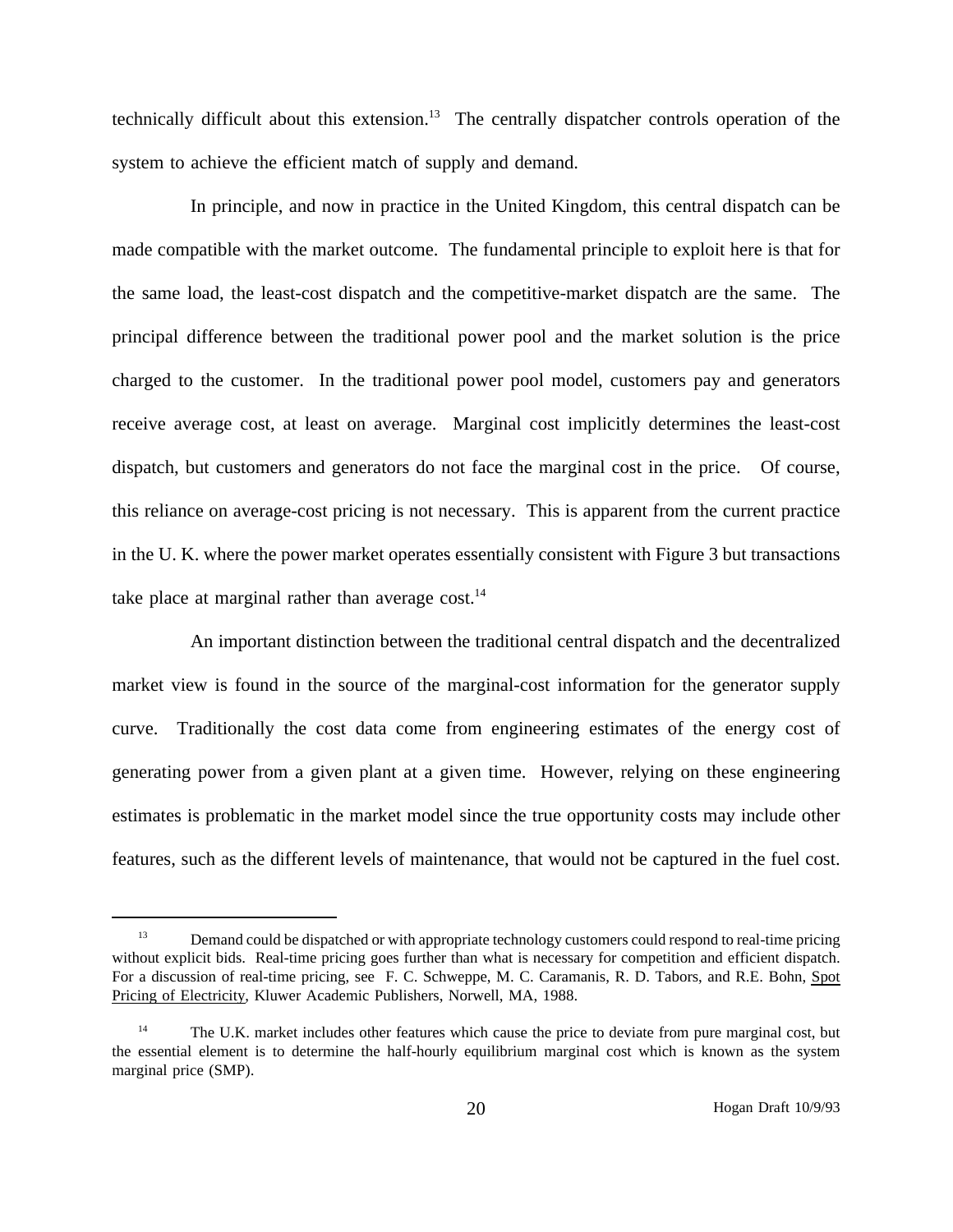technically difficult about this extension.[13] The centrally dispatcher controls operation of the system to achieve the efficient match of supply and demand.

In principle, and now in practice in the United Kingdom, this central dispatch can be made compatible with the market outcome. The fundamental principle to exploit here is that for the same load, the least-cost dispatch and the competitive-market dispatch are the same. The principal difference between the traditional power pool and the market solution is the price charged to the customer. In the traditional power pool model, customers pay and generators receive average cost, at least on average. Marginal cost implicitly determines the least-cost dispatch, but customers and generators do not face the marginal cost in the price. Of course, this reliance on average-cost pricing is not necessary. This is apparent from the current practice in the U. K. where the power market operates essentially consistent with Figure 3 but transactions take place at marginal rather than average cost.[14]

An important distinction between the traditional central dispatch and the decentralized market view is found in the source of the marginal-cost information for the generator supply curve. Traditionally the cost data come from engineering estimates of the energy cost of generating power from a given plant at a given time. However, relying on these engineering estimates is problematic in the market model since the true opportunity costs may include other features, such as the different levels of maintenance, that would not be captured in the fuel cost.

---

[13] Demand could be dispatched or with appropriate technology customers could respond to real-time pricing without explicit bids. Real-time pricing goes further than what is necessary for competition and efficient dispatch. For a discussion of real-time pricing, see F. C. Schweppe, M. C. Caramanis, R. D. Tabors, and R.E. Bohn, Spot Pricing of Electricity, Kluwer Academic Publishers, Norwell, MA, 1988.

[14] The U.K. market includes other features which cause the price to deviate from pure marginal cost, but the essential element is to determine the half-hourly equilibrium marginal cost which is known as the system marginal price (SMP).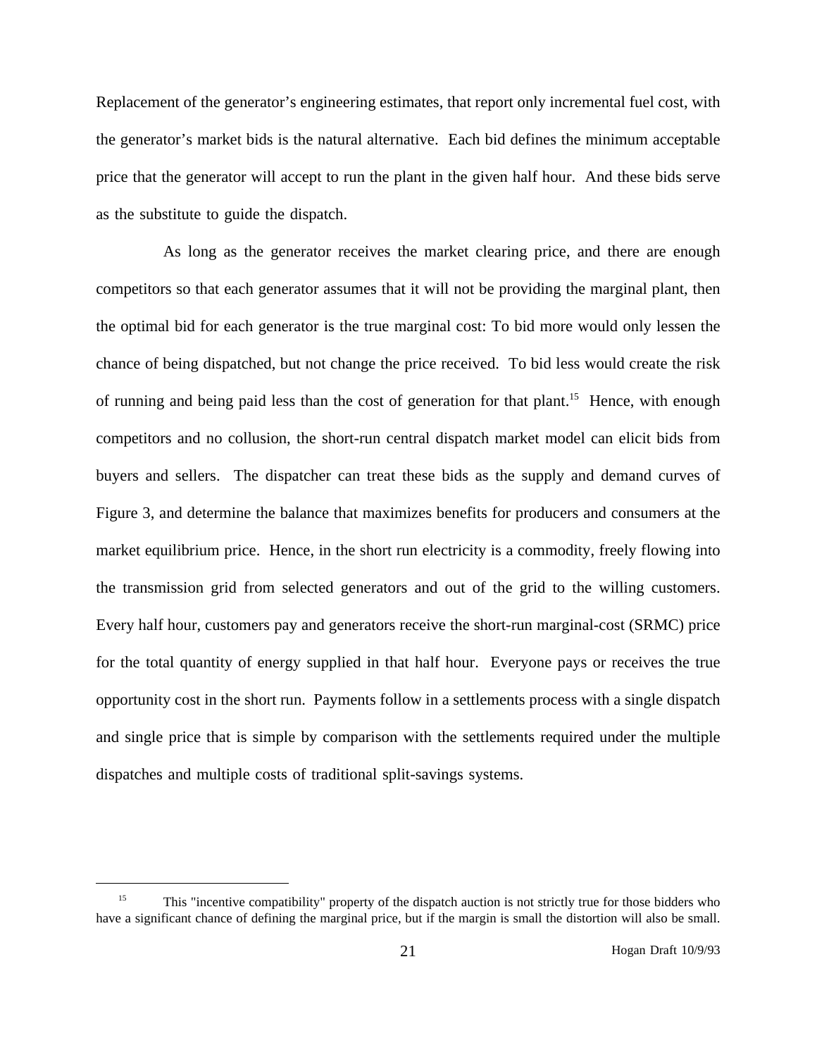Replacement of the generator's engineering estimates, that report only incremental fuel cost, with the generator's market bids is the natural alternative. Each bid defines the minimum acceptable price that the generator will accept to run the plant in the given half hour. And these bids serve as the substitute to guide the dispatch.

As long as the generator receives the market clearing price, and there are enough competitors so that each generator assumes that it will not be providing the marginal plant, then the optimal bid for each generator is the true marginal cost: To bid more would only lessen the chance of being dispatched, but not change the price received. To bid less would create the risk of running and being paid less than the cost of generation for that plant.[15] Hence, with enough competitors and no collusion, the short-run central dispatch market model can elicit bids from buyers and sellers. The dispatcher can treat these bids as the supply and demand curves of Figure 3, and determine the balance that maximizes benefits for producers and consumers at the market equilibrium price. Hence, in the short run electricity is a commodity, freely flowing into the transmission grid from selected generators and out of the grid to the willing customers. Every half hour, customers pay and generators receive the short-run marginal-cost (SRMC) price for the total quantity of energy supplied in that half hour. Everyone pays or receives the true opportunity cost in the short run. Payments follow in a settlements process with a single dispatch and single price that is simple by comparison with the settlements required under the multiple dispatches and multiple costs of traditional split-savings systems.

---

[15] This "incentive compatibility" property of the dispatch auction is not strictly true for those bidders who have a significant chance of defining the marginal price, but if the margin is small the distortion will also be small.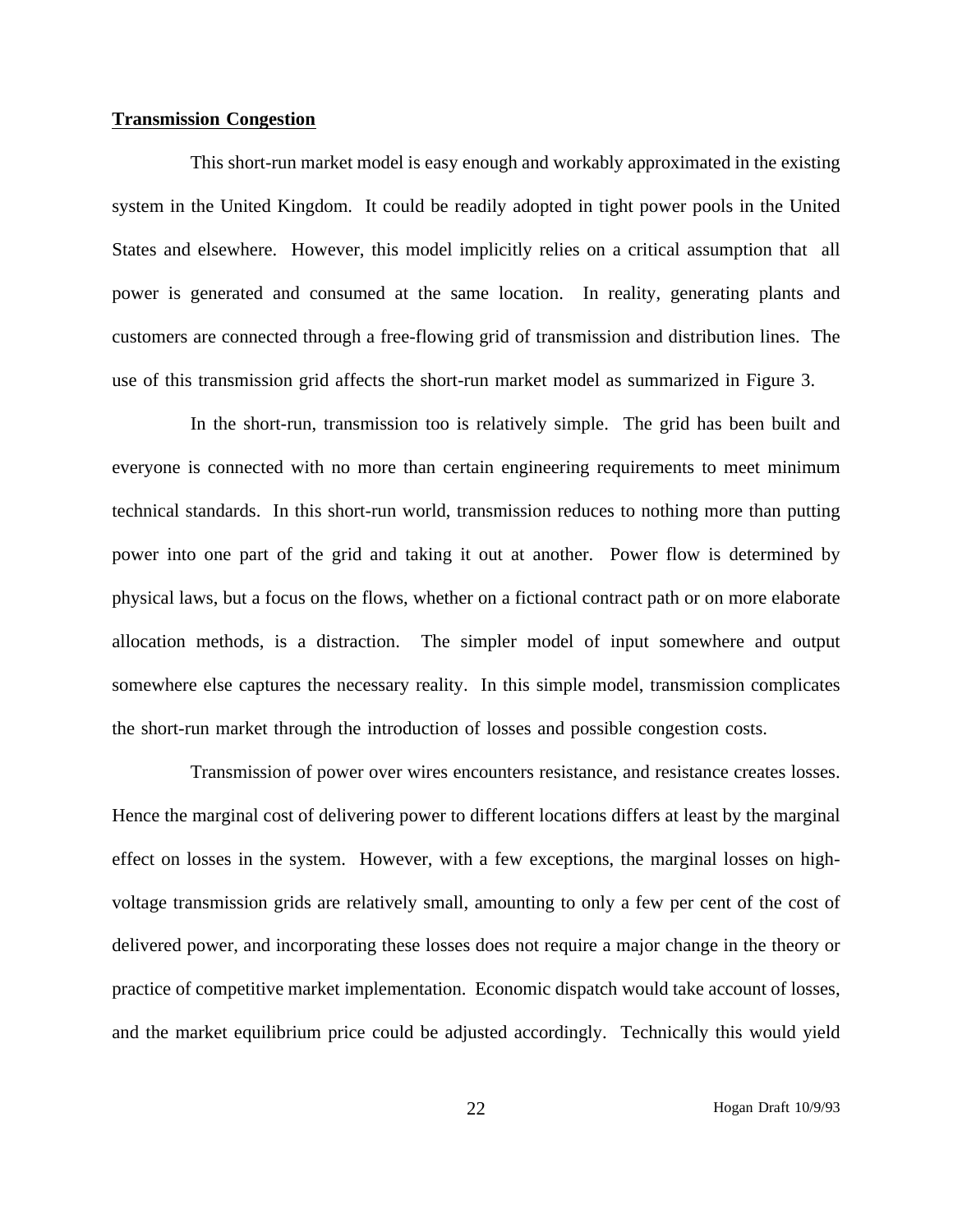## Transmission Congestion

This short-run market model is easy enough and workably approximated in the existing system in the United Kingdom. It could be readily adopted in tight power pools in the United States and elsewhere. However, this model implicitly relies on a critical assumption that all power is generated and consumed at the same location. In reality, generating plants and customers are connected through a free-flowing grid of transmission and distribution lines. The use of this transmission grid affects the short-run market model as summarized in Figure 3.

In the short-run, transmission too is relatively simple. The grid has been built and everyone is connected with no more than certain engineering requirements to meet minimum technical standards. In this short-run world, transmission reduces to nothing more than putting power into one part of the grid and taking it out at another. Power flow is determined by physical laws, but a focus on the flows, whether on a fictional contract path or on more elaborate allocation methods, is a distraction. The simpler model of input somewhere and output somewhere else captures the necessary reality. In this simple model, transmission complicates the short-run market through the introduction of losses and possible congestion costs.

Transmission of power over wires encounters resistance, and resistance creates losses. Hence the marginal cost of delivering power to different locations differs at least by the marginal effect on losses in the system. However, with a few exceptions, the marginal losses on high-voltage transmission grids are relatively small, amounting to only a few per cent of the cost of delivered power, and incorporating these losses does not require a major change in the theory or practice of competitive market implementation. Economic dispatch would take account of losses, and the market equilibrium price could be adjusted accordingly. Technically this would yield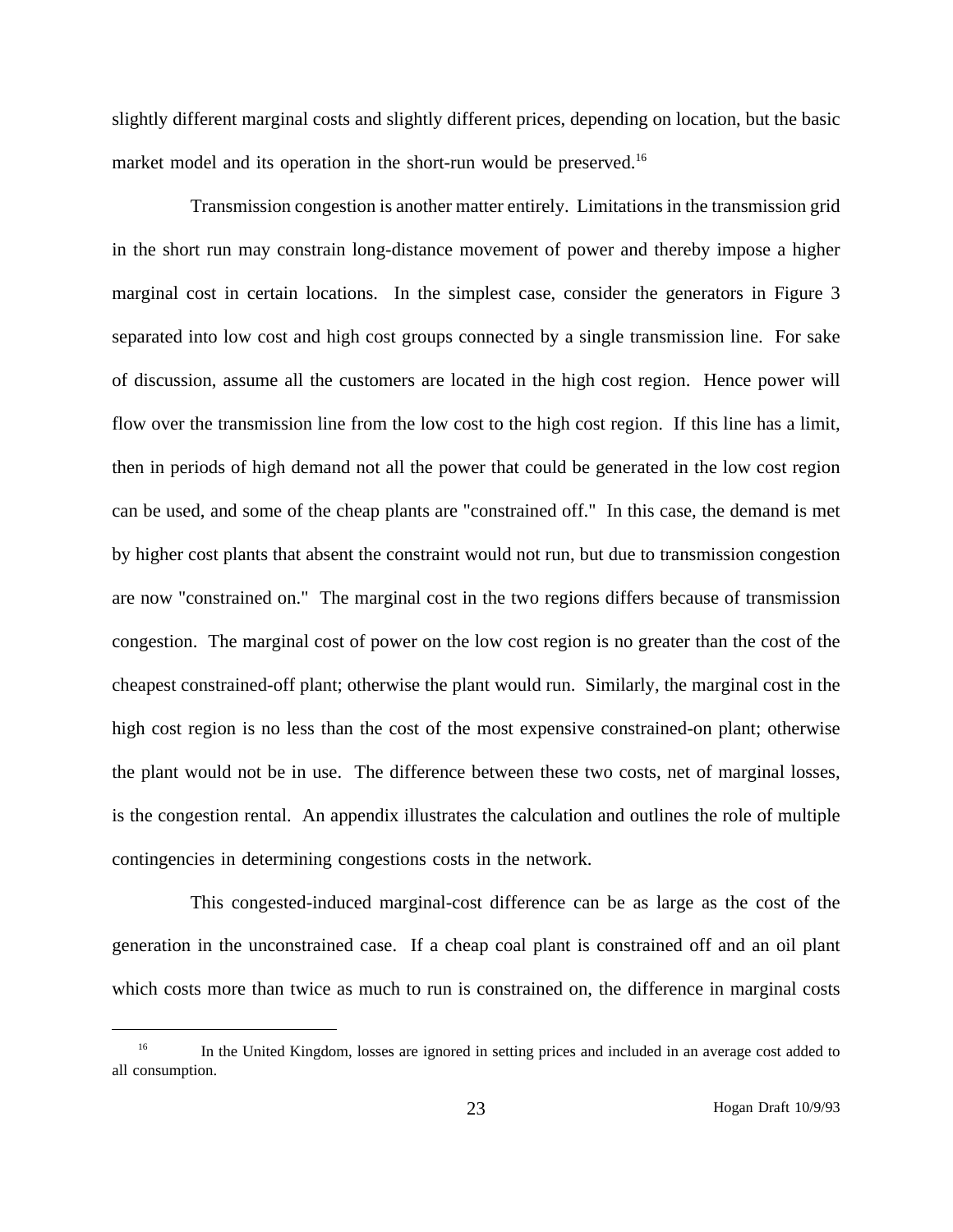slightly different marginal costs and slightly different prices, depending on location, but the basic market model and its operation in the short-run would be preserved.[16]

Transmission congestion is another matter entirely. Limitations in the transmission grid in the short run may constrain long-distance movement of power and thereby impose a higher marginal cost in certain locations. In the simplest case, consider the generators in Figure 3 separated into low cost and high cost groups connected by a single transmission line. For sake of discussion, assume all the customers are located in the high cost region. Hence power will flow over the transmission line from the low cost to the high cost region. If this line has a limit, then in periods of high demand not all the power that could be generated in the low cost region can be used, and some of the cheap plants are "constrained off." In this case, the demand is met by higher cost plants that absent the constraint would not run, but due to transmission congestion are now "constrained on." The marginal cost in the two regions differs because of transmission congestion. The marginal cost of power on the low cost region is no greater than the cost of the cheapest constrained-off plant; otherwise the plant would run. Similarly, the marginal cost in the high cost region is no less than the cost of the most expensive constrained-on plant; otherwise the plant would not be in use. The difference between these two costs, net of marginal losses, is the congestion rental. An appendix illustrates the calculation and outlines the role of multiple contingencies in determining congestions costs in the network.

This congested-induced marginal-cost difference can be as large as the cost of the generation in the unconstrained case. If a cheap coal plant is constrained off and an oil plant which costs more than twice as much to run is constrained on, the difference in marginal costs

[16] In the United Kingdom, losses are ignored in setting prices and included in an average cost added to all consumption.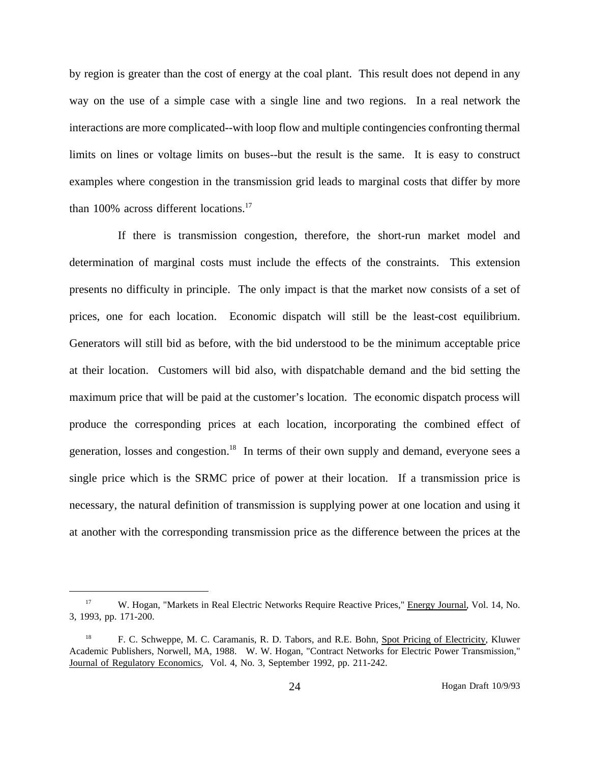by region is greater than the cost of energy at the coal plant. This result does not depend in any way on the use of a simple case with a single line and two regions. In a real network the interactions are more complicated--with loop flow and multiple contingencies confronting thermal limits on lines or voltage limits on buses--but the result is the same. It is easy to construct examples where congestion in the transmission grid leads to marginal costs that differ by more than 100% across different locations.[17]

If there is transmission congestion, therefore, the short-run market model and determination of marginal costs must include the effects of the constraints. This extension presents no difficulty in principle. The only impact is that the market now consists of a set of prices, one for each location. Economic dispatch will still be the least-cost equilibrium. Generators will still bid as before, with the bid understood to be the minimum acceptable price at their location. Customers will bid also, with dispatchable demand and the bid setting the maximum price that will be paid at the customer's location. The economic dispatch process will produce the corresponding prices at each location, incorporating the combined effect of generation, losses and congestion.[18] In terms of their own supply and demand, everyone sees a single price which is the SRMC price of power at their location. If a transmission price is necessary, the natural definition of transmission is supplying power at one location and using it at another with the corresponding transmission price as the difference between the prices at the

---

[17] W. Hogan, "Markets in Real Electric Networks Require Reactive Prices," Energy Journal, Vol. 14, No. 3, 1993, pp. 171-200.

[18] F. C. Schweppe, M. C. Caramanis, R. D. Tabors, and R.E. Bohn, Spot Pricing of Electricity, Kluwer Academic Publishers, Norwell, MA, 1988. W. W. Hogan, "Contract Networks for Electric Power Transmission," Journal of Regulatory Economics, Vol. 4, No. 3, September 1992, pp. 211-242.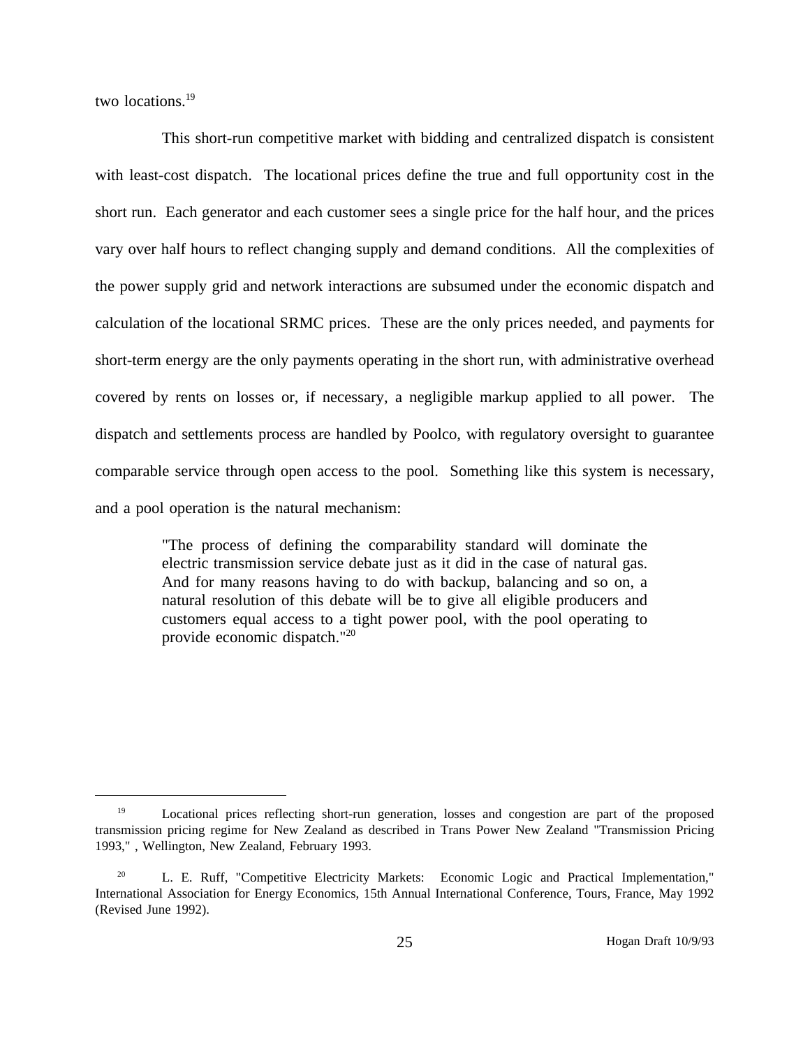two locations.[19]

This short-run competitive market with bidding and centralized dispatch is consistent with least-cost dispatch. The locational prices define the true and full opportunity cost in the short run. Each generator and each customer sees a single price for the half hour, and the prices vary over half hours to reflect changing supply and demand conditions. All the complexities of the power supply grid and network interactions are subsumed under the economic dispatch and calculation of the locational SRMC prices. These are the only prices needed, and payments for short-term energy are the only payments operating in the short run, with administrative overhead covered by rents on losses or, if necessary, a negligible markup applied to all power. The dispatch and settlements process are handled by Poolco, with regulatory oversight to guarantee comparable service through open access to the pool. Something like this system is necessary, and a pool operation is the natural mechanism:

> "The process of defining the comparability standard will dominate the electric transmission service debate just as it did in the case of natural gas. And for many reasons having to do with backup, balancing and so on, a natural resolution of this debate will be to give all eligible producers and customers equal access to a tight power pool, with the pool operating to provide economic dispatch."[20]

---

[19] Locational prices reflecting short-run generation, losses and congestion are part of the proposed transmission pricing regime for New Zealand as described in Trans Power New Zealand "Transmission Pricing 1993," , Wellington, New Zealand, February 1993.

[20] L. E. Ruff, "Competitive Electricity Markets: Economic Logic and Practical Implementation," International Association for Energy Economics, 15th Annual International Conference, Tours, France, May 1992 (Revised June 1992).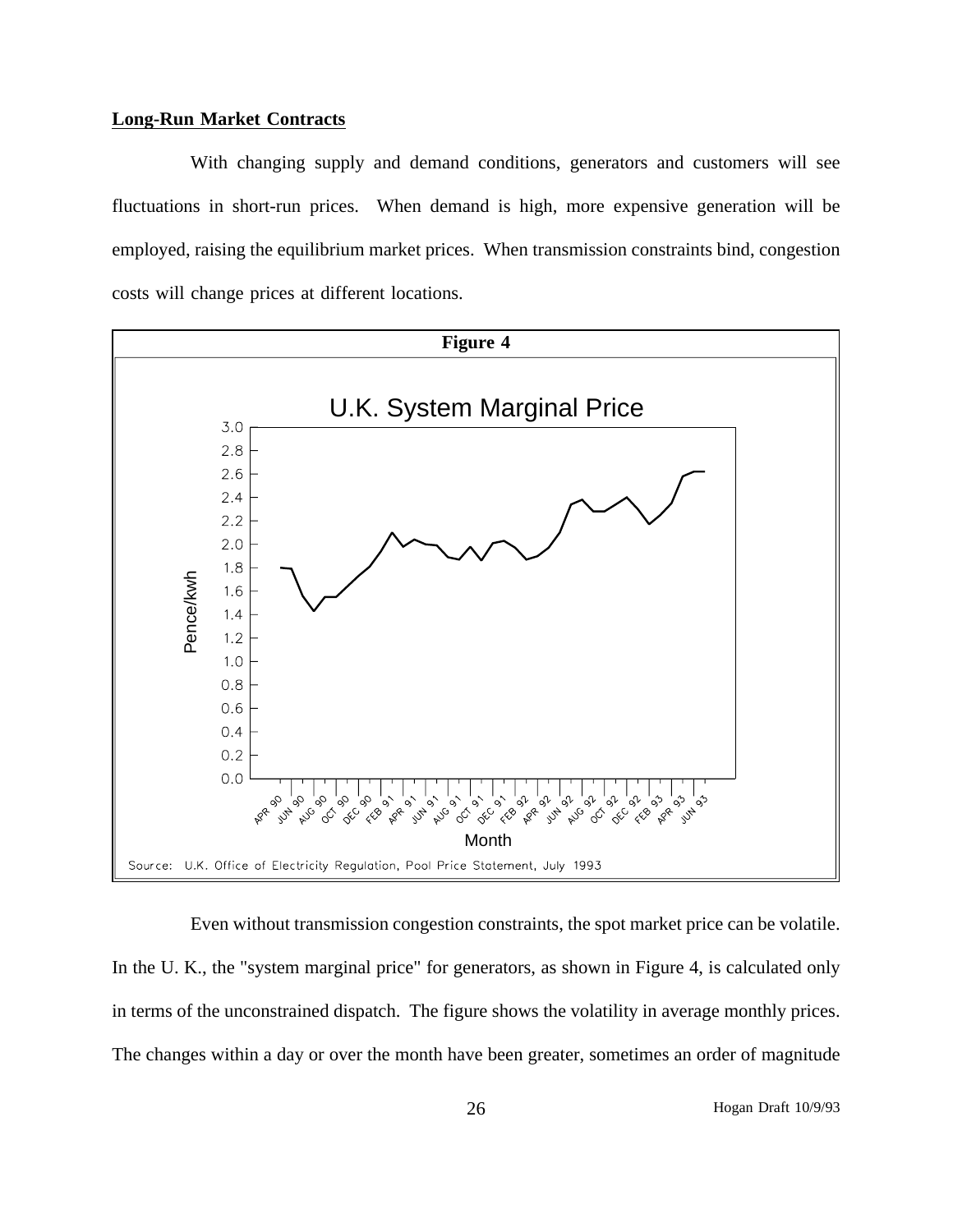## Long-Run Market Contracts

With changing supply and demand conditions, generators and customers will see fluctuations in short-run prices. When demand is high, more expensive generation will be employed, raising the equilibrium market prices. When transmission constraints bind, congestion costs will change prices at different locations.

**Figure 4**

U.K. System Marginal Price

Source: U.K. Office of Electricity Regulation, Pool Price Statement, July 1993

Even without transmission congestion constraints, the spot market price can be volatile. In the U. K., the "system marginal price" for generators, as shown in Figure 4, is calculated only in terms of the unconstrained dispatch. The figure shows the volatility in average monthly prices. The changes within a day or over the month have been greater, sometimes an order of magnitude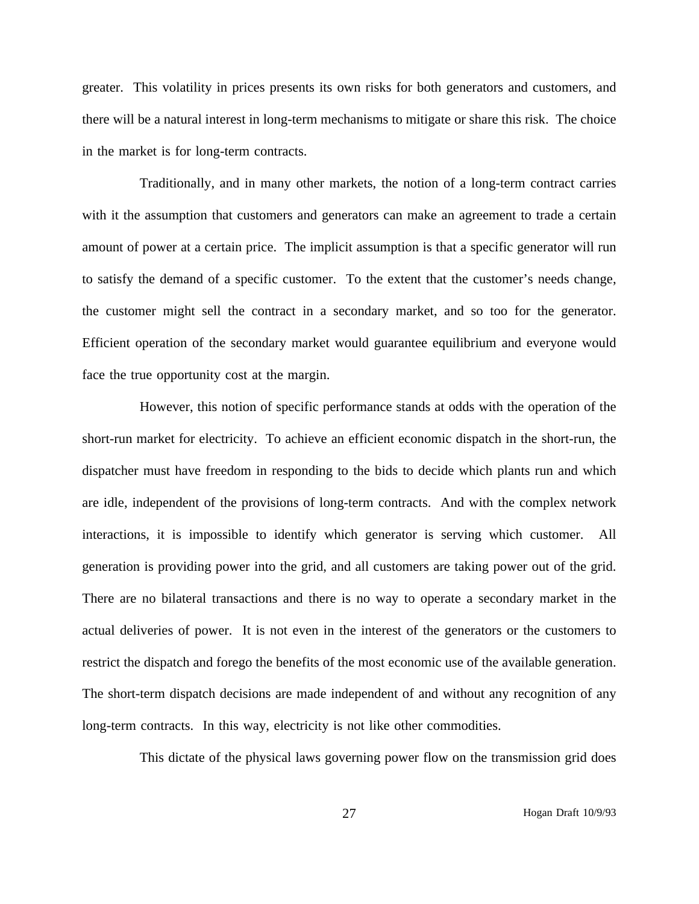greater. This volatility in prices presents its own risks for both generators and customers, and there will be a natural interest in long-term mechanisms to mitigate or share this risk. The choice in the market is for long-term contracts.

Traditionally, and in many other markets, the notion of a long-term contract carries with it the assumption that customers and generators can make an agreement to trade a certain amount of power at a certain price. The implicit assumption is that a specific generator will run to satisfy the demand of a specific customer. To the extent that the customer's needs change, the customer might sell the contract in a secondary market, and so too for the generator. Efficient operation of the secondary market would guarantee equilibrium and everyone would face the true opportunity cost at the margin.

However, this notion of specific performance stands at odds with the operation of the short-run market for electricity. To achieve an efficient economic dispatch in the short-run, the dispatcher must have freedom in responding to the bids to decide which plants run and which are idle, independent of the provisions of long-term contracts. And with the complex network interactions, it is impossible to identify which generator is serving which customer. All generation is providing power into the grid, and all customers are taking power out of the grid. There are no bilateral transactions and there is no way to operate a secondary market in the actual deliveries of power. It is not even in the interest of the generators or the customers to restrict the dispatch and forego the benefits of the most economic use of the available generation. The short-term dispatch decisions are made independent of and without any recognition of any long-term contracts. In this way, electricity is not like other commodities.

This dictate of the physical laws governing power flow on the transmission grid does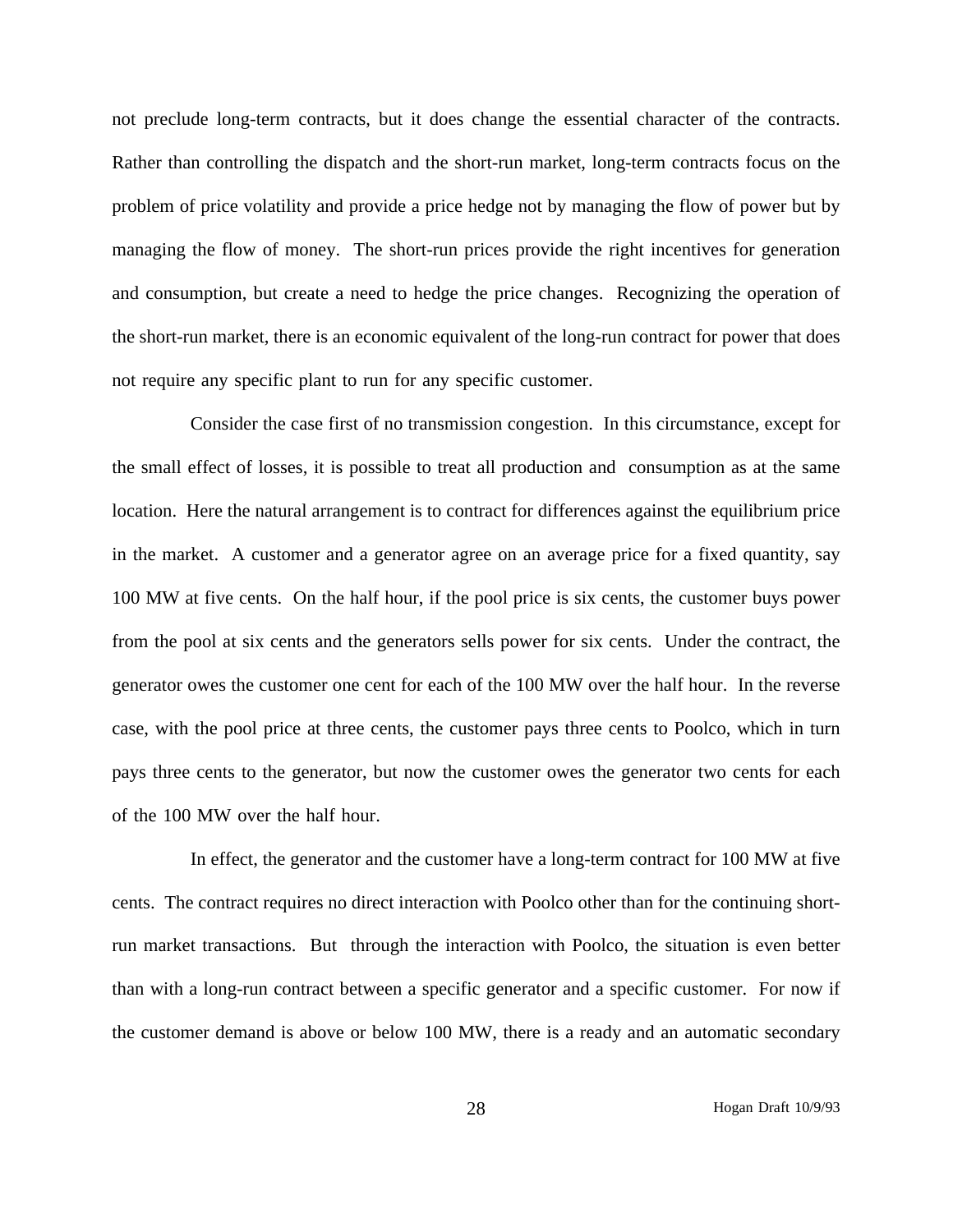not preclude long-term contracts, but it does change the essential character of the contracts. Rather than controlling the dispatch and the short-run market, long-term contracts focus on the problem of price volatility and provide a price hedge not by managing the flow of power but by managing the flow of money. The short-run prices provide the right incentives for generation and consumption, but create a need to hedge the price changes. Recognizing the operation of the short-run market, there is an economic equivalent of the long-run contract for power that does not require any specific plant to run for any specific customer.

Consider the case first of no transmission congestion. In this circumstance, except for the small effect of losses, it is possible to treat all production and consumption as at the same location. Here the natural arrangement is to contract for differences against the equilibrium price in the market. A customer and a generator agree on an average price for a fixed quantity, say 100 MW at five cents. On the half hour, if the pool price is six cents, the customer buys power from the pool at six cents and the generators sells power for six cents. Under the contract, the generator owes the customer one cent for each of the 100 MW over the half hour. In the reverse case, with the pool price at three cents, the customer pays three cents to Poolco, which in turn pays three cents to the generator, but now the customer owes the generator two cents for each of the 100 MW over the half hour.

In effect, the generator and the customer have a long-term contract for 100 MW at five cents. The contract requires no direct interaction with Poolco other than for the continuing short-run market transactions. But through the interaction with Poolco, the situation is even better than with a long-run contract between a specific generator and a specific customer. For now if the customer demand is above or below 100 MW, there is a ready and an automatic secondary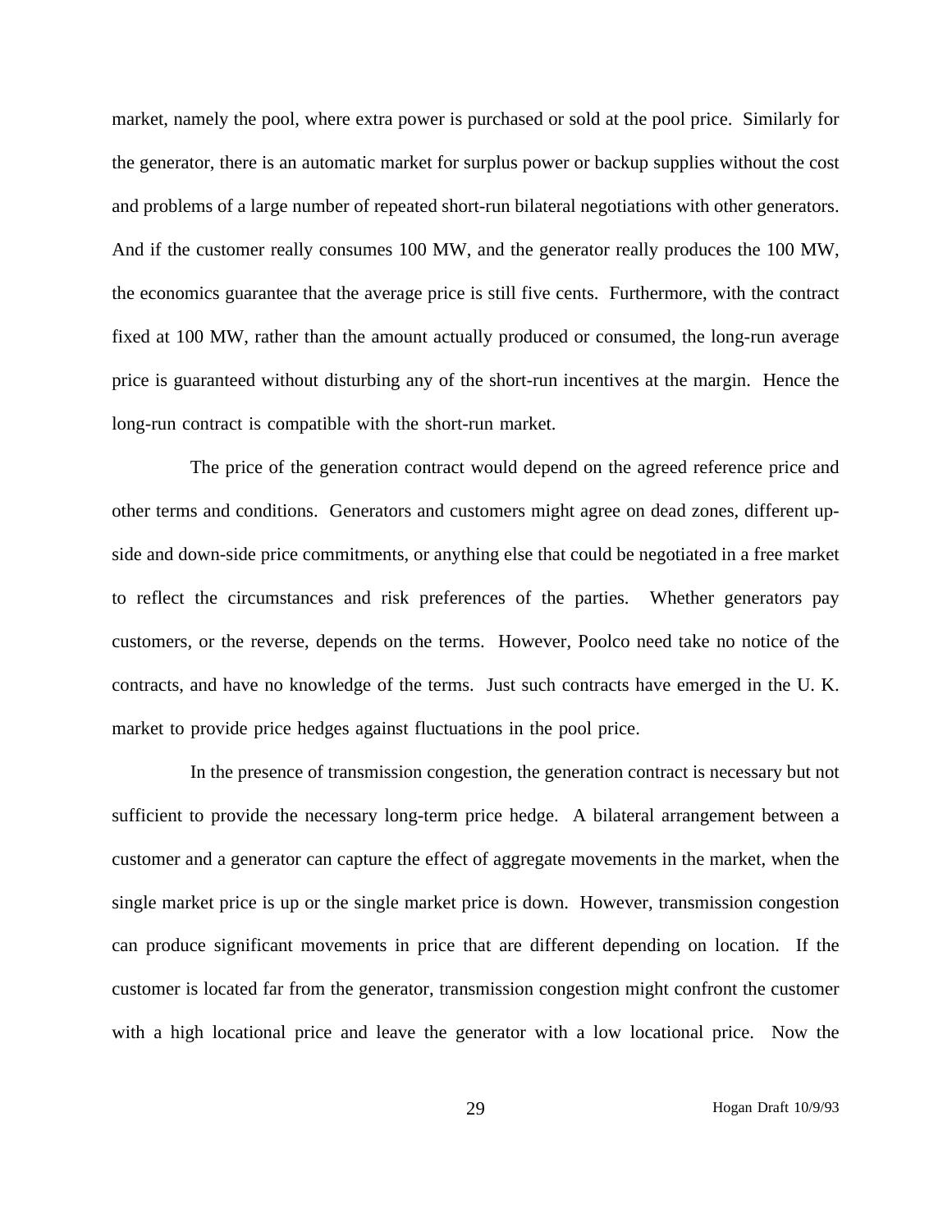market, namely the pool, where extra power is purchased or sold at the pool price. Similarly for the generator, there is an automatic market for surplus power or backup supplies without the cost and problems of a large number of repeated short-run bilateral negotiations with other generators. And if the customer really consumes 100 MW, and the generator really produces the 100 MW, the economics guarantee that the average price is still five cents. Furthermore, with the contract fixed at 100 MW, rather than the amount actually produced or consumed, the long-run average price is guaranteed without disturbing any of the short-run incentives at the margin. Hence the long-run contract is compatible with the short-run market.

The price of the generation contract would depend on the agreed reference price and other terms and conditions. Generators and customers might agree on dead zones, different up-side and down-side price commitments, or anything else that could be negotiated in a free market to reflect the circumstances and risk preferences of the parties. Whether generators pay customers, or the reverse, depends on the terms. However, Poolco need take no notice of the contracts, and have no knowledge of the terms. Just such contracts have emerged in the U. K. market to provide price hedges against fluctuations in the pool price.

In the presence of transmission congestion, the generation contract is necessary but not sufficient to provide the necessary long-term price hedge. A bilateral arrangement between a customer and a generator can capture the effect of aggregate movements in the market, when the single market price is up or the single market price is down. However, transmission congestion can produce significant movements in price that are different depending on location. If the customer is located far from the generator, transmission congestion might confront the customer with a high locational price and leave the generator with a low locational price. Now the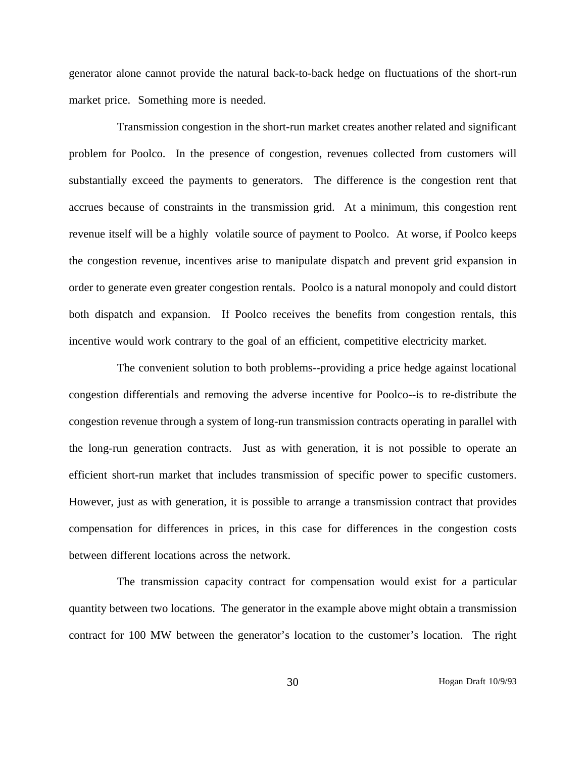generator alone cannot provide the natural back-to-back hedge on fluctuations of the short-run market price. Something more is needed.

Transmission congestion in the short-run market creates another related and significant problem for Poolco. In the presence of congestion, revenues collected from customers will substantially exceed the payments to generators. The difference is the congestion rent that accrues because of constraints in the transmission grid. At a minimum, this congestion rent revenue itself will be a highly volatile source of payment to Poolco. At worse, if Poolco keeps the congestion revenue, incentives arise to manipulate dispatch and prevent grid expansion in order to generate even greater congestion rentals. Poolco is a natural monopoly and could distort both dispatch and expansion. If Poolco receives the benefits from congestion rentals, this incentive would work contrary to the goal of an efficient, competitive electricity market.

The convenient solution to both problems--providing a price hedge against locational congestion differentials and removing the adverse incentive for Poolco--is to re-distribute the congestion revenue through a system of long-run transmission contracts operating in parallel with the long-run generation contracts. Just as with generation, it is not possible to operate an efficient short-run market that includes transmission of specific power to specific customers. However, just as with generation, it is possible to arrange a transmission contract that provides compensation for differences in prices, in this case for differences in the congestion costs between different locations across the network.

The transmission capacity contract for compensation would exist for a particular quantity between two locations. The generator in the example above might obtain a transmission contract for 100 MW between the generator's location to the customer's location. The right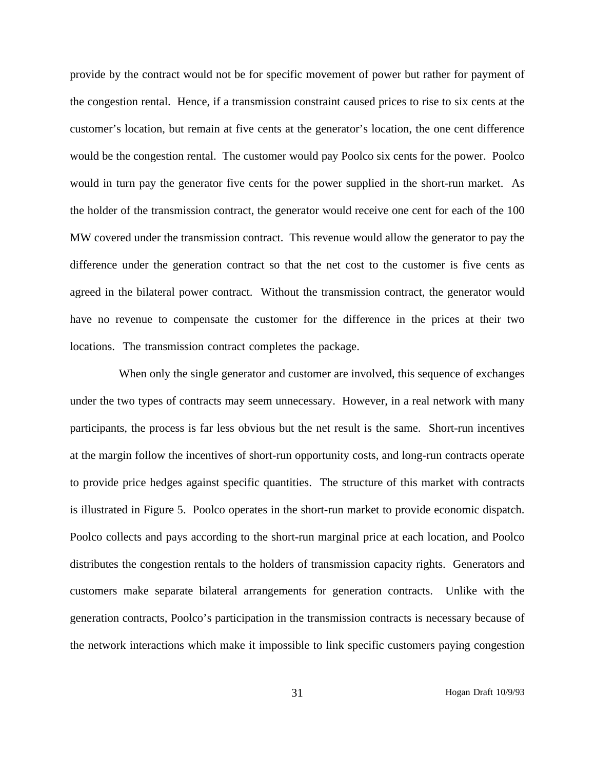provide by the contract would not be for specific movement of power but rather for payment of the congestion rental. Hence, if a transmission constraint caused prices to rise to six cents at the customer's location, but remain at five cents at the generator's location, the one cent difference would be the congestion rental. The customer would pay Poolco six cents for the power. Poolco would in turn pay the generator five cents for the power supplied in the short-run market. As the holder of the transmission contract, the generator would receive one cent for each of the 100 MW covered under the transmission contract. This revenue would allow the generator to pay the difference under the generation contract so that the net cost to the customer is five cents as agreed in the bilateral power contract. Without the transmission contract, the generator would have no revenue to compensate the customer for the difference in the prices at their two locations. The transmission contract completes the package.

When only the single generator and customer are involved, this sequence of exchanges under the two types of contracts may seem unnecessary. However, in a real network with many participants, the process is far less obvious but the net result is the same. Short-run incentives at the margin follow the incentives of short-run opportunity costs, and long-run contracts operate to provide price hedges against specific quantities. The structure of this market with contracts is illustrated in Figure 5. Poolco operates in the short-run market to provide economic dispatch. Poolco collects and pays according to the short-run marginal price at each location, and Poolco distributes the congestion rentals to the holders of transmission capacity rights. Generators and customers make separate bilateral arrangements for generation contracts. Unlike with the generation contracts, Poolco's participation in the transmission contracts is necessary because of the network interactions which make it impossible to link specific customers paying congestion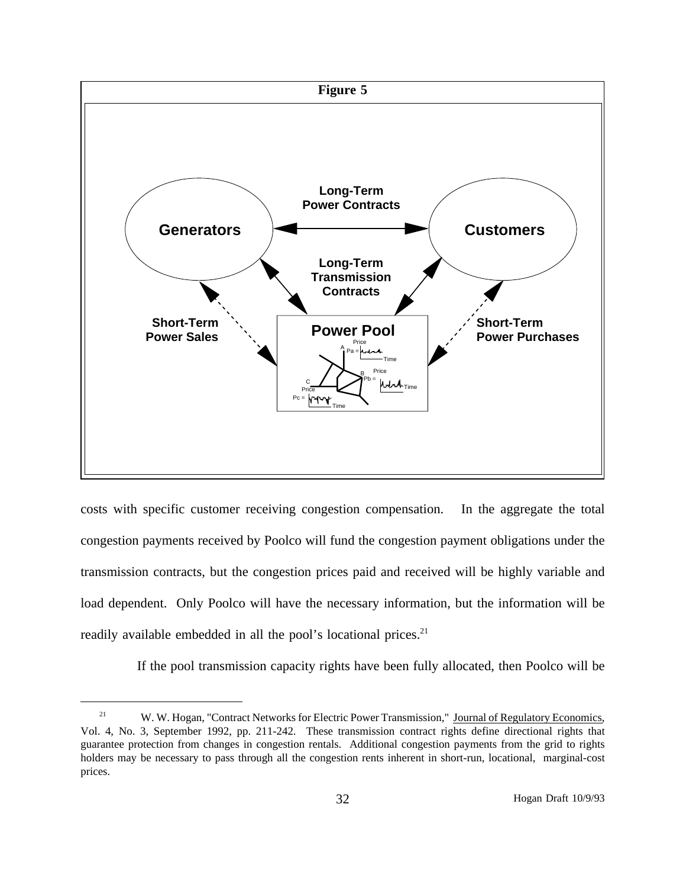**Figure 5**

costs with specific customer receiving congestion compensation. In the aggregate the total congestion payments received by Poolco will fund the congestion payment obligations under the transmission contracts, but the congestion prices paid and received will be highly variable and load dependent. Only Poolco will have the necessary information, but the information will be readily available embedded in all the pool's locational prices.[21]

If the pool transmission capacity rights have been fully allocated, then Poolco will be

[21] W. W. Hogan, "Contract Networks for Electric Power Transmission," Journal of Regulatory Economics, Vol. 4, No. 3, September 1992, pp. 211-242. These transmission contract rights define directional rights that guarantee protection from changes in congestion rentals. Additional congestion payments from the grid to rights holders may be necessary to pass through all the congestion rents inherent in short-run, locational, marginal-cost prices.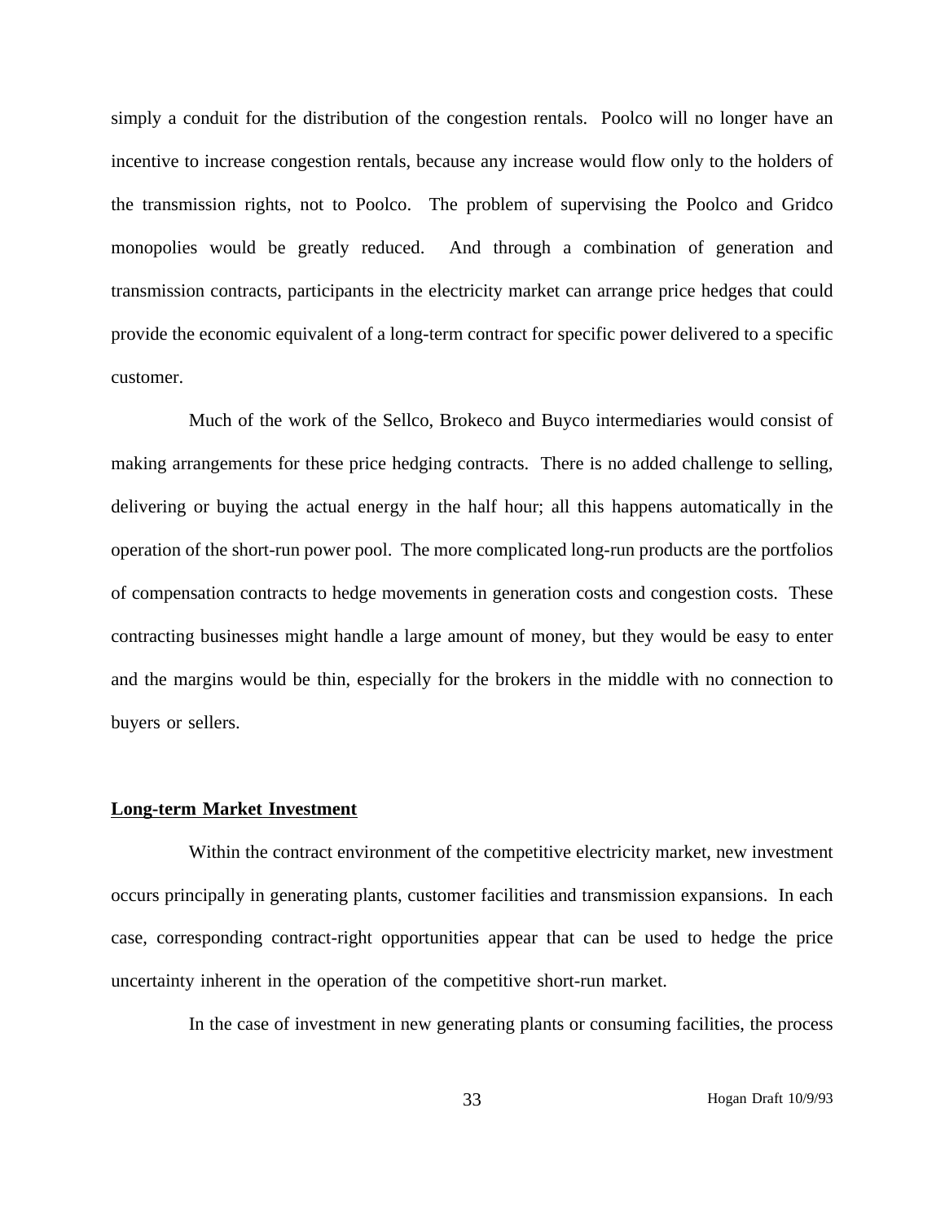simply a conduit for the distribution of the congestion rentals. Poolco will no longer have an incentive to increase congestion rentals, because any increase would flow only to the holders of the transmission rights, not to Poolco. The problem of supervising the Poolco and Gridco monopolies would be greatly reduced. And through a combination of generation and transmission contracts, participants in the electricity market can arrange price hedges that could provide the economic equivalent of a long-term contract for specific power delivered to a specific customer.

Much of the work of the Sellco, Brokeco and Buyco intermediaries would consist of making arrangements for these price hedging contracts. There is no added challenge to selling, delivering or buying the actual energy in the half hour; all this happens automatically in the operation of the short-run power pool. The more complicated long-run products are the portfolios of compensation contracts to hedge movements in generation costs and congestion costs. These contracting businesses might handle a large amount of money, but they would be easy to enter and the margins would be thin, especially for the brokers in the middle with no connection to buyers or sellers.

## Long-term Market Investment

Within the contract environment of the competitive electricity market, new investment occurs principally in generating plants, customer facilities and transmission expansions. In each case, corresponding contract-right opportunities appear that can be used to hedge the price uncertainty inherent in the operation of the competitive short-run market.

In the case of investment in new generating plants or consuming facilities, the process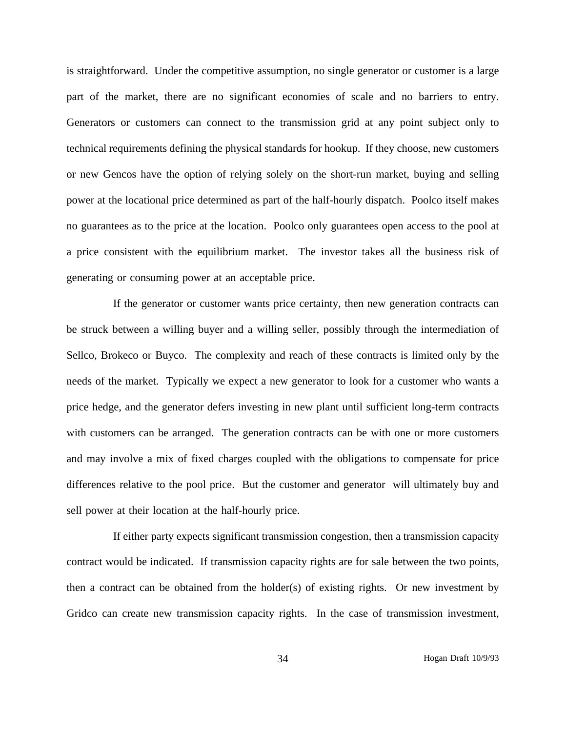is straightforward. Under the competitive assumption, no single generator or customer is a large part of the market, there are no significant economies of scale and no barriers to entry. Generators or customers can connect to the transmission grid at any point subject only to technical requirements defining the physical standards for hookup. If they choose, new customers or new Gencos have the option of relying solely on the short-run market, buying and selling power at the locational price determined as part of the half-hourly dispatch. Poolco itself makes no guarantees as to the price at the location. Poolco only guarantees open access to the pool at a price consistent with the equilibrium market. The investor takes all the business risk of generating or consuming power at an acceptable price.

If the generator or customer wants price certainty, then new generation contracts can be struck between a willing buyer and a willing seller, possibly through the intermediation of Sellco, Brokeco or Buyco. The complexity and reach of these contracts is limited only by the needs of the market. Typically we expect a new generator to look for a customer who wants a price hedge, and the generator defers investing in new plant until sufficient long-term contracts with customers can be arranged. The generation contracts can be with one or more customers and may involve a mix of fixed charges coupled with the obligations to compensate for price differences relative to the pool price. But the customer and generator will ultimately buy and sell power at their location at the half-hourly price.

If either party expects significant transmission congestion, then a transmission capacity contract would be indicated. If transmission capacity rights are for sale between the two points, then a contract can be obtained from the holder(s) of existing rights. Or new investment by Gridco can create new transmission capacity rights. In the case of transmission investment,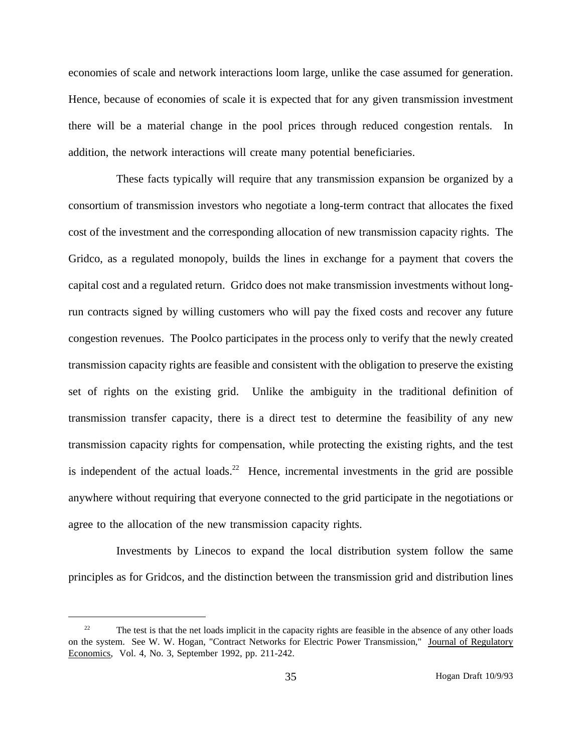economies of scale and network interactions loom large, unlike the case assumed for generation. Hence, because of economies of scale it is expected that for any given transmission investment there will be a material change in the pool prices through reduced congestion rentals. In addition, the network interactions will create many potential beneficiaries.

These facts typically will require that any transmission expansion be organized by a consortium of transmission investors who negotiate a long-term contract that allocates the fixed cost of the investment and the corresponding allocation of new transmission capacity rights. The Gridco, as a regulated monopoly, builds the lines in exchange for a payment that covers the capital cost and a regulated return. Gridco does not make transmission investments without long-run contracts signed by willing customers who will pay the fixed costs and recover any future congestion revenues. The Poolco participates in the process only to verify that the newly created transmission capacity rights are feasible and consistent with the obligation to preserve the existing set of rights on the existing grid. Unlike the ambiguity in the traditional definition of transmission transfer capacity, there is a direct test to determine the feasibility of any new transmission capacity rights for compensation, while protecting the existing rights, and the test is independent of the actual loads.[22] Hence, incremental investments in the grid are possible anywhere without requiring that everyone connected to the grid participate in the negotiations or agree to the allocation of the new transmission capacity rights.

Investments by Linecos to expand the local distribution system follow the same principles as for Gridcos, and the distinction between the transmission grid and distribution lines

[22] The test is that the net loads implicit in the capacity rights are feasible in the absence of any other loads on the system. See W. W. Hogan, "Contract Networks for Electric Power Transmission," Journal of Regulatory Economics, Vol. 4, No. 3, September 1992, pp. 211-242.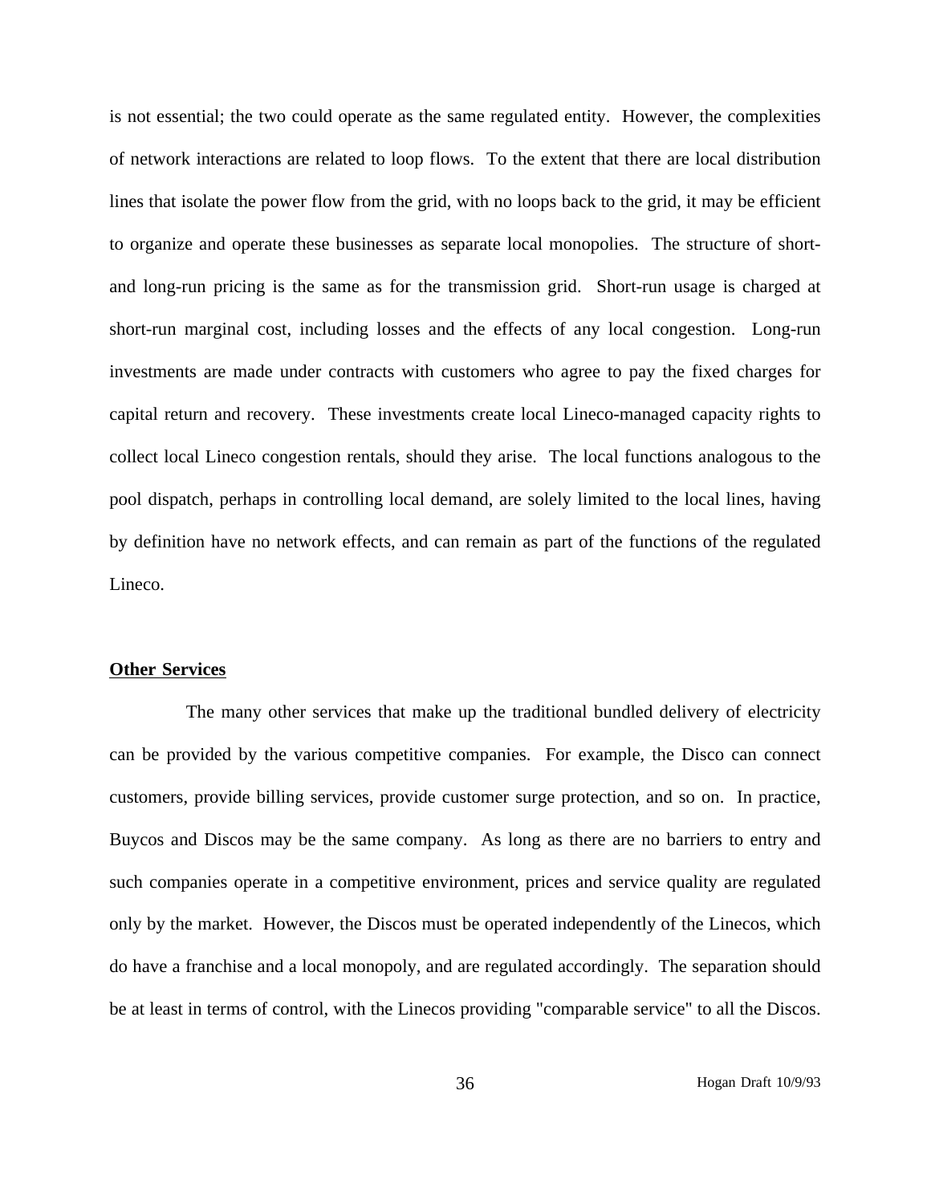is not essential; the two could operate as the same regulated entity. However, the complexities of network interactions are related to loop flows. To the extent that there are local distribution lines that isolate the power flow from the grid, with no loops back to the grid, it may be efficient to organize and operate these businesses as separate local monopolies. The structure of short- and long-run pricing is the same as for the transmission grid. Short-run usage is charged at short-run marginal cost, including losses and the effects of any local congestion. Long-run investments are made under contracts with customers who agree to pay the fixed charges for capital return and recovery. These investments create local Lineco-managed capacity rights to collect local Lineco congestion rentals, should they arise. The local functions analogous to the pool dispatch, perhaps in controlling local demand, are solely limited to the local lines, having by definition have no network effects, and can remain as part of the functions of the regulated Lineco.

**Other Services**

The many other services that make up the traditional bundled delivery of electricity can be provided by the various competitive companies. For example, the Disco can connect customers, provide billing services, provide customer surge protection, and so on. In practice, Buycos and Discos may be the same company. As long as there are no barriers to entry and such companies operate in a competitive environment, prices and service quality are regulated only by the market. However, the Discos must be operated independently of the Linecos, which do have a franchise and a local monopoly, and are regulated accordingly. The separation should be at least in terms of control, with the Linecos providing "comparable service" to all the Discos.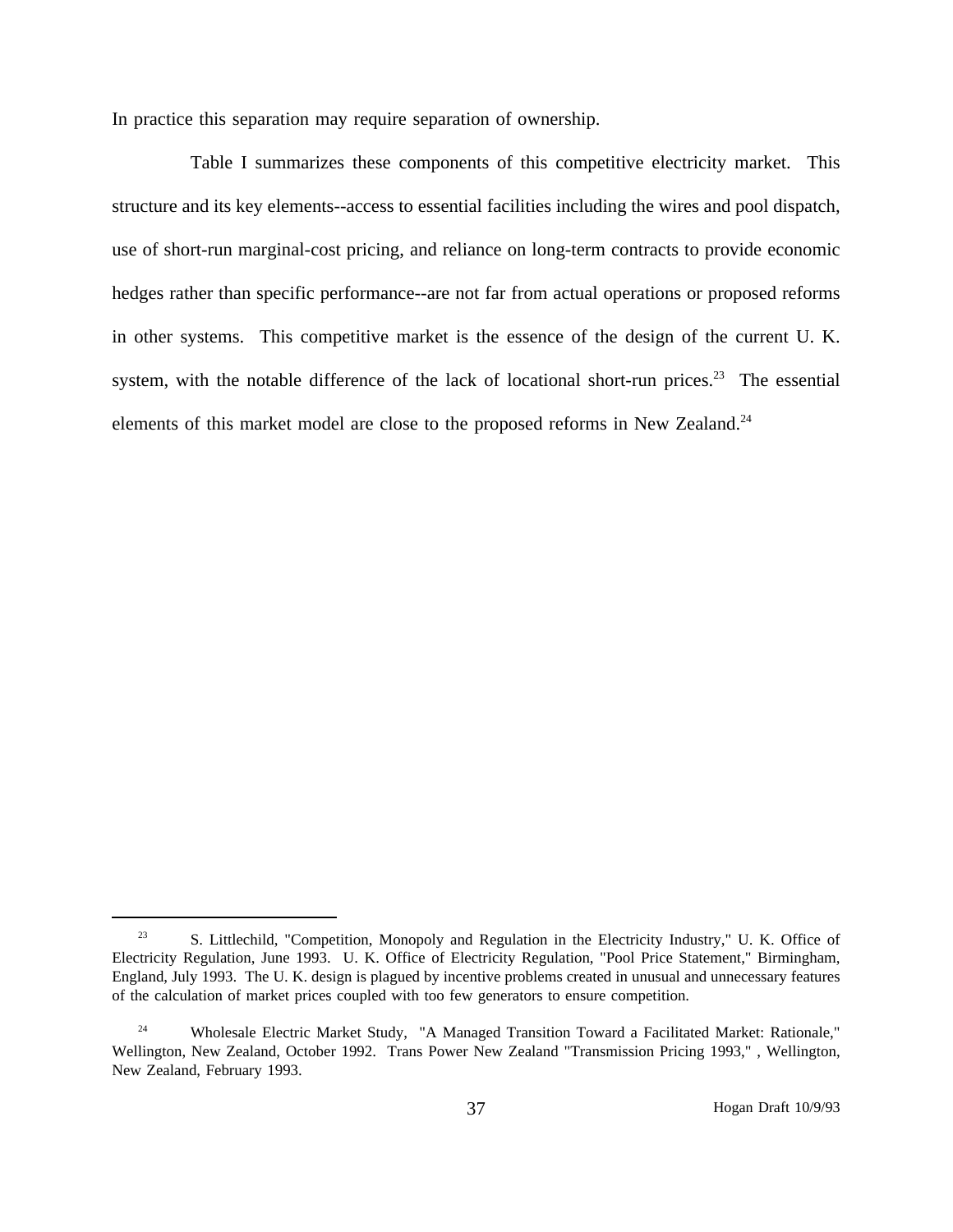In practice this separation may require separation of ownership.

Table I summarizes these components of this competitive electricity market. This structure and its key elements--access to essential facilities including the wires and pool dispatch, use of short-run marginal-cost pricing, and reliance on long-term contracts to provide economic hedges rather than specific performance--are not far from actual operations or proposed reforms in other systems. This competitive market is the essence of the design of the current U. K. system, with the notable difference of the lack of locational short-run prices.[23] The essential elements of this market model are close to the proposed reforms in New Zealand.[24]

---

[23] S. Littlechild, "Competition, Monopoly and Regulation in the Electricity Industry," U. K. Office of Electricity Regulation, June 1993. U. K. Office of Electricity Regulation, "Pool Price Statement," Birmingham, England, July 1993. The U. K. design is plagued by incentive problems created in unusual and unnecessary features of the calculation of market prices coupled with too few generators to ensure competition.

[24] Wholesale Electric Market Study, "A Managed Transition Toward a Facilitated Market: Rationale," Wellington, New Zealand, October 1992. Trans Power New Zealand "Transmission Pricing 1993," , Wellington, New Zealand, February 1993.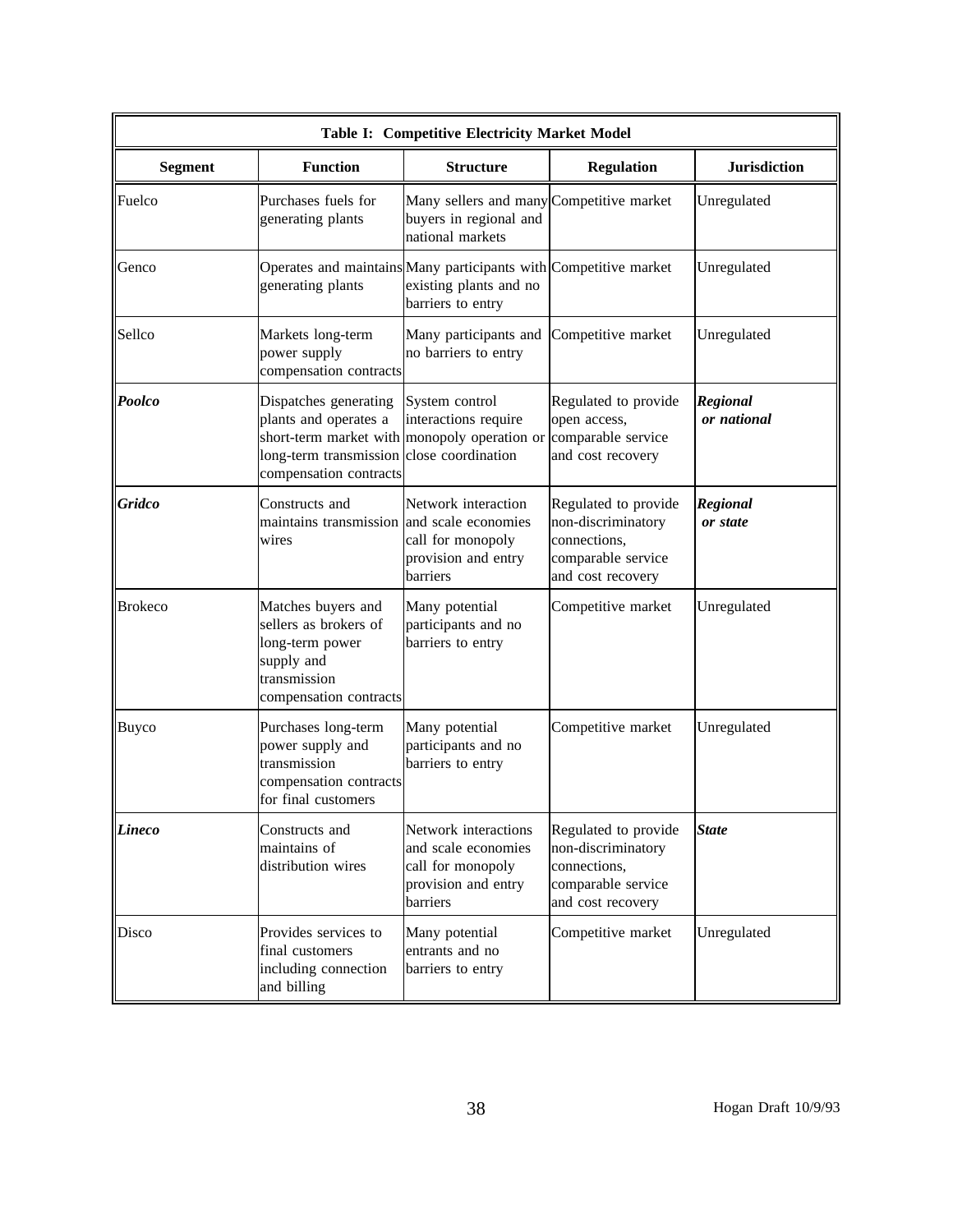**Table I: Competitive Electricity Market Model**

| Segment | Function | Structure | Regulation | Jurisdiction |
|---|---|---|---|---|
| Fuelco | Purchases fuels for generating plants | Many sellers and many buyers in regional and national markets | Competitive market | Unregulated |
| Genco | Operates and maintains generating plants | Many participants with existing plants and no barriers to entry | Competitive market | Unregulated |
| Sellco | Markets long-term power supply compensation contracts | Many participants and no barriers to entry | Competitive market | Unregulated |
| ***Poolco*** | Dispatches generating plants and operates a short-term market with long-term transmission compensation contracts | System control interactions require monopoly operation or close coordination | Regulated to provide open access, comparable service and cost recovery | ***Regional or national*** |
| ***Gridco*** | Constructs and maintains transmission wires | Network interaction and scale economies call for monopoly provision and entry barriers | Regulated to provide non-discriminatory connections, comparable service and cost recovery | ***Regional or state*** |
| Brokeco | Matches buyers and sellers as brokers of long-term power supply and transmission compensation contracts | Many potential participants and no barriers to entry | Competitive market | Unregulated |
| Buyco | Purchases long-term power supply and transmission compensation contracts for final customers | Many potential participants and no barriers to entry | Competitive market | Unregulated |
| ***Lineco*** | Constructs and maintains of distribution wires | Network interactions and scale economies call for monopoly provision and entry barriers | Regulated to provide non-discriminatory connections, comparable service and cost recovery | ***State*** |
| Disco | Provides services to final customers including connection and billing | Many potential entrants and no barriers to entry | Competitive market | Unregulated |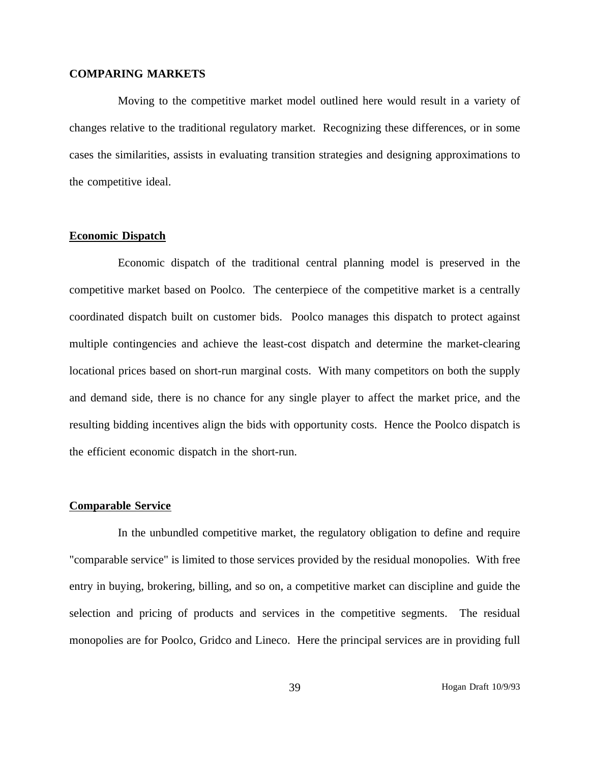## COMPARING MARKETS

Moving to the competitive market model outlined here would result in a variety of changes relative to the traditional regulatory market. Recognizing these differences, or in some cases the similarities, assists in evaluating transition strategies and designing approximations to the competitive ideal.

### Economic Dispatch

Economic dispatch of the traditional central planning model is preserved in the competitive market based on Poolco. The centerpiece of the competitive market is a centrally coordinated dispatch built on customer bids. Poolco manages this dispatch to protect against multiple contingencies and achieve the least-cost dispatch and determine the market-clearing locational prices based on short-run marginal costs. With many competitors on both the supply and demand side, there is no chance for any single player to affect the market price, and the resulting bidding incentives align the bids with opportunity costs. Hence the Poolco dispatch is the efficient economic dispatch in the short-run.

### Comparable Service

In the unbundled competitive market, the regulatory obligation to define and require "comparable service" is limited to those services provided by the residual monopolies. With free entry in buying, brokering, billing, and so on, a competitive market can discipline and guide the selection and pricing of products and services in the competitive segments. The residual monopolies are for Poolco, Gridco and Lineco. Here the principal services are in providing full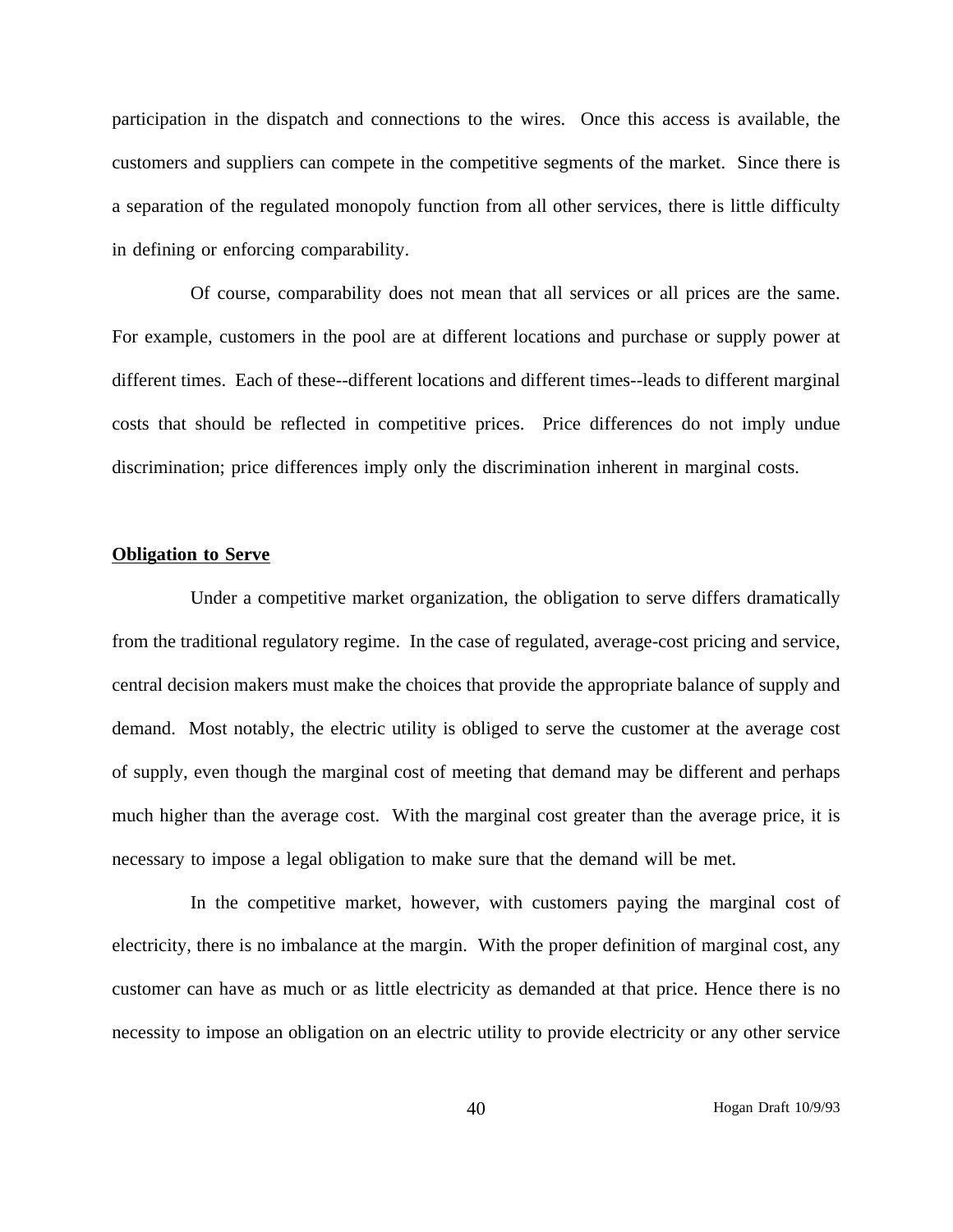participation in the dispatch and connections to the wires. Once this access is available, the customers and suppliers can compete in the competitive segments of the market. Since there is a separation of the regulated monopoly function from all other services, there is little difficulty in defining or enforcing comparability.

Of course, comparability does not mean that all services or all prices are the same. For example, customers in the pool are at different locations and purchase or supply power at different times. Each of these--different locations and different times--leads to different marginal costs that should be reflected in competitive prices. Price differences do not imply undue discrimination; price differences imply only the discrimination inherent in marginal costs.

**Obligation to Serve**

Under a competitive market organization, the obligation to serve differs dramatically from the traditional regulatory regime. In the case of regulated, average-cost pricing and service, central decision makers must make the choices that provide the appropriate balance of supply and demand. Most notably, the electric utility is obliged to serve the customer at the average cost of supply, even though the marginal cost of meeting that demand may be different and perhaps much higher than the average cost. With the marginal cost greater than the average price, it is necessary to impose a legal obligation to make sure that the demand will be met.

In the competitive market, however, with customers paying the marginal cost of electricity, there is no imbalance at the margin. With the proper definition of marginal cost, any customer can have as much or as little electricity as demanded at that price. Hence there is no necessity to impose an obligation on an electric utility to provide electricity or any other service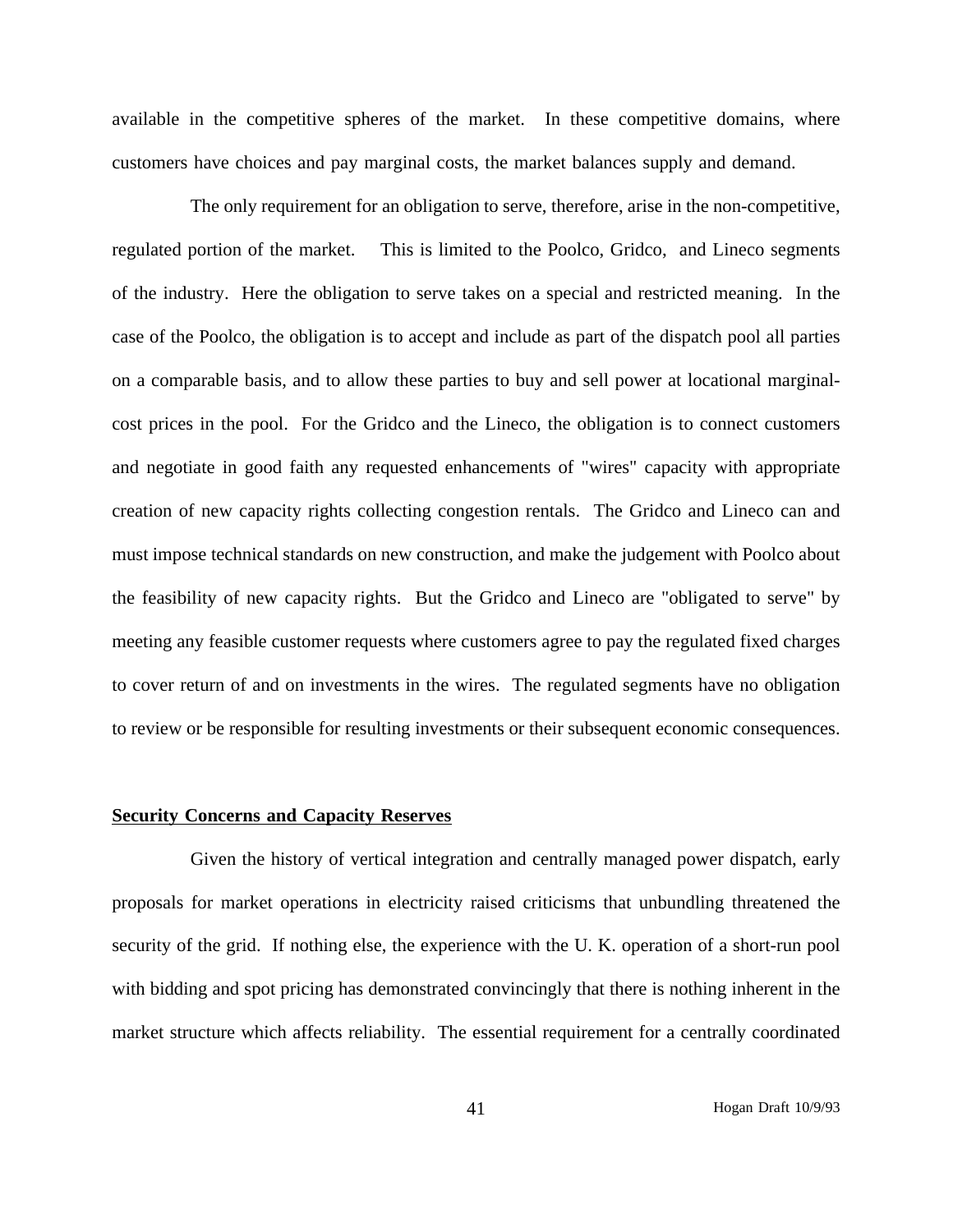available in the competitive spheres of the market. In these competitive domains, where customers have choices and pay marginal costs, the market balances supply and demand.

The only requirement for an obligation to serve, therefore, arise in the non-competitive, regulated portion of the market. This is limited to the Poolco, Gridco, and Lineco segments of the industry. Here the obligation to serve takes on a special and restricted meaning. In the case of the Poolco, the obligation is to accept and include as part of the dispatch pool all parties on a comparable basis, and to allow these parties to buy and sell power at locational marginal-cost prices in the pool. For the Gridco and the Lineco, the obligation is to connect customers and negotiate in good faith any requested enhancements of "wires" capacity with appropriate creation of new capacity rights collecting congestion rentals. The Gridco and Lineco can and must impose technical standards on new construction, and make the judgement with Poolco about the feasibility of new capacity rights. But the Gridco and Lineco are "obligated to serve" by meeting any feasible customer requests where customers agree to pay the regulated fixed charges to cover return of and on investments in the wires. The regulated segments have no obligation to review or be responsible for resulting investments or their subsequent economic consequences.

## Security Concerns and Capacity Reserves

Given the history of vertical integration and centrally managed power dispatch, early proposals for market operations in electricity raised criticisms that unbundling threatened the security of the grid. If nothing else, the experience with the U. K. operation of a short-run pool with bidding and spot pricing has demonstrated convincingly that there is nothing inherent in the market structure which affects reliability. The essential requirement for a centrally coordinated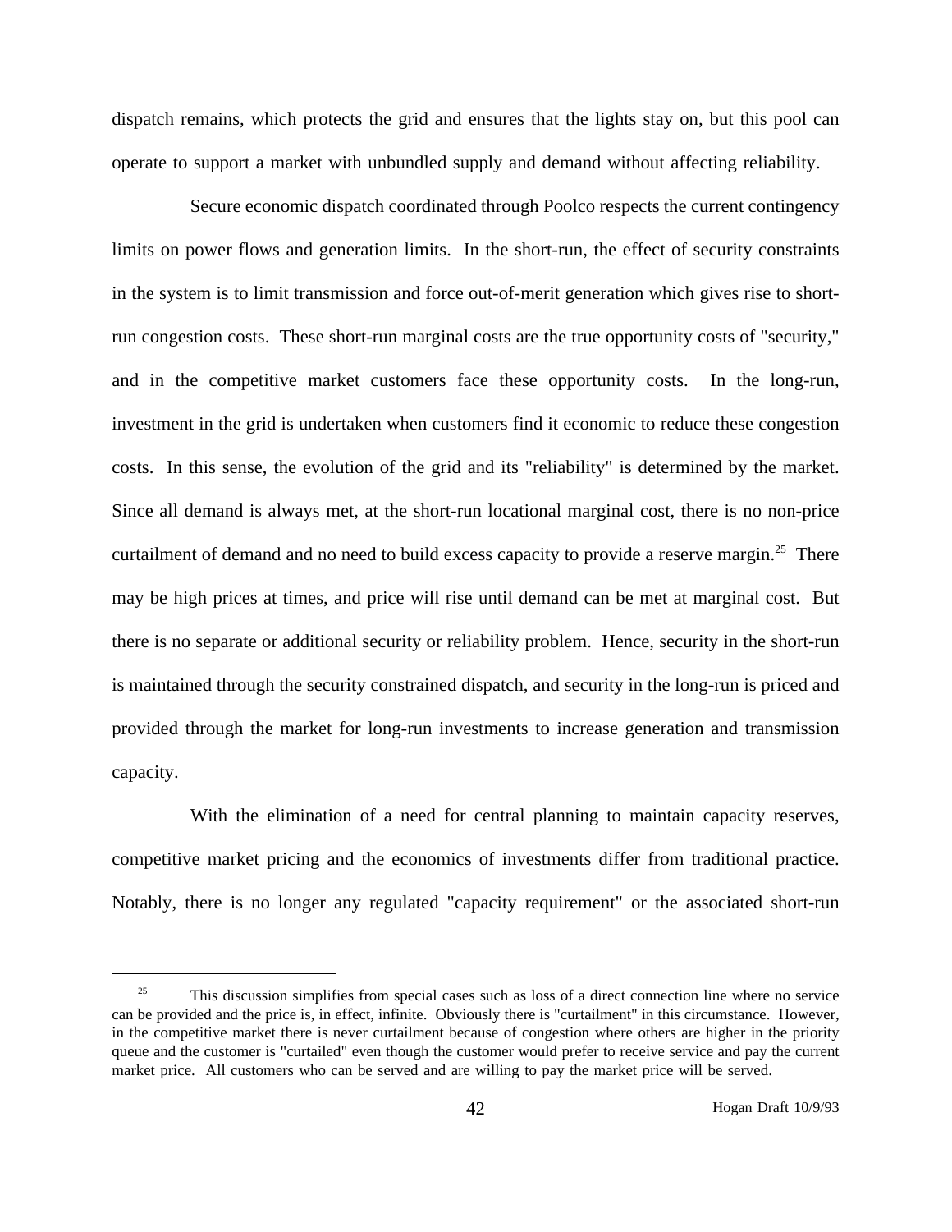dispatch remains, which protects the grid and ensures that the lights stay on, but this pool can operate to support a market with unbundled supply and demand without affecting reliability.

Secure economic dispatch coordinated through Poolco respects the current contingency limits on power flows and generation limits. In the short-run, the effect of security constraints in the system is to limit transmission and force out-of-merit generation which gives rise to short-run congestion costs. These short-run marginal costs are the true opportunity costs of "security," and in the competitive market customers face these opportunity costs. In the long-run, investment in the grid is undertaken when customers find it economic to reduce these congestion costs. In this sense, the evolution of the grid and its "reliability" is determined by the market. Since all demand is always met, at the short-run locational marginal cost, there is no non-price curtailment of demand and no need to build excess capacity to provide a reserve margin.[25] There may be high prices at times, and price will rise until demand can be met at marginal cost. But there is no separate or additional security or reliability problem. Hence, security in the short-run is maintained through the security constrained dispatch, and security in the long-run is priced and provided through the market for long-run investments to increase generation and transmission capacity.

With the elimination of a need for central planning to maintain capacity reserves, competitive market pricing and the economics of investments differ from traditional practice. Notably, there is no longer any regulated "capacity requirement" or the associated short-run

---

[25] This discussion simplifies from special cases such as loss of a direct connection line where no service can be provided and the price is, in effect, infinite. Obviously there is "curtailment" in this circumstance. However, in the competitive market there is never curtailment because of congestion where others are higher in the priority queue and the customer is "curtailed" even though the customer would prefer to receive service and pay the current market price. All customers who can be served and are willing to pay the market price will be served.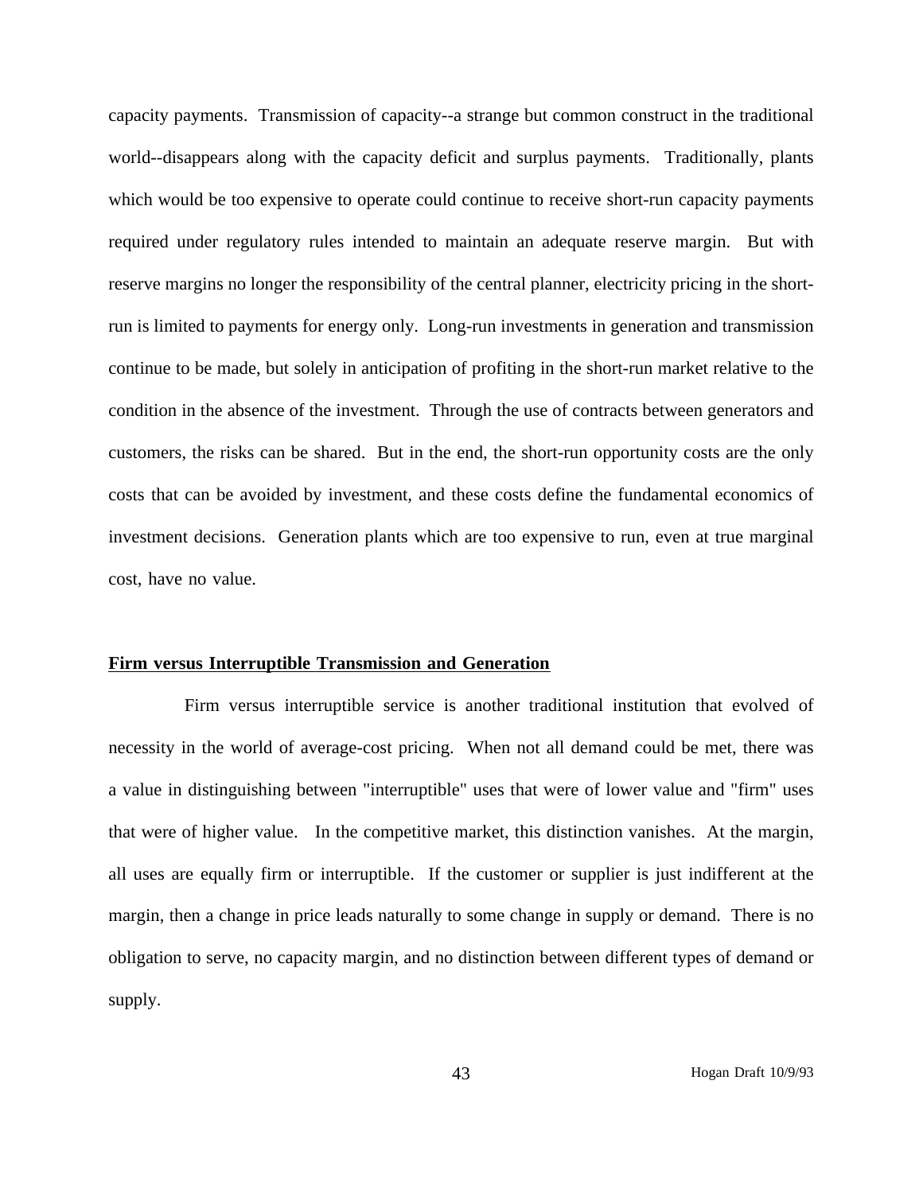capacity payments. Transmission of capacity--a strange but common construct in the traditional world--disappears along with the capacity deficit and surplus payments. Traditionally, plants which would be too expensive to operate could continue to receive short-run capacity payments required under regulatory rules intended to maintain an adequate reserve margin. But with reserve margins no longer the responsibility of the central planner, electricity pricing in the short-run is limited to payments for energy only. Long-run investments in generation and transmission continue to be made, but solely in anticipation of profiting in the short-run market relative to the condition in the absence of the investment. Through the use of contracts between generators and customers, the risks can be shared. But in the end, the short-run opportunity costs are the only costs that can be avoided by investment, and these costs define the fundamental economics of investment decisions. Generation plants which are too expensive to run, even at true marginal cost, have no value.

## Firm versus Interruptible Transmission and Generation

Firm versus interruptible service is another traditional institution that evolved of necessity in the world of average-cost pricing. When not all demand could be met, there was a value in distinguishing between "interruptible" uses that were of lower value and "firm" uses that were of higher value. In the competitive market, this distinction vanishes. At the margin, all uses are equally firm or interruptible. If the customer or supplier is just indifferent at the margin, then a change in price leads naturally to some change in supply or demand. There is no obligation to serve, no capacity margin, and no distinction between different types of demand or supply.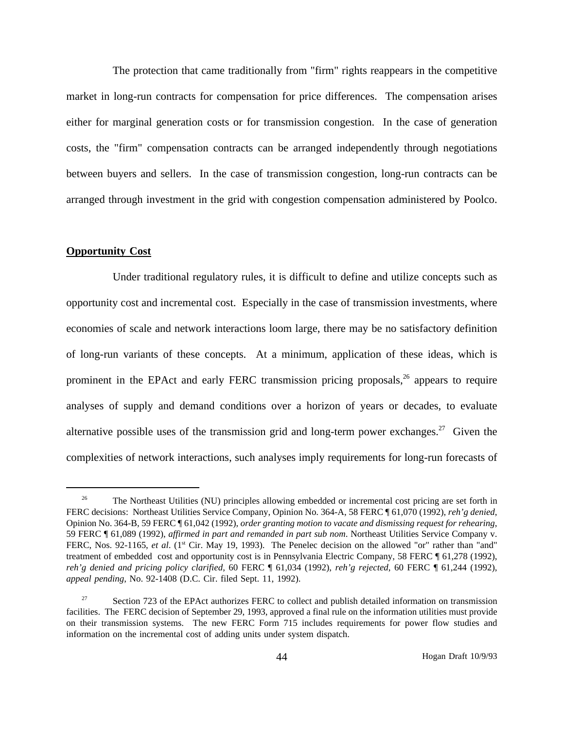The protection that came traditionally from "firm" rights reappears in the competitive market in long-run contracts for compensation for price differences. The compensation arises either for marginal generation costs or for transmission congestion. In the case of generation costs, the "firm" compensation contracts can be arranged independently through negotiations between buyers and sellers. In the case of transmission congestion, long-run contracts can be arranged through investment in the grid with congestion compensation administered by Poolco.

**Opportunity Cost**

Under traditional regulatory rules, it is difficult to define and utilize concepts such as opportunity cost and incremental cost. Especially in the case of transmission investments, where economies of scale and network interactions loom large, there may be no satisfactory definition of long-run variants of these concepts. At a minimum, application of these ideas, which is prominent in the EPAct and early FERC transmission pricing proposals,[26] appears to require analyses of supply and demand conditions over a horizon of years or decades, to evaluate alternative possible uses of the transmission grid and long-term power exchanges.[27] Given the complexities of network interactions, such analyses imply requirements for long-run forecasts of

---

[26] The Northeast Utilities (NU) principles allowing embedded or incremental cost pricing are set forth in FERC decisions: Northeast Utilities Service Company, Opinion No. 364-A, 58 FERC ¶ 61,070 (1992), *reh'g denied*, Opinion No. 364-B, 59 FERC ¶ 61,042 (1992), *order granting motion to vacate and dismissing request for rehearing*, 59 FERC ¶ 61,089 (1992), *affirmed in part and remanded in part sub nom*. Northeast Utilities Service Company v. FERC, Nos. 92-1165, *et al*. (1st Cir. May 19, 1993). The Penelec decision on the allowed "or" rather than "and" treatment of embedded cost and opportunity cost is in Pennsylvania Electric Company, 58 FERC ¶ 61,278 (1992), *reh'g denied and pricing policy clarified*, 60 FERC ¶ 61,034 (1992), *reh'g rejected*, 60 FERC ¶ 61,244 (1992), *appeal pending*, No. 92-1408 (D.C. Cir. filed Sept. 11, 1992).

[27] Section 723 of the EPAct authorizes FERC to collect and publish detailed information on transmission facilities. The FERC decision of September 29, 1993, approved a final rule on the information utilities must provide on their transmission systems. The new FERC Form 715 includes requirements for power flow studies and information on the incremental cost of adding units under system dispatch.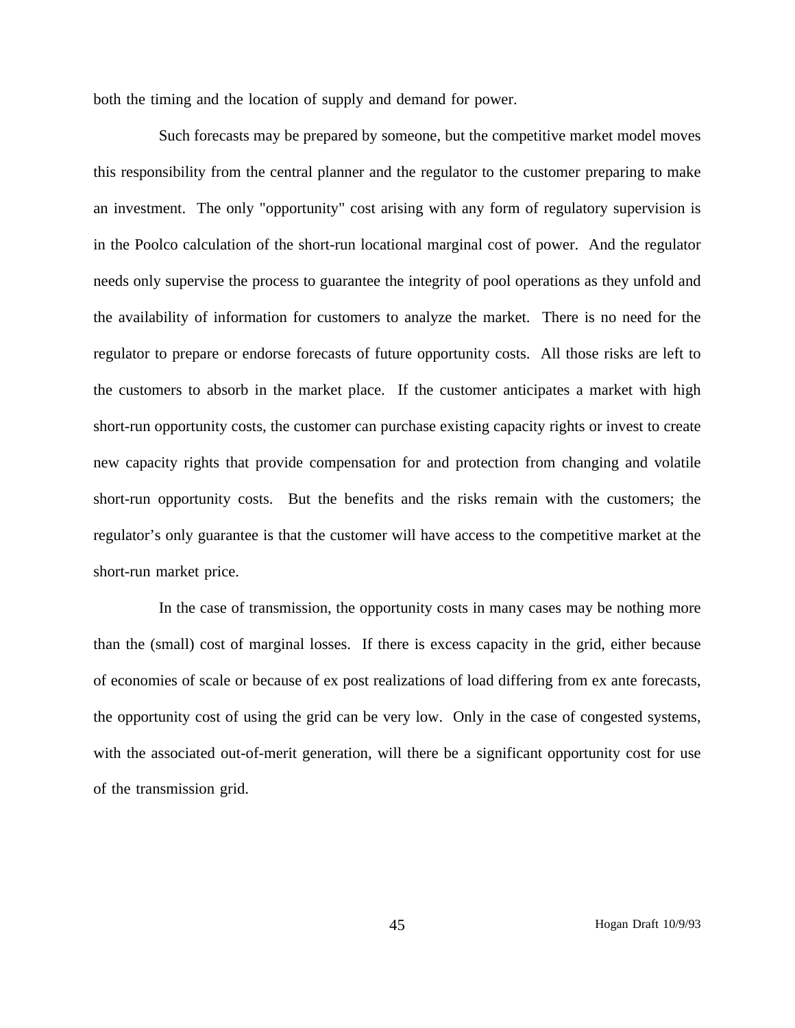both the timing and the location of supply and demand for power.

Such forecasts may be prepared by someone, but the competitive market model moves this responsibility from the central planner and the regulator to the customer preparing to make an investment. The only "opportunity" cost arising with any form of regulatory supervision is in the Poolco calculation of the short-run locational marginal cost of power. And the regulator needs only supervise the process to guarantee the integrity of pool operations as they unfold and the availability of information for customers to analyze the market. There is no need for the regulator to prepare or endorse forecasts of future opportunity costs. All those risks are left to the customers to absorb in the market place. If the customer anticipates a market with high short-run opportunity costs, the customer can purchase existing capacity rights or invest to create new capacity rights that provide compensation for and protection from changing and volatile short-run opportunity costs. But the benefits and the risks remain with the customers; the regulator's only guarantee is that the customer will have access to the competitive market at the short-run market price.

In the case of transmission, the opportunity costs in many cases may be nothing more than the (small) cost of marginal losses. If there is excess capacity in the grid, either because of economies of scale or because of ex post realizations of load differing from ex ante forecasts, the opportunity cost of using the grid can be very low. Only in the case of congested systems, with the associated out-of-merit generation, will there be a significant opportunity cost for use of the transmission grid.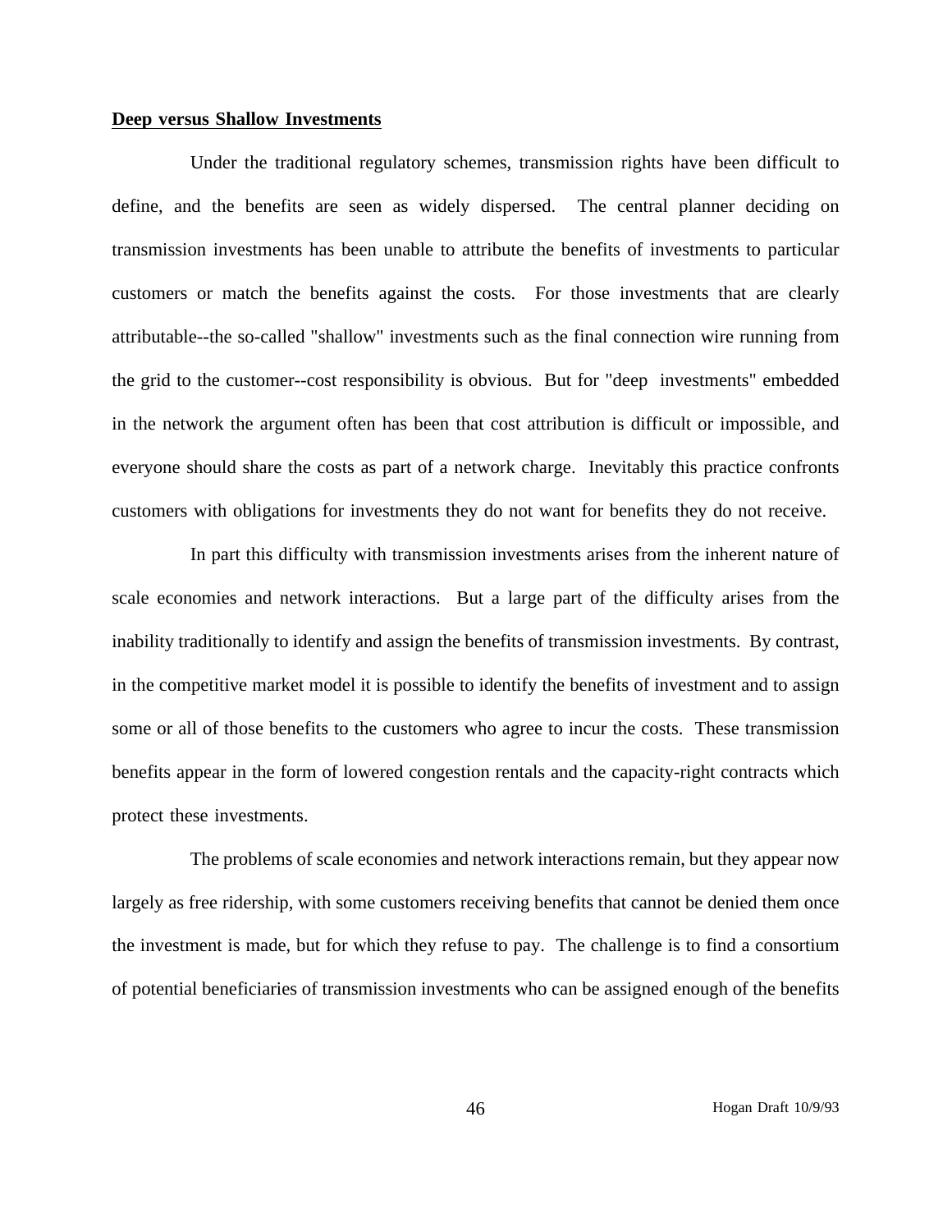**Deep versus Shallow Investments**

Under the traditional regulatory schemes, transmission rights have been difficult to define, and the benefits are seen as widely dispersed. The central planner deciding on transmission investments has been unable to attribute the benefits of investments to particular customers or match the benefits against the costs. For those investments that are clearly attributable--the so-called "shallow" investments such as the final connection wire running from the grid to the customer--cost responsibility is obvious. But for "deep investments" embedded in the network the argument often has been that cost attribution is difficult or impossible, and everyone should share the costs as part of a network charge. Inevitably this practice confronts customers with obligations for investments they do not want for benefits they do not receive.

In part this difficulty with transmission investments arises from the inherent nature of scale economies and network interactions. But a large part of the difficulty arises from the inability traditionally to identify and assign the benefits of transmission investments. By contrast, in the competitive market model it is possible to identify the benefits of investment and to assign some or all of those benefits to the customers who agree to incur the costs. These transmission benefits appear in the form of lowered congestion rentals and the capacity-right contracts which protect these investments.

The problems of scale economies and network interactions remain, but they appear now largely as free ridership, with some customers receiving benefits that cannot be denied them once the investment is made, but for which they refuse to pay. The challenge is to find a consortium of potential beneficiaries of transmission investments who can be assigned enough of the benefits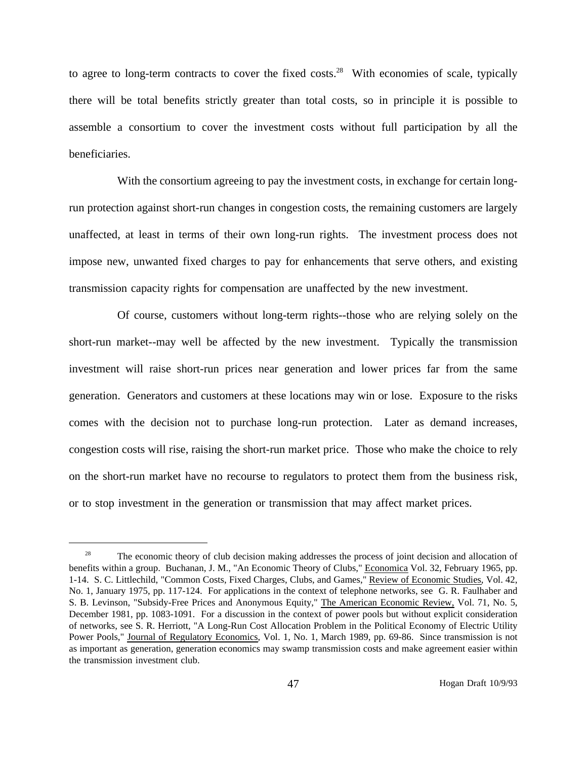to agree to long-term contracts to cover the fixed costs.[28] With economies of scale, typically there will be total benefits strictly greater than total costs, so in principle it is possible to assemble a consortium to cover the investment costs without full participation by all the beneficiaries.

With the consortium agreeing to pay the investment costs, in exchange for certain long-run protection against short-run changes in congestion costs, the remaining customers are largely unaffected, at least in terms of their own long-run rights. The investment process does not impose new, unwanted fixed charges to pay for enhancements that serve others, and existing transmission capacity rights for compensation are unaffected by the new investment.

Of course, customers without long-term rights--those who are relying solely on the short-run market--may well be affected by the new investment. Typically the transmission investment will raise short-run prices near generation and lower prices far from the same generation. Generators and customers at these locations may win or lose. Exposure to the risks comes with the decision not to purchase long-run protection. Later as demand increases, congestion costs will rise, raising the short-run market price. Those who make the choice to rely on the short-run market have no recourse to regulators to protect them from the business risk, or to stop investment in the generation or transmission that may affect market prices.

---

[28] The economic theory of club decision making addresses the process of joint decision and allocation of benefits within a group. Buchanan, J. M., "An Economic Theory of Clubs," Economica Vol. 32, February 1965, pp. 1-14. S. C. Littlechild, "Common Costs, Fixed Charges, Clubs, and Games," Review of Economic Studies, Vol. 42, No. 1, January 1975, pp. 117-124. For applications in the context of telephone networks, see G. R. Faulhaber and S. B. Levinson, "Subsidy-Free Prices and Anonymous Equity," The American Economic Review, Vol. 71, No. 5, December 1981, pp. 1083-1091. For a discussion in the context of power pools but without explicit consideration of networks, see S. R. Herriott, "A Long-Run Cost Allocation Problem in the Political Economy of Electric Utility Power Pools," Journal of Regulatory Economics, Vol. 1, No. 1, March 1989, pp. 69-86. Since transmission is not as important as generation, generation economics may swamp transmission costs and make agreement easier within the transmission investment club.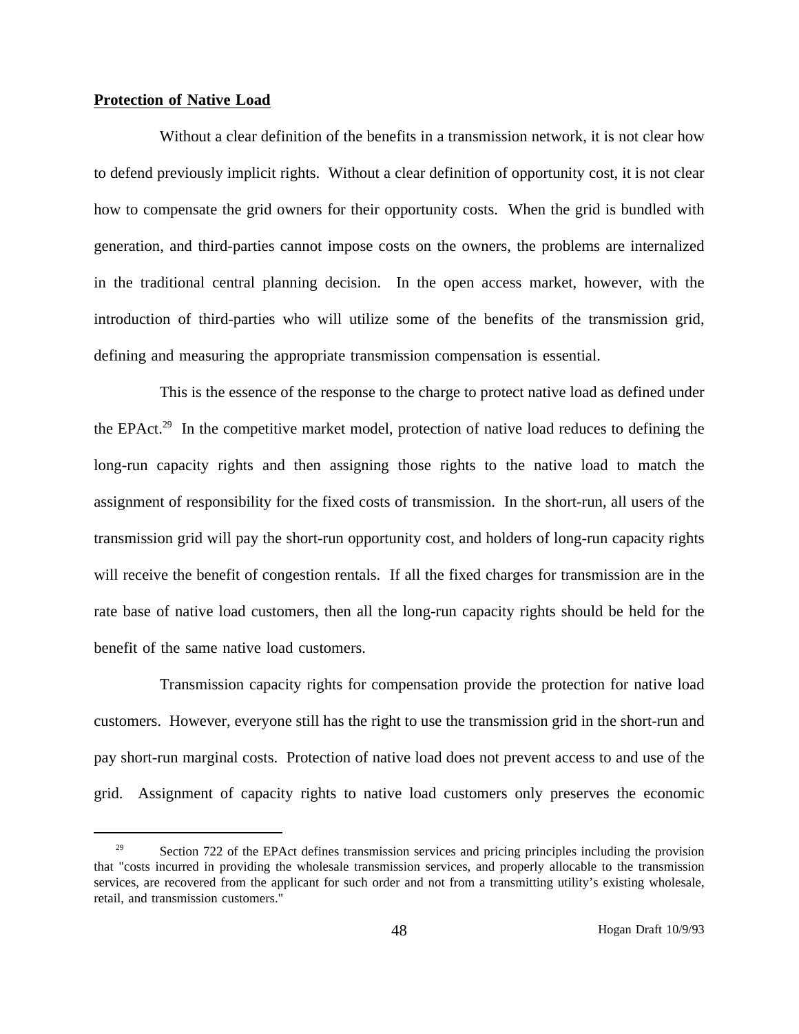**Protection of Native Load**

Without a clear definition of the benefits in a transmission network, it is not clear how to defend previously implicit rights. Without a clear definition of opportunity cost, it is not clear how to compensate the grid owners for their opportunity costs. When the grid is bundled with generation, and third-parties cannot impose costs on the owners, the problems are internalized in the traditional central planning decision. In the open access market, however, with the introduction of third-parties who will utilize some of the benefits of the transmission grid, defining and measuring the appropriate transmission compensation is essential.

This is the essence of the response to the charge to protect native load as defined under the EPAct.[29] In the competitive market model, protection of native load reduces to defining the long-run capacity rights and then assigning those rights to the native load to match the assignment of responsibility for the fixed costs of transmission. In the short-run, all users of the transmission grid will pay the short-run opportunity cost, and holders of long-run capacity rights will receive the benefit of congestion rentals. If all the fixed charges for transmission are in the rate base of native load customers, then all the long-run capacity rights should be held for the benefit of the same native load customers.

Transmission capacity rights for compensation provide the protection for native load customers. However, everyone still has the right to use the transmission grid in the short-run and pay short-run marginal costs. Protection of native load does not prevent access to and use of the grid. Assignment of capacity rights to native load customers only preserves the economic

[29] Section 722 of the EPAct defines transmission services and pricing principles including the provision that "costs incurred in providing the wholesale transmission services, and properly allocable to the transmission services, are recovered from the applicant for such order and not from a transmitting utility's existing wholesale, retail, and transmission customers."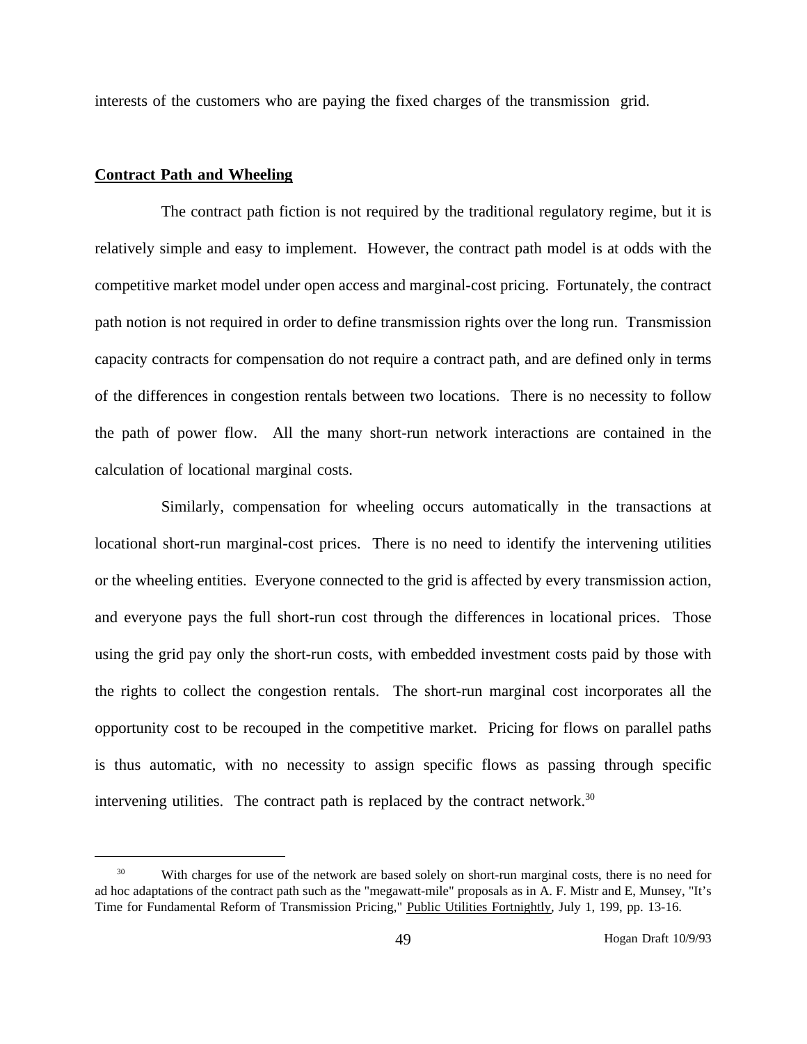interests of the customers who are paying the fixed charges of the transmission grid.

## Contract Path and Wheeling

The contract path fiction is not required by the traditional regulatory regime, but it is relatively simple and easy to implement. However, the contract path model is at odds with the competitive market model under open access and marginal-cost pricing. Fortunately, the contract path notion is not required in order to define transmission rights over the long run. Transmission capacity contracts for compensation do not require a contract path, and are defined only in terms of the differences in congestion rentals between two locations. There is no necessity to follow the path of power flow. All the many short-run network interactions are contained in the calculation of locational marginal costs.

Similarly, compensation for wheeling occurs automatically in the transactions at locational short-run marginal-cost prices. There is no need to identify the intervening utilities or the wheeling entities. Everyone connected to the grid is affected by every transmission action, and everyone pays the full short-run cost through the differences in locational prices. Those using the grid pay only the short-run costs, with embedded investment costs paid by those with the rights to collect the congestion rentals. The short-run marginal cost incorporates all the opportunity cost to be recouped in the competitive market. Pricing for flows on parallel paths is thus automatic, with no necessity to assign specific flows as passing through specific intervening utilities. The contract path is replaced by the contract network.[30]

---

[30] With charges for use of the network are based solely on short-run marginal costs, there is no need for ad hoc adaptations of the contract path such as the "megawatt-mile" proposals as in A. F. Mistr and E, Munsey, "It's Time for Fundamental Reform of Transmission Pricing," Public Utilities Fortnightly, July 1, 199, pp. 13-16.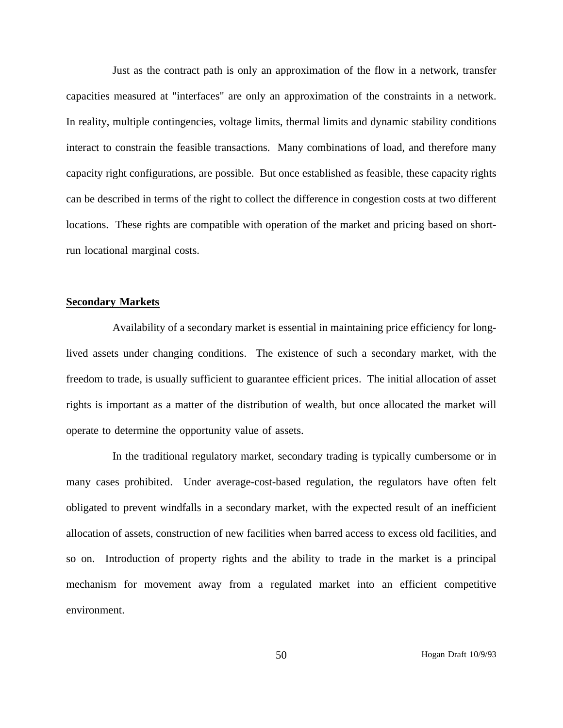Just as the contract path is only an approximation of the flow in a network, transfer capacities measured at "interfaces" are only an approximation of the constraints in a network. In reality, multiple contingencies, voltage limits, thermal limits and dynamic stability conditions interact to constrain the feasible transactions. Many combinations of load, and therefore many capacity right configurations, are possible. But once established as feasible, these capacity rights can be described in terms of the right to collect the difference in congestion costs at two different locations. These rights are compatible with operation of the market and pricing based on short-run locational marginal costs.

## Secondary Markets

Availability of a secondary market is essential in maintaining price efficiency for long-lived assets under changing conditions. The existence of such a secondary market, with the freedom to trade, is usually sufficient to guarantee efficient prices. The initial allocation of asset rights is important as a matter of the distribution of wealth, but once allocated the market will operate to determine the opportunity value of assets.

In the traditional regulatory market, secondary trading is typically cumbersome or in many cases prohibited. Under average-cost-based regulation, the regulators have often felt obligated to prevent windfalls in a secondary market, with the expected result of an inefficient allocation of assets, construction of new facilities when barred access to excess old facilities, and so on. Introduction of property rights and the ability to trade in the market is a principal mechanism for movement away from a regulated market into an efficient competitive environment.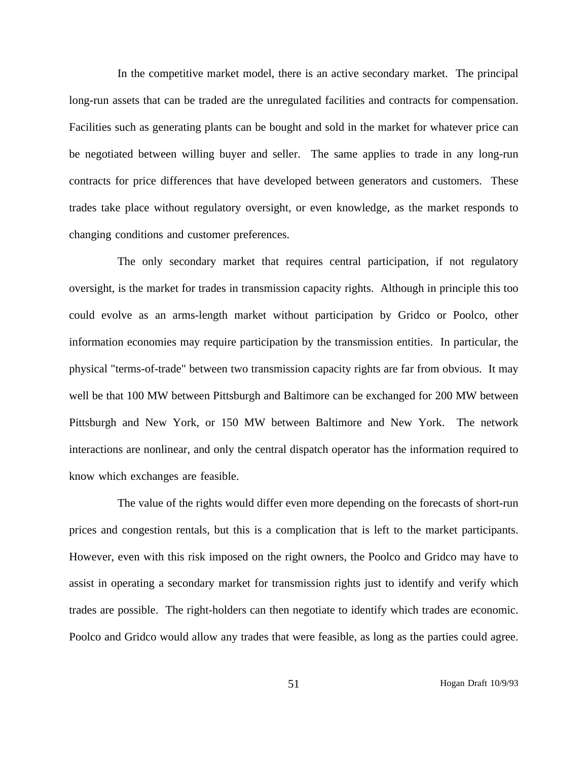In the competitive market model, there is an active secondary market. The principal long-run assets that can be traded are the unregulated facilities and contracts for compensation. Facilities such as generating plants can be bought and sold in the market for whatever price can be negotiated between willing buyer and seller. The same applies to trade in any long-run contracts for price differences that have developed between generators and customers. These trades take place without regulatory oversight, or even knowledge, as the market responds to changing conditions and customer preferences.

The only secondary market that requires central participation, if not regulatory oversight, is the market for trades in transmission capacity rights. Although in principle this too could evolve as an arms-length market without participation by Gridco or Poolco, other information economies may require participation by the transmission entities. In particular, the physical "terms-of-trade" between two transmission capacity rights are far from obvious. It may well be that 100 MW between Pittsburgh and Baltimore can be exchanged for 200 MW between Pittsburgh and New York, or 150 MW between Baltimore and New York. The network interactions are nonlinear, and only the central dispatch operator has the information required to know which exchanges are feasible.

The value of the rights would differ even more depending on the forecasts of short-run prices and congestion rentals, but this is a complication that is left to the market participants. However, even with this risk imposed on the right owners, the Poolco and Gridco may have to assist in operating a secondary market for transmission rights just to identify and verify which trades are possible. The right-holders can then negotiate to identify which trades are economic. Poolco and Gridco would allow any trades that were feasible, as long as the parties could agree.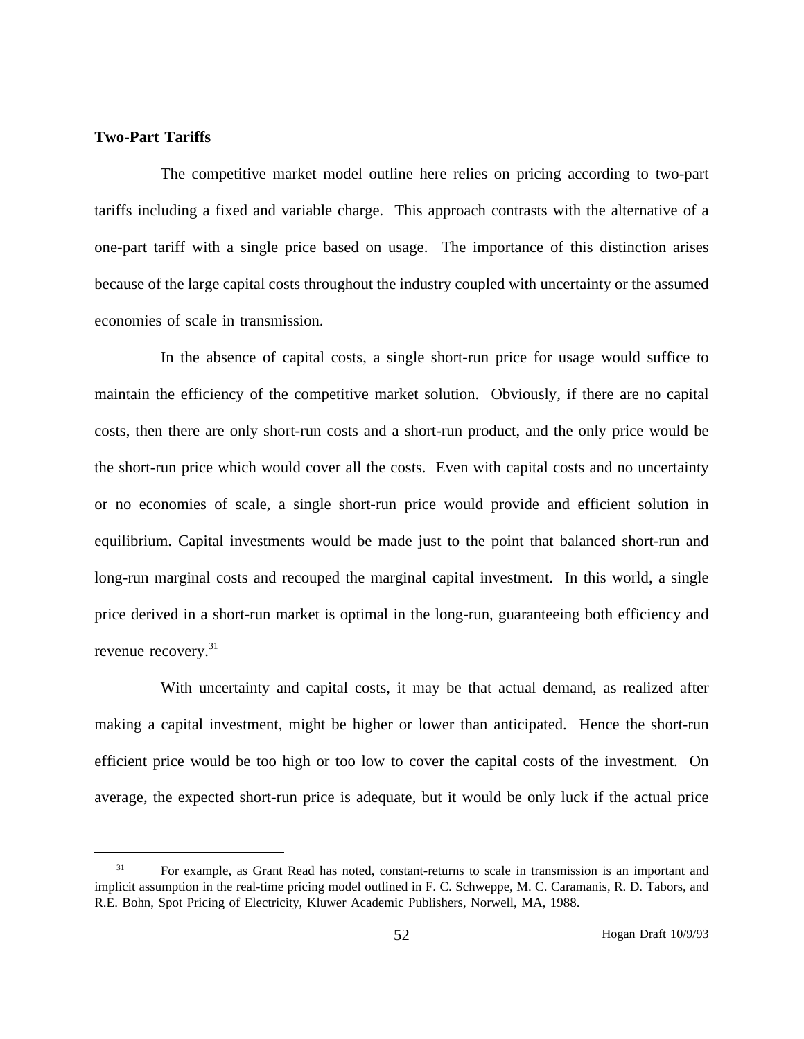## Two-Part Tariffs

The competitive market model outline here relies on pricing according to two-part tariffs including a fixed and variable charge. This approach contrasts with the alternative of a one-part tariff with a single price based on usage. The importance of this distinction arises because of the large capital costs throughout the industry coupled with uncertainty or the assumed economies of scale in transmission.

In the absence of capital costs, a single short-run price for usage would suffice to maintain the efficiency of the competitive market solution. Obviously, if there are no capital costs, then there are only short-run costs and a short-run product, and the only price would be the short-run price which would cover all the costs. Even with capital costs and no uncertainty or no economies of scale, a single short-run price would provide and efficient solution in equilibrium. Capital investments would be made just to the point that balanced short-run and long-run marginal costs and recouped the marginal capital investment. In this world, a single price derived in a short-run market is optimal in the long-run, guaranteeing both efficiency and revenue recovery.[31]

With uncertainty and capital costs, it may be that actual demand, as realized after making a capital investment, might be higher or lower than anticipated. Hence the short-run efficient price would be too high or too low to cover the capital costs of the investment. On average, the expected short-run price is adequate, but it would be only luck if the actual price

---

[31] For example, as Grant Read has noted, constant-returns to scale in transmission is an important and implicit assumption in the real-time pricing model outlined in F. C. Schweppe, M. C. Caramanis, R. D. Tabors, and R.E. Bohn, Spot Pricing of Electricity, Kluwer Academic Publishers, Norwell, MA, 1988.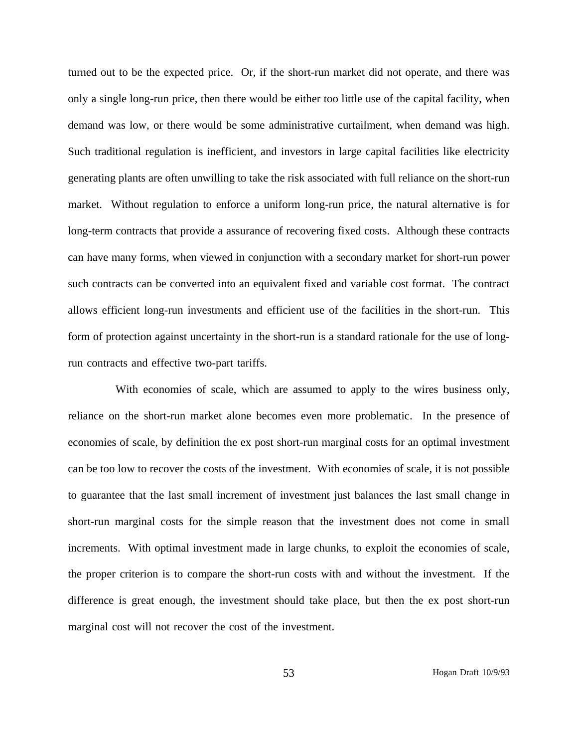turned out to be the expected price. Or, if the short-run market did not operate, and there was only a single long-run price, then there would be either too little use of the capital facility, when demand was low, or there would be some administrative curtailment, when demand was high. Such traditional regulation is inefficient, and investors in large capital facilities like electricity generating plants are often unwilling to take the risk associated with full reliance on the short-run market. Without regulation to enforce a uniform long-run price, the natural alternative is for long-term contracts that provide a assurance of recovering fixed costs. Although these contracts can have many forms, when viewed in conjunction with a secondary market for short-run power such contracts can be converted into an equivalent fixed and variable cost format. The contract allows efficient long-run investments and efficient use of the facilities in the short-run. This form of protection against uncertainty in the short-run is a standard rationale for the use of long-run contracts and effective two-part tariffs.

With economies of scale, which are assumed to apply to the wires business only, reliance on the short-run market alone becomes even more problematic. In the presence of economies of scale, by definition the ex post short-run marginal costs for an optimal investment can be too low to recover the costs of the investment. With economies of scale, it is not possible to guarantee that the last small increment of investment just balances the last small change in short-run marginal costs for the simple reason that the investment does not come in small increments. With optimal investment made in large chunks, to exploit the economies of scale, the proper criterion is to compare the short-run costs with and without the investment. If the difference is great enough, the investment should take place, but then the ex post short-run marginal cost will not recover the cost of the investment.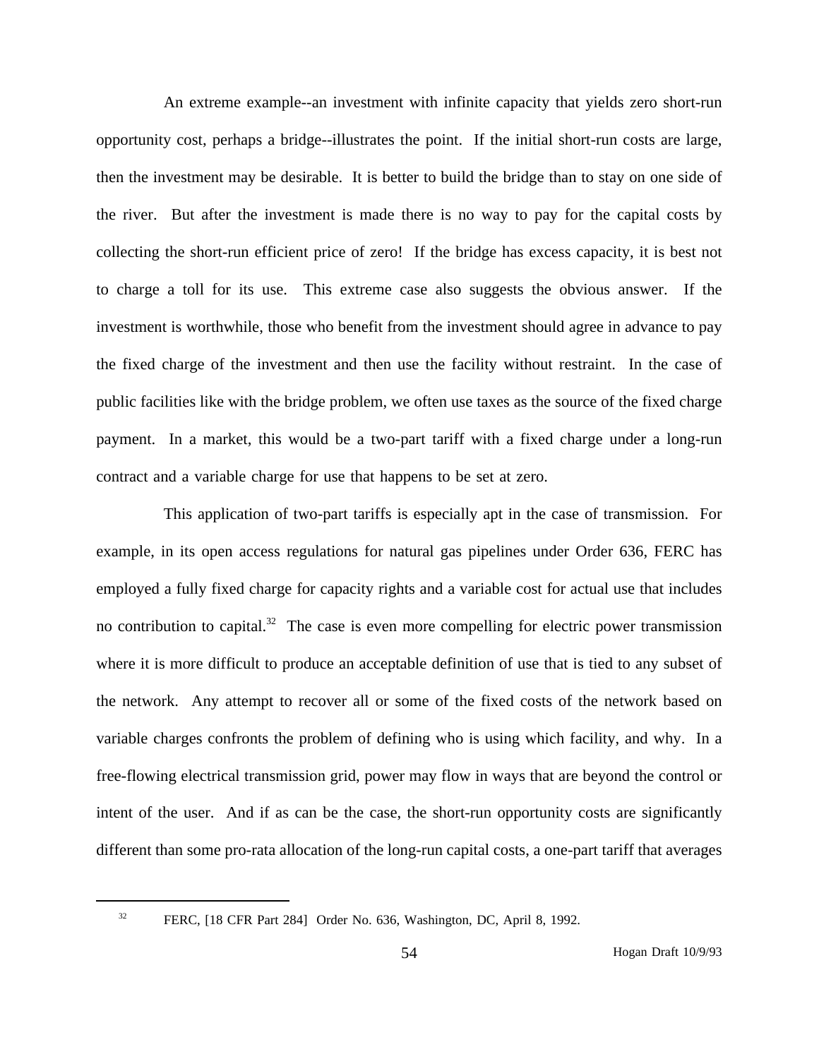An extreme example--an investment with infinite capacity that yields zero short-run opportunity cost, perhaps a bridge--illustrates the point. If the initial short-run costs are large, then the investment may be desirable. It is better to build the bridge than to stay on one side of the river. But after the investment is made there is no way to pay for the capital costs by collecting the short-run efficient price of zero! If the bridge has excess capacity, it is best not to charge a toll for its use. This extreme case also suggests the obvious answer. If the investment is worthwhile, those who benefit from the investment should agree in advance to pay the fixed charge of the investment and then use the facility without restraint. In the case of public facilities like with the bridge problem, we often use taxes as the source of the fixed charge payment. In a market, this would be a two-part tariff with a fixed charge under a long-run contract and a variable charge for use that happens to be set at zero.

This application of two-part tariffs is especially apt in the case of transmission. For example, in its open access regulations for natural gas pipelines under Order 636, FERC has employed a fully fixed charge for capacity rights and a variable cost for actual use that includes no contribution to capital.[32] The case is even more compelling for electric power transmission where it is more difficult to produce an acceptable definition of use that is tied to any subset of the network. Any attempt to recover all or some of the fixed costs of the network based on variable charges confronts the problem of defining who is using which facility, and why. In a free-flowing electrical transmission grid, power may flow in ways that are beyond the control or intent of the user. And if as can be the case, the short-run opportunity costs are significantly different than some pro-rata allocation of the long-run capital costs, a one-part tariff that averages

---

[32] FERC, [18 CFR Part 284] Order No. 636, Washington, DC, April 8, 1992.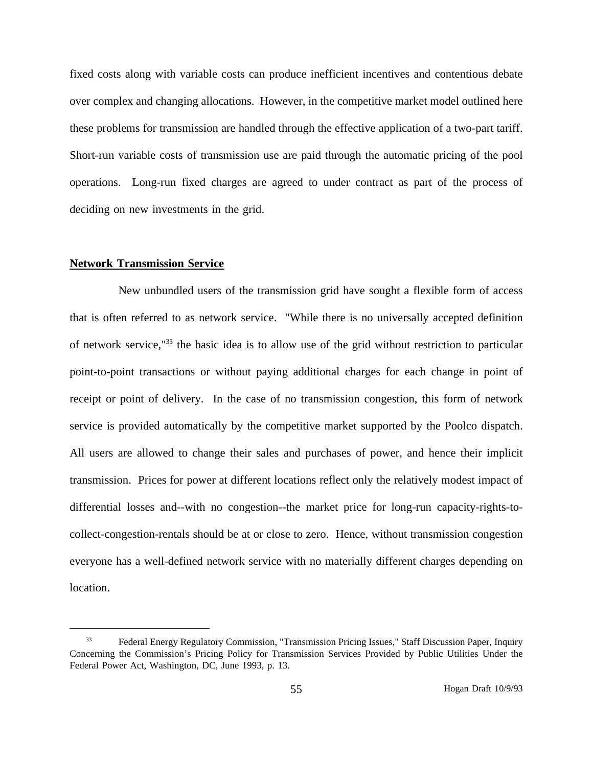fixed costs along with variable costs can produce inefficient incentives and contentious debate over complex and changing allocations. However, in the competitive market model outlined here these problems for transmission are handled through the effective application of a two-part tariff. Short-run variable costs of transmission use are paid through the automatic pricing of the pool operations. Long-run fixed charges are agreed to under contract as part of the process of deciding on new investments in the grid.

**Network Transmission Service**

New unbundled users of the transmission grid have sought a flexible form of access that is often referred to as network service. "While there is no universally accepted definition of network service,"[33] the basic idea is to allow use of the grid without restriction to particular point-to-point transactions or without paying additional charges for each change in point of receipt or point of delivery. In the case of no transmission congestion, this form of network service is provided automatically by the competitive market supported by the Poolco dispatch. All users are allowed to change their sales and purchases of power, and hence their implicit transmission. Prices for power at different locations reflect only the relatively modest impact of differential losses and--with no congestion--the market price for long-run capacity-rights-to-collect-congestion-rentals should be at or close to zero. Hence, without transmission congestion everyone has a well-defined network service with no materially different charges depending on location.

---

[33] Federal Energy Regulatory Commission, "Transmission Pricing Issues," Staff Discussion Paper, Inquiry Concerning the Commission's Pricing Policy for Transmission Services Provided by Public Utilities Under the Federal Power Act, Washington, DC, June 1993, p. 13.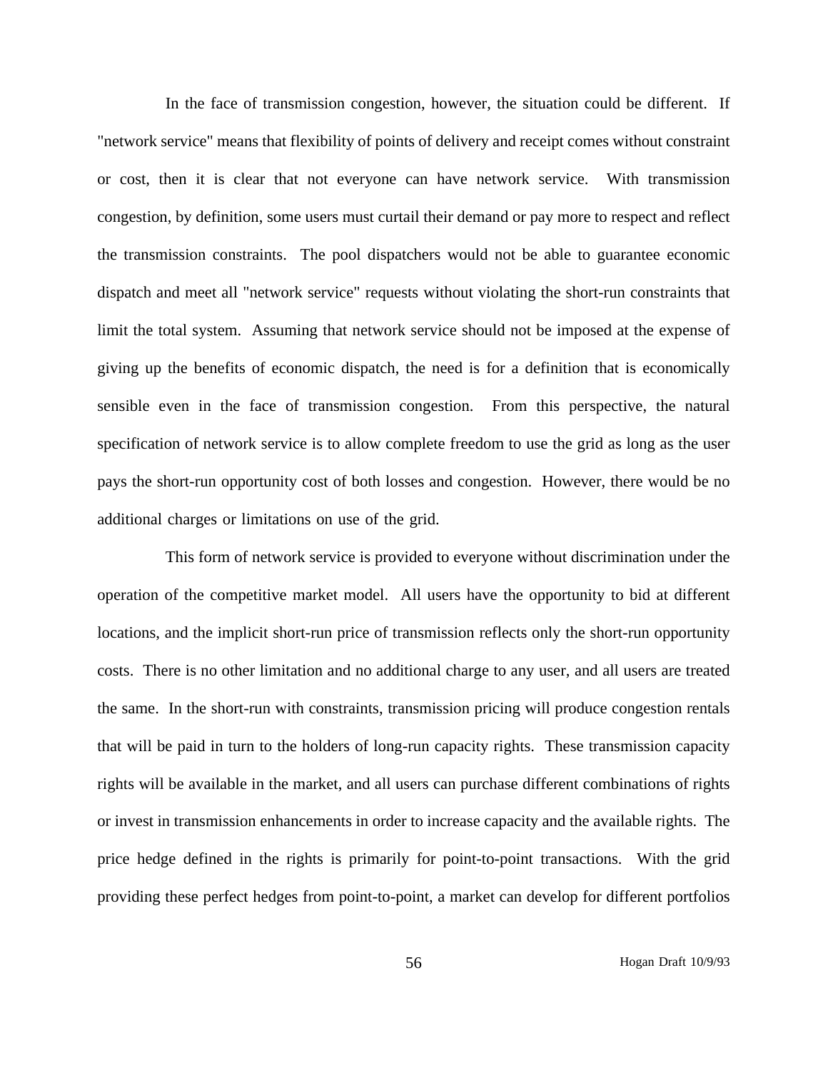In the face of transmission congestion, however, the situation could be different. If "network service" means that flexibility of points of delivery and receipt comes without constraint or cost, then it is clear that not everyone can have network service. With transmission congestion, by definition, some users must curtail their demand or pay more to respect and reflect the transmission constraints. The pool dispatchers would not be able to guarantee economic dispatch and meet all "network service" requests without violating the short-run constraints that limit the total system. Assuming that network service should not be imposed at the expense of giving up the benefits of economic dispatch, the need is for a definition that is economically sensible even in the face of transmission congestion. From this perspective, the natural specification of network service is to allow complete freedom to use the grid as long as the user pays the short-run opportunity cost of both losses and congestion. However, there would be no additional charges or limitations on use of the grid.

This form of network service is provided to everyone without discrimination under the operation of the competitive market model. All users have the opportunity to bid at different locations, and the implicit short-run price of transmission reflects only the short-run opportunity costs. There is no other limitation and no additional charge to any user, and all users are treated the same. In the short-run with constraints, transmission pricing will produce congestion rentals that will be paid in turn to the holders of long-run capacity rights. These transmission capacity rights will be available in the market, and all users can purchase different combinations of rights or invest in transmission enhancements in order to increase capacity and the available rights. The price hedge defined in the rights is primarily for point-to-point transactions. With the grid providing these perfect hedges from point-to-point, a market can develop for different portfolios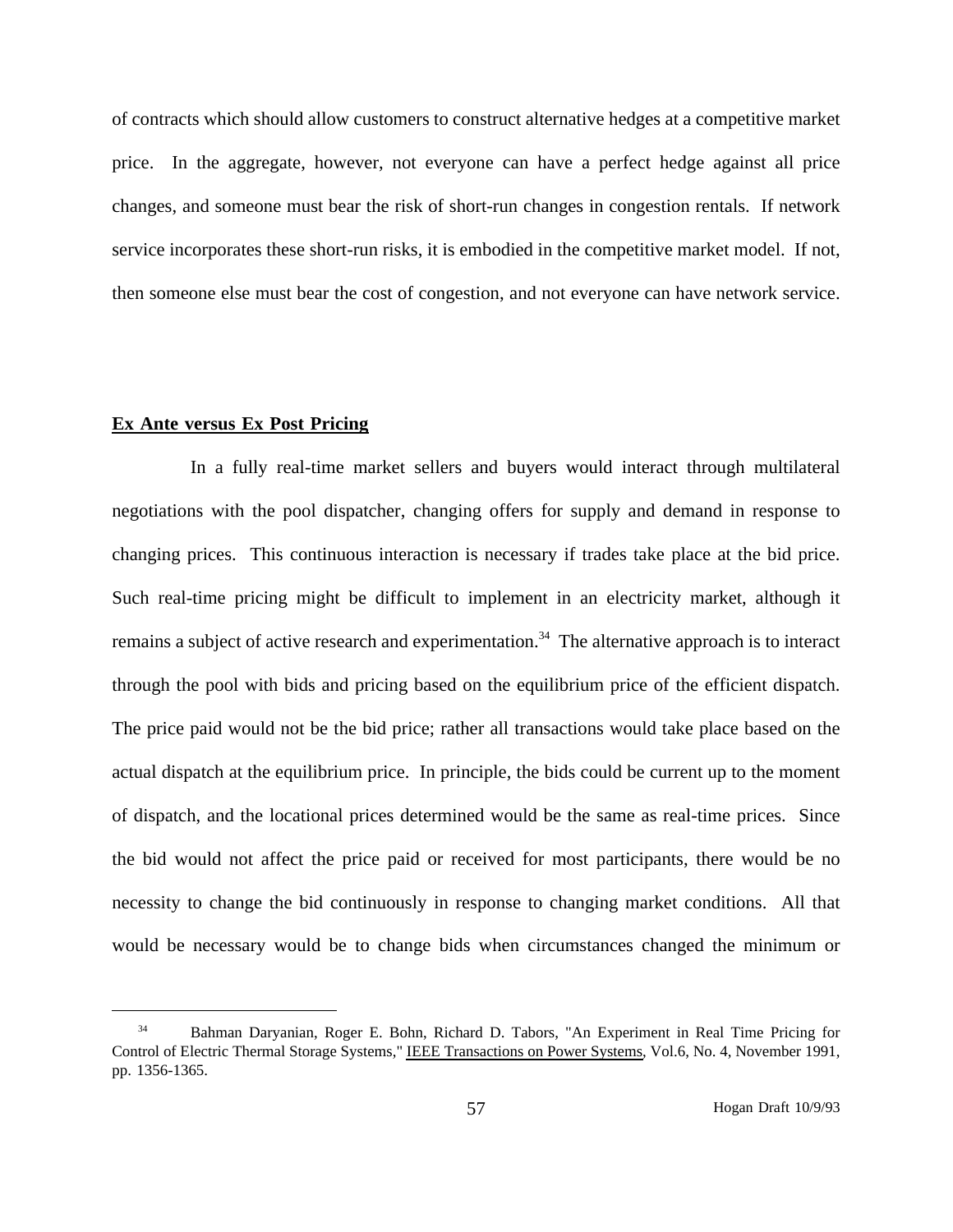of contracts which should allow customers to construct alternative hedges at a competitive market price. In the aggregate, however, not everyone can have a perfect hedge against all price changes, and someone must bear the risk of short-run changes in congestion rentals. If network service incorporates these short-run risks, it is embodied in the competitive market model. If not, then someone else must bear the cost of congestion, and not everyone can have network service.

## Ex Ante versus Ex Post Pricing

In a fully real-time market sellers and buyers would interact through multilateral negotiations with the pool dispatcher, changing offers for supply and demand in response to changing prices. This continuous interaction is necessary if trades take place at the bid price. Such real-time pricing might be difficult to implement in an electricity market, although it remains a subject of active research and experimentation.[34] The alternative approach is to interact through the pool with bids and pricing based on the equilibrium price of the efficient dispatch. The price paid would not be the bid price; rather all transactions would take place based on the actual dispatch at the equilibrium price. In principle, the bids could be current up to the moment of dispatch, and the locational prices determined would be the same as real-time prices. Since the bid would not affect the price paid or received for most participants, there would be no necessity to change the bid continuously in response to changing market conditions. All that would be necessary would be to change bids when circumstances changed the minimum or

---

[34] Bahman Daryanian, Roger E. Bohn, Richard D. Tabors, "An Experiment in Real Time Pricing for Control of Electric Thermal Storage Systems," IEEE Transactions on Power Systems, Vol.6, No. 4, November 1991, pp. 1356-1365.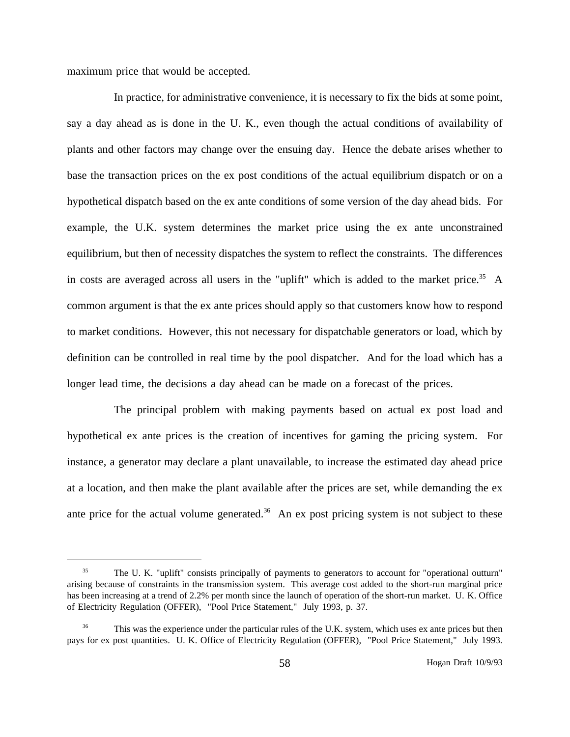maximum price that would be accepted.

In practice, for administrative convenience, it is necessary to fix the bids at some point, say a day ahead as is done in the U. K., even though the actual conditions of availability of plants and other factors may change over the ensuing day. Hence the debate arises whether to base the transaction prices on the ex post conditions of the actual equilibrium dispatch or on a hypothetical dispatch based on the ex ante conditions of some version of the day ahead bids. For example, the U.K. system determines the market price using the ex ante unconstrained equilibrium, but then of necessity dispatches the system to reflect the constraints. The differences in costs are averaged across all users in the "uplift" which is added to the market price.[35] A common argument is that the ex ante prices should apply so that customers know how to respond to market conditions. However, this not necessary for dispatchable generators or load, which by definition can be controlled in real time by the pool dispatcher. And for the load which has a longer lead time, the decisions a day ahead can be made on a forecast of the prices.

The principal problem with making payments based on actual ex post load and hypothetical ex ante prices is the creation of incentives for gaming the pricing system. For instance, a generator may declare a plant unavailable, to increase the estimated day ahead price at a location, and then make the plant available after the prices are set, while demanding the ex ante price for the actual volume generated.[36] An ex post pricing system is not subject to these

---

[35] The U. K. "uplift" consists principally of payments to generators to account for "operational outturn" arising because of constraints in the transmission system. This average cost added to the short-run marginal price has been increasing at a trend of 2.2% per month since the launch of operation of the short-run market. U. K. Office of Electricity Regulation (OFFER), "Pool Price Statement," July 1993, p. 37.

[36] This was the experience under the particular rules of the U.K. system, which uses ex ante prices but then pays for ex post quantities. U. K. Office of Electricity Regulation (OFFER), "Pool Price Statement," July 1993.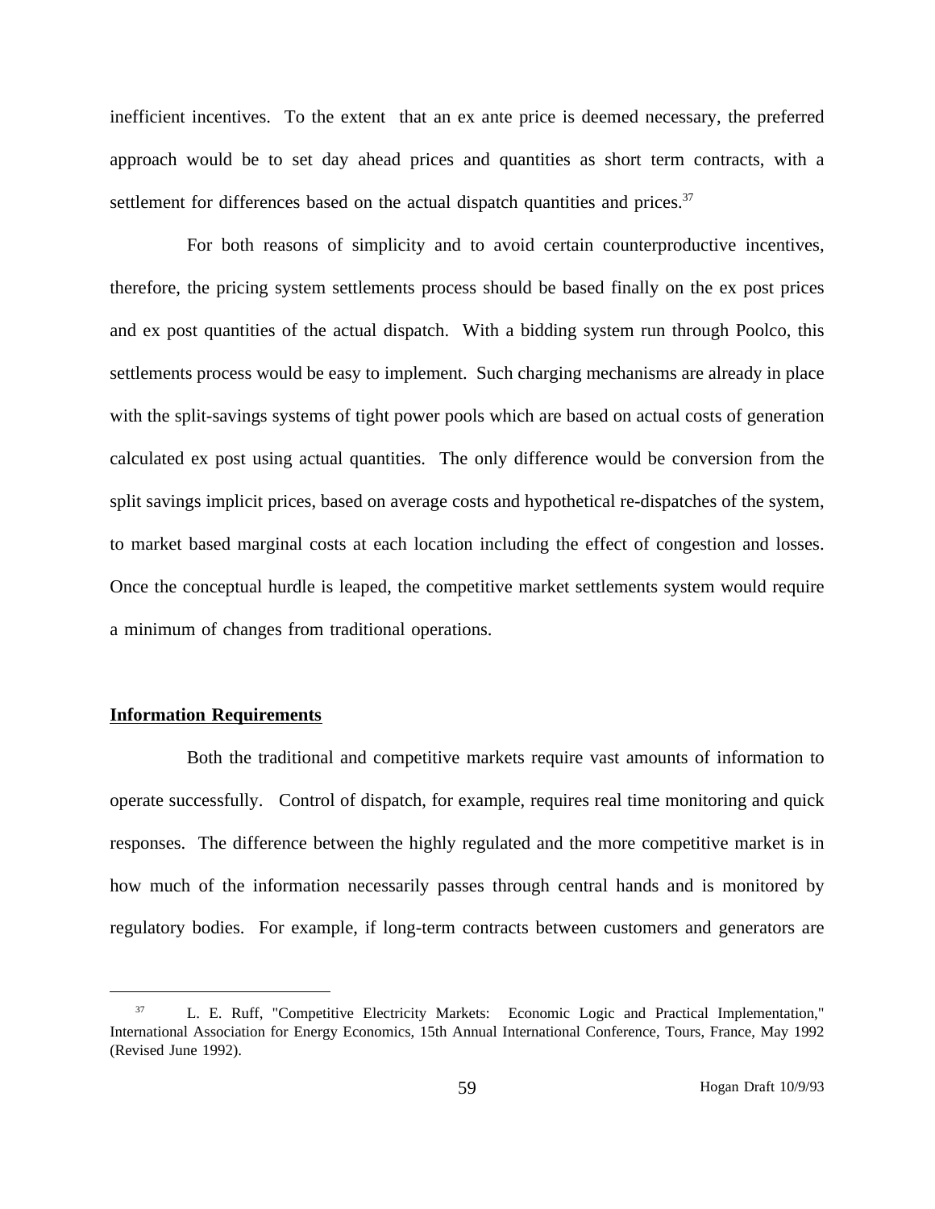inefficient incentives. To the extent that an ex ante price is deemed necessary, the preferred approach would be to set day ahead prices and quantities as short term contracts, with a settlement for differences based on the actual dispatch quantities and prices.[37]

For both reasons of simplicity and to avoid certain counterproductive incentives, therefore, the pricing system settlements process should be based finally on the ex post prices and ex post quantities of the actual dispatch. With a bidding system run through Poolco, this settlements process would be easy to implement. Such charging mechanisms are already in place with the split-savings systems of tight power pools which are based on actual costs of generation calculated ex post using actual quantities. The only difference would be conversion from the split savings implicit prices, based on average costs and hypothetical re-dispatches of the system, to market based marginal costs at each location including the effect of congestion and losses. Once the conceptual hurdle is leaped, the competitive market settlements system would require a minimum of changes from traditional operations.

**Information Requirements**

Both the traditional and competitive markets require vast amounts of information to operate successfully. Control of dispatch, for example, requires real time monitoring and quick responses. The difference between the highly regulated and the more competitive market is in how much of the information necessarily passes through central hands and is monitored by regulatory bodies. For example, if long-term contracts between customers and generators are

---

[37] L. E. Ruff, "Competitive Electricity Markets: Economic Logic and Practical Implementation," International Association for Energy Economics, 15th Annual International Conference, Tours, France, May 1992 (Revised June 1992).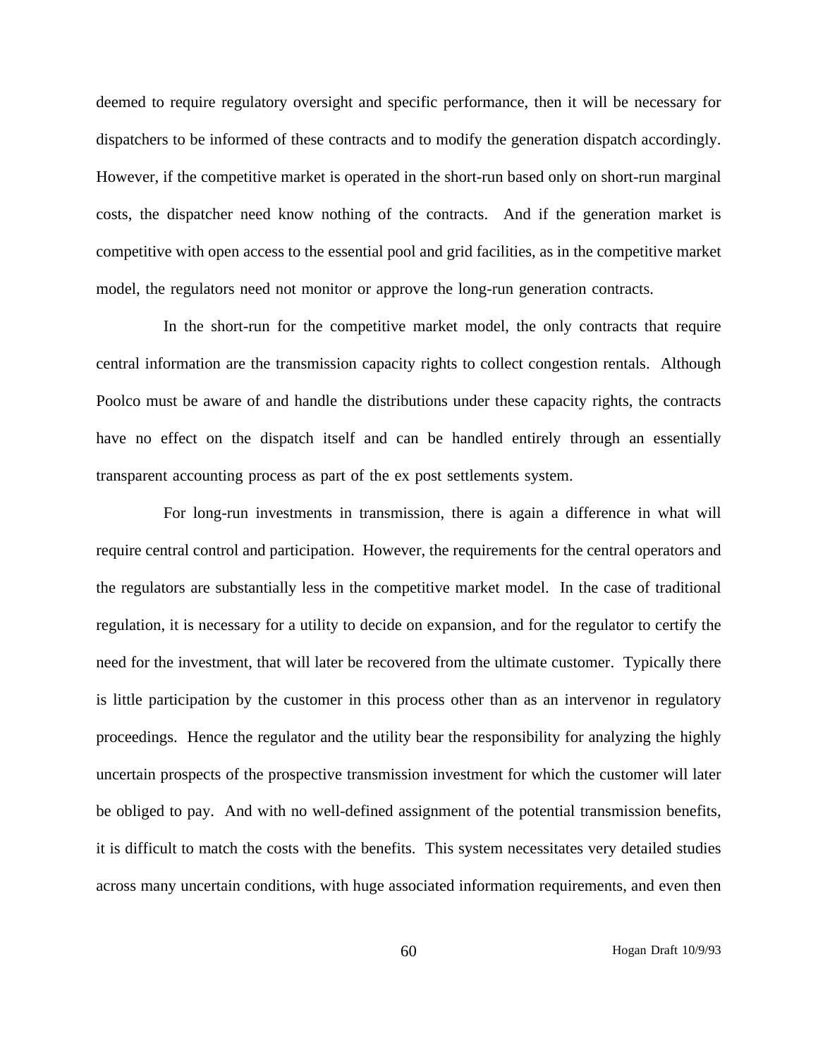deemed to require regulatory oversight and specific performance, then it will be necessary for dispatchers to be informed of these contracts and to modify the generation dispatch accordingly. However, if the competitive market is operated in the short-run based only on short-run marginal costs, the dispatcher need know nothing of the contracts. And if the generation market is competitive with open access to the essential pool and grid facilities, as in the competitive market model, the regulators need not monitor or approve the long-run generation contracts.

In the short-run for the competitive market model, the only contracts that require central information are the transmission capacity rights to collect congestion rentals. Although Poolco must be aware of and handle the distributions under these capacity rights, the contracts have no effect on the dispatch itself and can be handled entirely through an essentially transparent accounting process as part of the ex post settlements system.

For long-run investments in transmission, there is again a difference in what will require central control and participation. However, the requirements for the central operators and the regulators are substantially less in the competitive market model. In the case of traditional regulation, it is necessary for a utility to decide on expansion, and for the regulator to certify the need for the investment, that will later be recovered from the ultimate customer. Typically there is little participation by the customer in this process other than as an intervenor in regulatory proceedings. Hence the regulator and the utility bear the responsibility for analyzing the highly uncertain prospects of the prospective transmission investment for which the customer will later be obliged to pay. And with no well-defined assignment of the potential transmission benefits, it is difficult to match the costs with the benefits. This system necessitates very detailed studies across many uncertain conditions, with huge associated information requirements, and even then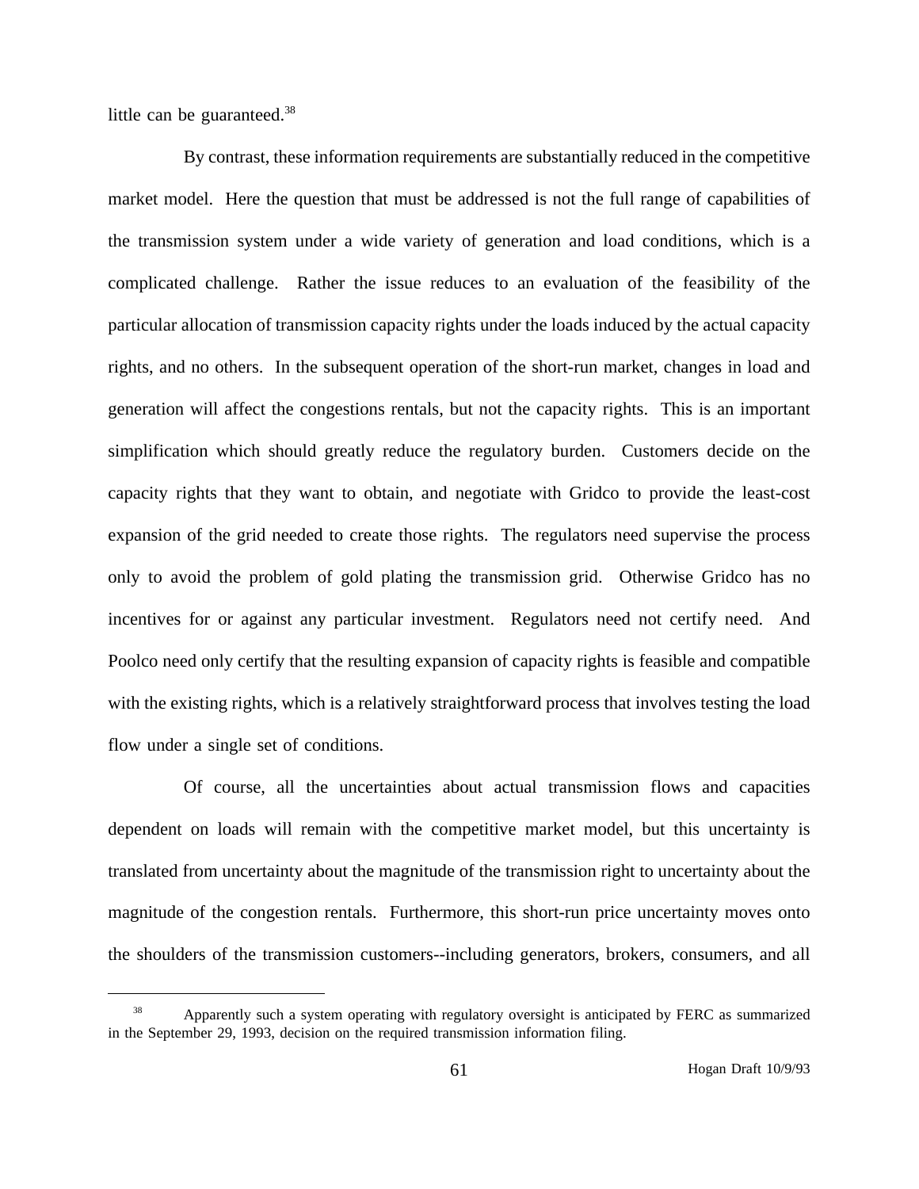little can be guaranteed.[38]

By contrast, these information requirements are substantially reduced in the competitive market model. Here the question that must be addressed is not the full range of capabilities of the transmission system under a wide variety of generation and load conditions, which is a complicated challenge. Rather the issue reduces to an evaluation of the feasibility of the particular allocation of transmission capacity rights under the loads induced by the actual capacity rights, and no others. In the subsequent operation of the short-run market, changes in load and generation will affect the congestions rentals, but not the capacity rights. This is an important simplification which should greatly reduce the regulatory burden. Customers decide on the capacity rights that they want to obtain, and negotiate with Gridco to provide the least-cost expansion of the grid needed to create those rights. The regulators need supervise the process only to avoid the problem of gold plating the transmission grid. Otherwise Gridco has no incentives for or against any particular investment. Regulators need not certify need. And Poolco need only certify that the resulting expansion of capacity rights is feasible and compatible with the existing rights, which is a relatively straightforward process that involves testing the load flow under a single set of conditions.

Of course, all the uncertainties about actual transmission flows and capacities dependent on loads will remain with the competitive market model, but this uncertainty is translated from uncertainty about the magnitude of the transmission right to uncertainty about the magnitude of the congestion rentals. Furthermore, this short-run price uncertainty moves onto the shoulders of the transmission customers--including generators, brokers, consumers, and all

---

[38] Apparently such a system operating with regulatory oversight is anticipated by FERC as summarized in the September 29, 1993, decision on the required transmission information filing.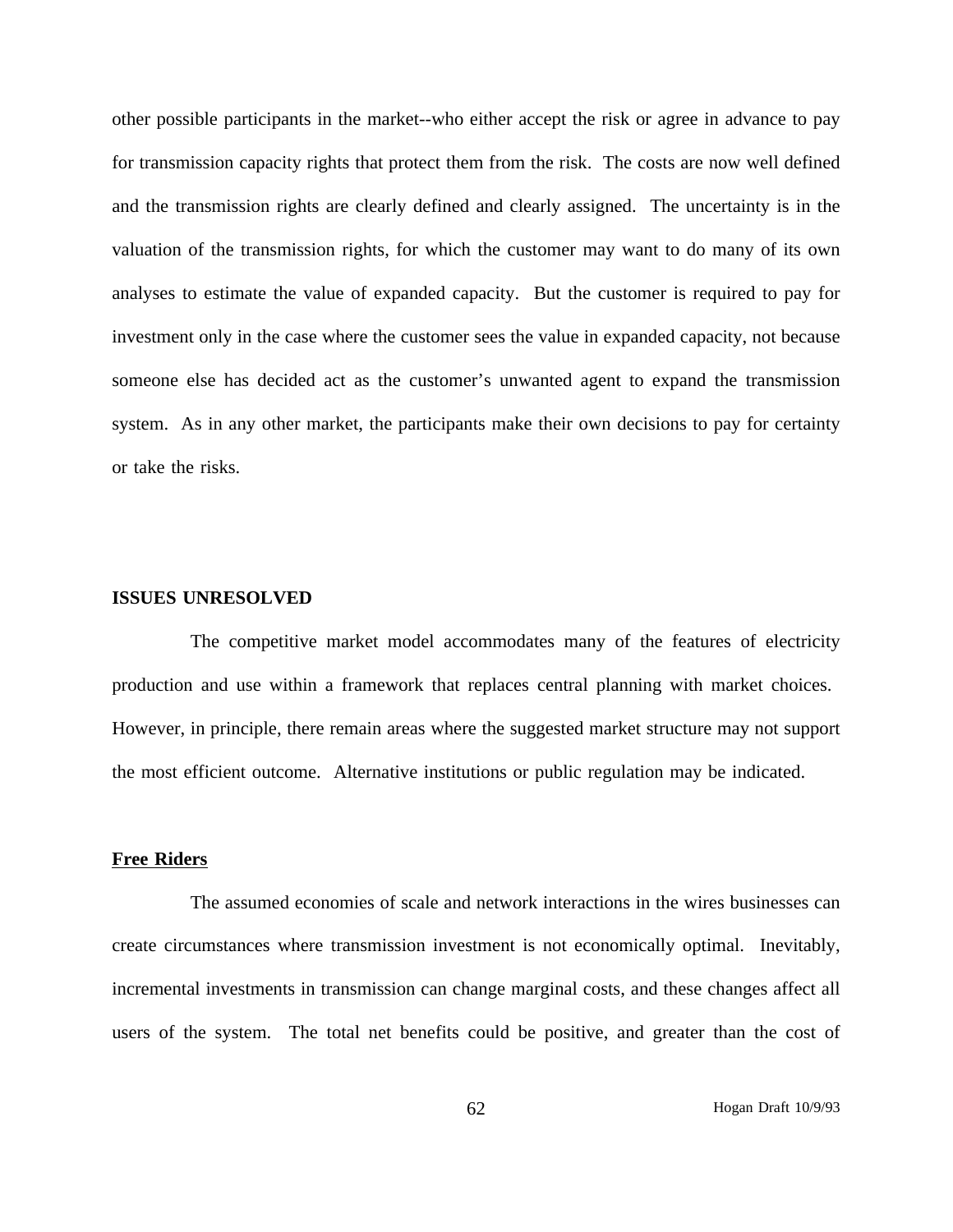other possible participants in the market--who either accept the risk or agree in advance to pay for transmission capacity rights that protect them from the risk. The costs are now well defined and the transmission rights are clearly defined and clearly assigned. The uncertainty is in the valuation of the transmission rights, for which the customer may want to do many of its own analyses to estimate the value of expanded capacity. But the customer is required to pay for investment only in the case where the customer sees the value in expanded capacity, not because someone else has decided act as the customer's unwanted agent to expand the transmission system. As in any other market, the participants make their own decisions to pay for certainty or take the risks.

## ISSUES UNRESOLVED

The competitive market model accommodates many of the features of electricity production and use within a framework that replaces central planning with market choices. However, in principle, there remain areas where the suggested market structure may not support the most efficient outcome. Alternative institutions or public regulation may be indicated.

### Free Riders

The assumed economies of scale and network interactions in the wires businesses can create circumstances where transmission investment is not economically optimal. Inevitably, incremental investments in transmission can change marginal costs, and these changes affect all users of the system. The total net benefits could be positive, and greater than the cost of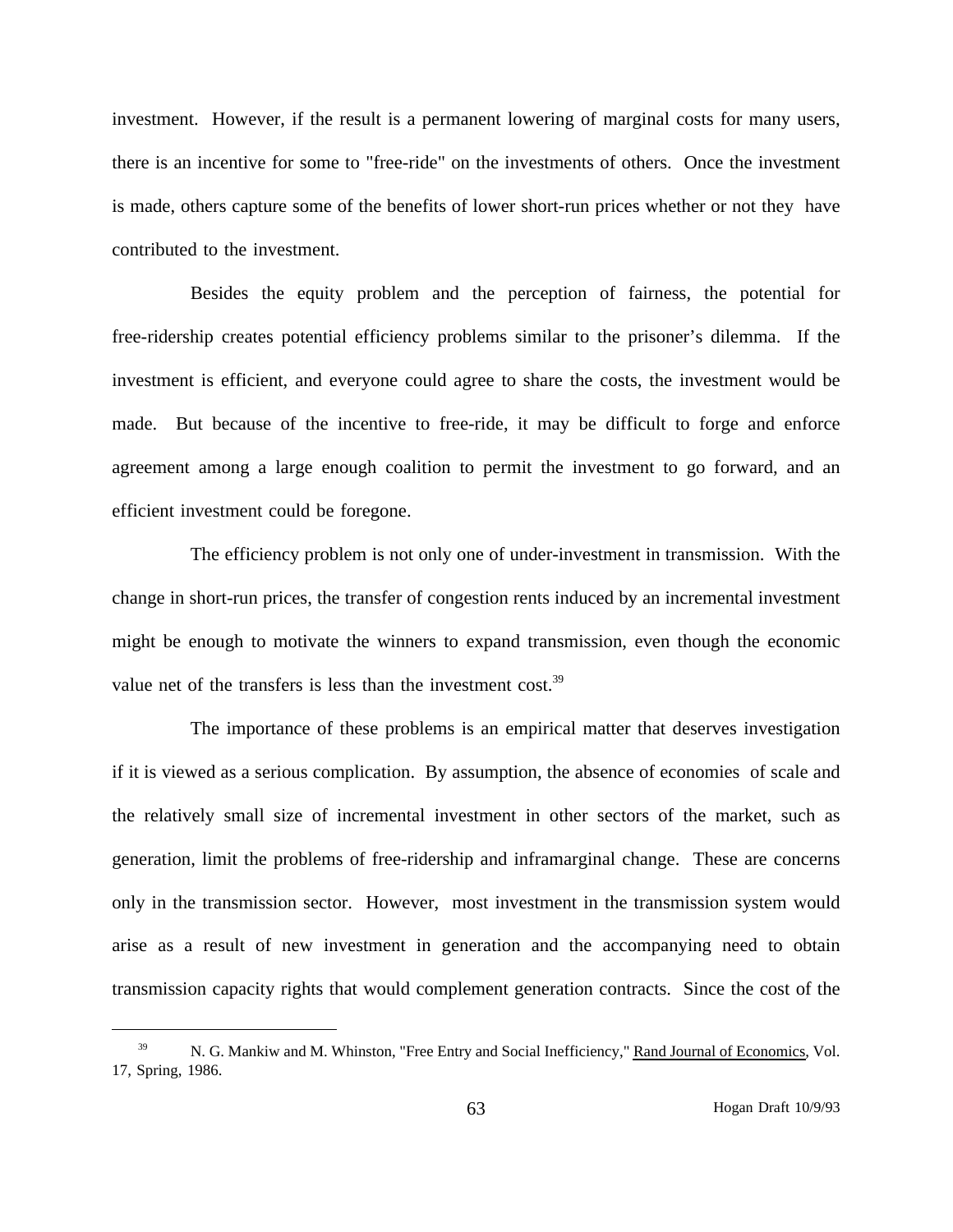investment. However, if the result is a permanent lowering of marginal costs for many users, there is an incentive for some to "free-ride" on the investments of others. Once the investment is made, others capture some of the benefits of lower short-run prices whether or not they have contributed to the investment.

Besides the equity problem and the perception of fairness, the potential for free-ridership creates potential efficiency problems similar to the prisoner's dilemma. If the investment is efficient, and everyone could agree to share the costs, the investment would be made. But because of the incentive to free-ride, it may be difficult to forge and enforce agreement among a large enough coalition to permit the investment to go forward, and an efficient investment could be foregone.

The efficiency problem is not only one of under-investment in transmission. With the change in short-run prices, the transfer of congestion rents induced by an incremental investment might be enough to motivate the winners to expand transmission, even though the economic value net of the transfers is less than the investment cost.[39]

The importance of these problems is an empirical matter that deserves investigation if it is viewed as a serious complication. By assumption, the absence of economies of scale and the relatively small size of incremental investment in other sectors of the market, such as generation, limit the problems of free-ridership and inframarginal change. These are concerns only in the transmission sector. However, most investment in the transmission system would arise as a result of new investment in generation and the accompanying need to obtain transmission capacity rights that would complement generation contracts. Since the cost of the

---

[39] N. G. Mankiw and M. Whinston, "Free Entry and Social Inefficiency," Rand Journal of Economics, Vol. 17, Spring, 1986.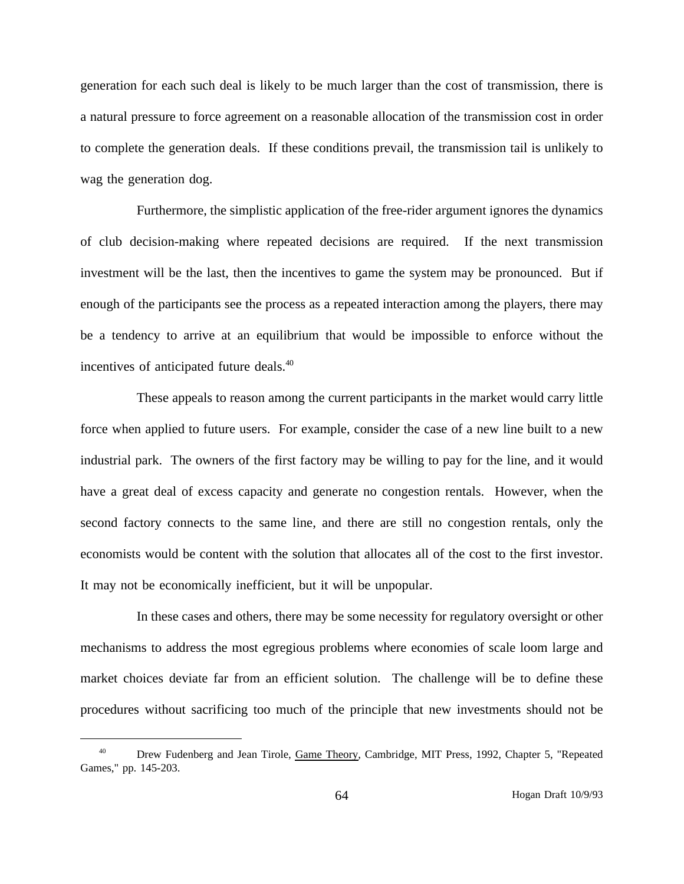generation for each such deal is likely to be much larger than the cost of transmission, there is a natural pressure to force agreement on a reasonable allocation of the transmission cost in order to complete the generation deals. If these conditions prevail, the transmission tail is unlikely to wag the generation dog.

Furthermore, the simplistic application of the free-rider argument ignores the dynamics of club decision-making where repeated decisions are required. If the next transmission investment will be the last, then the incentives to game the system may be pronounced. But if enough of the participants see the process as a repeated interaction among the players, there may be a tendency to arrive at an equilibrium that would be impossible to enforce without the incentives of anticipated future deals.[40]

These appeals to reason among the current participants in the market would carry little force when applied to future users. For example, consider the case of a new line built to a new industrial park. The owners of the first factory may be willing to pay for the line, and it would have a great deal of excess capacity and generate no congestion rentals. However, when the second factory connects to the same line, and there are still no congestion rentals, only the economists would be content with the solution that allocates all of the cost to the first investor. It may not be economically inefficient, but it will be unpopular.

In these cases and others, there may be some necessity for regulatory oversight or other mechanisms to address the most egregious problems where economies of scale loom large and market choices deviate far from an efficient solution. The challenge will be to define these procedures without sacrificing too much of the principle that new investments should not be

---

[40] Drew Fudenberg and Jean Tirole, Game Theory, Cambridge, MIT Press, 1992, Chapter 5, "Repeated Games," pp. 145-203.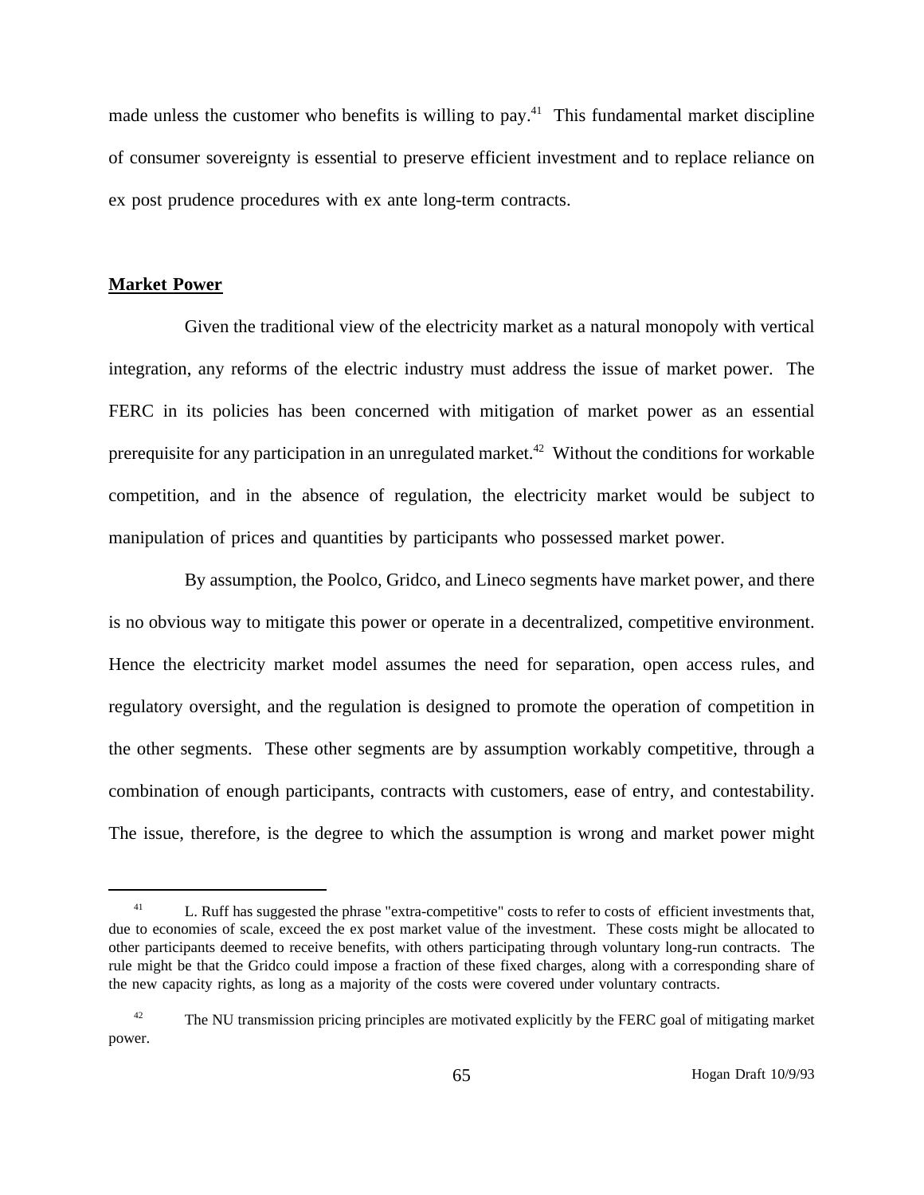made unless the customer who benefits is willing to pay.[41] This fundamental market discipline of consumer sovereignty is essential to preserve efficient investment and to replace reliance on ex post prudence procedures with ex ante long-term contracts.

## Market Power

Given the traditional view of the electricity market as a natural monopoly with vertical integration, any reforms of the electric industry must address the issue of market power. The FERC in its policies has been concerned with mitigation of market power as an essential prerequisite for any participation in an unregulated market.[42] Without the conditions for workable competition, and in the absence of regulation, the electricity market would be subject to manipulation of prices and quantities by participants who possessed market power.

By assumption, the Poolco, Gridco, and Lineco segments have market power, and there is no obvious way to mitigate this power or operate in a decentralized, competitive environment. Hence the electricity market model assumes the need for separation, open access rules, and regulatory oversight, and the regulation is designed to promote the operation of competition in the other segments. These other segments are by assumption workably competitive, through a combination of enough participants, contracts with customers, ease of entry, and contestability. The issue, therefore, is the degree to which the assumption is wrong and market power might

---

[41] L. Ruff has suggested the phrase "extra-competitive" costs to refer to costs of efficient investments that, due to economies of scale, exceed the ex post market value of the investment. These costs might be allocated to other participants deemed to receive benefits, with others participating through voluntary long-run contracts. The rule might be that the Gridco could impose a fraction of these fixed charges, along with a corresponding share of the new capacity rights, as long as a majority of the costs were covered under voluntary contracts.

[42] The NU transmission pricing principles are motivated explicitly by the FERC goal of mitigating market power.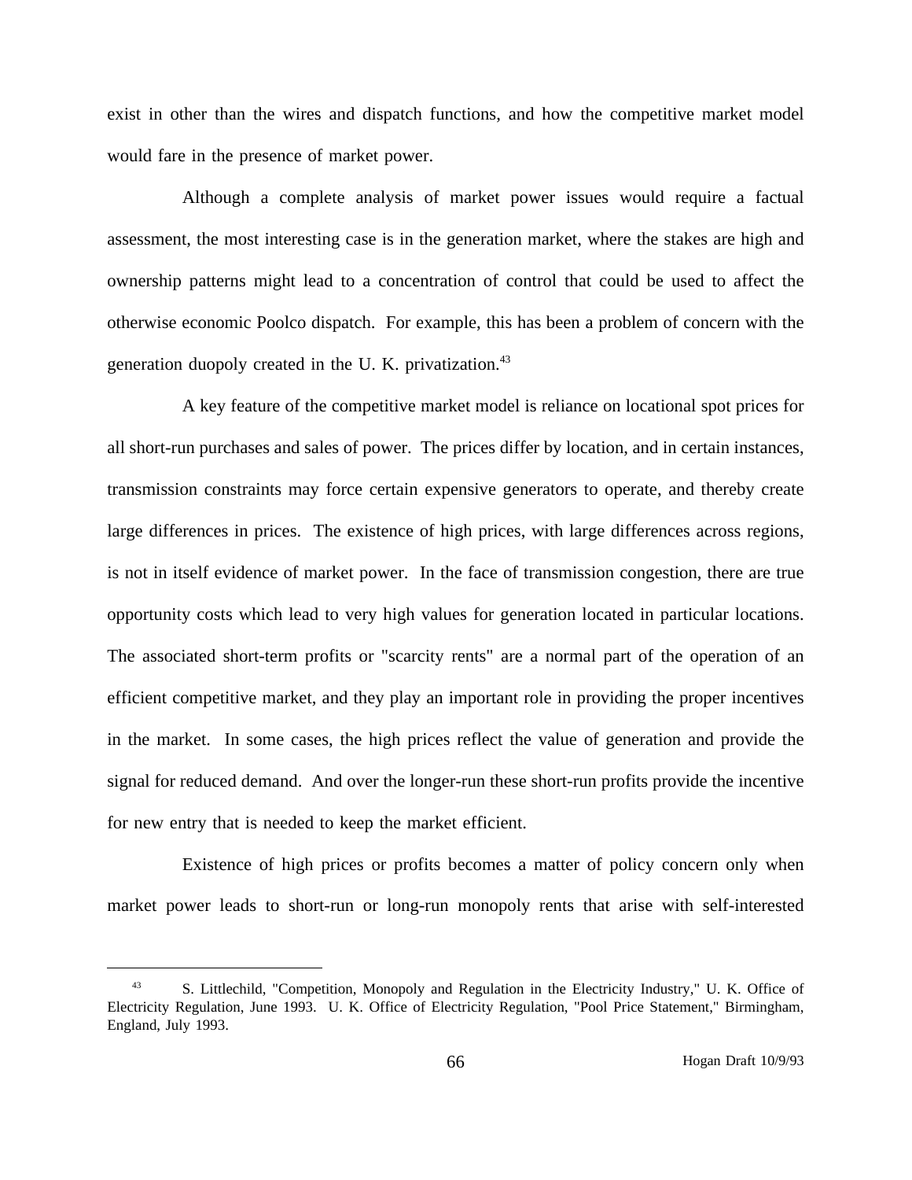exist in other than the wires and dispatch functions, and how the competitive market model would fare in the presence of market power.

Although a complete analysis of market power issues would require a factual assessment, the most interesting case is in the generation market, where the stakes are high and ownership patterns might lead to a concentration of control that could be used to affect the otherwise economic Poolco dispatch. For example, this has been a problem of concern with the generation duopoly created in the U. K. privatization.[43]

A key feature of the competitive market model is reliance on locational spot prices for all short-run purchases and sales of power. The prices differ by location, and in certain instances, transmission constraints may force certain expensive generators to operate, and thereby create large differences in prices. The existence of high prices, with large differences across regions, is not in itself evidence of market power. In the face of transmission congestion, there are true opportunity costs which lead to very high values for generation located in particular locations. The associated short-term profits or "scarcity rents" are a normal part of the operation of an efficient competitive market, and they play an important role in providing the proper incentives in the market. In some cases, the high prices reflect the value of generation and provide the signal for reduced demand. And over the longer-run these short-run profits provide the incentive for new entry that is needed to keep the market efficient.

Existence of high prices or profits becomes a matter of policy concern only when market power leads to short-run or long-run monopoly rents that arise with self-interested

---

[43] S. Littlechild, "Competition, Monopoly and Regulation in the Electricity Industry," U. K. Office of Electricity Regulation, June 1993. U. K. Office of Electricity Regulation, "Pool Price Statement," Birmingham, England, July 1993.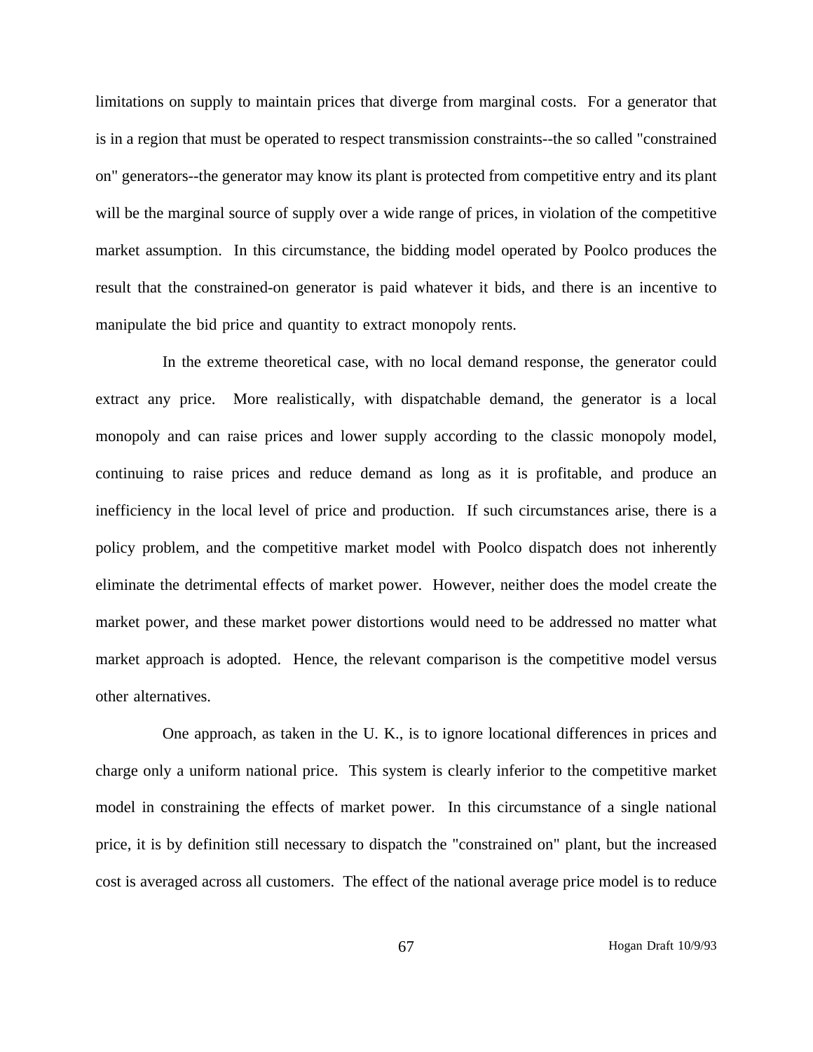limitations on supply to maintain prices that diverge from marginal costs. For a generator that is in a region that must be operated to respect transmission constraints--the so called "constrained on" generators--the generator may know its plant is protected from competitive entry and its plant will be the marginal source of supply over a wide range of prices, in violation of the competitive market assumption. In this circumstance, the bidding model operated by Poolco produces the result that the constrained-on generator is paid whatever it bids, and there is an incentive to manipulate the bid price and quantity to extract monopoly rents.

In the extreme theoretical case, with no local demand response, the generator could extract any price. More realistically, with dispatchable demand, the generator is a local monopoly and can raise prices and lower supply according to the classic monopoly model, continuing to raise prices and reduce demand as long as it is profitable, and produce an inefficiency in the local level of price and production. If such circumstances arise, there is a policy problem, and the competitive market model with Poolco dispatch does not inherently eliminate the detrimental effects of market power. However, neither does the model create the market power, and these market power distortions would need to be addressed no matter what market approach is adopted. Hence, the relevant comparison is the competitive model versus other alternatives.

One approach, as taken in the U. K., is to ignore locational differences in prices and charge only a uniform national price. This system is clearly inferior to the competitive market model in constraining the effects of market power. In this circumstance of a single national price, it is by definition still necessary to dispatch the "constrained on" plant, but the increased cost is averaged across all customers. The effect of the national average price model is to reduce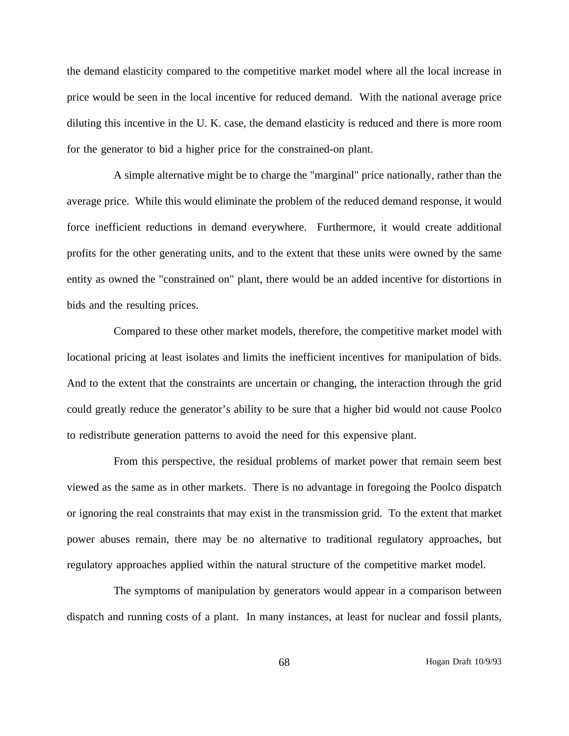the demand elasticity compared to the competitive market model where all the local increase in price would be seen in the local incentive for reduced demand. With the national average price diluting this incentive in the U. K. case, the demand elasticity is reduced and there is more room for the generator to bid a higher price for the constrained-on plant.

A simple alternative might be to charge the "marginal" price nationally, rather than the average price. While this would eliminate the problem of the reduced demand response, it would force inefficient reductions in demand everywhere. Furthermore, it would create additional profits for the other generating units, and to the extent that these units were owned by the same entity as owned the "constrained on" plant, there would be an added incentive for distortions in bids and the resulting prices.

Compared to these other market models, therefore, the competitive market model with locational pricing at least isolates and limits the inefficient incentives for manipulation of bids. And to the extent that the constraints are uncertain or changing, the interaction through the grid could greatly reduce the generator's ability to be sure that a higher bid would not cause Poolco to redistribute generation patterns to avoid the need for this expensive plant.

From this perspective, the residual problems of market power that remain seem best viewed as the same as in other markets. There is no advantage in foregoing the Poolco dispatch or ignoring the real constraints that may exist in the transmission grid. To the extent that market power abuses remain, there may be no alternative to traditional regulatory approaches, but regulatory approaches applied within the natural structure of the competitive market model.

The symptoms of manipulation by generators would appear in a comparison between dispatch and running costs of a plant. In many instances, at least for nuclear and fossil plants,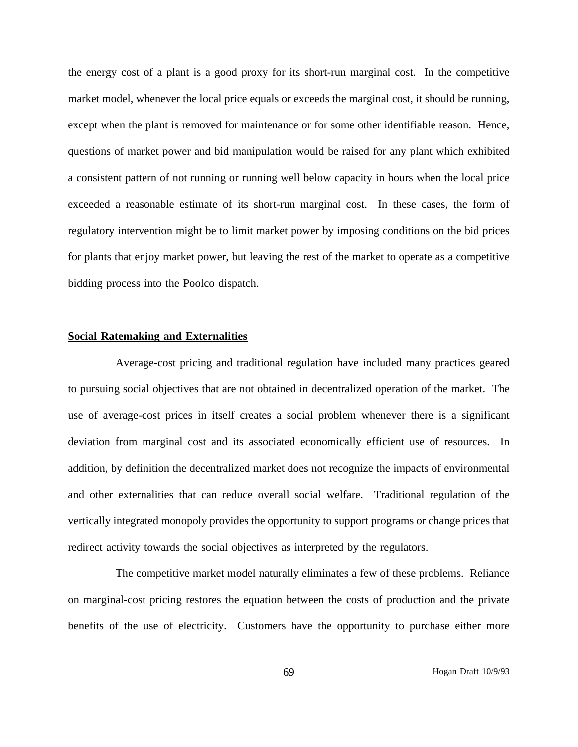the energy cost of a plant is a good proxy for its short-run marginal cost. In the competitive market model, whenever the local price equals or exceeds the marginal cost, it should be running, except when the plant is removed for maintenance or for some other identifiable reason. Hence, questions of market power and bid manipulation would be raised for any plant which exhibited a consistent pattern of not running or running well below capacity in hours when the local price exceeded a reasonable estimate of its short-run marginal cost. In these cases, the form of regulatory intervention might be to limit market power by imposing conditions on the bid prices for plants that enjoy market power, but leaving the rest of the market to operate as a competitive bidding process into the Poolco dispatch.

## Social Ratemaking and Externalities

Average-cost pricing and traditional regulation have included many practices geared to pursuing social objectives that are not obtained in decentralized operation of the market. The use of average-cost prices in itself creates a social problem whenever there is a significant deviation from marginal cost and its associated economically efficient use of resources. In addition, by definition the decentralized market does not recognize the impacts of environmental and other externalities that can reduce overall social welfare. Traditional regulation of the vertically integrated monopoly provides the opportunity to support programs or change prices that redirect activity towards the social objectives as interpreted by the regulators.

The competitive market model naturally eliminates a few of these problems. Reliance on marginal-cost pricing restores the equation between the costs of production and the private benefits of the use of electricity. Customers have the opportunity to purchase either more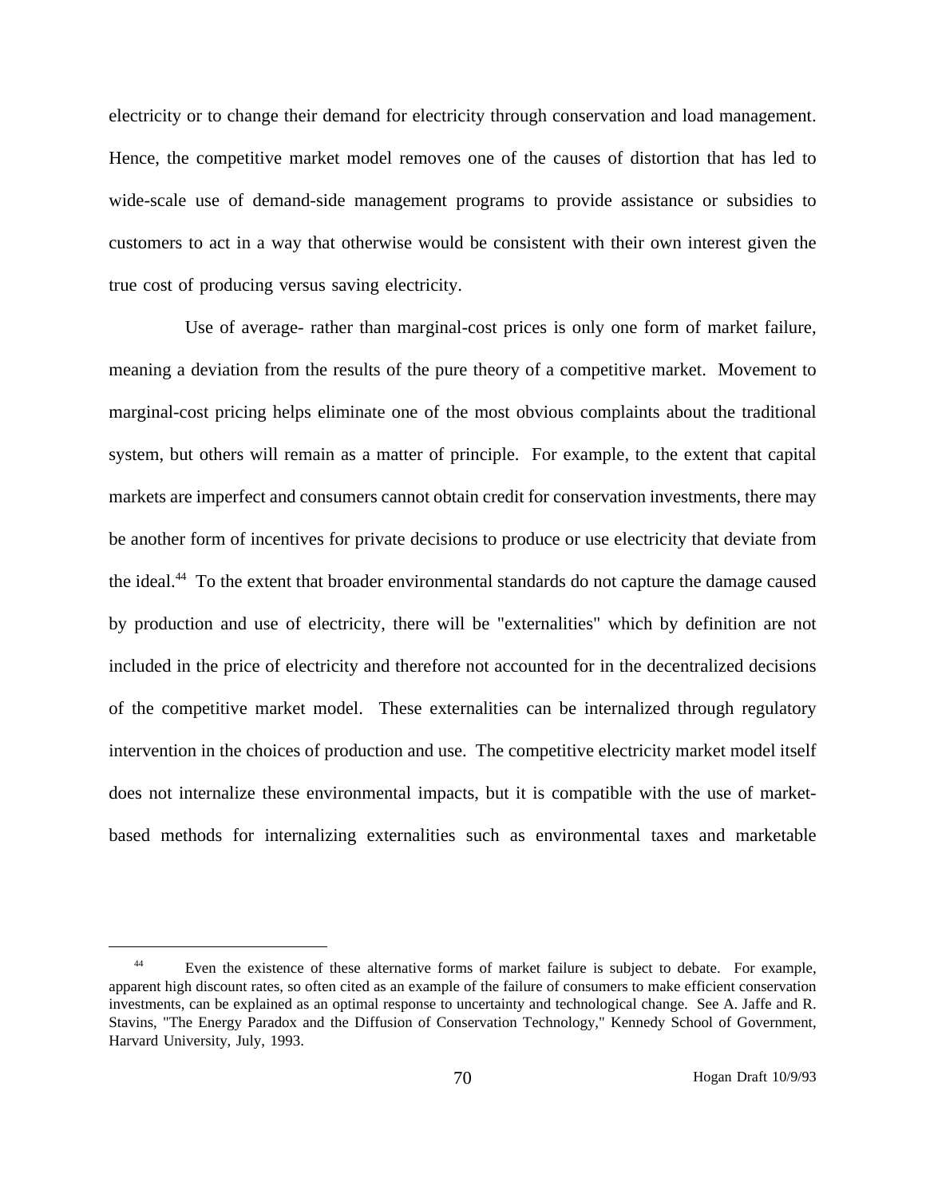electricity or to change their demand for electricity through conservation and load management. Hence, the competitive market model removes one of the causes of distortion that has led to wide-scale use of demand-side management programs to provide assistance or subsidies to customers to act in a way that otherwise would be consistent with their own interest given the true cost of producing versus saving electricity.

Use of average- rather than marginal-cost prices is only one form of market failure, meaning a deviation from the results of the pure theory of a competitive market. Movement to marginal-cost pricing helps eliminate one of the most obvious complaints about the traditional system, but others will remain as a matter of principle. For example, to the extent that capital markets are imperfect and consumers cannot obtain credit for conservation investments, there may be another form of incentives for private decisions to produce or use electricity that deviate from the ideal.[44] To the extent that broader environmental standards do not capture the damage caused by production and use of electricity, there will be "externalities" which by definition are not included in the price of electricity and therefore not accounted for in the decentralized decisions of the competitive market model. These externalities can be internalized through regulatory intervention in the choices of production and use. The competitive electricity market model itself does not internalize these environmental impacts, but it is compatible with the use of market-based methods for internalizing externalities such as environmental taxes and marketable

---

[44] Even the existence of these alternative forms of market failure is subject to debate. For example, apparent high discount rates, so often cited as an example of the failure of consumers to make efficient conservation investments, can be explained as an optimal response to uncertainty and technological change. See A. Jaffe and R. Stavins, "The Energy Paradox and the Diffusion of Conservation Technology," Kennedy School of Government, Harvard University, July, 1993.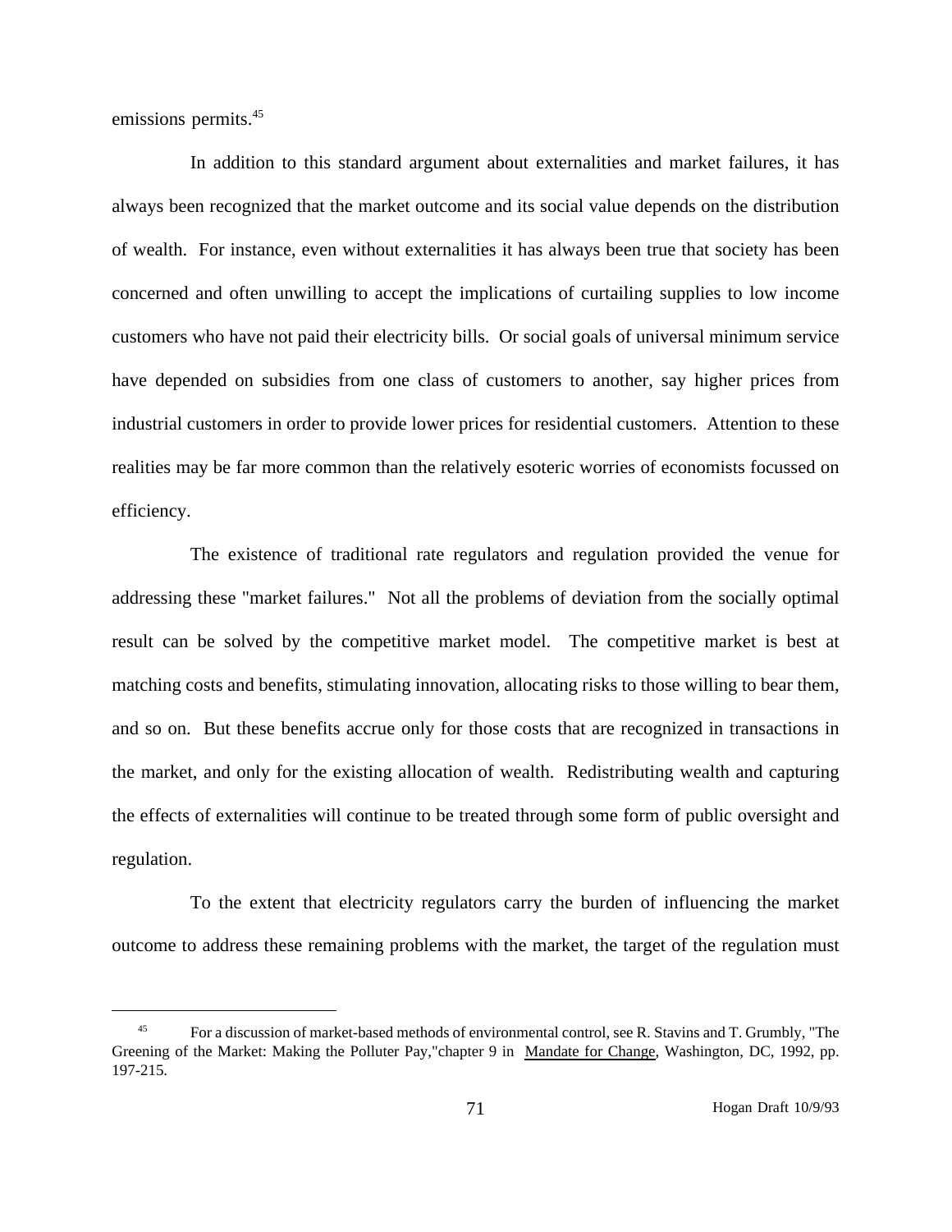emissions permits.[45]

In addition to this standard argument about externalities and market failures, it has always been recognized that the market outcome and its social value depends on the distribution of wealth. For instance, even without externalities it has always been true that society has been concerned and often unwilling to accept the implications of curtailing supplies to low income customers who have not paid their electricity bills. Or social goals of universal minimum service have depended on subsidies from one class of customers to another, say higher prices from industrial customers in order to provide lower prices for residential customers. Attention to these realities may be far more common than the relatively esoteric worries of economists focussed on efficiency.

The existence of traditional rate regulators and regulation provided the venue for addressing these "market failures." Not all the problems of deviation from the socially optimal result can be solved by the competitive market model. The competitive market is best at matching costs and benefits, stimulating innovation, allocating risks to those willing to bear them, and so on. But these benefits accrue only for those costs that are recognized in transactions in the market, and only for the existing allocation of wealth. Redistributing wealth and capturing the effects of externalities will continue to be treated through some form of public oversight and regulation.

To the extent that electricity regulators carry the burden of influencing the market outcome to address these remaining problems with the market, the target of the regulation must

---

[45] For a discussion of market-based methods of environmental control, see R. Stavins and T. Grumbly, "The Greening of the Market: Making the Polluter Pay,"chapter 9 in Mandate for Change, Washington, DC, 1992, pp. 197-215.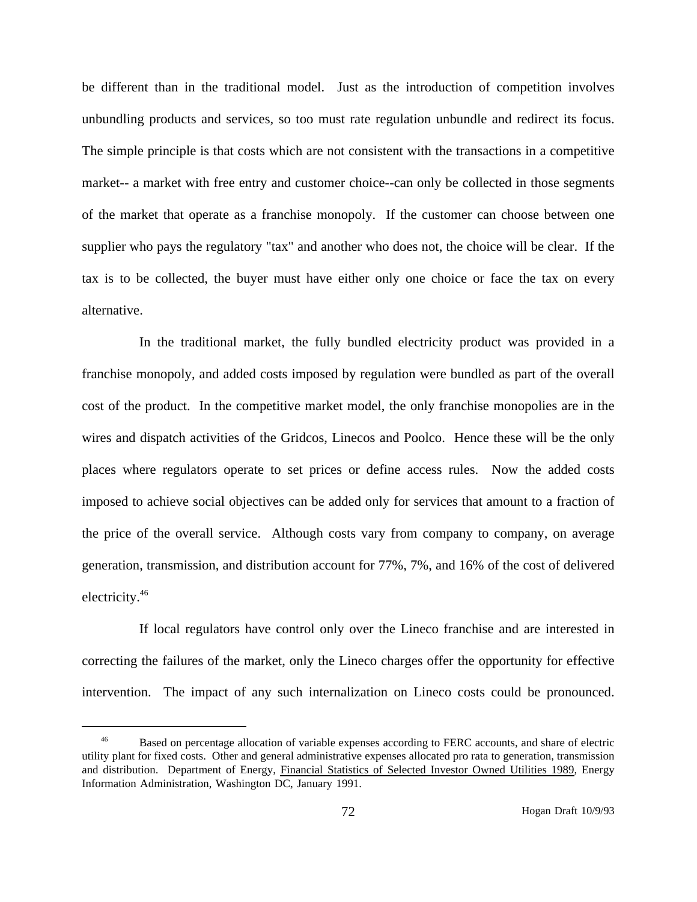be different than in the traditional model. Just as the introduction of competition involves unbundling products and services, so too must rate regulation unbundle and redirect its focus. The simple principle is that costs which are not consistent with the transactions in a competitive market-- a market with free entry and customer choice--can only be collected in those segments of the market that operate as a franchise monopoly. If the customer can choose between one supplier who pays the regulatory "tax" and another who does not, the choice will be clear. If the tax is to be collected, the buyer must have either only one choice or face the tax on every alternative.

In the traditional market, the fully bundled electricity product was provided in a franchise monopoly, and added costs imposed by regulation were bundled as part of the overall cost of the product. In the competitive market model, the only franchise monopolies are in the wires and dispatch activities of the Gridcos, Linecos and Poolco. Hence these will be the only places where regulators operate to set prices or define access rules. Now the added costs imposed to achieve social objectives can be added only for services that amount to a fraction of the price of the overall service. Although costs vary from company to company, on average generation, transmission, and distribution account for 77%, 7%, and 16% of the cost of delivered electricity.[46]

If local regulators have control only over the Lineco franchise and are interested in correcting the failures of the market, only the Lineco charges offer the opportunity for effective intervention. The impact of any such internalization on Lineco costs could be pronounced.

---

[46] Based on percentage allocation of variable expenses according to FERC accounts, and share of electric utility plant for fixed costs. Other and general administrative expenses allocated pro rata to generation, transmission and distribution. Department of Energy, Financial Statistics of Selected Investor Owned Utilities 1989, Energy Information Administration, Washington DC, January 1991.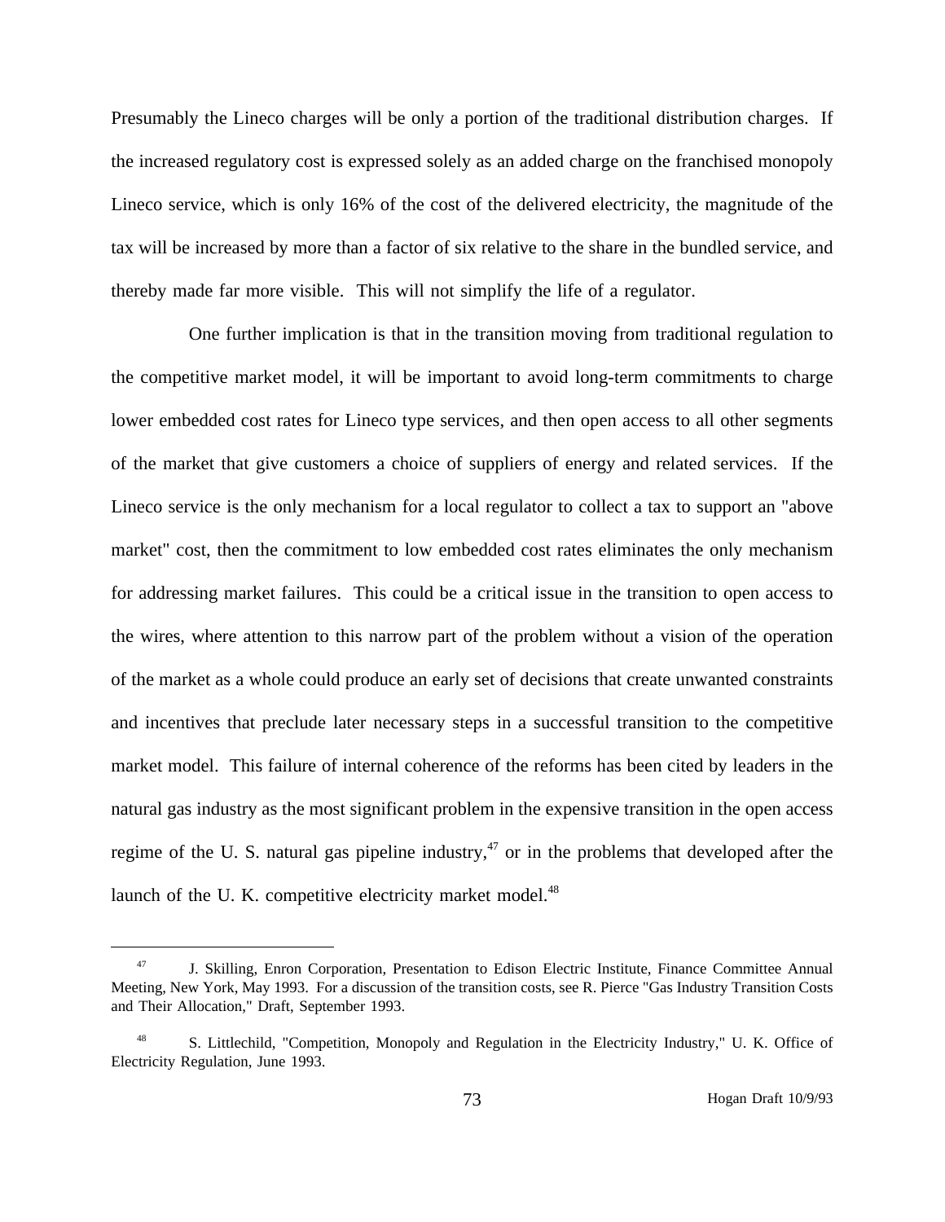Presumably the Lineco charges will be only a portion of the traditional distribution charges. If the increased regulatory cost is expressed solely as an added charge on the franchised monopoly Lineco service, which is only 16% of the cost of the delivered electricity, the magnitude of the tax will be increased by more than a factor of six relative to the share in the bundled service, and thereby made far more visible. This will not simplify the life of a regulator.

One further implication is that in the transition moving from traditional regulation to the competitive market model, it will be important to avoid long-term commitments to charge lower embedded cost rates for Lineco type services, and then open access to all other segments of the market that give customers a choice of suppliers of energy and related services. If the Lineco service is the only mechanism for a local regulator to collect a tax to support an "above market" cost, then the commitment to low embedded cost rates eliminates the only mechanism for addressing market failures. This could be a critical issue in the transition to open access to the wires, where attention to this narrow part of the problem without a vision of the operation of the market as a whole could produce an early set of decisions that create unwanted constraints and incentives that preclude later necessary steps in a successful transition to the competitive market model. This failure of internal coherence of the reforms has been cited by leaders in the natural gas industry as the most significant problem in the expensive transition in the open access regime of the U. S. natural gas pipeline industry,[47] or in the problems that developed after the launch of the U. K. competitive electricity market model.[48]

---

[47] J. Skilling, Enron Corporation, Presentation to Edison Electric Institute, Finance Committee Annual Meeting, New York, May 1993. For a discussion of the transition costs, see R. Pierce "Gas Industry Transition Costs and Their Allocation," Draft, September 1993.

[48] S. Littlechild, "Competition, Monopoly and Regulation in the Electricity Industry," U. K. Office of Electricity Regulation, June 1993.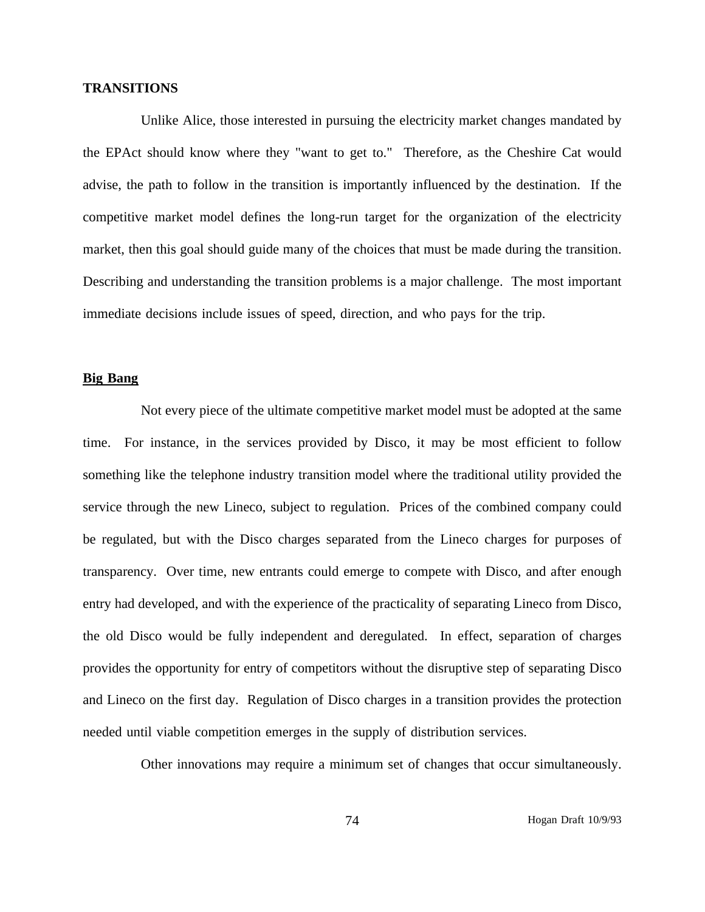## TRANSITIONS

Unlike Alice, those interested in pursuing the electricity market changes mandated by the EPAct should know where they "want to get to." Therefore, as the Cheshire Cat would advise, the path to follow in the transition is importantly influenced by the destination. If the competitive market model defines the long-run target for the organization of the electricity market, then this goal should guide many of the choices that must be made during the transition. Describing and understanding the transition problems is a major challenge. The most important immediate decisions include issues of speed, direction, and who pays for the trip.

### Big Bang

Not every piece of the ultimate competitive market model must be adopted at the same time. For instance, in the services provided by Disco, it may be most efficient to follow something like the telephone industry transition model where the traditional utility provided the service through the new Lineco, subject to regulation. Prices of the combined company could be regulated, but with the Disco charges separated from the Lineco charges for purposes of transparency. Over time, new entrants could emerge to compete with Disco, and after enough entry had developed, and with the experience of the practicality of separating Lineco from Disco, the old Disco would be fully independent and deregulated. In effect, separation of charges provides the opportunity for entry of competitors without the disruptive step of separating Disco and Lineco on the first day. Regulation of Disco charges in a transition provides the protection needed until viable competition emerges in the supply of distribution services.

Other innovations may require a minimum set of changes that occur simultaneously.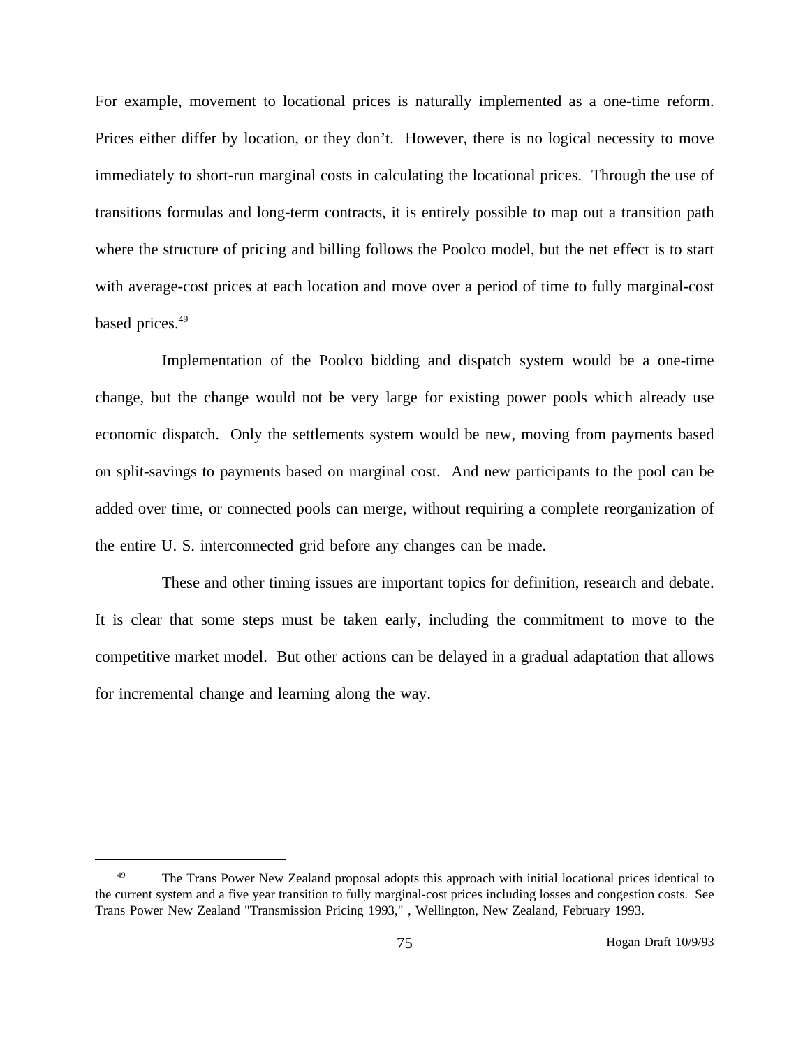For example, movement to locational prices is naturally implemented as a one-time reform. Prices either differ by location, or they don't. However, there is no logical necessity to move immediately to short-run marginal costs in calculating the locational prices. Through the use of transitions formulas and long-term contracts, it is entirely possible to map out a transition path where the structure of pricing and billing follows the Poolco model, but the net effect is to start with average-cost prices at each location and move over a period of time to fully marginal-cost based prices.[49]

Implementation of the Poolco bidding and dispatch system would be a one-time change, but the change would not be very large for existing power pools which already use economic dispatch. Only the settlements system would be new, moving from payments based on split-savings to payments based on marginal cost. And new participants to the pool can be added over time, or connected pools can merge, without requiring a complete reorganization of the entire U. S. interconnected grid before any changes can be made.

These and other timing issues are important topics for definition, research and debate. It is clear that some steps must be taken early, including the commitment to move to the competitive market model. But other actions can be delayed in a gradual adaptation that allows for incremental change and learning along the way.

---

[49] The Trans Power New Zealand proposal adopts this approach with initial locational prices identical to the current system and a five year transition to fully marginal-cost prices including losses and congestion costs. See Trans Power New Zealand "Transmission Pricing 1993," , Wellington, New Zealand, February 1993.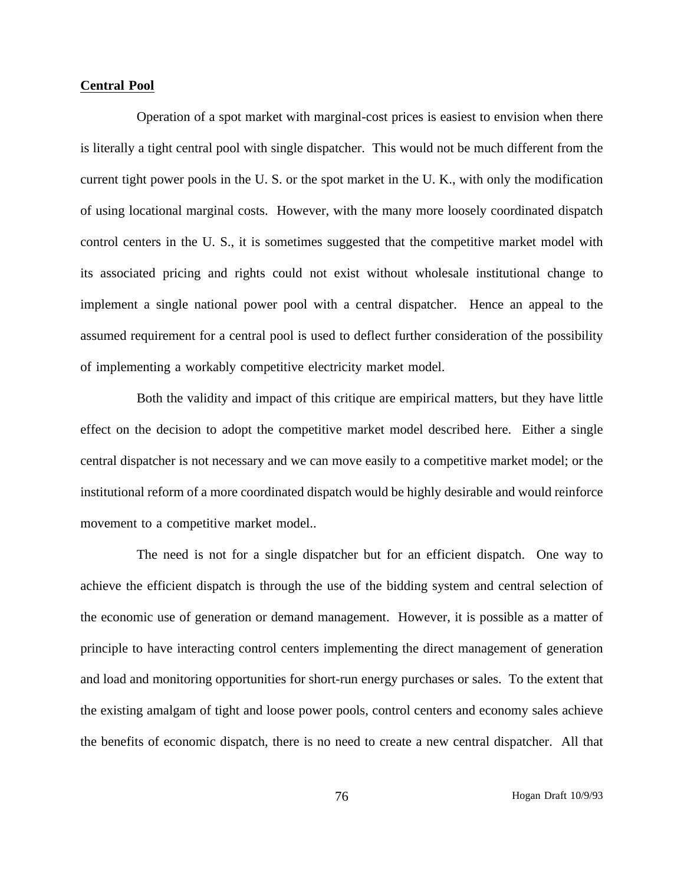## Central Pool

Operation of a spot market with marginal-cost prices is easiest to envision when there is literally a tight central pool with single dispatcher. This would not be much different from the current tight power pools in the U. S. or the spot market in the U. K., with only the modification of using locational marginal costs. However, with the many more loosely coordinated dispatch control centers in the U. S., it is sometimes suggested that the competitive market model with its associated pricing and rights could not exist without wholesale institutional change to implement a single national power pool with a central dispatcher. Hence an appeal to the assumed requirement for a central pool is used to deflect further consideration of the possibility of implementing a workably competitive electricity market model.

Both the validity and impact of this critique are empirical matters, but they have little effect on the decision to adopt the competitive market model described here. Either a single central dispatcher is not necessary and we can move easily to a competitive market model; or the institutional reform of a more coordinated dispatch would be highly desirable and would reinforce movement to a competitive market model..

The need is not for a single dispatcher but for an efficient dispatch. One way to achieve the efficient dispatch is through the use of the bidding system and central selection of the economic use of generation or demand management. However, it is possible as a matter of principle to have interacting control centers implementing the direct management of generation and load and monitoring opportunities for short-run energy purchases or sales. To the extent that the existing amalgam of tight and loose power pools, control centers and economy sales achieve the benefits of economic dispatch, there is no need to create a new central dispatcher. All that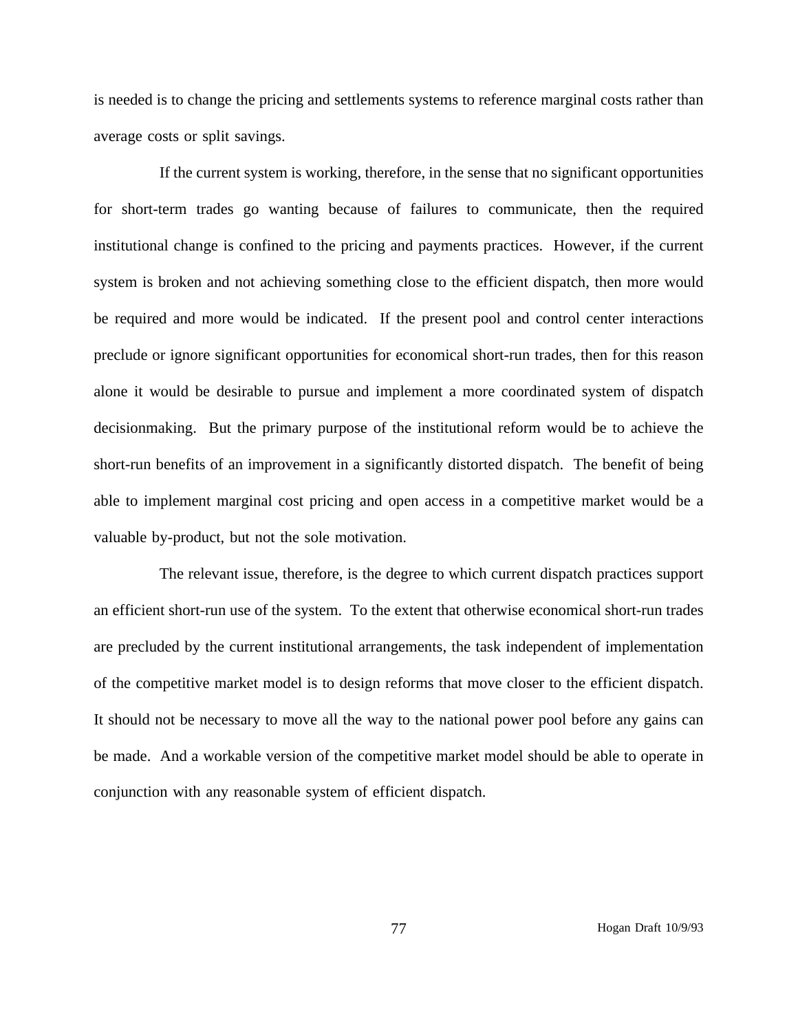is needed is to change the pricing and settlements systems to reference marginal costs rather than average costs or split savings.

If the current system is working, therefore, in the sense that no significant opportunities for short-term trades go wanting because of failures to communicate, then the required institutional change is confined to the pricing and payments practices. However, if the current system is broken and not achieving something close to the efficient dispatch, then more would be required and more would be indicated. If the present pool and control center interactions preclude or ignore significant opportunities for economical short-run trades, then for this reason alone it would be desirable to pursue and implement a more coordinated system of dispatch decisionmaking. But the primary purpose of the institutional reform would be to achieve the short-run benefits of an improvement in a significantly distorted dispatch. The benefit of being able to implement marginal cost pricing and open access in a competitive market would be a valuable by-product, but not the sole motivation.

The relevant issue, therefore, is the degree to which current dispatch practices support an efficient short-run use of the system. To the extent that otherwise economical short-run trades are precluded by the current institutional arrangements, the task independent of implementation of the competitive market model is to design reforms that move closer to the efficient dispatch. It should not be necessary to move all the way to the national power pool before any gains can be made. And a workable version of the competitive market model should be able to operate in conjunction with any reasonable system of efficient dispatch.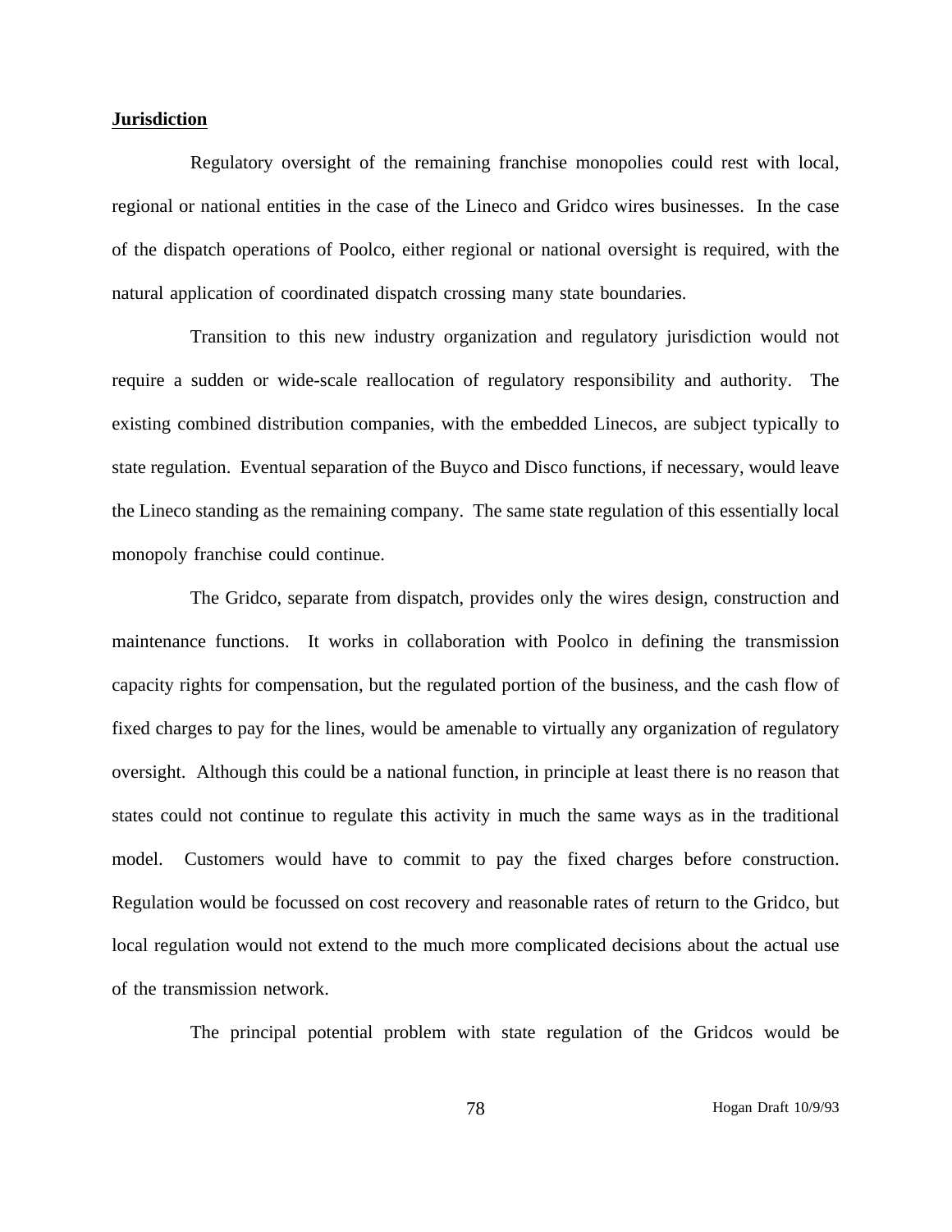**Jurisdiction**

Regulatory oversight of the remaining franchise monopolies could rest with local, regional or national entities in the case of the Lineco and Gridco wires businesses. In the case of the dispatch operations of Poolco, either regional or national oversight is required, with the natural application of coordinated dispatch crossing many state boundaries.

Transition to this new industry organization and regulatory jurisdiction would not require a sudden or wide-scale reallocation of regulatory responsibility and authority. The existing combined distribution companies, with the embedded Linecos, are subject typically to state regulation. Eventual separation of the Buyco and Disco functions, if necessary, would leave the Lineco standing as the remaining company. The same state regulation of this essentially local monopoly franchise could continue.

The Gridco, separate from dispatch, provides only the wires design, construction and maintenance functions. It works in collaboration with Poolco in defining the transmission capacity rights for compensation, but the regulated portion of the business, and the cash flow of fixed charges to pay for the lines, would be amenable to virtually any organization of regulatory oversight. Although this could be a national function, in principle at least there is no reason that states could not continue to regulate this activity in much the same ways as in the traditional model. Customers would have to commit to pay the fixed charges before construction. Regulation would be focussed on cost recovery and reasonable rates of return to the Gridco, but local regulation would not extend to the much more complicated decisions about the actual use of the transmission network.

The principal potential problem with state regulation of the Gridcos would be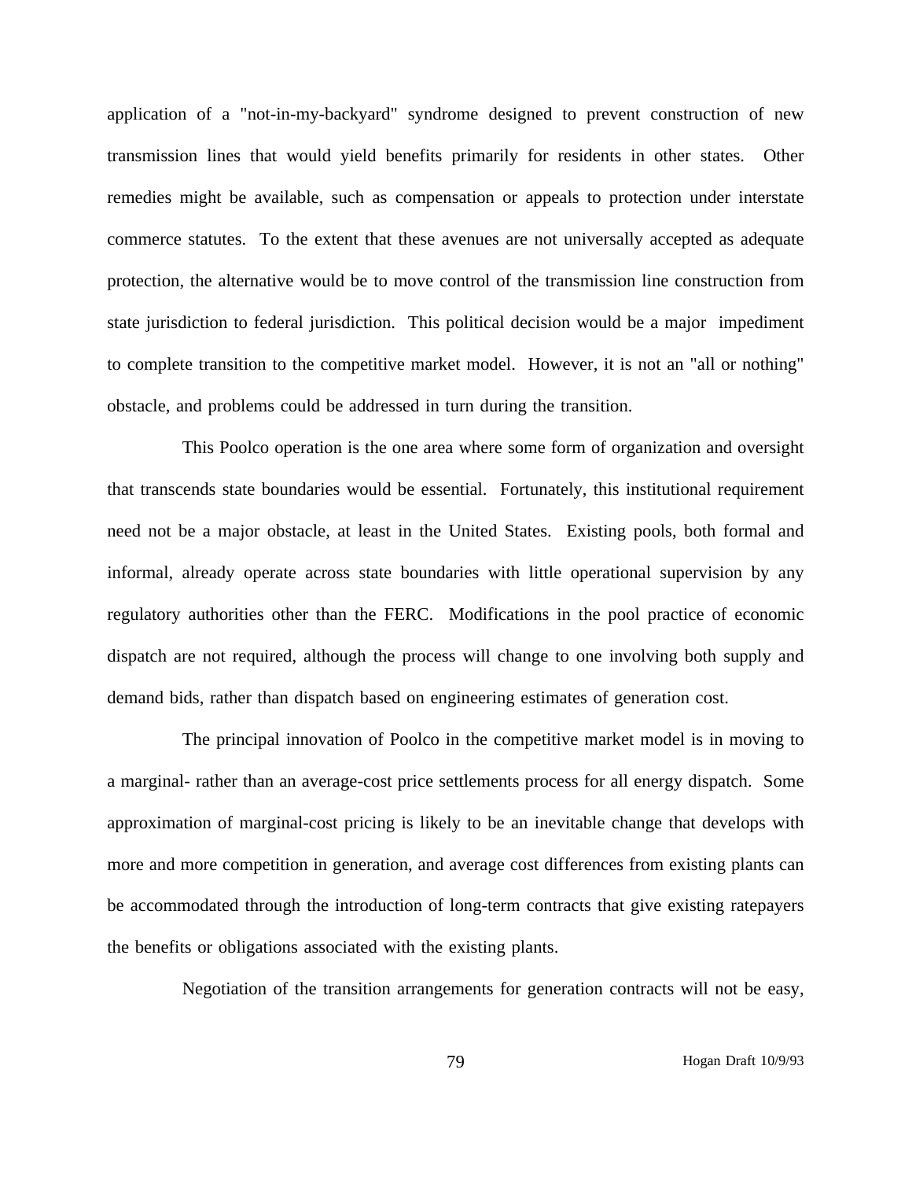application of a "not-in-my-backyard" syndrome designed to prevent construction of new transmission lines that would yield benefits primarily for residents in other states. Other remedies might be available, such as compensation or appeals to protection under interstate commerce statutes. To the extent that these avenues are not universally accepted as adequate protection, the alternative would be to move control of the transmission line construction from state jurisdiction to federal jurisdiction. This political decision would be a major impediment to complete transition to the competitive market model. However, it is not an "all or nothing" obstacle, and problems could be addressed in turn during the transition.

This Poolco operation is the one area where some form of organization and oversight that transcends state boundaries would be essential. Fortunately, this institutional requirement need not be a major obstacle, at least in the United States. Existing pools, both formal and informal, already operate across state boundaries with little operational supervision by any regulatory authorities other than the FERC. Modifications in the pool practice of economic dispatch are not required, although the process will change to one involving both supply and demand bids, rather than dispatch based on engineering estimates of generation cost.

The principal innovation of Poolco in the competitive market model is in moving to a marginal- rather than an average-cost price settlements process for all energy dispatch. Some approximation of marginal-cost pricing is likely to be an inevitable change that develops with more and more competition in generation, and average cost differences from existing plants can be accommodated through the introduction of long-term contracts that give existing ratepayers the benefits or obligations associated with the existing plants.

Negotiation of the transition arrangements for generation contracts will not be easy,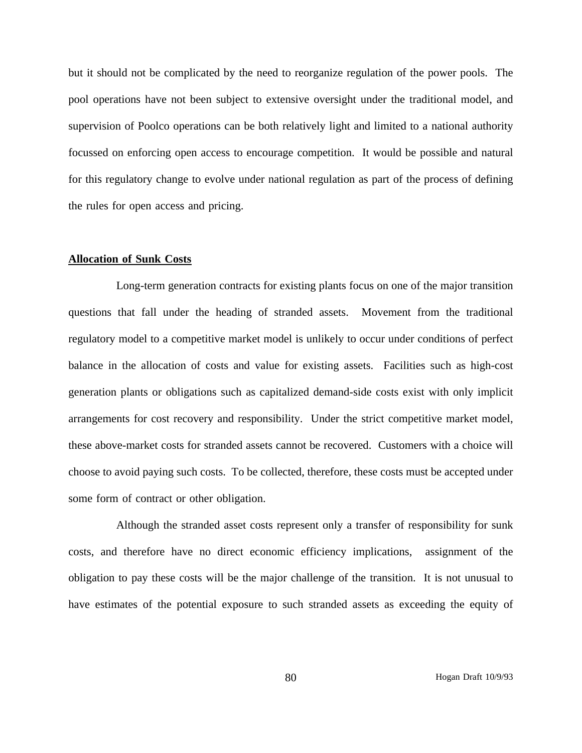but it should not be complicated by the need to reorganize regulation of the power pools. The pool operations have not been subject to extensive oversight under the traditional model, and supervision of Poolco operations can be both relatively light and limited to a national authority focussed on enforcing open access to encourage competition. It would be possible and natural for this regulatory change to evolve under national regulation as part of the process of defining the rules for open access and pricing.

**Allocation of Sunk Costs**

Long-term generation contracts for existing plants focus on one of the major transition questions that fall under the heading of stranded assets. Movement from the traditional regulatory model to a competitive market model is unlikely to occur under conditions of perfect balance in the allocation of costs and value for existing assets. Facilities such as high-cost generation plants or obligations such as capitalized demand-side costs exist with only implicit arrangements for cost recovery and responsibility. Under the strict competitive market model, these above-market costs for stranded assets cannot be recovered. Customers with a choice will choose to avoid paying such costs. To be collected, therefore, these costs must be accepted under some form of contract or other obligation.

Although the stranded asset costs represent only a transfer of responsibility for sunk costs, and therefore have no direct economic efficiency implications, assignment of the obligation to pay these costs will be the major challenge of the transition. It is not unusual to have estimates of the potential exposure to such stranded assets as exceeding the equity of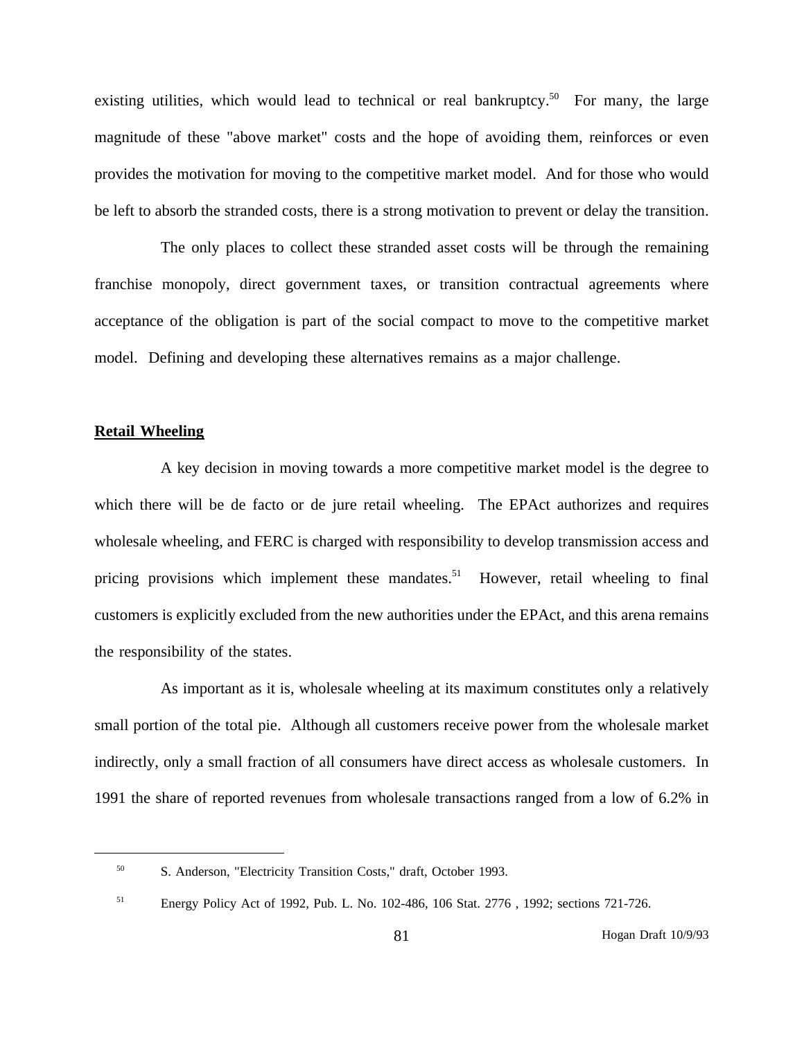existing utilities, which would lead to technical or real bankruptcy.[50] For many, the large magnitude of these "above market" costs and the hope of avoiding them, reinforces or even provides the motivation for moving to the competitive market model. And for those who would be left to absorb the stranded costs, there is a strong motivation to prevent or delay the transition.

The only places to collect these stranded asset costs will be through the remaining franchise monopoly, direct government taxes, or transition contractual agreements where acceptance of the obligation is part of the social compact to move to the competitive market model. Defining and developing these alternatives remains as a major challenge.

**Retail Wheeling**

A key decision in moving towards a more competitive market model is the degree to which there will be de facto or de jure retail wheeling. The EPAct authorizes and requires wholesale wheeling, and FERC is charged with responsibility to develop transmission access and pricing provisions which implement these mandates.[51] However, retail wheeling to final customers is explicitly excluded from the new authorities under the EPAct, and this arena remains the responsibility of the states.

As important as it is, wholesale wheeling at its maximum constitutes only a relatively small portion of the total pie. Although all customers receive power from the wholesale market indirectly, only a small fraction of all consumers have direct access as wholesale customers. In 1991 the share of reported revenues from wholesale transactions ranged from a low of 6.2% in

---

[50] S. Anderson, "Electricity Transition Costs," draft, October 1993.

[51] Energy Policy Act of 1992, Pub. L. No. 102-486, 106 Stat. 2776 , 1992; sections 721-726.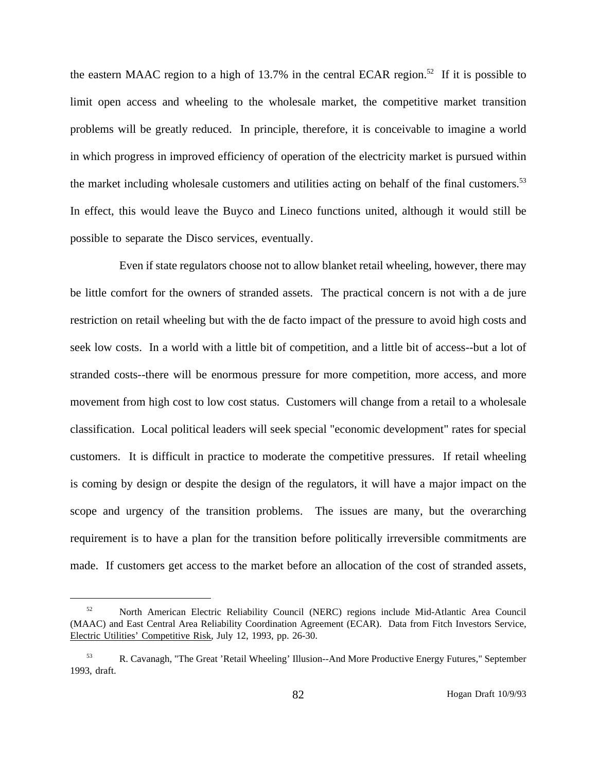the eastern MAAC region to a high of 13.7% in the central ECAR region.[52] If it is possible to limit open access and wheeling to the wholesale market, the competitive market transition problems will be greatly reduced. In principle, therefore, it is conceivable to imagine a world in which progress in improved efficiency of operation of the electricity market is pursued within the market including wholesale customers and utilities acting on behalf of the final customers.[53] In effect, this would leave the Buyco and Lineco functions united, although it would still be possible to separate the Disco services, eventually.

Even if state regulators choose not to allow blanket retail wheeling, however, there may be little comfort for the owners of stranded assets. The practical concern is not with a de jure restriction on retail wheeling but with the de facto impact of the pressure to avoid high costs and seek low costs. In a world with a little bit of competition, and a little bit of access--but a lot of stranded costs--there will be enormous pressure for more competition, more access, and more movement from high cost to low cost status. Customers will change from a retail to a wholesale classification. Local political leaders will seek special "economic development" rates for special customers. It is difficult in practice to moderate the competitive pressures. If retail wheeling is coming by design or despite the design of the regulators, it will have a major impact on the scope and urgency of the transition problems. The issues are many, but the overarching requirement is to have a plan for the transition before politically irreversible commitments are made. If customers get access to the market before an allocation of the cost of stranded assets,

---

[52] North American Electric Reliability Council (NERC) regions include Mid-Atlantic Area Council (MAAC) and East Central Area Reliability Coordination Agreement (ECAR). Data from Fitch Investors Service, Electric Utilities' Competitive Risk, July 12, 1993, pp. 26-30.

[53] R. Cavanagh, "The Great 'Retail Wheeling' Illusion--And More Productive Energy Futures," September 1993, draft.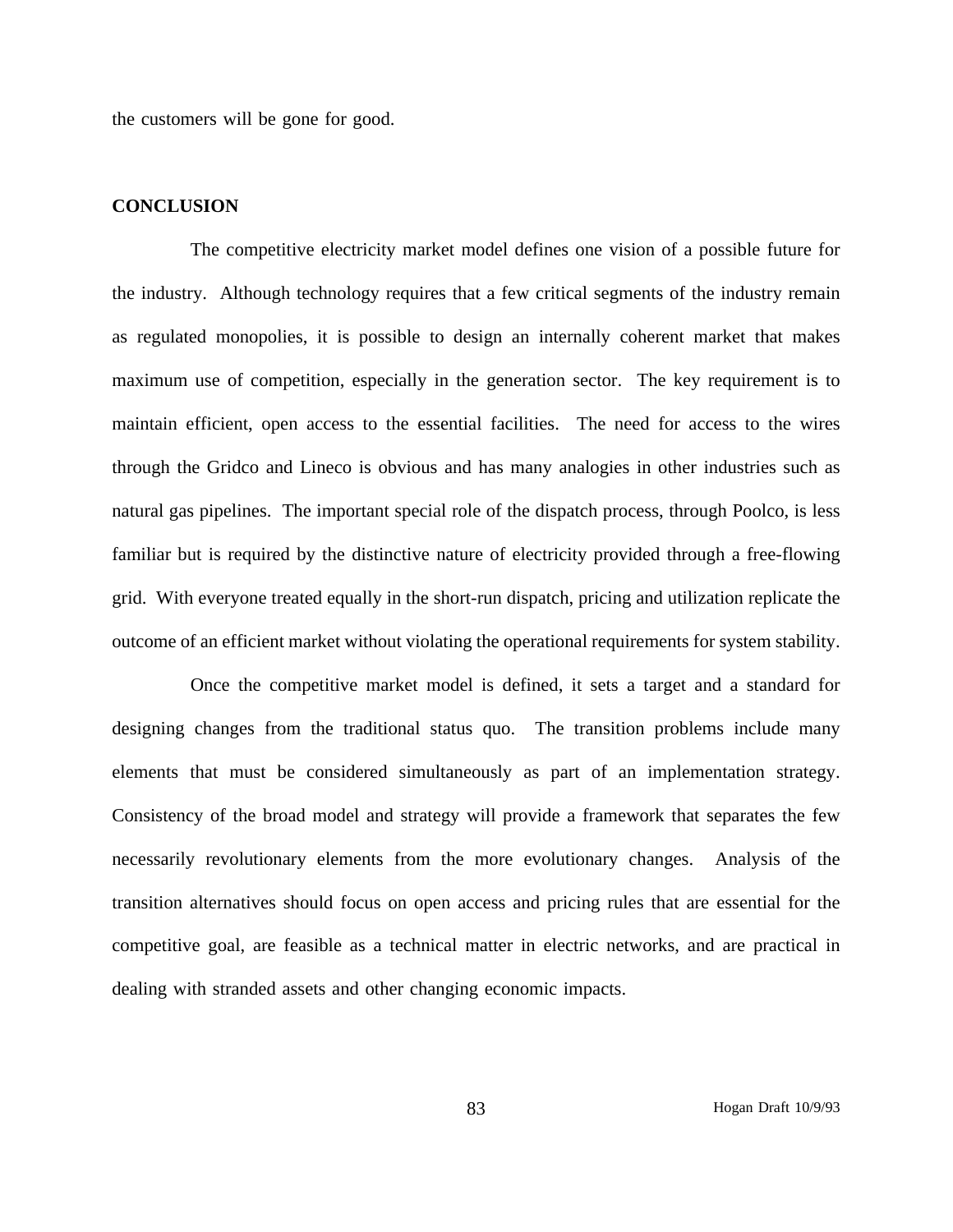the customers will be gone for good.

## CONCLUSION

The competitive electricity market model defines one vision of a possible future for the industry. Although technology requires that a few critical segments of the industry remain as regulated monopolies, it is possible to design an internally coherent market that makes maximum use of competition, especially in the generation sector. The key requirement is to maintain efficient, open access to the essential facilities. The need for access to the wires through the Gridco and Lineco is obvious and has many analogies in other industries such as natural gas pipelines. The important special role of the dispatch process, through Poolco, is less familiar but is required by the distinctive nature of electricity provided through a free-flowing grid. With everyone treated equally in the short-run dispatch, pricing and utilization replicate the outcome of an efficient market without violating the operational requirements for system stability.

Once the competitive market model is defined, it sets a target and a standard for designing changes from the traditional status quo. The transition problems include many elements that must be considered simultaneously as part of an implementation strategy. Consistency of the broad model and strategy will provide a framework that separates the few necessarily revolutionary elements from the more evolutionary changes. Analysis of the transition alternatives should focus on open access and pricing rules that are essential for the competitive goal, are feasible as a technical matter in electric networks, and are practical in dealing with stranded assets and other changing economic impacts.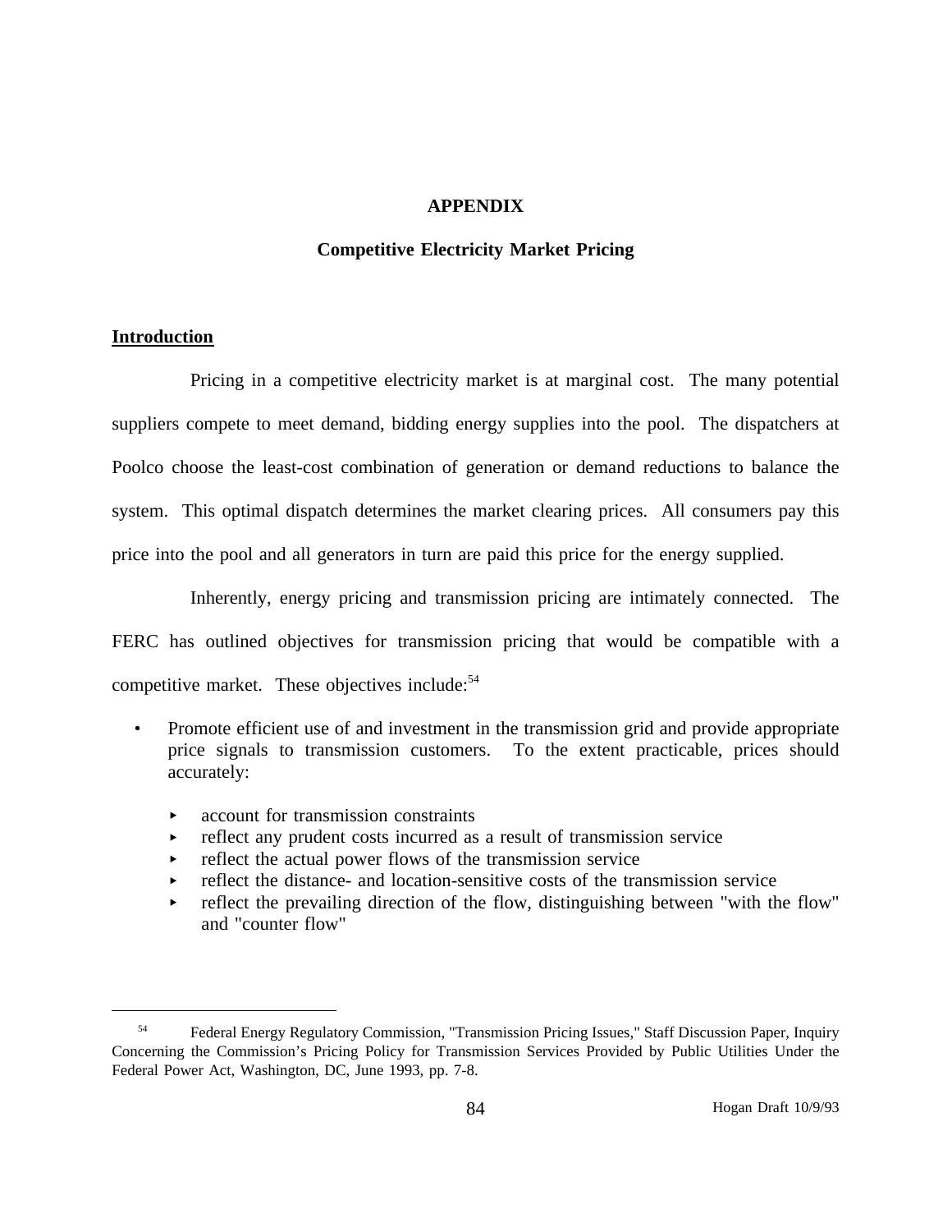# APPENDIX

## Competitive Electricity Market Pricing

### Introduction

Pricing in a competitive electricity market is at marginal cost. The many potential suppliers compete to meet demand, bidding energy supplies into the pool. The dispatchers at Poolco choose the least-cost combination of generation or demand reductions to balance the system. This optimal dispatch determines the market clearing prices. All consumers pay this price into the pool and all generators in turn are paid this price for the energy supplied.

Inherently, energy pricing and transmission pricing are intimately connected. The FERC has outlined objectives for transmission pricing that would be compatible with a competitive market. These objectives include:[54]

- Promote efficient use of and investment in the transmission grid and provide appropriate price signals to transmission customers. To the extent practicable, prices should accurately:
  - account for transmission constraints
  - reflect any prudent costs incurred as a result of transmission service
  - reflect the actual power flows of the transmission service
  - reflect the distance- and location-sensitive costs of the transmission service
  - reflect the prevailing direction of the flow, distinguishing between "with the flow" and "counter flow"

---

[54] Federal Energy Regulatory Commission, "Transmission Pricing Issues," Staff Discussion Paper, Inquiry Concerning the Commission's Pricing Policy for Transmission Services Provided by Public Utilities Under the Federal Power Act, Washington, DC, June 1993, pp. 7-8.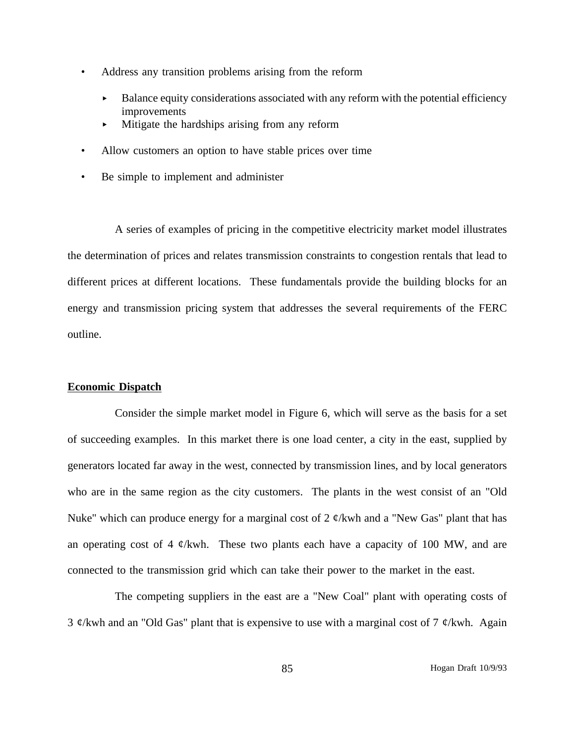- Address any transition problems arising from the reform
    - Balance equity considerations associated with any reform with the potential efficiency improvements
    - Mitigate the hardships arising from any reform
- Allow customers an option to have stable prices over time
- Be simple to implement and administer

A series of examples of pricing in the competitive electricity market model illustrates the determination of prices and relates transmission constraints to congestion rentals that lead to different prices at different locations. These fundamentals provide the building blocks for an energy and transmission pricing system that addresses the several requirements of the FERC outline.

**Economic Dispatch**

Consider the simple market model in Figure 6, which will serve as the basis for a set of succeeding examples. In this market there is one load center, a city in the east, supplied by generators located far away in the west, connected by transmission lines, and by local generators who are in the same region as the city customers. The plants in the west consist of an "Old Nuke" which can produce energy for a marginal cost of 2 ¢/kwh and a "New Gas" plant that has an operating cost of 4 ¢/kwh. These two plants each have a capacity of 100 MW, and are connected to the transmission grid which can take their power to the market in the east.

The competing suppliers in the east are a "New Coal" plant with operating costs of 3 ¢/kwh and an "Old Gas" plant that is expensive to use with a marginal cost of 7 ¢/kwh. Again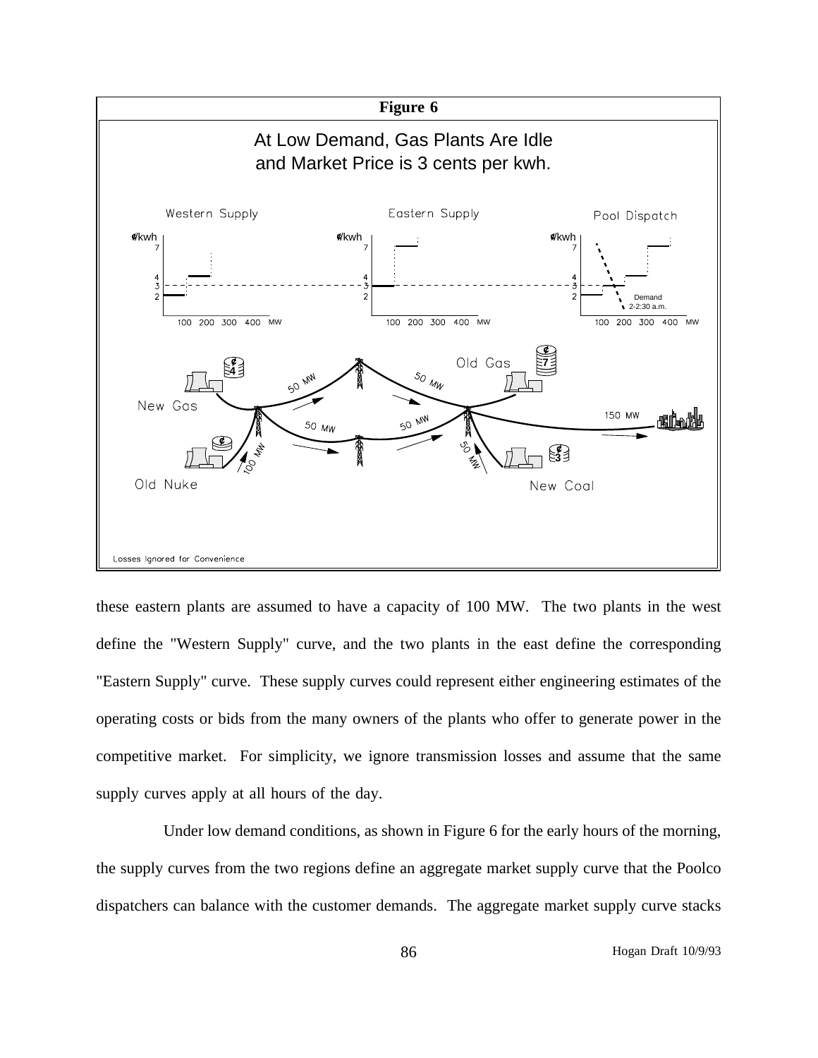**Figure 6**

At Low Demand, Gas Plants Are Idle
and Market Price is 3 cents per kwh.

Losses Ignored for Convenience

these eastern plants are assumed to have a capacity of 100 MW. The two plants in the west define the "Western Supply" curve, and the two plants in the east define the corresponding "Eastern Supply" curve. These supply curves could represent either engineering estimates of the operating costs or bids from the many owners of the plants who offer to generate power in the competitive market. For simplicity, we ignore transmission losses and assume that the same supply curves apply at all hours of the day.

Under low demand conditions, as shown in Figure 6 for the early hours of the morning, the supply curves from the two regions define an aggregate market supply curve that the Poolco dispatchers can balance with the customer demands. The aggregate market supply curve stacks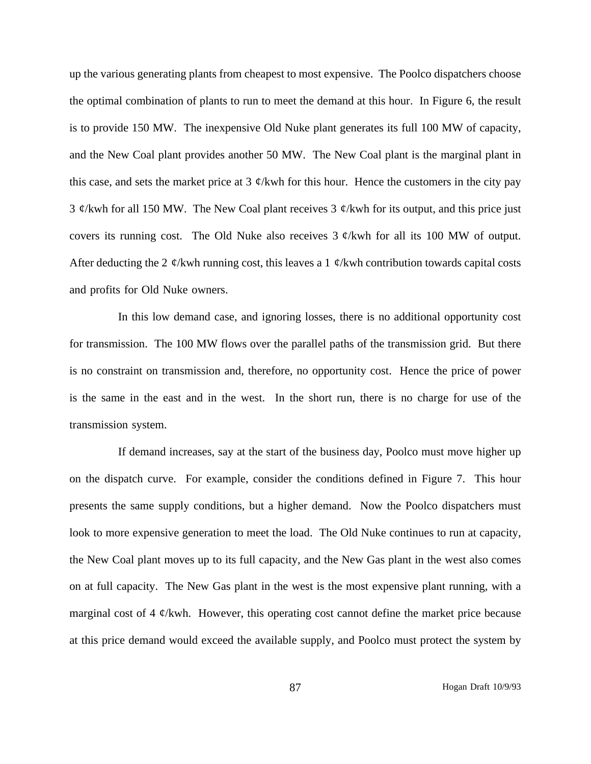up the various generating plants from cheapest to most expensive. The Poolco dispatchers choose the optimal combination of plants to run to meet the demand at this hour. In Figure 6, the result is to provide 150 MW. The inexpensive Old Nuke plant generates its full 100 MW of capacity, and the New Coal plant provides another 50 MW. The New Coal plant is the marginal plant in this case, and sets the market price at 3 ¢/kwh for this hour. Hence the customers in the city pay 3 ¢/kwh for all 150 MW. The New Coal plant receives 3 ¢/kwh for its output, and this price just covers its running cost. The Old Nuke also receives 3 ¢/kwh for all its 100 MW of output. After deducting the 2 ¢/kwh running cost, this leaves a 1 ¢/kwh contribution towards capital costs and profits for Old Nuke owners.

In this low demand case, and ignoring losses, there is no additional opportunity cost for transmission. The 100 MW flows over the parallel paths of the transmission grid. But there is no constraint on transmission and, therefore, no opportunity cost. Hence the price of power is the same in the east and in the west. In the short run, there is no charge for use of the transmission system.

If demand increases, say at the start of the business day, Poolco must move higher up on the dispatch curve. For example, consider the conditions defined in Figure 7. This hour presents the same supply conditions, but a higher demand. Now the Poolco dispatchers must look to more expensive generation to meet the load. The Old Nuke continues to run at capacity, the New Coal plant moves up to its full capacity, and the New Gas plant in the west also comes on at full capacity. The New Gas plant in the west is the most expensive plant running, with a marginal cost of 4 ¢/kwh. However, this operating cost cannot define the market price because at this price demand would exceed the available supply, and Poolco must protect the system by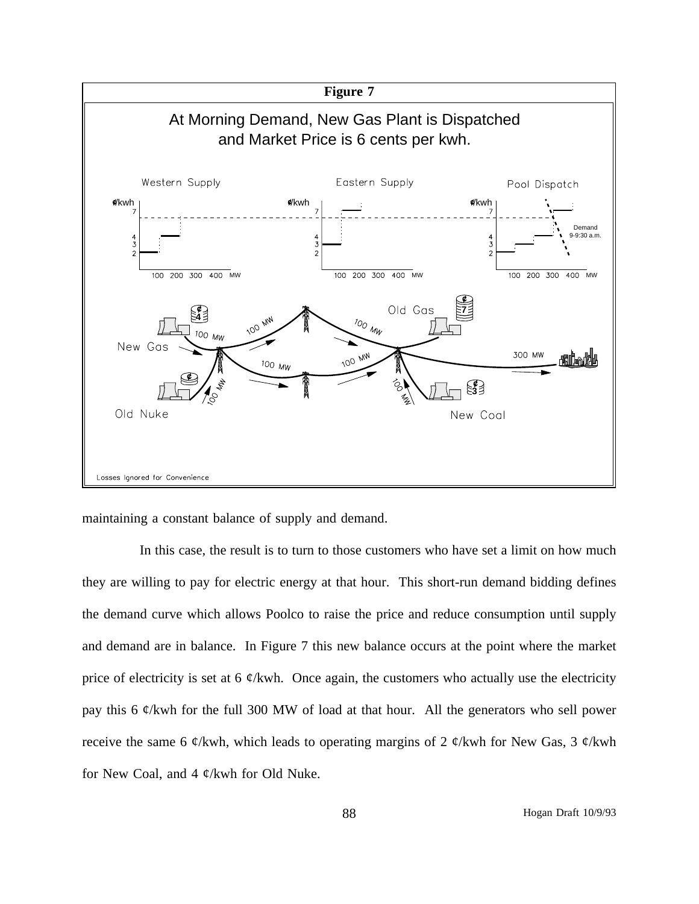**Figure 7**

At Morning Demand, New Gas Plant is Dispatched and Market Price is 6 cents per kwh.

Losses Ignored for Convenience

maintaining a constant balance of supply and demand.

In this case, the result is to turn to those customers who have set a limit on how much they are willing to pay for electric energy at that hour. This short-run demand bidding defines the demand curve which allows Poolco to raise the price and reduce consumption until supply and demand are in balance. In Figure 7 this new balance occurs at the point where the market price of electricity is set at 6 ¢/kwh. Once again, the customers who actually use the electricity pay this 6 ¢/kwh for the full 300 MW of load at that hour. All the generators who sell power receive the same 6 ¢/kwh, which leads to operating margins of 2 ¢/kwh for New Gas, 3 ¢/kwh for New Coal, and 4 ¢/kwh for Old Nuke.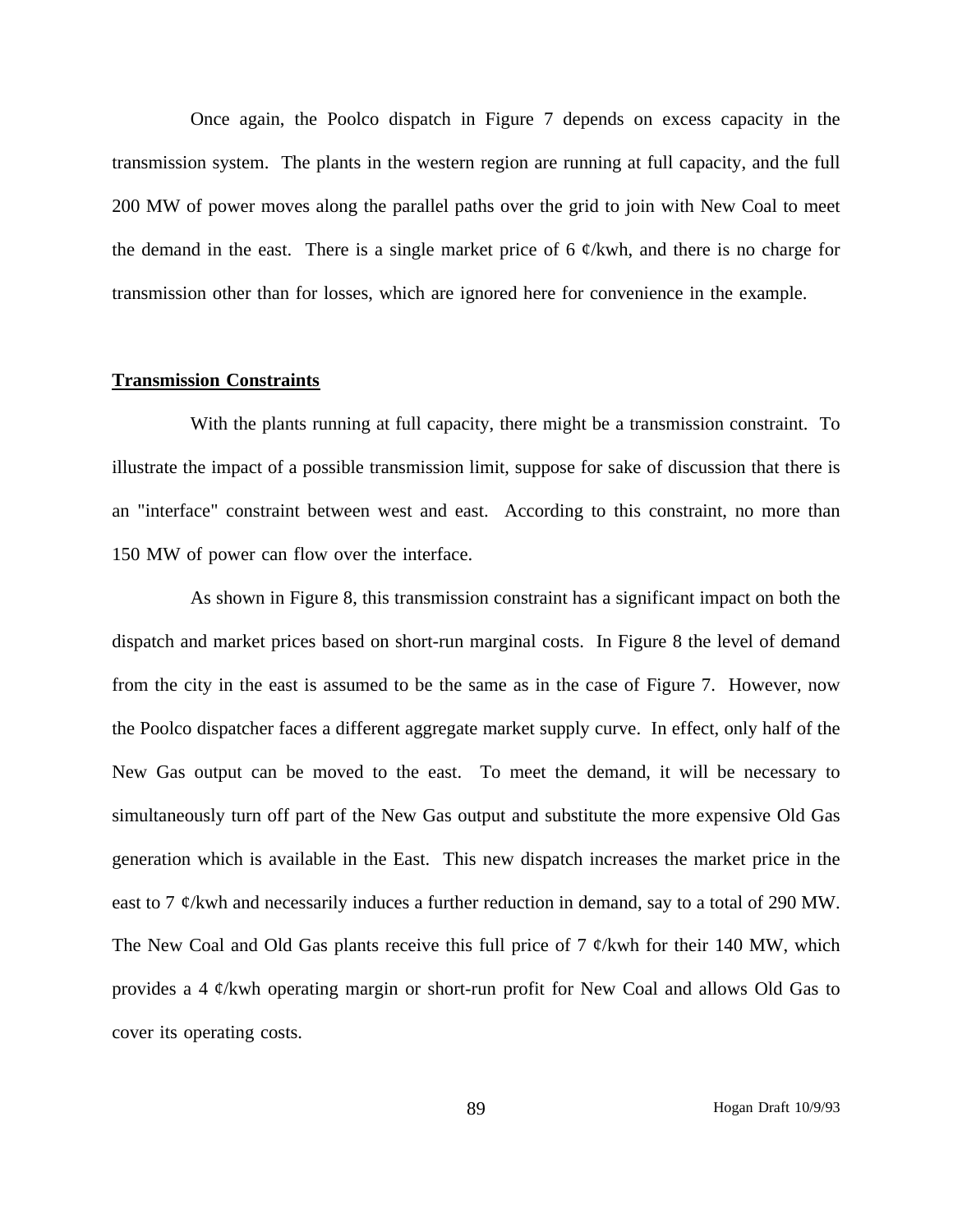Once again, the Poolco dispatch in Figure 7 depends on excess capacity in the transmission system. The plants in the western region are running at full capacity, and the full 200 MW of power moves along the parallel paths over the grid to join with New Coal to meet the demand in the east. There is a single market price of 6 ¢/kwh, and there is no charge for transmission other than for losses, which are ignored here for convenience in the example.

## Transmission Constraints

With the plants running at full capacity, there might be a transmission constraint. To illustrate the impact of a possible transmission limit, suppose for sake of discussion that there is an "interface" constraint between west and east. According to this constraint, no more than 150 MW of power can flow over the interface.

As shown in Figure 8, this transmission constraint has a significant impact on both the dispatch and market prices based on short-run marginal costs. In Figure 8 the level of demand from the city in the east is assumed to be the same as in the case of Figure 7. However, now the Poolco dispatcher faces a different aggregate market supply curve. In effect, only half of the New Gas output can be moved to the east. To meet the demand, it will be necessary to simultaneously turn off part of the New Gas output and substitute the more expensive Old Gas generation which is available in the East. This new dispatch increases the market price in the east to 7 ¢/kwh and necessarily induces a further reduction in demand, say to a total of 290 MW. The New Coal and Old Gas plants receive this full price of 7 ¢/kwh for their 140 MW, which provides a 4 ¢/kwh operating margin or short-run profit for New Coal and allows Old Gas to cover its operating costs.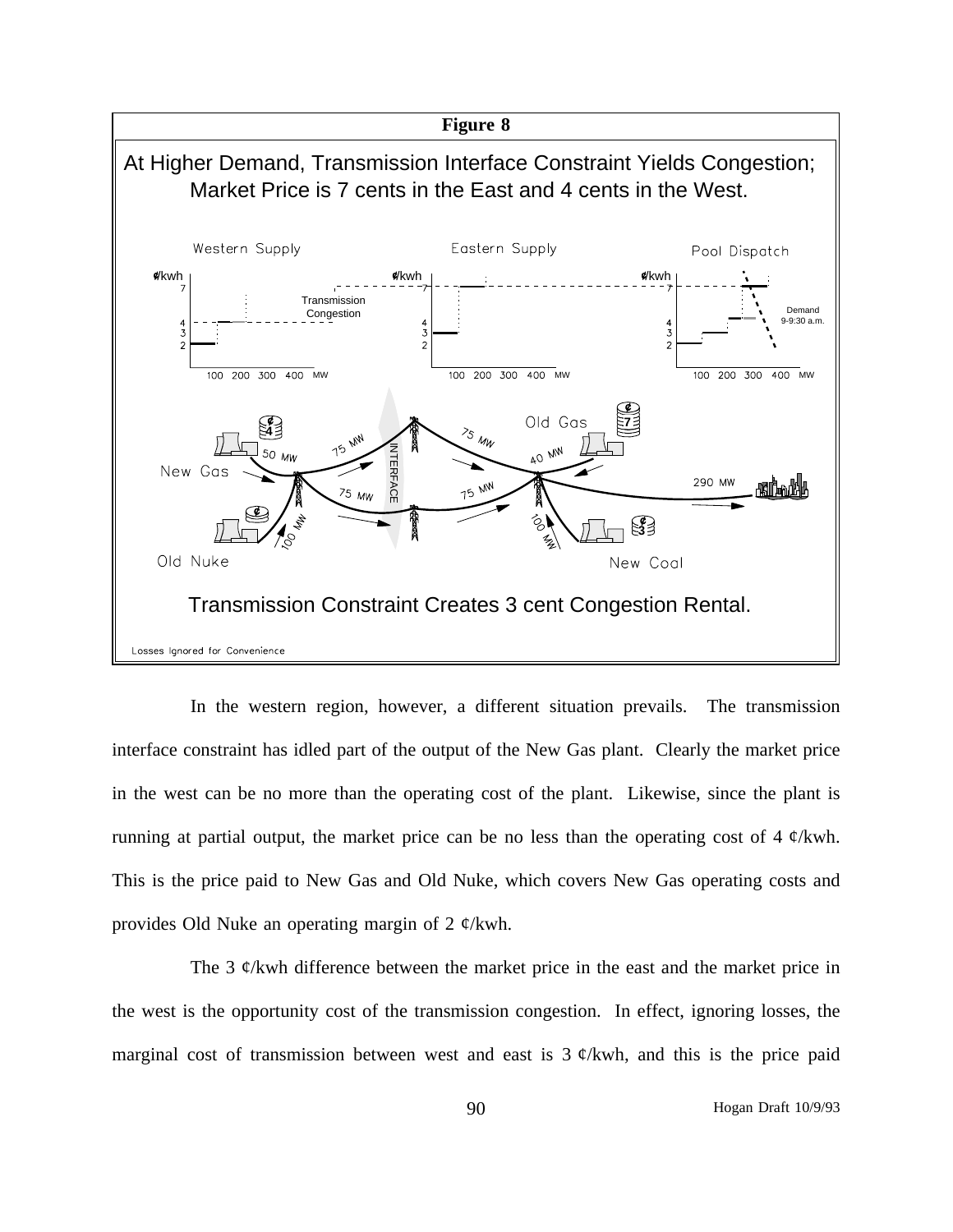**Figure 8**

At Higher Demand, Transmission Interface Constraint Yields Congestion; Market Price is 7 cents in the East and 4 cents in the West.

Transmission Constraint Creates 3 cent Congestion Rental.

Losses Ignored for Convenience

In the western region, however, a different situation prevails. The transmission interface constraint has idled part of the output of the New Gas plant. Clearly the market price in the west can be no more than the operating cost of the plant. Likewise, since the plant is running at partial output, the market price can be no less than the operating cost of 4 ¢/kwh. This is the price paid to New Gas and Old Nuke, which covers New Gas operating costs and provides Old Nuke an operating margin of 2 ¢/kwh.

The 3 ¢/kwh difference between the market price in the east and the market price in the west is the opportunity cost of the transmission congestion. In effect, ignoring losses, the marginal cost of transmission between west and east is 3 ¢/kwh, and this is the price paid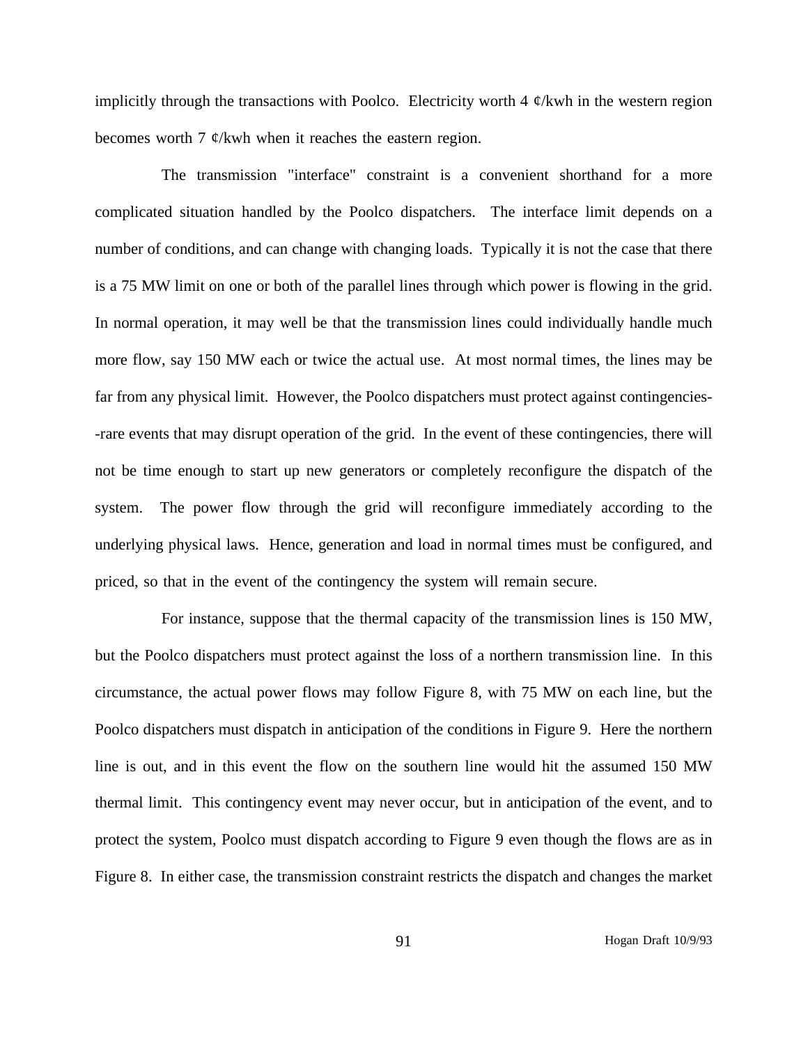implicitly through the transactions with Poolco. Electricity worth 4 ¢/kwh in the western region becomes worth 7 ¢/kwh when it reaches the eastern region.

The transmission "interface" constraint is a convenient shorthand for a more complicated situation handled by the Poolco dispatchers. The interface limit depends on a number of conditions, and can change with changing loads. Typically it is not the case that there is a 75 MW limit on one or both of the parallel lines through which power is flowing in the grid. In normal operation, it may well be that the transmission lines could individually handle much more flow, say 150 MW each or twice the actual use. At most normal times, the lines may be far from any physical limit. However, the Poolco dispatchers must protect against contingencies--rare events that may disrupt operation of the grid. In the event of these contingencies, there will not be time enough to start up new generators or completely reconfigure the dispatch of the system. The power flow through the grid will reconfigure immediately according to the underlying physical laws. Hence, generation and load in normal times must be configured, and priced, so that in the event of the contingency the system will remain secure.

For instance, suppose that the thermal capacity of the transmission lines is 150 MW, but the Poolco dispatchers must protect against the loss of a northern transmission line. In this circumstance, the actual power flows may follow Figure 8, with 75 MW on each line, but the Poolco dispatchers must dispatch in anticipation of the conditions in Figure 9. Here the northern line is out, and in this event the flow on the southern line would hit the assumed 150 MW thermal limit. This contingency event may never occur, but in anticipation of the event, and to protect the system, Poolco must dispatch according to Figure 9 even though the flows are as in Figure 8. In either case, the transmission constraint restricts the dispatch and changes the market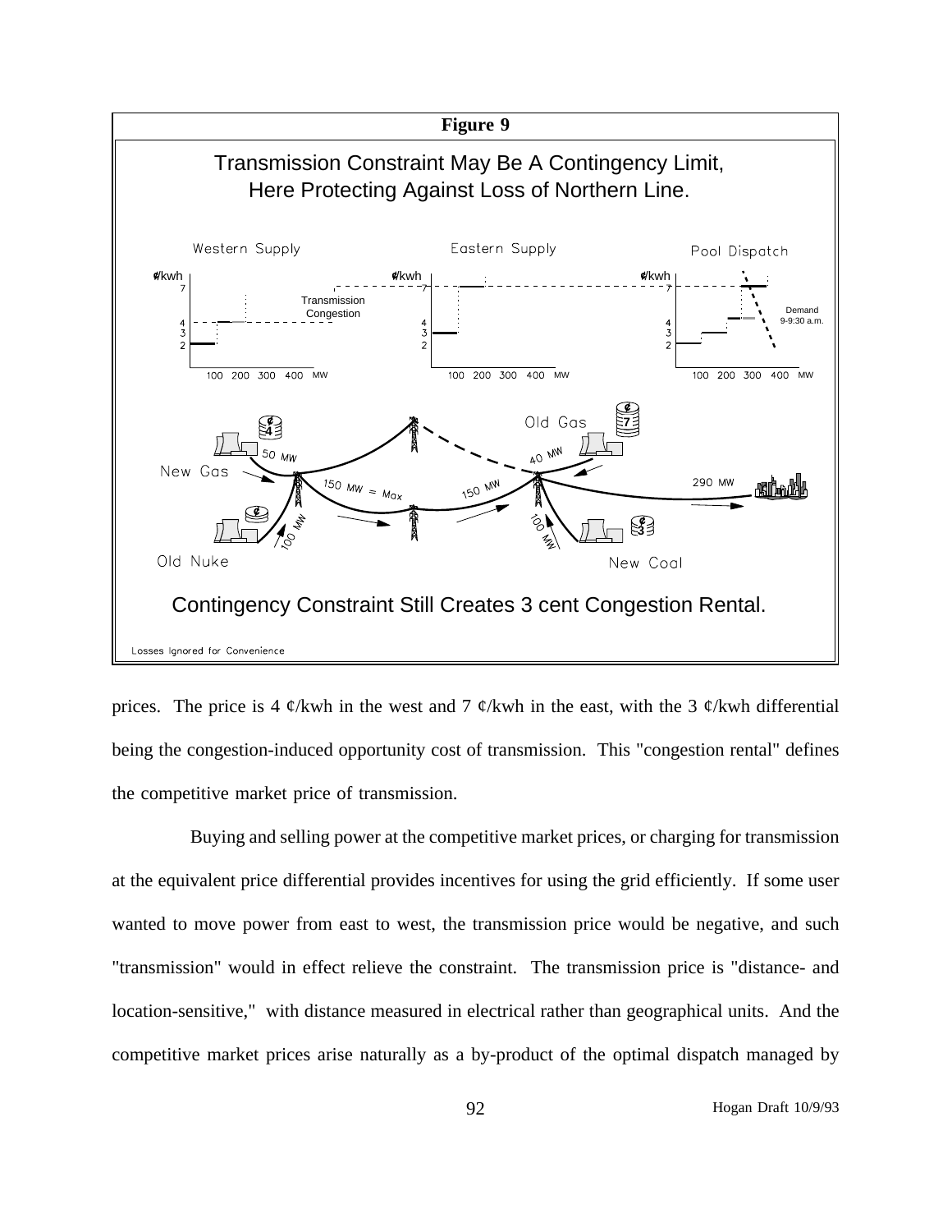**Figure 9**

Transmission Constraint May Be A Contingency Limit, Here Protecting Against Loss of Northern Line.

Contingency Constraint Still Creates 3 cent Congestion Rental.

Losses Ignored for Convenience

prices. The price is 4 ¢/kwh in the west and 7 ¢/kwh in the east, with the 3 ¢/kwh differential being the congestion-induced opportunity cost of transmission. This "congestion rental" defines the competitive market price of transmission.

Buying and selling power at the competitive market prices, or charging for transmission at the equivalent price differential provides incentives for using the grid efficiently. If some user wanted to move power from east to west, the transmission price would be negative, and such "transmission" would in effect relieve the constraint. The transmission price is "distance- and location-sensitive," with distance measured in electrical rather than geographical units. And the competitive market prices arise naturally as a by-product of the optimal dispatch managed by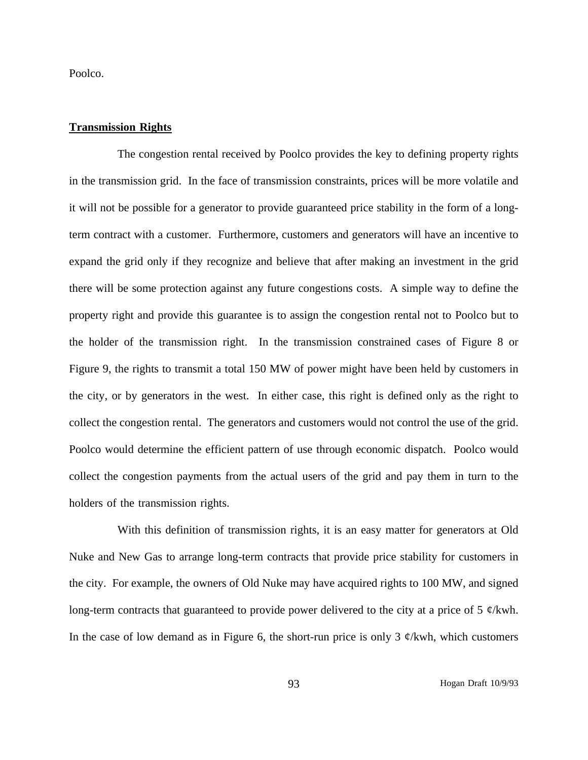Poolco.

**Transmission Rights**

The congestion rental received by Poolco provides the key to defining property rights in the transmission grid. In the face of transmission constraints, prices will be more volatile and it will not be possible for a generator to provide guaranteed price stability in the form of a long-term contract with a customer. Furthermore, customers and generators will have an incentive to expand the grid only if they recognize and believe that after making an investment in the grid there will be some protection against any future congestions costs. A simple way to define the property right and provide this guarantee is to assign the congestion rental not to Poolco but to the holder of the transmission right. In the transmission constrained cases of Figure 8 or Figure 9, the rights to transmit a total 150 MW of power might have been held by customers in the city, or by generators in the west. In either case, this right is defined only as the right to collect the congestion rental. The generators and customers would not control the use of the grid. Poolco would determine the efficient pattern of use through economic dispatch. Poolco would collect the congestion payments from the actual users of the grid and pay them in turn to the holders of the transmission rights.

With this definition of transmission rights, it is an easy matter for generators at Old Nuke and New Gas to arrange long-term contracts that provide price stability for customers in the city. For example, the owners of Old Nuke may have acquired rights to 100 MW, and signed long-term contracts that guaranteed to provide power delivered to the city at a price of 5 ¢/kwh. In the case of low demand as in Figure 6, the short-run price is only 3 ¢/kwh, which customers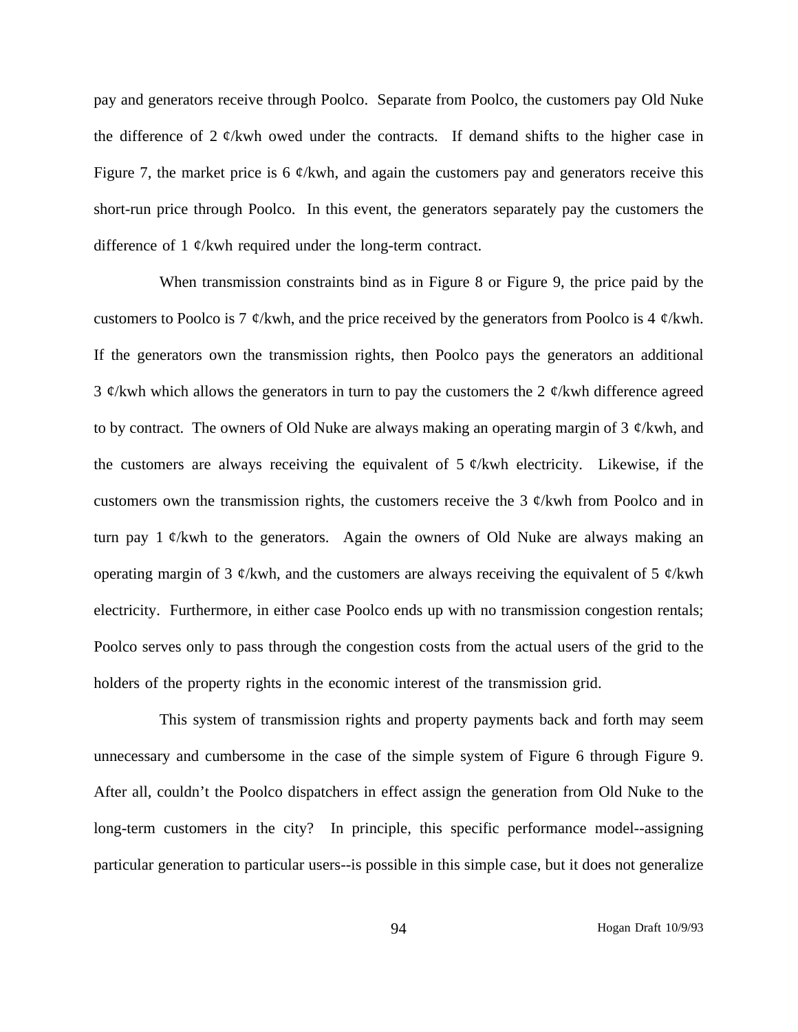pay and generators receive through Poolco. Separate from Poolco, the customers pay Old Nuke the difference of 2 ¢/kwh owed under the contracts. If demand shifts to the higher case in Figure 7, the market price is 6 ¢/kwh, and again the customers pay and generators receive this short-run price through Poolco. In this event, the generators separately pay the customers the difference of 1 ¢/kwh required under the long-term contract.

When transmission constraints bind as in Figure 8 or Figure 9, the price paid by the customers to Poolco is 7 ¢/kwh, and the price received by the generators from Poolco is 4 ¢/kwh. If the generators own the transmission rights, then Poolco pays the generators an additional 3 ¢/kwh which allows the generators in turn to pay the customers the 2 ¢/kwh difference agreed to by contract. The owners of Old Nuke are always making an operating margin of 3 ¢/kwh, and the customers are always receiving the equivalent of 5 ¢/kwh electricity. Likewise, if the customers own the transmission rights, the customers receive the 3 ¢/kwh from Poolco and in turn pay 1 ¢/kwh to the generators. Again the owners of Old Nuke are always making an operating margin of 3 ¢/kwh, and the customers are always receiving the equivalent of 5 ¢/kwh electricity. Furthermore, in either case Poolco ends up with no transmission congestion rentals; Poolco serves only to pass through the congestion costs from the actual users of the grid to the holders of the property rights in the economic interest of the transmission grid.

This system of transmission rights and property payments back and forth may seem unnecessary and cumbersome in the case of the simple system of Figure 6 through Figure 9. After all, couldn't the Poolco dispatchers in effect assign the generation from Old Nuke to the long-term customers in the city? In principle, this specific performance model--assigning particular generation to particular users--is possible in this simple case, but it does not generalize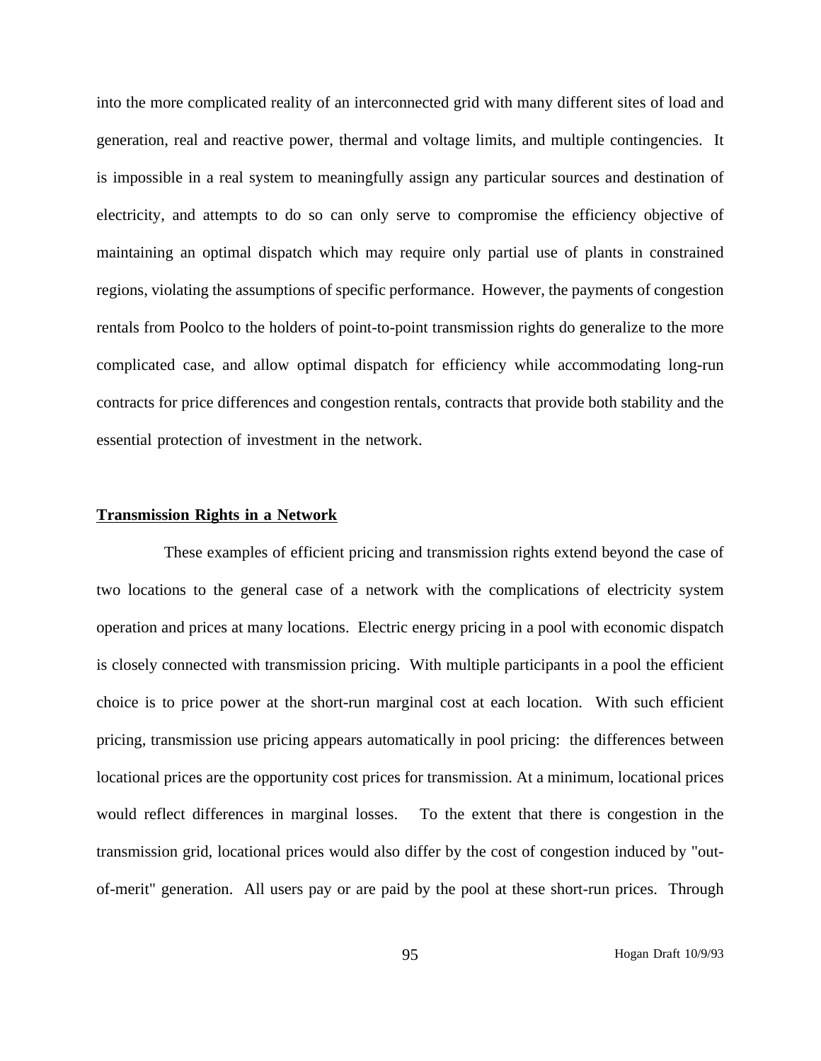into the more complicated reality of an interconnected grid with many different sites of load and generation, real and reactive power, thermal and voltage limits, and multiple contingencies. It is impossible in a real system to meaningfully assign any particular sources and destination of electricity, and attempts to do so can only serve to compromise the efficiency objective of maintaining an optimal dispatch which may require only partial use of plants in constrained regions, violating the assumptions of specific performance. However, the payments of congestion rentals from Poolco to the holders of point-to-point transmission rights do generalize to the more complicated case, and allow optimal dispatch for efficiency while accommodating long-run contracts for price differences and congestion rentals, contracts that provide both stability and the essential protection of investment in the network.

**Transmission Rights in a Network**

These examples of efficient pricing and transmission rights extend beyond the case of two locations to the general case of a network with the complications of electricity system operation and prices at many locations. Electric energy pricing in a pool with economic dispatch is closely connected with transmission pricing. With multiple participants in a pool the efficient choice is to price power at the short-run marginal cost at each location. With such efficient pricing, transmission use pricing appears automatically in pool pricing: the differences between locational prices are the opportunity cost prices for transmission. At a minimum, locational prices would reflect differences in marginal losses. To the extent that there is congestion in the transmission grid, locational prices would also differ by the cost of congestion induced by "out-of-merit" generation. All users pay or are paid by the pool at these short-run prices. Through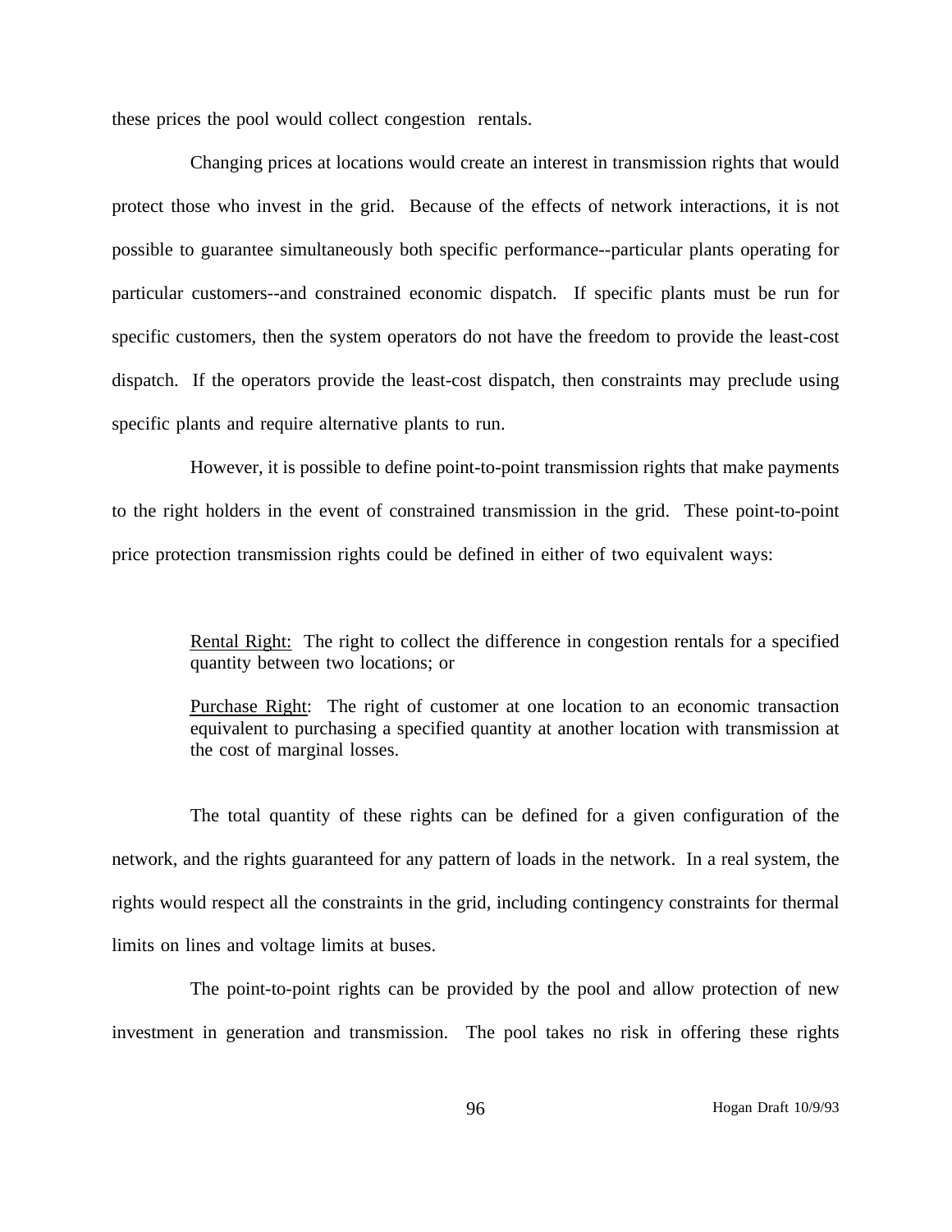these prices the pool would collect congestion rentals.

Changing prices at locations would create an interest in transmission rights that would protect those who invest in the grid. Because of the effects of network interactions, it is not possible to guarantee simultaneously both specific performance--particular plants operating for particular customers--and constrained economic dispatch. If specific plants must be run for specific customers, then the system operators do not have the freedom to provide the least-cost dispatch. If the operators provide the least-cost dispatch, then constraints may preclude using specific plants and require alternative plants to run.

However, it is possible to define point-to-point transmission rights that make payments to the right holders in the event of constrained transmission in the grid. These point-to-point price protection transmission rights could be defined in either of two equivalent ways:

> Rental Right: The right to collect the difference in congestion rentals for a specified quantity between two locations; or
>
> Purchase Right: The right of customer at one location to an economic transaction equivalent to purchasing a specified quantity at another location with transmission at the cost of marginal losses.

The total quantity of these rights can be defined for a given configuration of the network, and the rights guaranteed for any pattern of loads in the network. In a real system, the rights would respect all the constraints in the grid, including contingency constraints for thermal limits on lines and voltage limits at buses.

The point-to-point rights can be provided by the pool and allow protection of new investment in generation and transmission. The pool takes no risk in offering these rights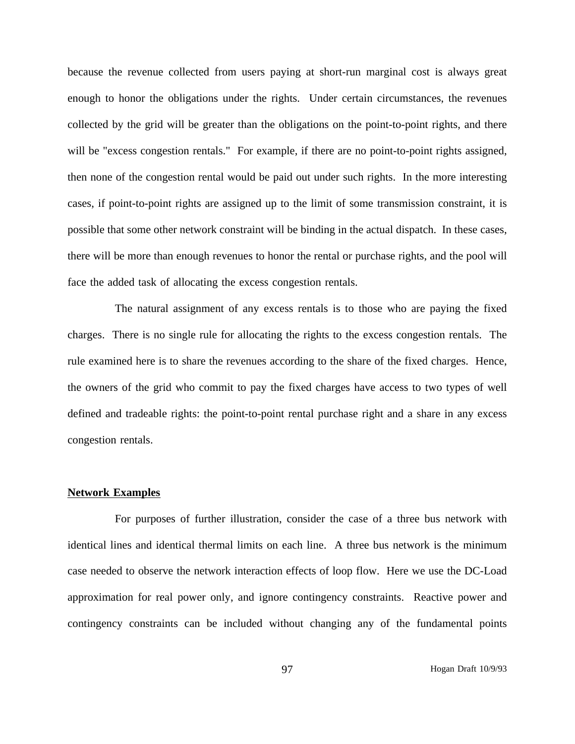because the revenue collected from users paying at short-run marginal cost is always great enough to honor the obligations under the rights. Under certain circumstances, the revenues collected by the grid will be greater than the obligations on the point-to-point rights, and there will be "excess congestion rentals." For example, if there are no point-to-point rights assigned, then none of the congestion rental would be paid out under such rights. In the more interesting cases, if point-to-point rights are assigned up to the limit of some transmission constraint, it is possible that some other network constraint will be binding in the actual dispatch. In these cases, there will be more than enough revenues to honor the rental or purchase rights, and the pool will face the added task of allocating the excess congestion rentals.

The natural assignment of any excess rentals is to those who are paying the fixed charges. There is no single rule for allocating the rights to the excess congestion rentals. The rule examined here is to share the revenues according to the share of the fixed charges. Hence, the owners of the grid who commit to pay the fixed charges have access to two types of well defined and tradeable rights: the point-to-point rental purchase right and a share in any excess congestion rentals.

## Network Examples

For purposes of further illustration, consider the case of a three bus network with identical lines and identical thermal limits on each line. A three bus network is the minimum case needed to observe the network interaction effects of loop flow. Here we use the DC-Load approximation for real power only, and ignore contingency constraints. Reactive power and contingency constraints can be included without changing any of the fundamental points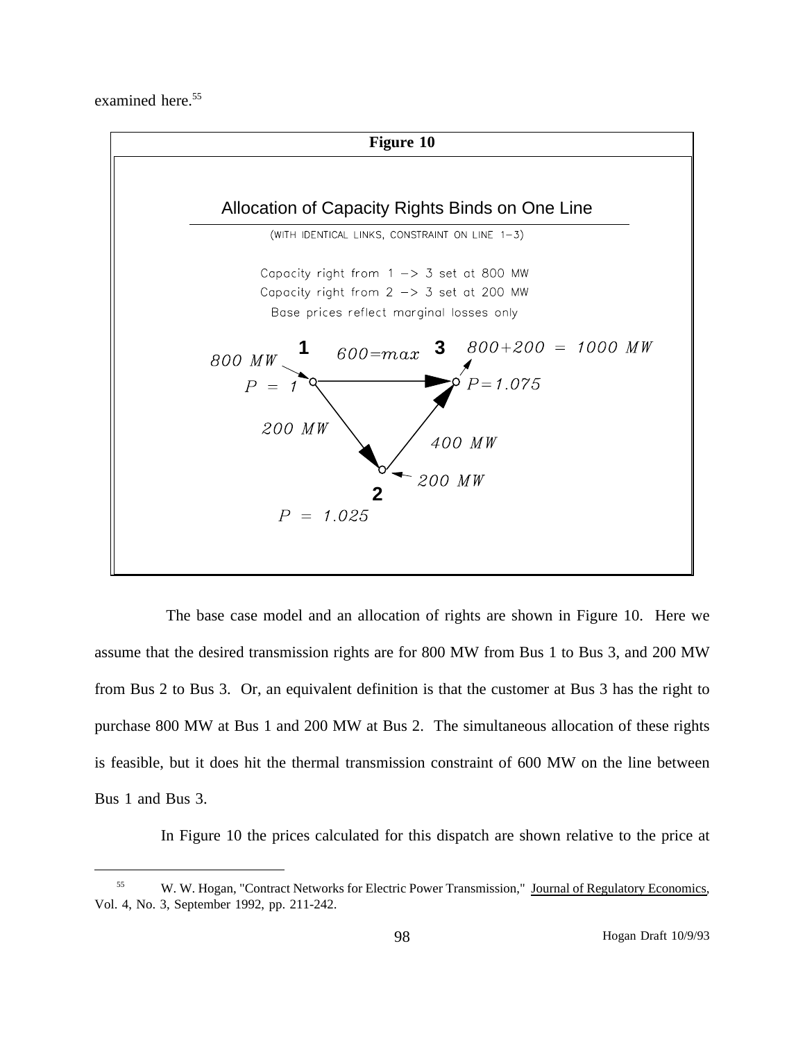examined here.[55]

**Figure 10**

Allocation of Capacity Rights Binds on One Line

(WITH IDENTICAL LINKS, CONSTRAINT ON LINE 1–3)

Capacity right from 1 –> 3 set at 800 MW
Capacity right from 2 –> 3 set at 200 MW
Base prices reflect marginal losses only

1: 800 MW, $P = 1$
3: 800+200 = 1000 MW, $P = 1.075$
2: 200 MW, $P = 1.025$
Line 1–3: 600=max
Line 1–2: 200 MW
Line 2–3: 400 MW

The base case model and an allocation of rights are shown in Figure 10. Here we assume that the desired transmission rights are for 800 MW from Bus 1 to Bus 3, and 200 MW from Bus 2 to Bus 3. Or, an equivalent definition is that the customer at Bus 3 has the right to purchase 800 MW at Bus 1 and 200 MW at Bus 2. The simultaneous allocation of these rights is feasible, but it does hit the thermal transmission constraint of 600 MW on the line between Bus 1 and Bus 3.

In Figure 10 the prices calculated for this dispatch are shown relative to the price at

[55] W. W. Hogan, "Contract Networks for Electric Power Transmission," Journal of Regulatory Economics, Vol. 4, No. 3, September 1992, pp. 211-242.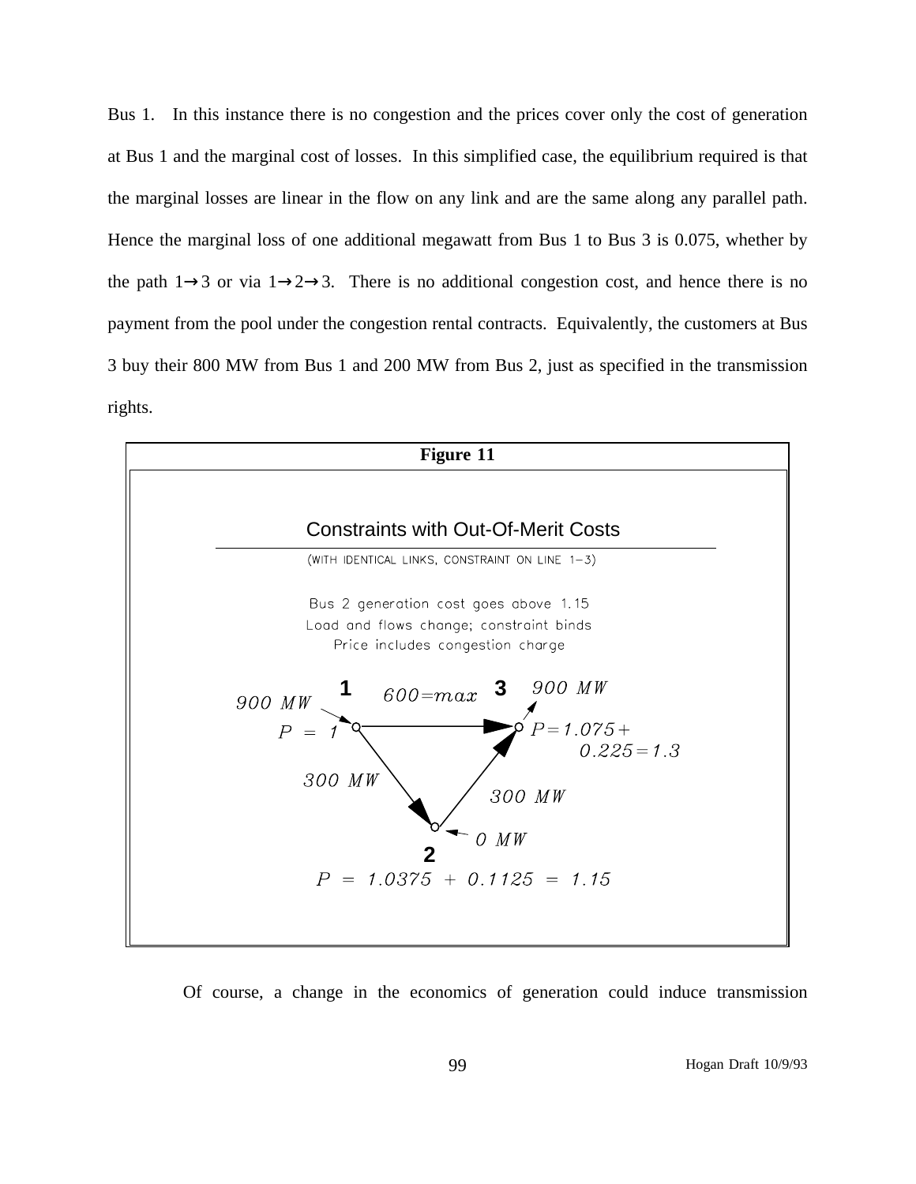Bus 1. In this instance there is no congestion and the prices cover only the cost of generation at Bus 1 and the marginal cost of losses. In this simplified case, the equilibrium required is that the marginal losses are linear in the flow on any link and are the same along any parallel path. Hence the marginal loss of one additional megawatt from Bus 1 to Bus 3 is 0.075, whether by the path 1→3 or via 1→2→3. There is no additional congestion cost, and hence there is no payment from the pool under the congestion rental contracts. Equivalently, the customers at Bus 3 buy their 800 MW from Bus 1 and 200 MW from Bus 2, just as specified in the transmission rights.

**Figure 11**

Constraints with Out-Of-Merit Costs

(WITH IDENTICAL LINKS, CONSTRAINT ON LINE 1–3)

Bus 2 generation cost goes above 1.15
Load and flows change; constraint binds
Price includes congestion charge

Bus 1: 900 MW, $P = 1$
Line 1→3: $600 = max$
Bus 3: 900 MW, $P = 1.075 + 0.225 = 1.3$
Line 1→2: 300 MW
Line 2→3: 300 MW
Bus 2: 0 MW, $P = 1.0375 + 0.1125 = 1.15$

Of course, a change in the economics of generation could induce transmission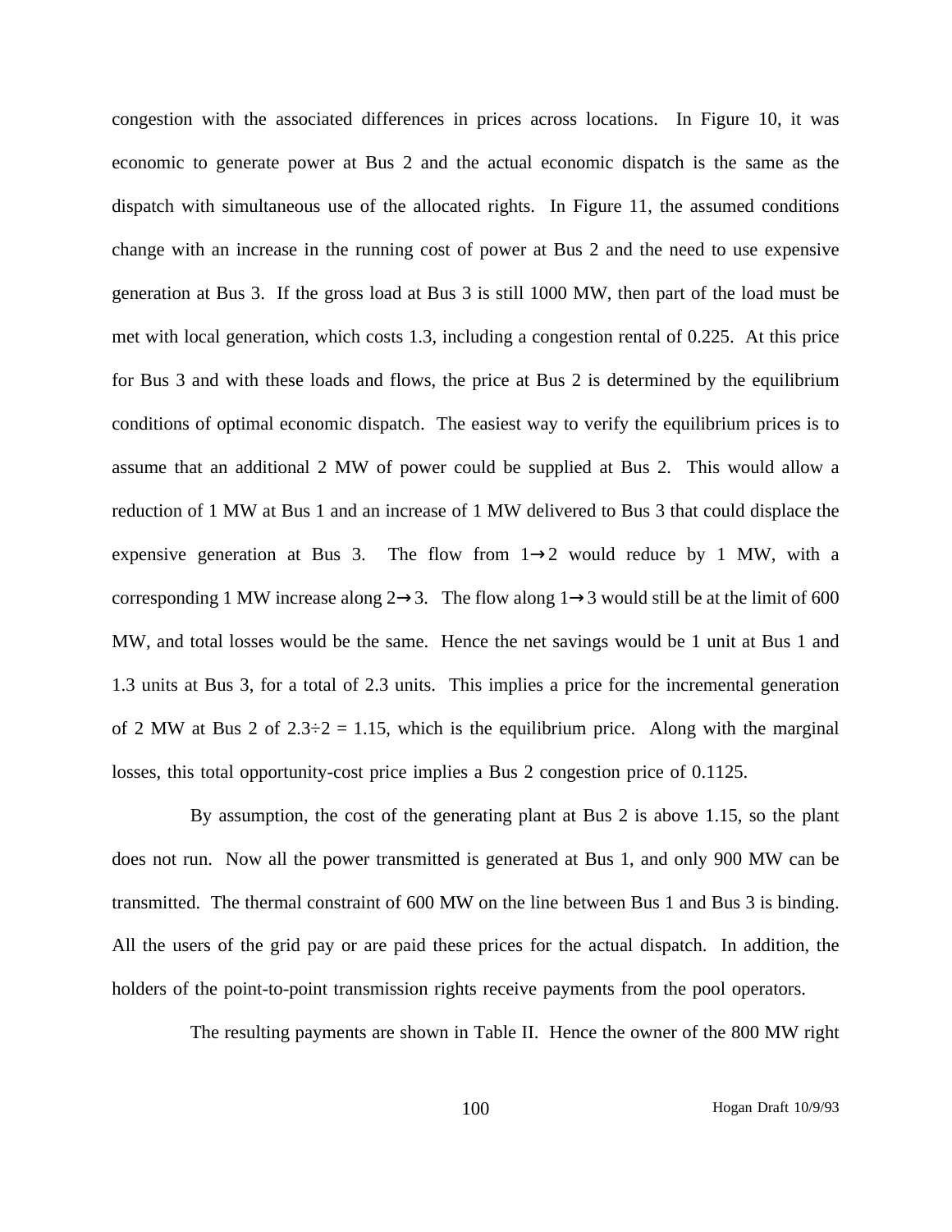congestion with the associated differences in prices across locations. In Figure 10, it was economic to generate power at Bus 2 and the actual economic dispatch is the same as the dispatch with simultaneous use of the allocated rights. In Figure 11, the assumed conditions change with an increase in the running cost of power at Bus 2 and the need to use expensive generation at Bus 3. If the gross load at Bus 3 is still 1000 MW, then part of the load must be met with local generation, which costs 1.3, including a congestion rental of 0.225. At this price for Bus 3 and with these loads and flows, the price at Bus 2 is determined by the equilibrium conditions of optimal economic dispatch. The easiest way to verify the equilibrium prices is to assume that an additional 2 MW of power could be supplied at Bus 2. This would allow a reduction of 1 MW at Bus 1 and an increase of 1 MW delivered to Bus 3 that could displace the expensive generation at Bus 3. The flow from 1→2 would reduce by 1 MW, with a corresponding 1 MW increase along 2→3. The flow along 1→3 would still be at the limit of 600 MW, and total losses would be the same. Hence the net savings would be 1 unit at Bus 1 and 1.3 units at Bus 3, for a total of 2.3 units. This implies a price for the incremental generation of 2 MW at Bus 2 of $2.3 \div 2 = 1.15$, which is the equilibrium price. Along with the marginal losses, this total opportunity-cost price implies a Bus 2 congestion price of 0.1125.

By assumption, the cost of the generating plant at Bus 2 is above 1.15, so the plant does not run. Now all the power transmitted is generated at Bus 1, and only 900 MW can be transmitted. The thermal constraint of 600 MW on the line between Bus 1 and Bus 3 is binding. All the users of the grid pay or are paid these prices for the actual dispatch. In addition, the holders of the point-to-point transmission rights receive payments from the pool operators.

The resulting payments are shown in Table II. Hence the owner of the 800 MW right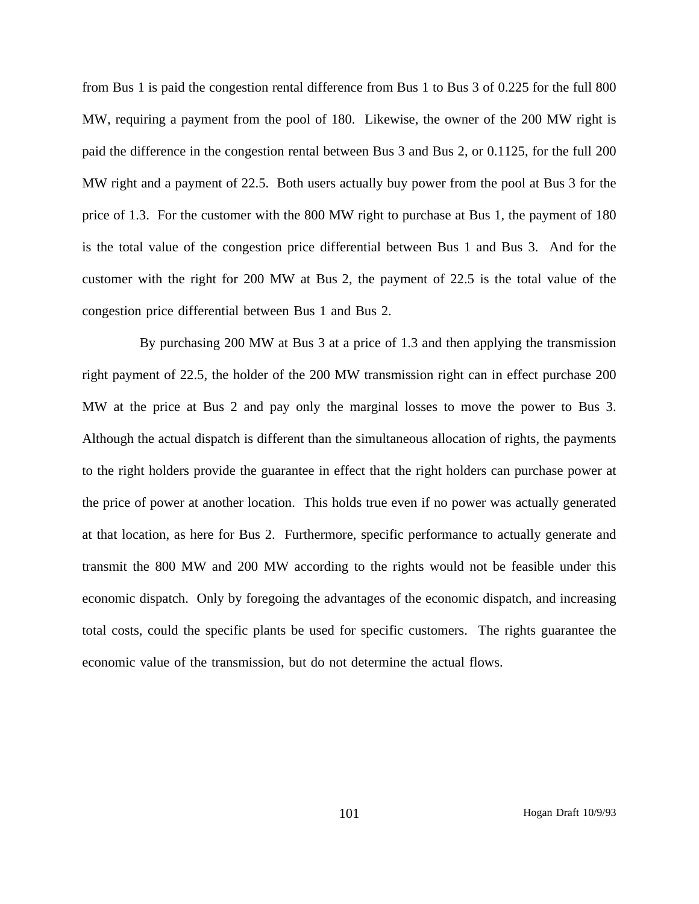from Bus 1 is paid the congestion rental difference from Bus 1 to Bus 3 of 0.225 for the full 800 MW, requiring a payment from the pool of 180. Likewise, the owner of the 200 MW right is paid the difference in the congestion rental between Bus 3 and Bus 2, or 0.1125, for the full 200 MW right and a payment of 22.5. Both users actually buy power from the pool at Bus 3 for the price of 1.3. For the customer with the 800 MW right to purchase at Bus 1, the payment of 180 is the total value of the congestion price differential between Bus 1 and Bus 3. And for the customer with the right for 200 MW at Bus 2, the payment of 22.5 is the total value of the congestion price differential between Bus 1 and Bus 2.

By purchasing 200 MW at Bus 3 at a price of 1.3 and then applying the transmission right payment of 22.5, the holder of the 200 MW transmission right can in effect purchase 200 MW at the price at Bus 2 and pay only the marginal losses to move the power to Bus 3. Although the actual dispatch is different than the simultaneous allocation of rights, the payments to the right holders provide the guarantee in effect that the right holders can purchase power at the price of power at another location. This holds true even if no power was actually generated at that location, as here for Bus 2. Furthermore, specific performance to actually generate and transmit the 800 MW and 200 MW according to the rights would not be feasible under this economic dispatch. Only by foregoing the advantages of the economic dispatch, and increasing total costs, could the specific plants be used for specific customers. The rights guarantee the economic value of the transmission, but do not determine the actual flows.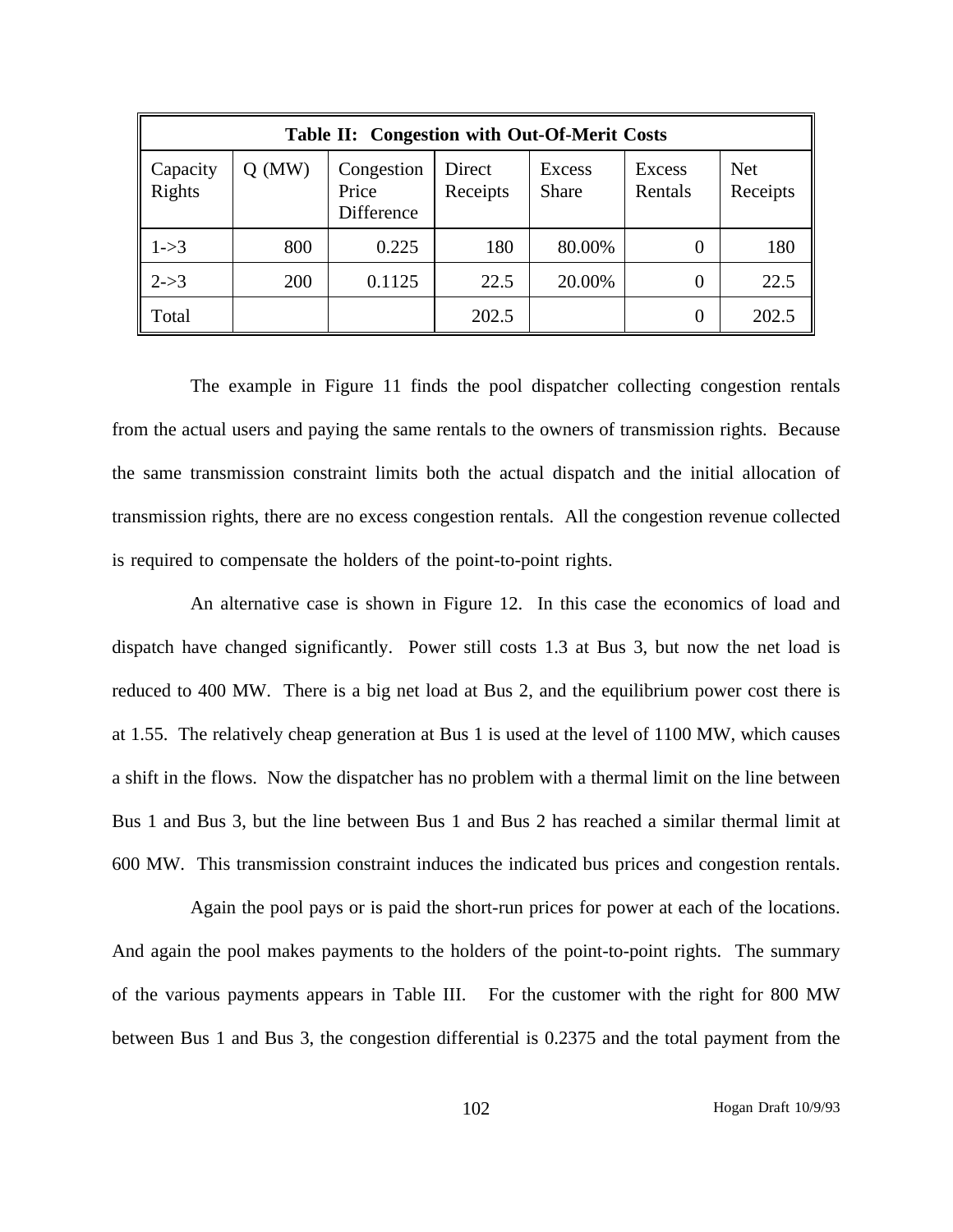| **Table II: Congestion with Out-Of-Merit Costs** | | | | | | |
|---|---|---|---|---|---|---|
| Capacity Rights | Q (MW) | Congestion Price Difference | Direct Receipts | Excess Share | Excess Rentals | Net Receipts |
| 1->3 | 800 | 0.225 | 180 | 80.00% | 0 | 180 |
| 2->3 | 200 | 0.1125 | 22.5 | 20.00% | 0 | 22.5 |
| Total | | | 202.5 | | 0 | 202.5 |

The example in Figure 11 finds the pool dispatcher collecting congestion rentals from the actual users and paying the same rentals to the owners of transmission rights. Because the same transmission constraint limits both the actual dispatch and the initial allocation of transmission rights, there are no excess congestion rentals. All the congestion revenue collected is required to compensate the holders of the point-to-point rights.

An alternative case is shown in Figure 12. In this case the economics of load and dispatch have changed significantly. Power still costs 1.3 at Bus 3, but now the net load is reduced to 400 MW. There is a big net load at Bus 2, and the equilibrium power cost there is at 1.55. The relatively cheap generation at Bus 1 is used at the level of 1100 MW, which causes a shift in the flows. Now the dispatcher has no problem with a thermal limit on the line between Bus 1 and Bus 3, but the line between Bus 1 and Bus 2 has reached a similar thermal limit at 600 MW. This transmission constraint induces the indicated bus prices and congestion rentals.

Again the pool pays or is paid the short-run prices for power at each of the locations. And again the pool makes payments to the holders of the point-to-point rights. The summary of the various payments appears in Table III. For the customer with the right for 800 MW between Bus 1 and Bus 3, the congestion differential is 0.2375 and the total payment from the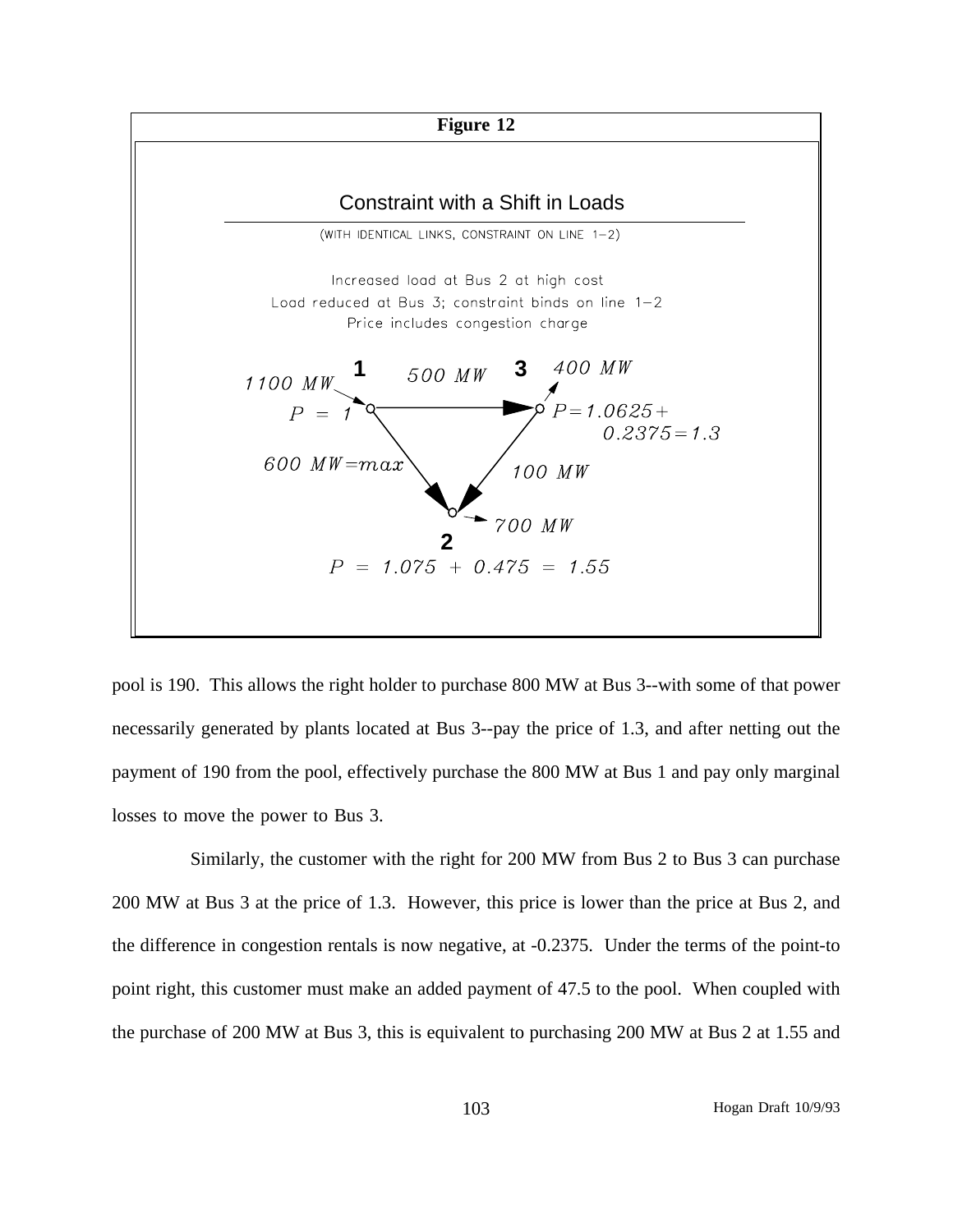**Figure 12**

Constraint with a Shift in Loads

(WITH IDENTICAL LINKS, CONSTRAINT ON LINE 1−2)

Increased load at Bus 2 at high cost
Load reduced at Bus 3; constraint binds on line 1−2
Price includes congestion charge

1100 MW → Bus 1, $P = 1$

Bus 1 → Bus 3: 500 MW

Bus 3: 400 MW, $P = 1.0625 + 0.2375 = 1.3$

Bus 1 → Bus 2: 600 MW = max

Bus 3 → Bus 2: 100 MW

Bus 2: 700 MW, $P = 1.075 + 0.475 = 1.55$

pool is 190. This allows the right holder to purchase 800 MW at Bus 3--with some of that power necessarily generated by plants located at Bus 3--pay the price of 1.3, and after netting out the payment of 190 from the pool, effectively purchase the 800 MW at Bus 1 and pay only marginal losses to move the power to Bus 3.

Similarly, the customer with the right for 200 MW from Bus 2 to Bus 3 can purchase 200 MW at Bus 3 at the price of 1.3. However, this price is lower than the price at Bus 2, and the difference in congestion rentals is now negative, at -0.2375. Under the terms of the point-to point right, this customer must make an added payment of 47.5 to the pool. When coupled with the purchase of 200 MW at Bus 3, this is equivalent to purchasing 200 MW at Bus 2 at 1.55 and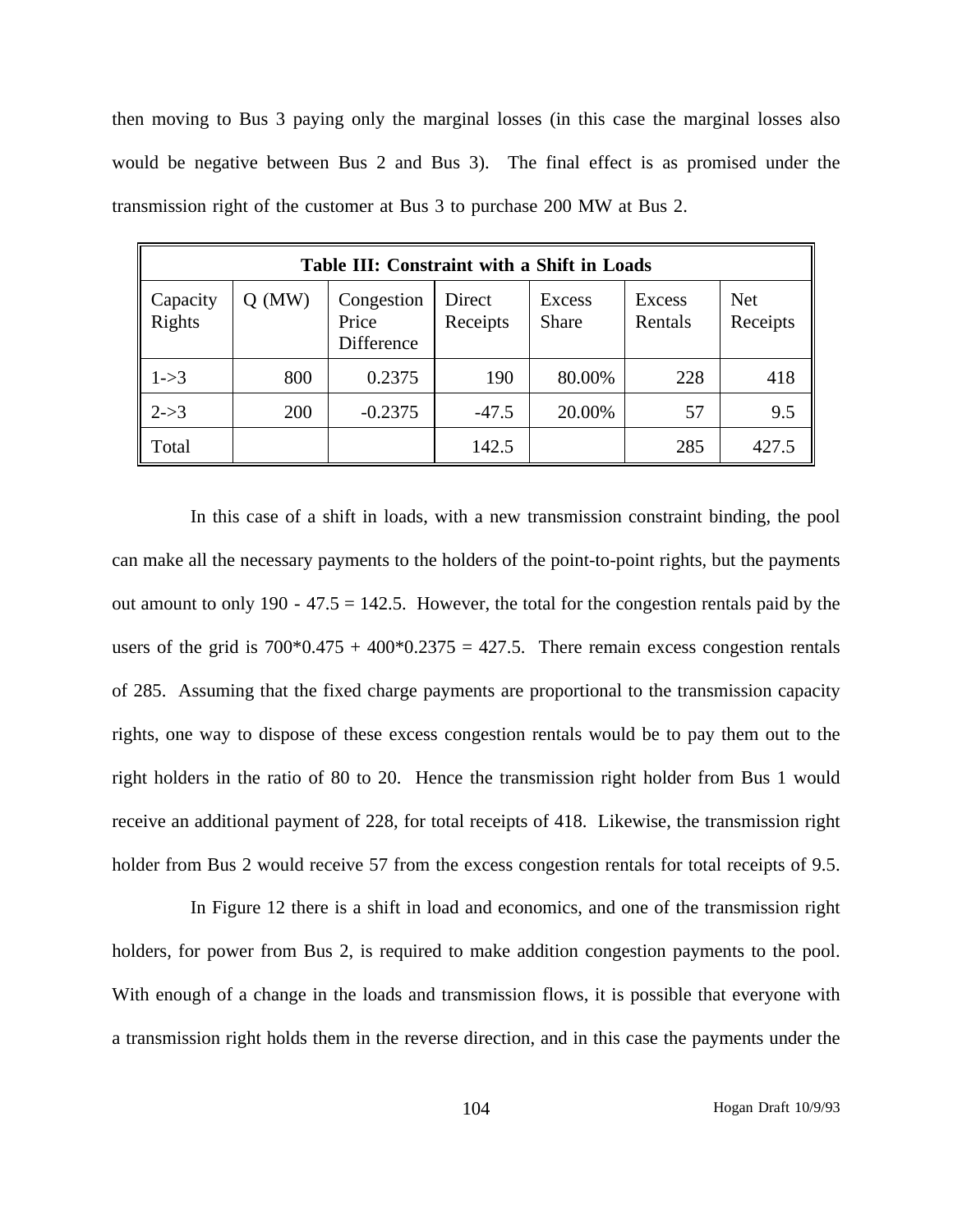then moving to Bus 3 paying only the marginal losses (in this case the marginal losses also would be negative between Bus 2 and Bus 3). The final effect is as promised under the transmission right of the customer at Bus 3 to purchase 200 MW at Bus 2.

| **Table III: Constraint with a Shift in Loads** | | | | | | |
|---|---|---|---|---|---|---|
| Capacity Rights | Q (MW) | Congestion Price Difference | Direct Receipts | Excess Share | Excess Rentals | Net Receipts |
| 1->3 | 800 | 0.2375 | 190 | 80.00% | 228 | 418 |
| 2->3 | 200 | -0.2375 | -47.5 | 20.00% | 57 | 9.5 |
| Total | | | 142.5 | | 285 | 427.5 |

In this case of a shift in loads, with a new transmission constraint binding, the pool can make all the necessary payments to the holders of the point-to-point rights, but the payments out amount to only 190 - 47.5 = 142.5. However, the total for the congestion rentals paid by the users of the grid is 700\*0.475 + 400\*0.2375 = 427.5. There remain excess congestion rentals of 285. Assuming that the fixed charge payments are proportional to the transmission capacity rights, one way to dispose of these excess congestion rentals would be to pay them out to the right holders in the ratio of 80 to 20. Hence the transmission right holder from Bus 1 would receive an additional payment of 228, for total receipts of 418. Likewise, the transmission right holder from Bus 2 would receive 57 from the excess congestion rentals for total receipts of 9.5.

In Figure 12 there is a shift in load and economics, and one of the transmission right holders, for power from Bus 2, is required to make addition congestion payments to the pool. With enough of a change in the loads and transmission flows, it is possible that everyone with a transmission right holds them in the reverse direction, and in this case the payments under the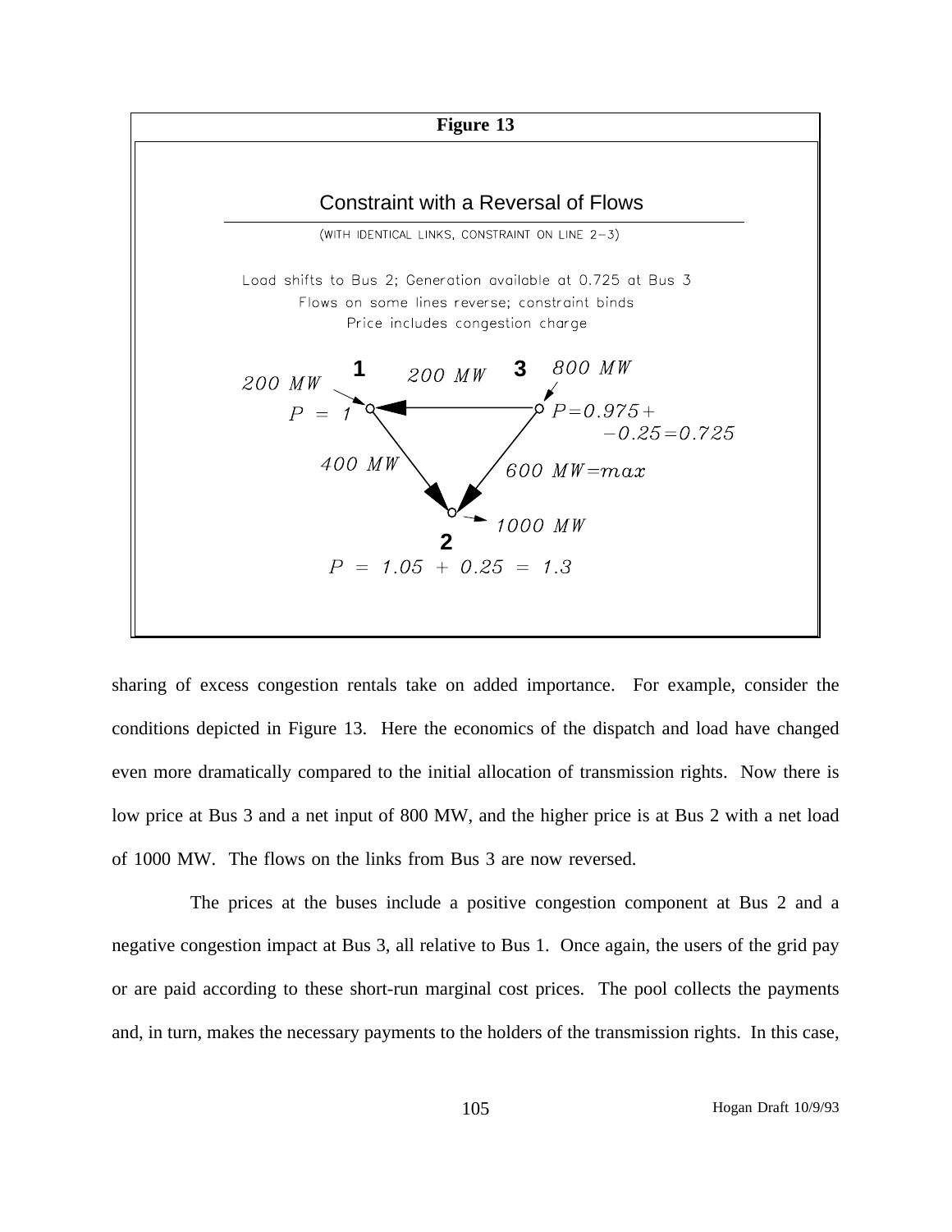**Figure 13**

Constraint with a Reversal of Flows

(WITH IDENTICAL LINKS, CONSTRAINT ON LINE 2−3)

Load shifts to Bus 2; Generation available at 0.725 at Bus 3
Flows on some lines reverse; constraint binds
Price includes congestion charge

Bus 1: 200 MW, $P = 1$

Bus 3: 800 MW, $P = 0.975 + -0.25 = 0.725$

Line 3 → 1: 200 MW

Line 1 → 2: 400 MW

Line 3 → 2: 600 MW = max

Bus 2: 1000 MW, $P = 1.05 + 0.25 = 1.3$

sharing of excess congestion rentals take on added importance. For example, consider the conditions depicted in Figure 13. Here the economics of the dispatch and load have changed even more dramatically compared to the initial allocation of transmission rights. Now there is low price at Bus 3 and a net input of 800 MW, and the higher price is at Bus 2 with a net load of 1000 MW. The flows on the links from Bus 3 are now reversed.

The prices at the buses include a positive congestion component at Bus 2 and a negative congestion impact at Bus 3, all relative to Bus 1. Once again, the users of the grid pay or are paid according to these short-run marginal cost prices. The pool collects the payments and, in turn, makes the necessary payments to the holders of the transmission rights. In this case,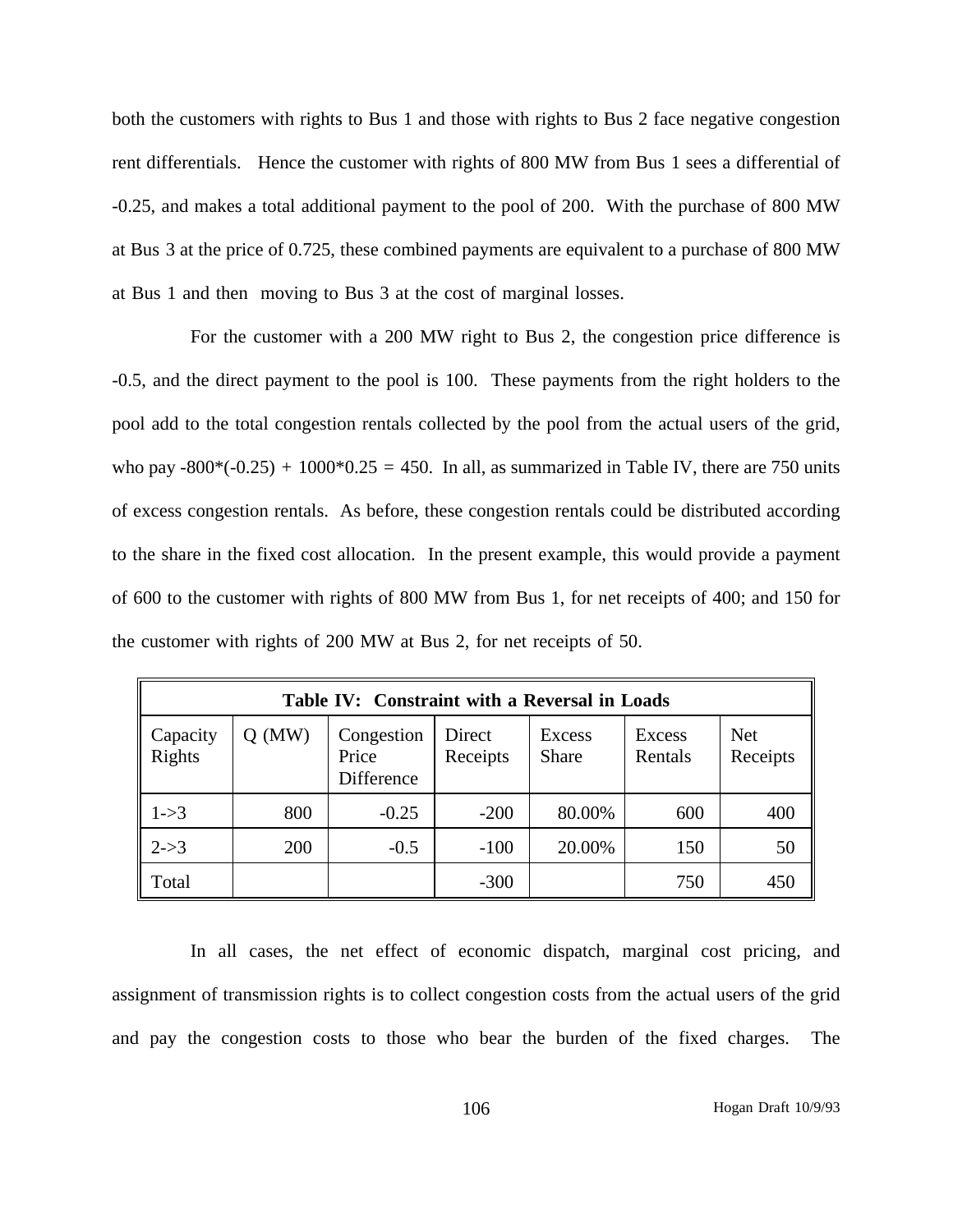both the customers with rights to Bus 1 and those with rights to Bus 2 face negative congestion rent differentials. Hence the customer with rights of 800 MW from Bus 1 sees a differential of -0.25, and makes a total additional payment to the pool of 200. With the purchase of 800 MW at Bus 3 at the price of 0.725, these combined payments are equivalent to a purchase of 800 MW at Bus 1 and then moving to Bus 3 at the cost of marginal losses.

For the customer with a 200 MW right to Bus 2, the congestion price difference is -0.5, and the direct payment to the pool is 100. These payments from the right holders to the pool add to the total congestion rentals collected by the pool from the actual users of the grid, who pay $-800*(-0.25) + 1000*0.25 = 450$. In all, as summarized in Table IV, there are 750 units of excess congestion rentals. As before, these congestion rentals could be distributed according to the share in the fixed cost allocation. In the present example, this would provide a payment of 600 to the customer with rights of 800 MW from Bus 1, for net receipts of 400; and 150 for the customer with rights of 200 MW at Bus 2, for net receipts of 50.

**Table IV: Constraint with a Reversal in Loads**

| Capacity Rights | Q (MW) | Congestion Price Difference | Direct Receipts | Excess Share | Excess Rentals | Net Receipts |
|---|---|---|---|---|---|---|
| 1->3 | 800 | -0.25 | -200 | 80.00% | 600 | 400 |
| 2->3 | 200 | -0.5 | -100 | 20.00% | 150 | 50 |
| Total | | | -300 | | 750 | 450 |

In all cases, the net effect of economic dispatch, marginal cost pricing, and assignment of transmission rights is to collect congestion costs from the actual users of the grid and pay the congestion costs to those who bear the burden of the fixed charges. The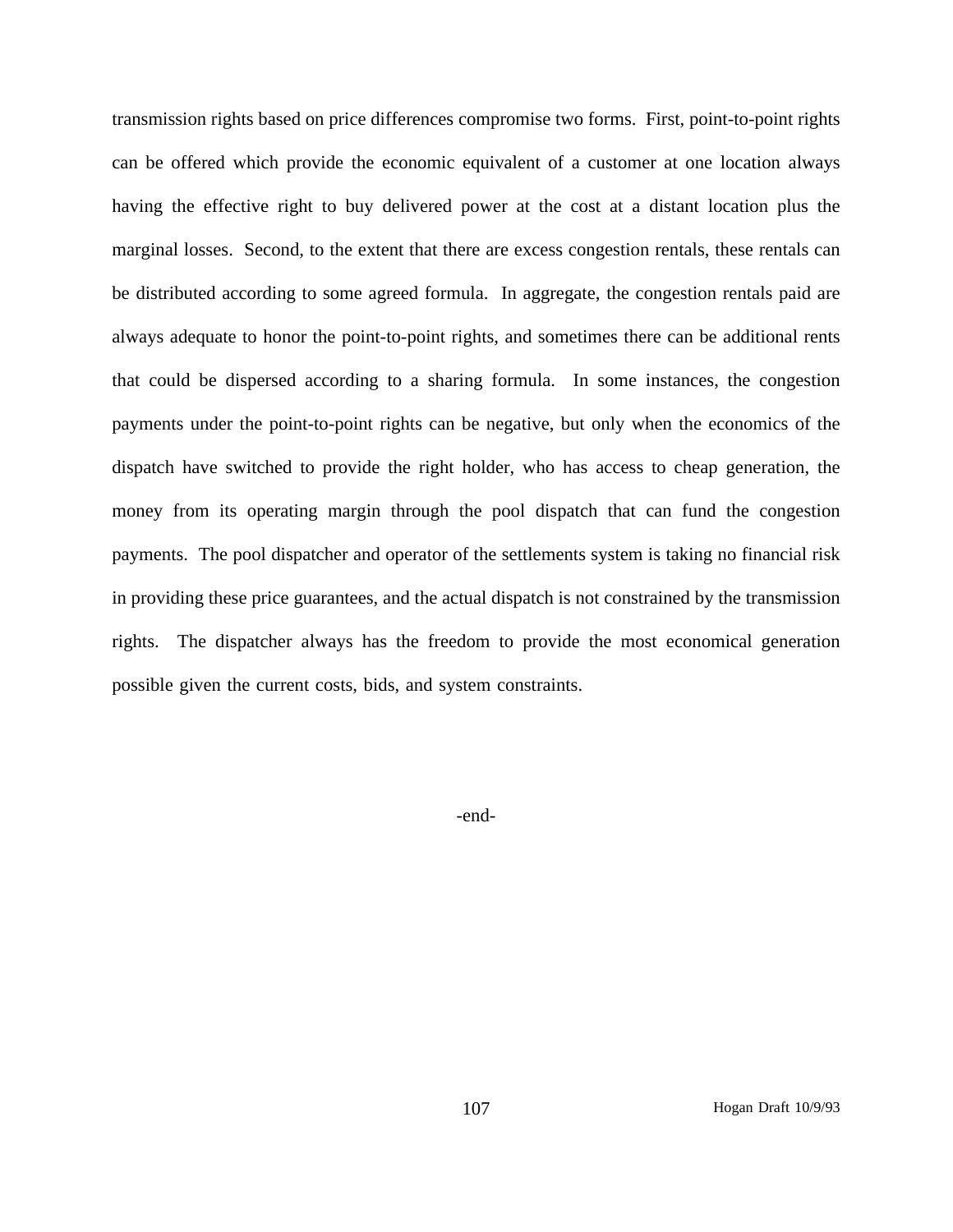transmission rights based on price differences compromise two forms. First, point-to-point rights can be offered which provide the economic equivalent of a customer at one location always having the effective right to buy delivered power at the cost at a distant location plus the marginal losses. Second, to the extent that there are excess congestion rentals, these rentals can be distributed according to some agreed formula. In aggregate, the congestion rentals paid are always adequate to honor the point-to-point rights, and sometimes there can be additional rents that could be dispersed according to a sharing formula. In some instances, the congestion payments under the point-to-point rights can be negative, but only when the economics of the dispatch have switched to provide the right holder, who has access to cheap generation, the money from its operating margin through the pool dispatch that can fund the congestion payments. The pool dispatcher and operator of the settlements system is taking no financial risk in providing these price guarantees, and the actual dispatch is not constrained by the transmission rights. The dispatcher always has the freedom to provide the most economical generation possible given the current costs, bids, and system constraints.

-end-